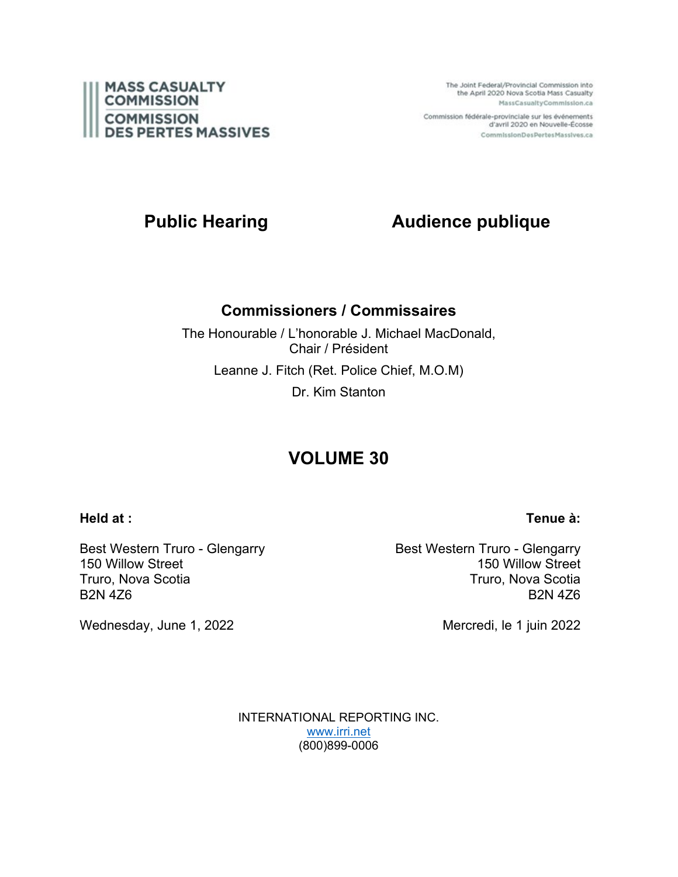MASS CASUALTY COMMISSION

COMMISSION DES PERTES MASSIVES

The Joint Federal/Provincial Commission into the April 2020 Nova Scotia Mass Casualty

MassCasualtyCommission.ca

Commission fédérale-provinciale sur les événements d'avril 2020 en Nouvelle-Écosse

CommissionDesPertesMassives.ca

# Public Hearing / Audience publique

## Commissioners / Commissaires

The Honourable / L'honorable J. Michael MacDonald, Chair / Président

Leanne J. Fitch (Ret. Police Chief, M.O.M)

Dr. Kim Stanton

# VOLUME 30

**Held at :**

Best Western Truro - Glengarry
150 Willow Street
Truro, Nova Scotia
B2N 4Z6

Wednesday, June 1, 2022

**Tenue à:**

Best Western Truro - Glengarry
150 Willow Street
Truro, Nova Scotia
B2N 4Z6

Mercredi, le 1 juin 2022

INTERNATIONAL REPORTING INC.
www.irri.net
(800)899-0006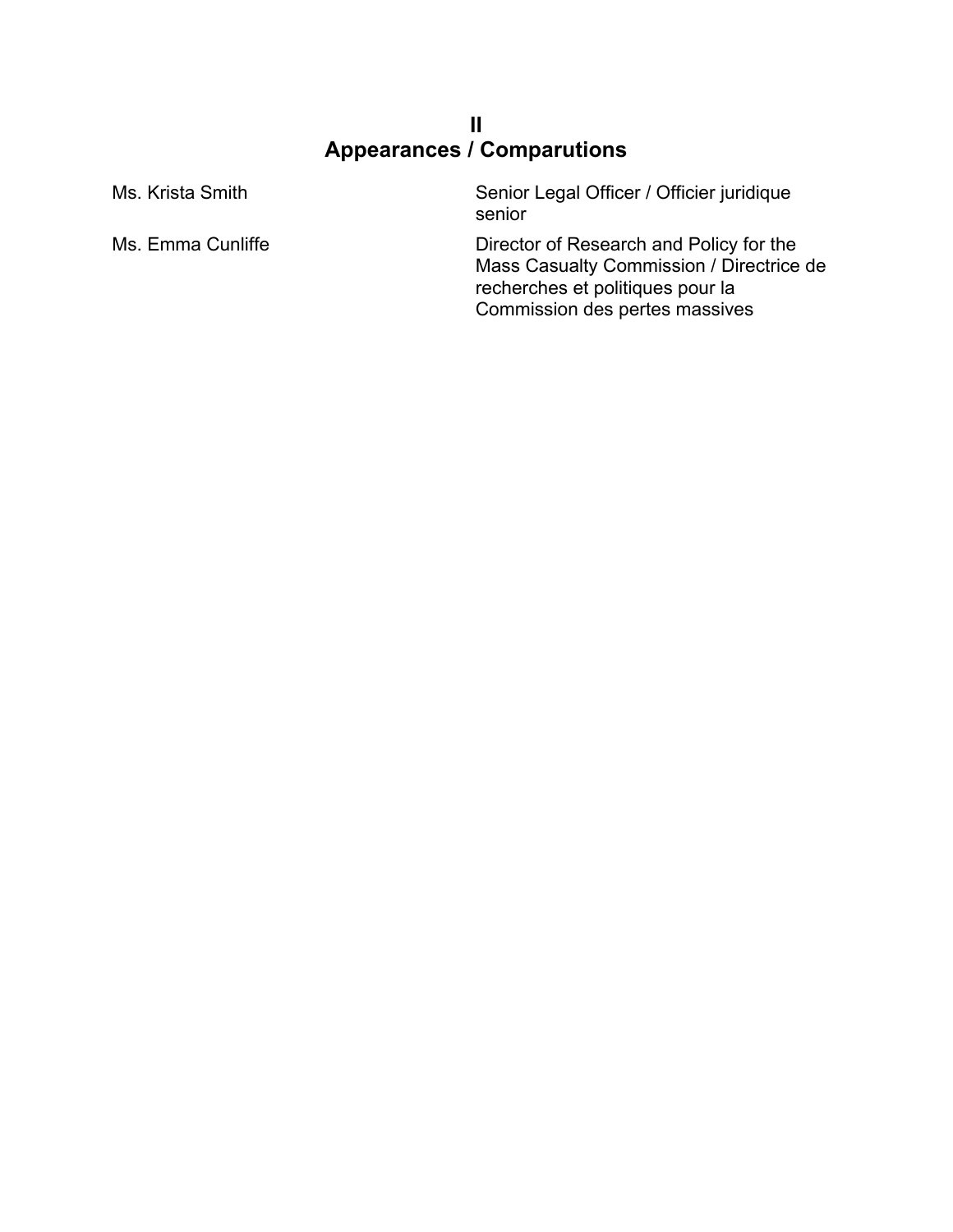## II
## Appearances / Comparutions

| | |
|---|---|
| Ms. Krista Smith | Senior Legal Officer / Officier juridique senior |
| Ms. Emma Cunliffe | Director of Research and Policy for the Mass Casualty Commission / Directrice de recherches et politiques pour la Commission des pertes massives |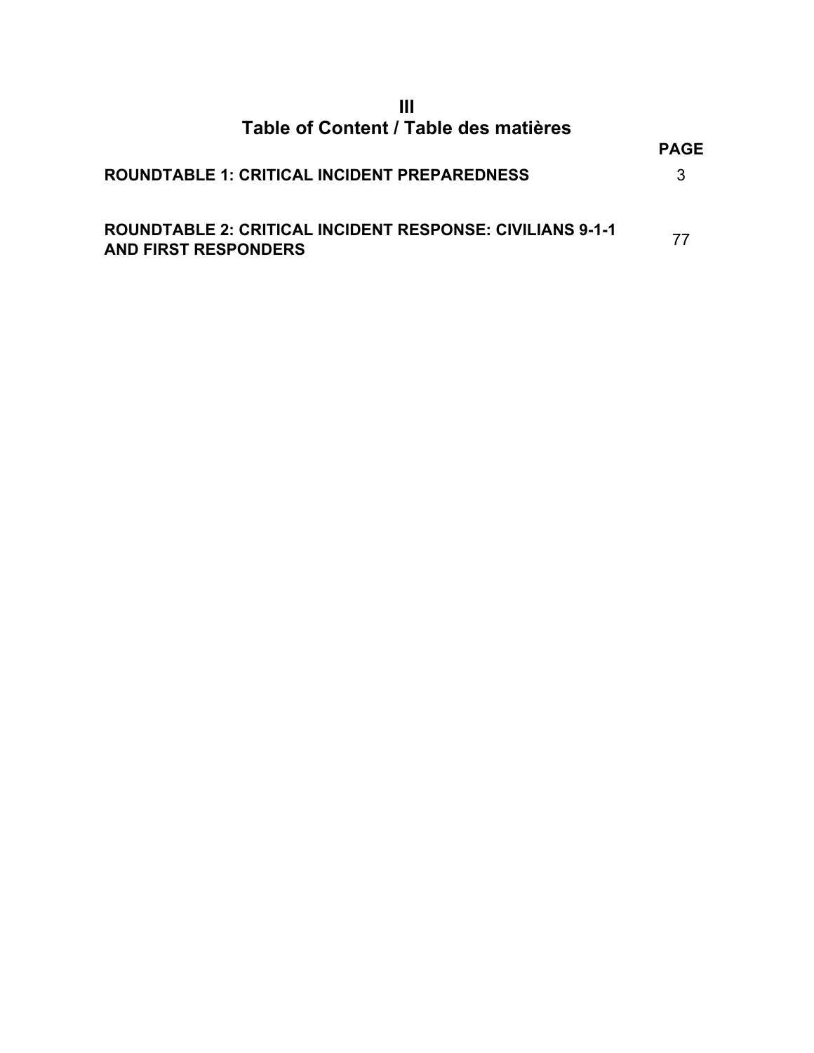# III
# Table of Content / Table des matières

| | PAGE |
|---|---|
| **ROUNDTABLE 1: CRITICAL INCIDENT PREPAREDNESS** | 3 |
| **ROUNDTABLE 2: CRITICAL INCIDENT RESPONSE: CIVILIANS 9-1-1 AND FIRST RESPONDERS** | 77 |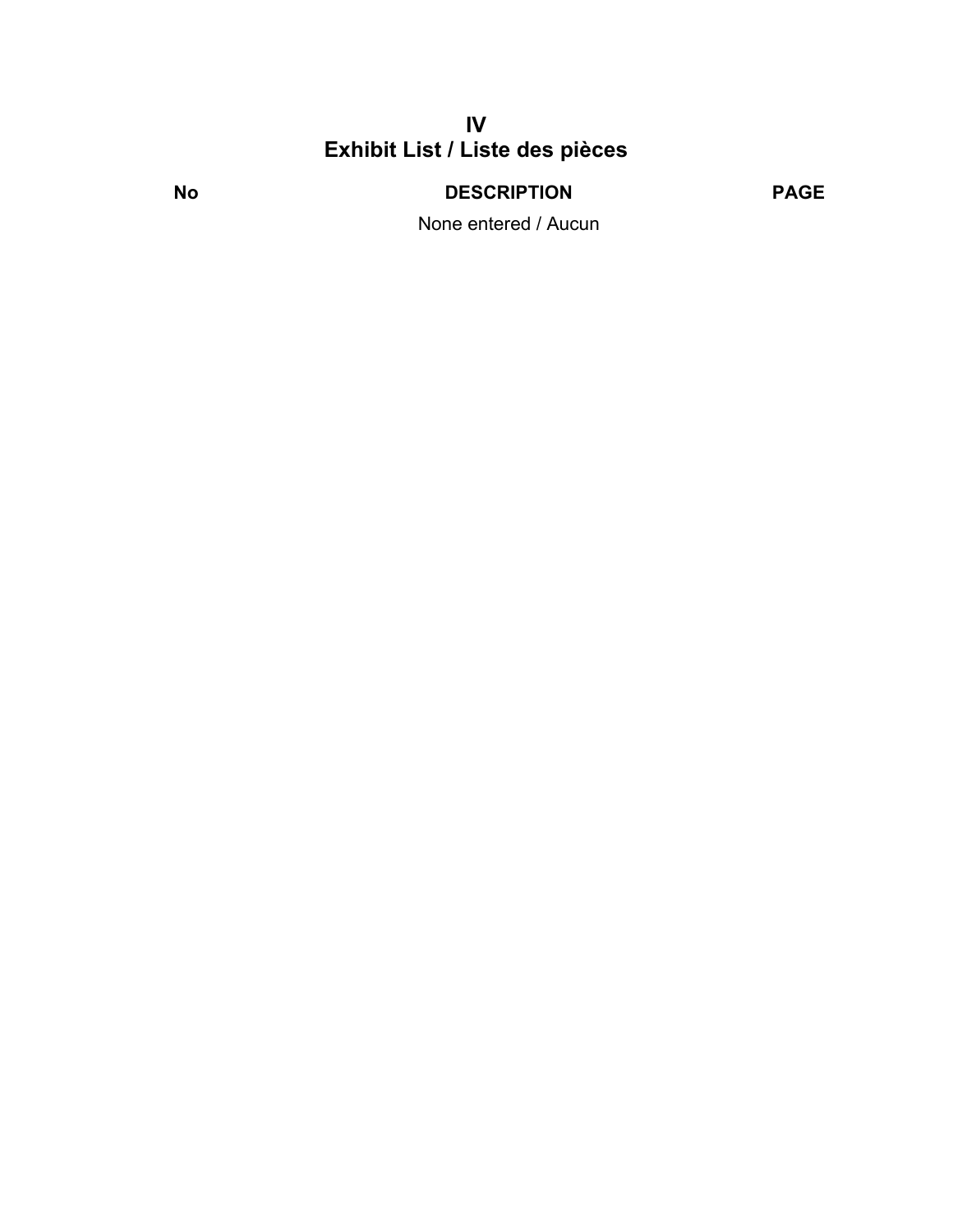# IV
# Exhibit List / Liste des pièces

| No | DESCRIPTION | PAGE |
| --- | --- | --- |
| | None entered / Aucun | |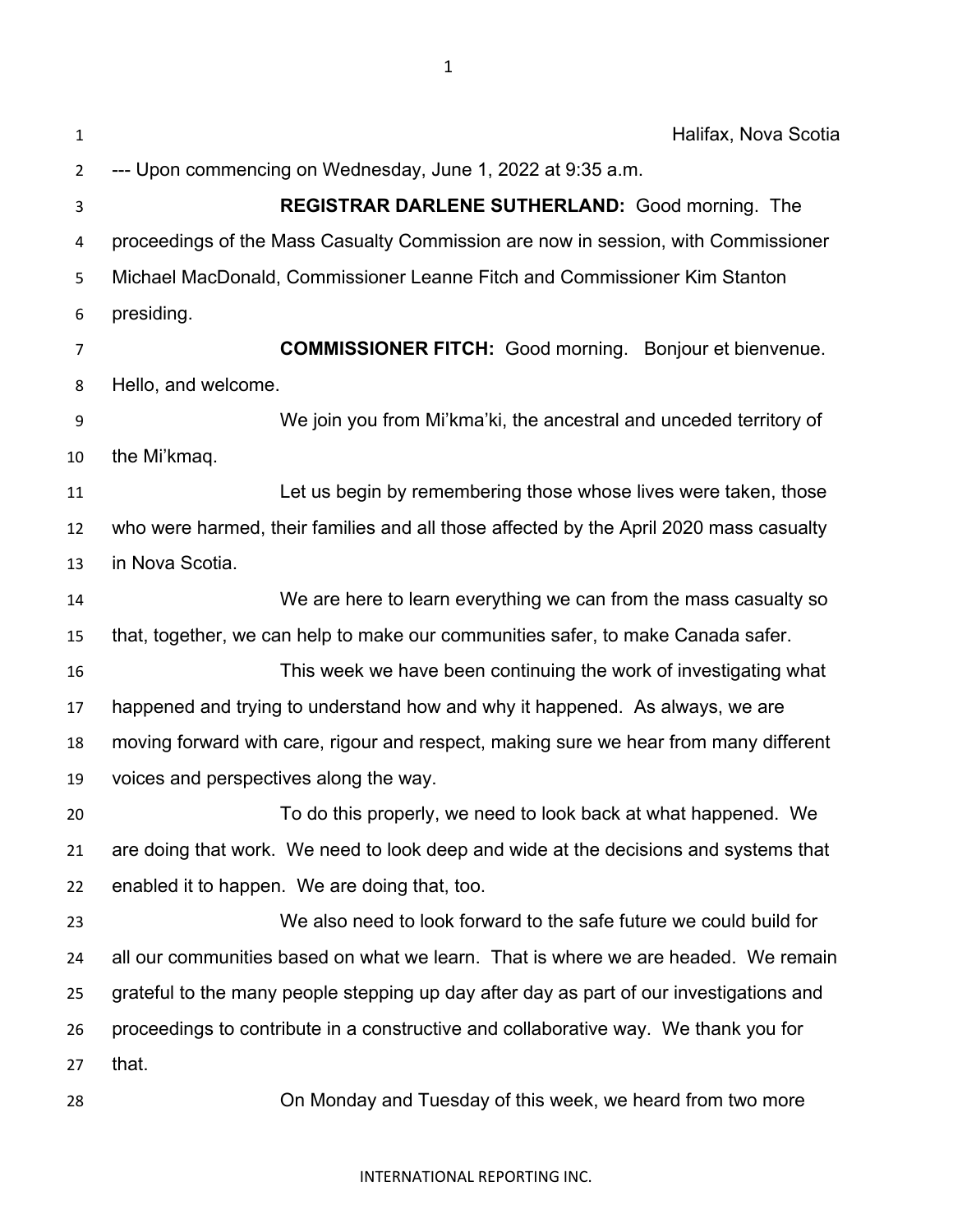Halifax, Nova Scotia

--- Upon commencing on Wednesday, June 1, 2022 at 9:35 a.m.

**REGISTRAR DARLENE SUTHERLAND:** Good morning. The proceedings of the Mass Casualty Commission are now in session, with Commissioner Michael MacDonald, Commissioner Leanne Fitch and Commissioner Kim Stanton presiding.

**COMMISSIONER FITCH:** Good morning. Bonjour et bienvenue. Hello, and welcome.

We join you from Mi'kma'ki, the ancestral and unceded territory of the Mi'kmaq.

Let us begin by remembering those whose lives were taken, those who were harmed, their families and all those affected by the April 2020 mass casualty in Nova Scotia.

We are here to learn everything we can from the mass casualty so that, together, we can help to make our communities safer, to make Canada safer.

This week we have been continuing the work of investigating what happened and trying to understand how and why it happened. As always, we are moving forward with care, rigour and respect, making sure we hear from many different voices and perspectives along the way.

To do this properly, we need to look back at what happened. We are doing that work. We need to look deep and wide at the decisions and systems that enabled it to happen. We are doing that, too.

We also need to look forward to the safe future we could build for all our communities based on what we learn. That is where we are headed. We remain grateful to the many people stepping up day after day as part of our investigations and proceedings to contribute in a constructive and collaborative way. We thank you for that.

On Monday and Tuesday of this week, we heard from two more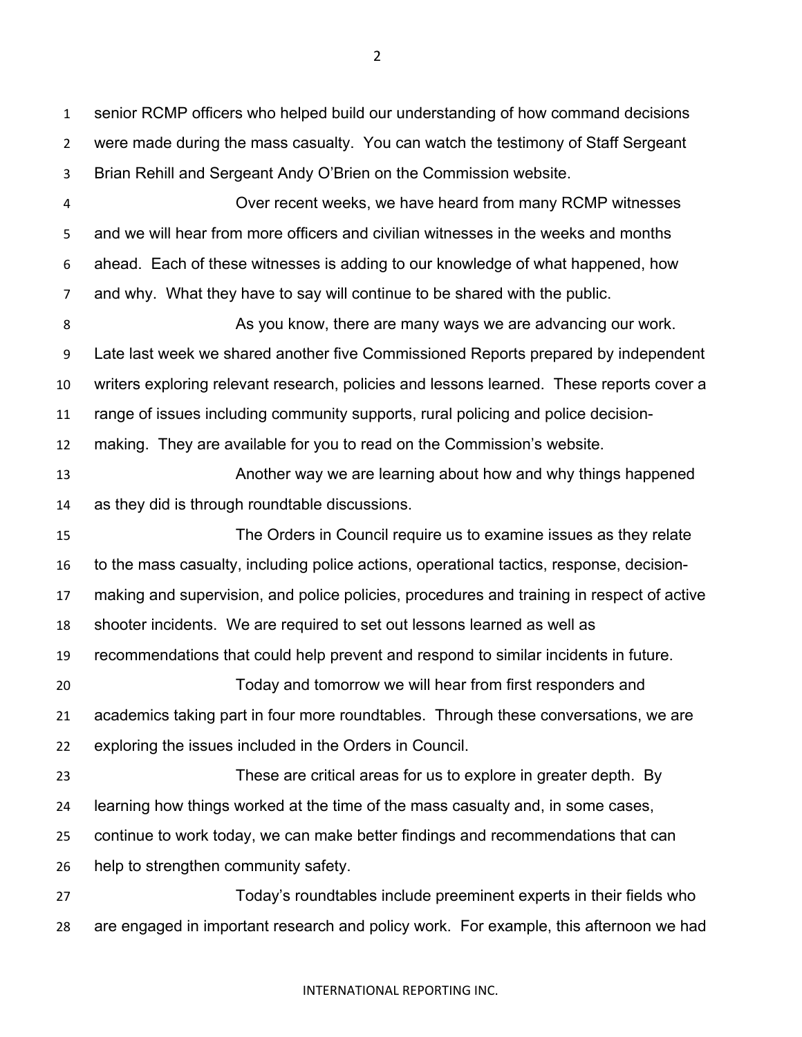senior RCMP officers who helped build our understanding of how command decisions were made during the mass casualty. You can watch the testimony of Staff Sergeant Brian Rehill and Sergeant Andy O'Brien on the Commission website.

Over recent weeks, we have heard from many RCMP witnesses and we will hear from more officers and civilian witnesses in the weeks and months ahead. Each of these witnesses is adding to our knowledge of what happened, how and why. What they have to say will continue to be shared with the public.

As you know, there are many ways we are advancing our work. Late last week we shared another five Commissioned Reports prepared by independent writers exploring relevant research, policies and lessons learned. These reports cover a range of issues including community supports, rural policing and police decision-making. They are available for you to read on the Commission's website.

Another way we are learning about how and why things happened as they did is through roundtable discussions.

The Orders in Council require us to examine issues as they relate to the mass casualty, including police actions, operational tactics, response, decision-making and supervision, and police policies, procedures and training in respect of active shooter incidents. We are required to set out lessons learned as well as recommendations that could help prevent and respond to similar incidents in future.

Today and tomorrow we will hear from first responders and academics taking part in four more roundtables. Through these conversations, we are exploring the issues included in the Orders in Council.

These are critical areas for us to explore in greater depth. By learning how things worked at the time of the mass casualty and, in some cases, continue to work today, we can make better findings and recommendations that can help to strengthen community safety.

Today's roundtables include preeminent experts in their fields who are engaged in important research and policy work. For example, this afternoon we had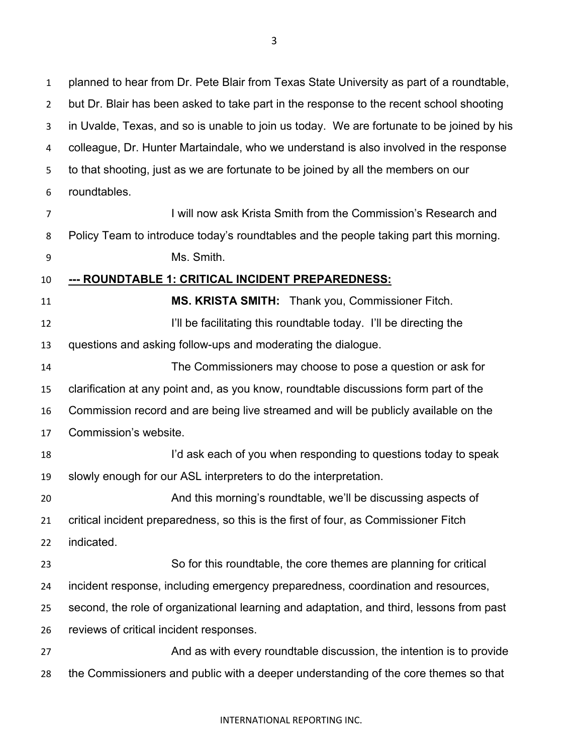planned to hear from Dr. Pete Blair from Texas State University as part of a roundtable, but Dr. Blair has been asked to take part in the response to the recent school shooting in Uvalde, Texas, and so is unable to join us today. We are fortunate to be joined by his colleague, Dr. Hunter Martaindale, who we understand is also involved in the response to that shooting, just as we are fortunate to be joined by all the members on our roundtables.

I will now ask Krista Smith from the Commission's Research and Policy Team to introduce today's roundtables and the people taking part this morning.

Ms. Smith.

## --- ROUNDTABLE 1: CRITICAL INCIDENT PREPAREDNESS:

**MS. KRISTA SMITH:** Thank you, Commissioner Fitch.

I'll be facilitating this roundtable today. I'll be directing the questions and asking follow-ups and moderating the dialogue.

The Commissioners may choose to pose a question or ask for clarification at any point and, as you know, roundtable discussions form part of the Commission record and are being live streamed and will be publicly available on the Commission's website.

I'd ask each of you when responding to questions today to speak slowly enough for our ASL interpreters to do the interpretation.

And this morning's roundtable, we'll be discussing aspects of critical incident preparedness, so this is the first of four, as Commissioner Fitch indicated.

So for this roundtable, the core themes are planning for critical incident response, including emergency preparedness, coordination and resources, second, the role of organizational learning and adaptation, and third, lessons from past reviews of critical incident responses.

And as with every roundtable discussion, the intention is to provide the Commissioners and public with a deeper understanding of the core themes so that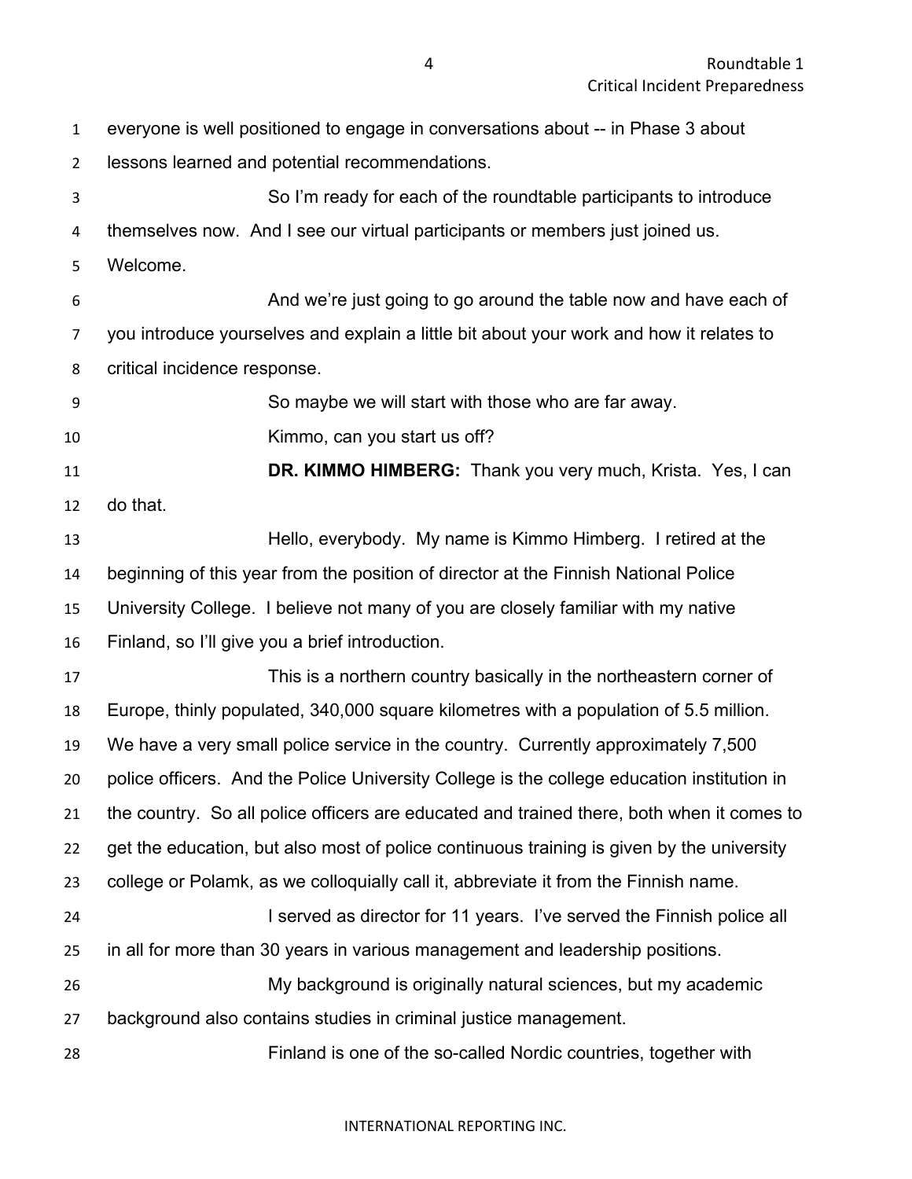everyone is well positioned to engage in conversations about -- in Phase 3 about lessons learned and potential recommendations.

So I'm ready for each of the roundtable participants to introduce themselves now. And I see our virtual participants or members just joined us. Welcome.

And we're just going to go around the table now and have each of you introduce yourselves and explain a little bit about your work and how it relates to critical incidence response.

So maybe we will start with those who are far away.

Kimmo, can you start us off?

**DR. KIMMO HIMBERG:** Thank you very much, Krista. Yes, I can do that.

Hello, everybody. My name is Kimmo Himberg. I retired at the beginning of this year from the position of director at the Finnish National Police University College. I believe not many of you are closely familiar with my native Finland, so I'll give you a brief introduction.

This is a northern country basically in the northeastern corner of Europe, thinly populated, 340,000 square kilometres with a population of 5.5 million. We have a very small police service in the country. Currently approximately 7,500 police officers. And the Police University College is the college education institution in the country. So all police officers are educated and trained there, both when it comes to get the education, but also most of police continuous training is given by the university college or Polamk, as we colloquially call it, abbreviate it from the Finnish name.

I served as director for 11 years. I've served the Finnish police all in all for more than 30 years in various management and leadership positions.

My background is originally natural sciences, but my academic background also contains studies in criminal justice management.

Finland is one of the so-called Nordic countries, together with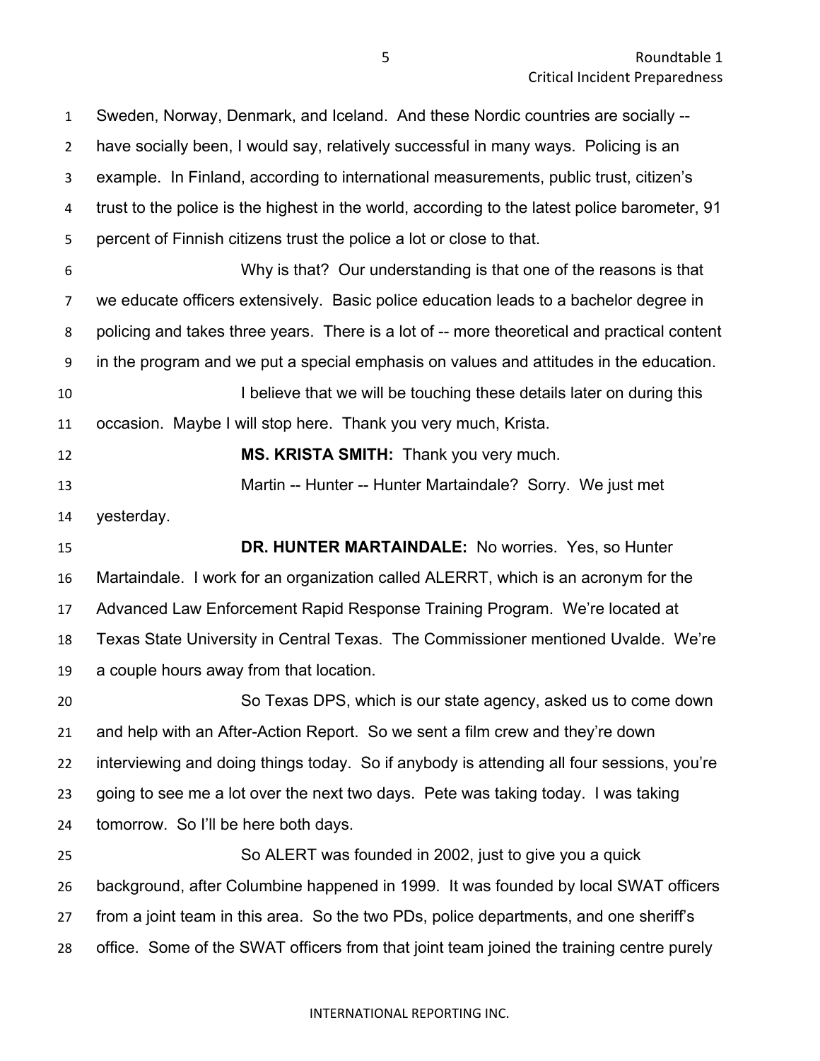Sweden, Norway, Denmark, and Iceland. And these Nordic countries are socially -- have socially been, I would say, relatively successful in many ways. Policing is an example. In Finland, according to international measurements, public trust, citizen's trust to the police is the highest in the world, according to the latest police barometer, 91 percent of Finnish citizens trust the police a lot or close to that.

Why is that? Our understanding is that one of the reasons is that we educate officers extensively. Basic police education leads to a bachelor degree in policing and takes three years. There is a lot of -- more theoretical and practical content in the program and we put a special emphasis on values and attitudes in the education.

I believe that we will be touching these details later on during this occasion. Maybe I will stop here. Thank you very much, Krista.

**MS. KRISTA SMITH:** Thank you very much.

Martin -- Hunter -- Hunter Martaindale? Sorry. We just met yesterday.

**DR. HUNTER MARTAINDALE:** No worries. Yes, so Hunter Martaindale. I work for an organization called ALERRT, which is an acronym for the Advanced Law Enforcement Rapid Response Training Program. We're located at Texas State University in Central Texas. The Commissioner mentioned Uvalde. We're a couple hours away from that location.

So Texas DPS, which is our state agency, asked us to come down and help with an After-Action Report. So we sent a film crew and they're down interviewing and doing things today. So if anybody is attending all four sessions, you're going to see me a lot over the next two days. Pete was taking today. I was taking tomorrow. So I'll be here both days.

So ALERT was founded in 2002, just to give you a quick background, after Columbine happened in 1999. It was founded by local SWAT officers from a joint team in this area. So the two PDs, police departments, and one sheriff's office. Some of the SWAT officers from that joint team joined the training centre purely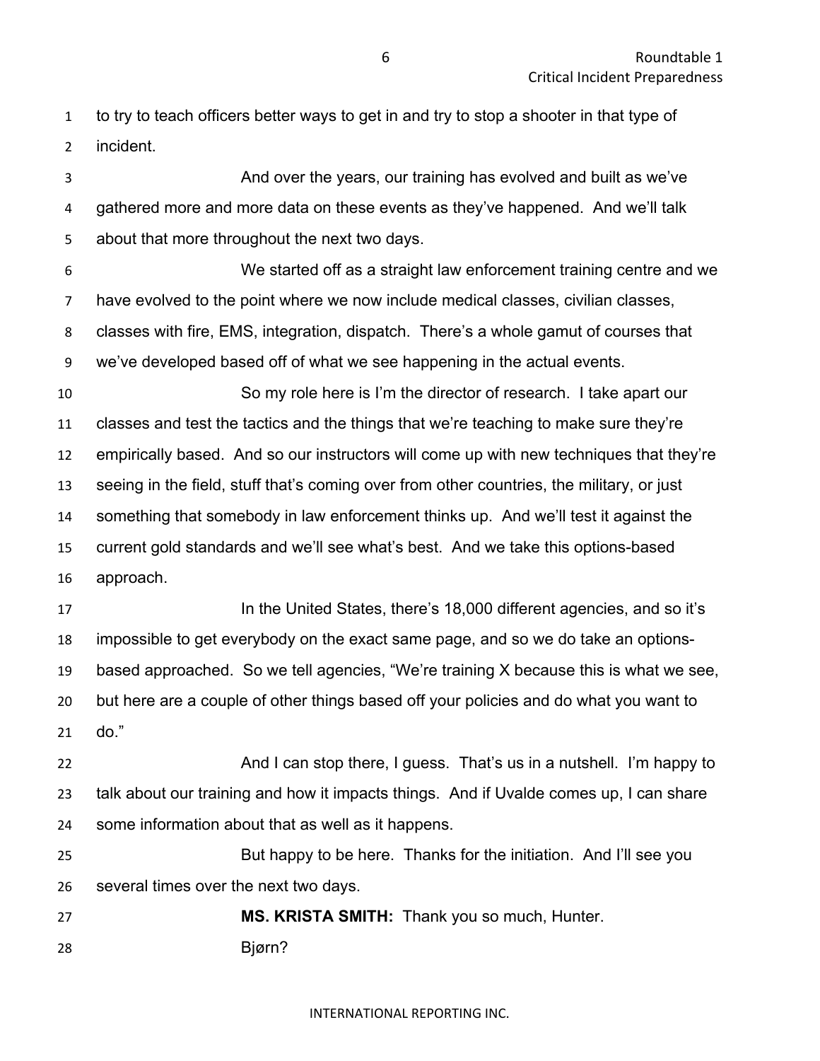to try to teach officers better ways to get in and try to stop a shooter in that type of incident.

And over the years, our training has evolved and built as we've gathered more and more data on these events as they've happened. And we'll talk about that more throughout the next two days.

We started off as a straight law enforcement training centre and we have evolved to the point where we now include medical classes, civilian classes, classes with fire, EMS, integration, dispatch. There's a whole gamut of courses that we've developed based off of what we see happening in the actual events.

So my role here is I'm the director of research. I take apart our classes and test the tactics and the things that we're teaching to make sure they're empirically based. And so our instructors will come up with new techniques that they're seeing in the field, stuff that's coming over from other countries, the military, or just something that somebody in law enforcement thinks up. And we'll test it against the current gold standards and we'll see what's best. And we take this options-based approach.

In the United States, there's 18,000 different agencies, and so it's impossible to get everybody on the exact same page, and so we do take an options-based approached. So we tell agencies, "We're training X because this is what we see, but here are a couple of other things based off your policies and do what you want to do."

And I can stop there, I guess. That's us in a nutshell. I'm happy to talk about our training and how it impacts things. And if Uvalde comes up, I can share some information about that as well as it happens.

But happy to be here. Thanks for the initiation. And I'll see you several times over the next two days.

**MS. KRISTA SMITH:** Thank you so much, Hunter.

Bjørn?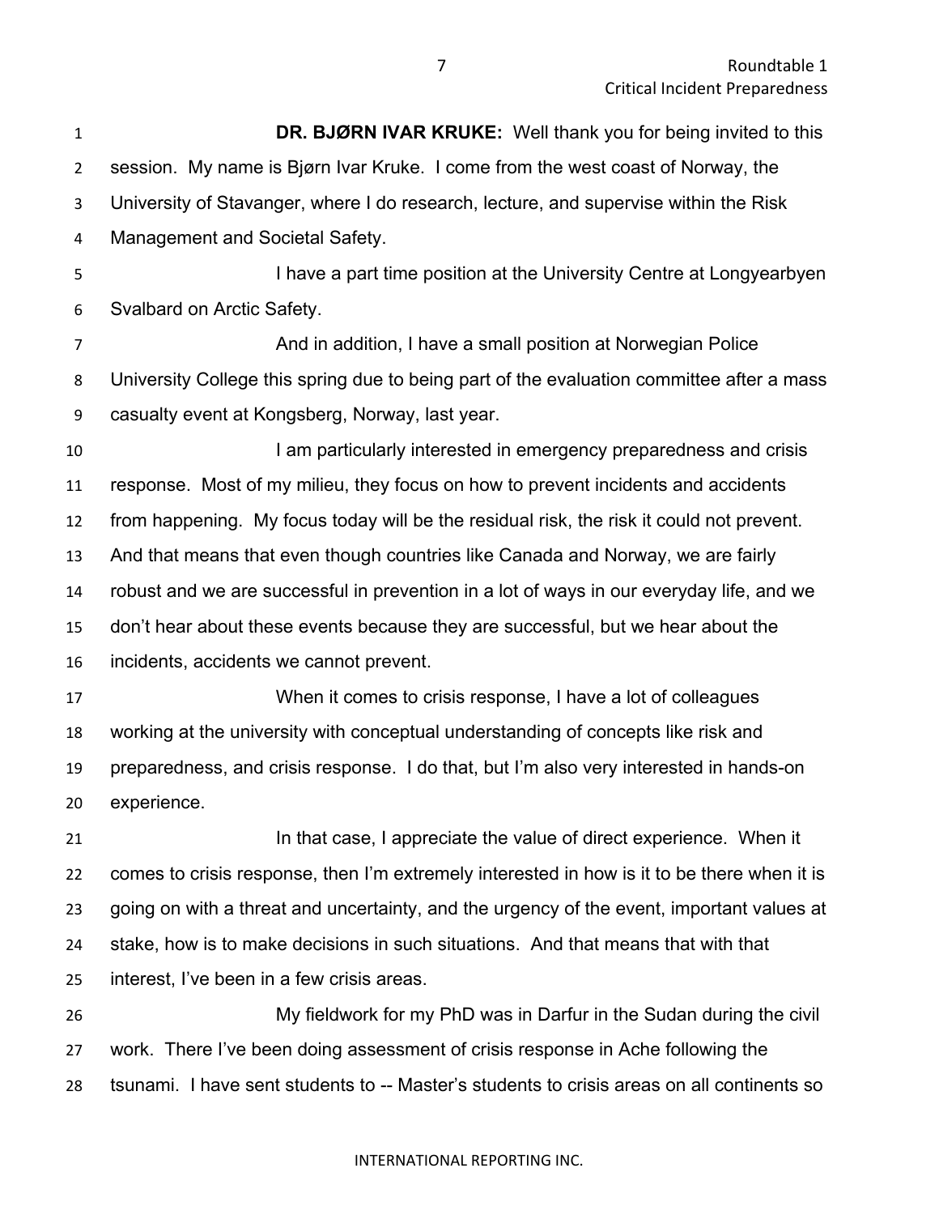**DR. BJØRN IVAR KRUKE:** Well thank you for being invited to this session. My name is Bjørn Ivar Kruke. I come from the west coast of Norway, the University of Stavanger, where I do research, lecture, and supervise within the Risk Management and Societal Safety.

I have a part time position at the University Centre at Longyearbyen Svalbard on Arctic Safety.

And in addition, I have a small position at Norwegian Police University College this spring due to being part of the evaluation committee after a mass casualty event at Kongsberg, Norway, last year.

I am particularly interested in emergency preparedness and crisis response. Most of my milieu, they focus on how to prevent incidents and accidents from happening. My focus today will be the residual risk, the risk it could not prevent. And that means that even though countries like Canada and Norway, we are fairly robust and we are successful in prevention in a lot of ways in our everyday life, and we don't hear about these events because they are successful, but we hear about the incidents, accidents we cannot prevent.

When it comes to crisis response, I have a lot of colleagues working at the university with conceptual understanding of concepts like risk and preparedness, and crisis response. I do that, but I'm also very interested in hands-on experience.

In that case, I appreciate the value of direct experience. When it comes to crisis response, then I'm extremely interested in how is it to be there when it is going on with a threat and uncertainty, and the urgency of the event, important values at stake, how is to make decisions in such situations. And that means that with that interest, I've been in a few crisis areas.

My fieldwork for my PhD was in Darfur in the Sudan during the civil work. There I've been doing assessment of crisis response in Ache following the tsunami. I have sent students to -- Master's students to crisis areas on all continents so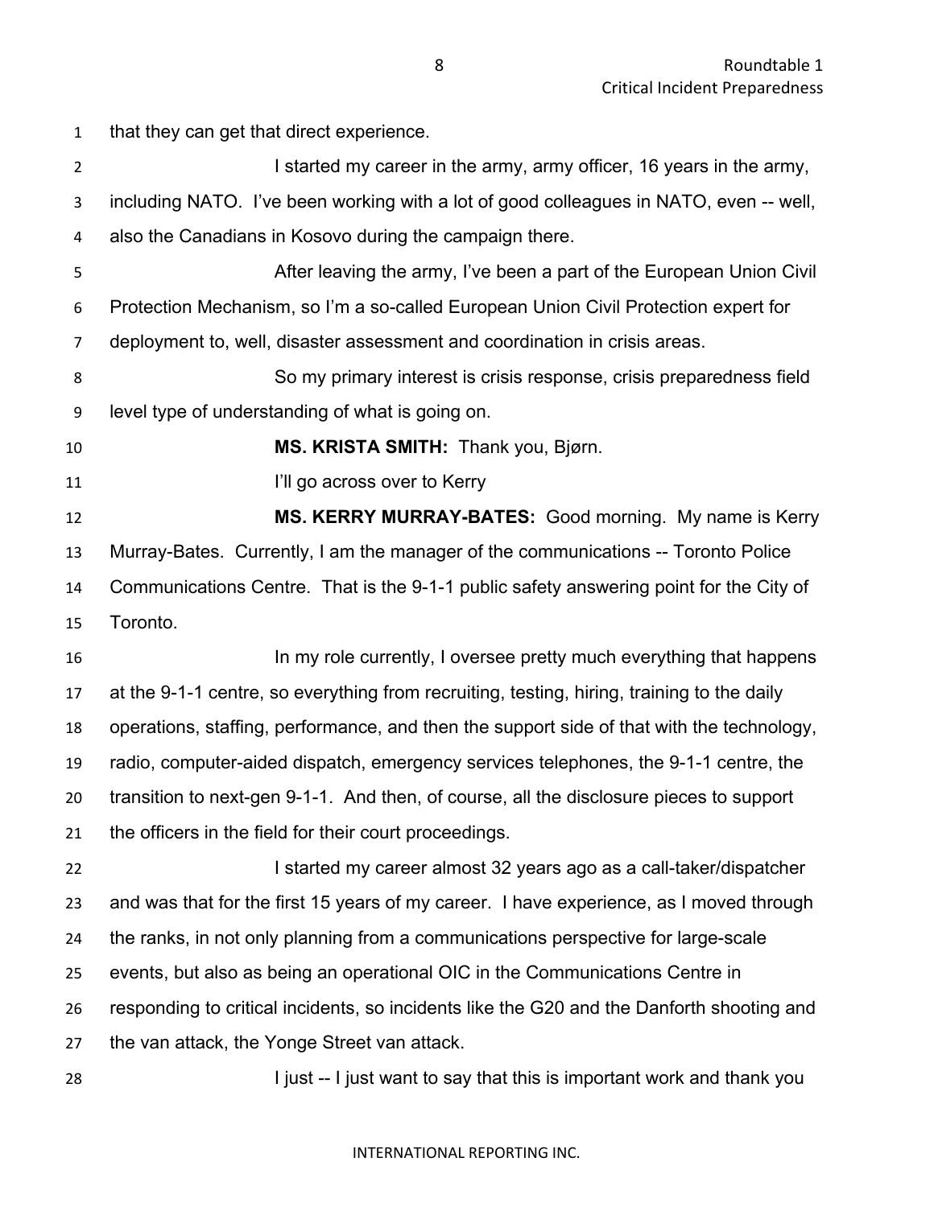that they can get that direct experience.

I started my career in the army, army officer, 16 years in the army, including NATO. I've been working with a lot of good colleagues in NATO, even -- well, also the Canadians in Kosovo during the campaign there.

After leaving the army, I've been a part of the European Union Civil Protection Mechanism, so I'm a so-called European Union Civil Protection expert for deployment to, well, disaster assessment and coordination in crisis areas.

So my primary interest is crisis response, crisis preparedness field level type of understanding of what is going on.

**MS. KRISTA SMITH:** Thank you, Bjørn.

I'll go across over to Kerry

**MS. KERRY MURRAY-BATES:** Good morning. My name is Kerry Murray-Bates. Currently, I am the manager of the communications -- Toronto Police Communications Centre. That is the 9-1-1 public safety answering point for the City of Toronto.

In my role currently, I oversee pretty much everything that happens at the 9-1-1 centre, so everything from recruiting, testing, hiring, training to the daily operations, staffing, performance, and then the support side of that with the technology, radio, computer-aided dispatch, emergency services telephones, the 9-1-1 centre, the transition to next-gen 9-1-1. And then, of course, all the disclosure pieces to support the officers in the field for their court proceedings.

I started my career almost 32 years ago as a call-taker/dispatcher and was that for the first 15 years of my career. I have experience, as I moved through the ranks, in not only planning from a communications perspective for large-scale events, but also as being an operational OIC in the Communications Centre in responding to critical incidents, so incidents like the G20 and the Danforth shooting and the van attack, the Yonge Street van attack.

I just -- I just want to say that this is important work and thank you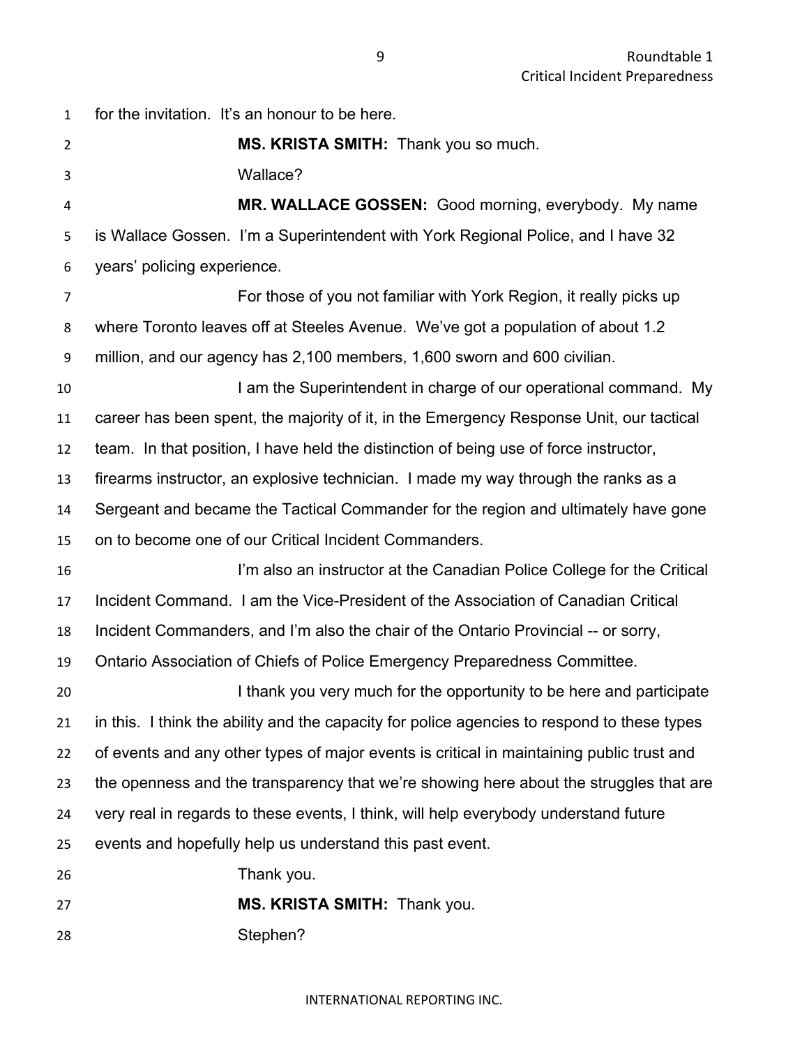for the invitation. It's an honour to be here.

**MS. KRISTA SMITH:** Thank you so much.

Wallace?

**MR. WALLACE GOSSEN:** Good morning, everybody. My name is Wallace Gossen. I'm a Superintendent with York Regional Police, and I have 32 years' policing experience.

For those of you not familiar with York Region, it really picks up where Toronto leaves off at Steeles Avenue. We've got a population of about 1.2 million, and our agency has 2,100 members, 1,600 sworn and 600 civilian.

I am the Superintendent in charge of our operational command. My career has been spent, the majority of it, in the Emergency Response Unit, our tactical team. In that position, I have held the distinction of being use of force instructor, firearms instructor, an explosive technician. I made my way through the ranks as a Sergeant and became the Tactical Commander for the region and ultimately have gone on to become one of our Critical Incident Commanders.

I'm also an instructor at the Canadian Police College for the Critical Incident Command. I am the Vice-President of the Association of Canadian Critical Incident Commanders, and I'm also the chair of the Ontario Provincial -- or sorry, Ontario Association of Chiefs of Police Emergency Preparedness Committee.

I thank you very much for the opportunity to be here and participate in this. I think the ability and the capacity for police agencies to respond to these types of events and any other types of major events is critical in maintaining public trust and the openness and the transparency that we're showing here about the struggles that are very real in regards to these events, I think, will help everybody understand future events and hopefully help us understand this past event.

Thank you.

**MS. KRISTA SMITH:** Thank you.

Stephen?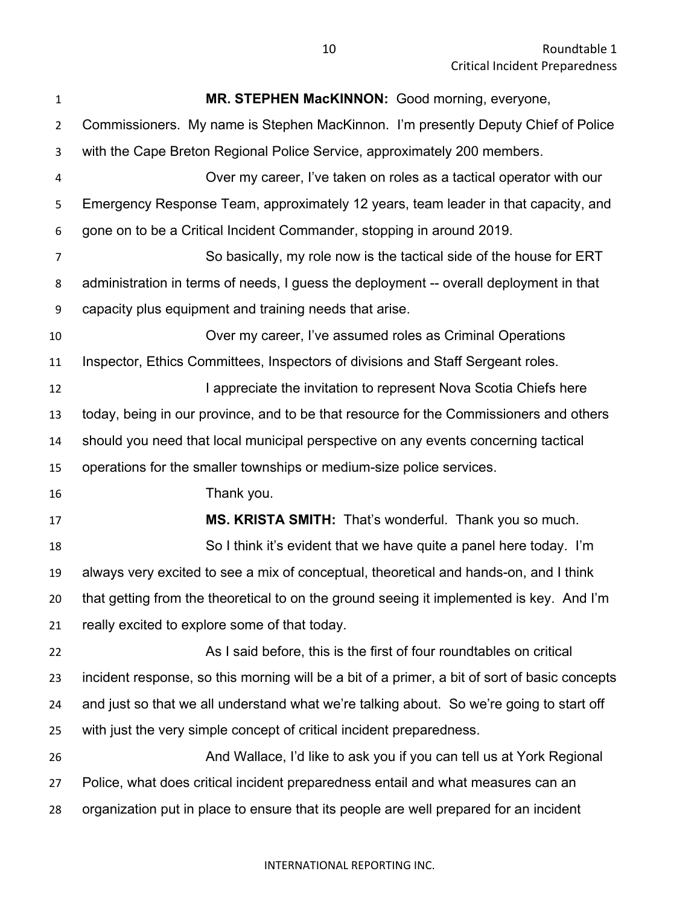**MR. STEPHEN MacKINNON:** Good morning, everyone, Commissioners. My name is Stephen MacKinnon. I'm presently Deputy Chief of Police with the Cape Breton Regional Police Service, approximately 200 members.

Over my career, I've taken on roles as a tactical operator with our Emergency Response Team, approximately 12 years, team leader in that capacity, and gone on to be a Critical Incident Commander, stopping in around 2019.

So basically, my role now is the tactical side of the house for ERT administration in terms of needs, I guess the deployment -- overall deployment in that capacity plus equipment and training needs that arise.

Over my career, I've assumed roles as Criminal Operations Inspector, Ethics Committees, Inspectors of divisions and Staff Sergeant roles.

I appreciate the invitation to represent Nova Scotia Chiefs here today, being in our province, and to be that resource for the Commissioners and others should you need that local municipal perspective on any events concerning tactical operations for the smaller townships or medium-size police services.

Thank you.

**MS. KRISTA SMITH:** That's wonderful. Thank you so much.

So I think it's evident that we have quite a panel here today. I'm always very excited to see a mix of conceptual, theoretical and hands-on, and I think that getting from the theoretical to on the ground seeing it implemented is key. And I'm really excited to explore some of that today.

As I said before, this is the first of four roundtables on critical incident response, so this morning will be a bit of a primer, a bit of sort of basic concepts and just so that we all understand what we're talking about. So we're going to start off with just the very simple concept of critical incident preparedness.

And Wallace, I'd like to ask you if you can tell us at York Regional Police, what does critical incident preparedness entail and what measures can an organization put in place to ensure that its people are well prepared for an incident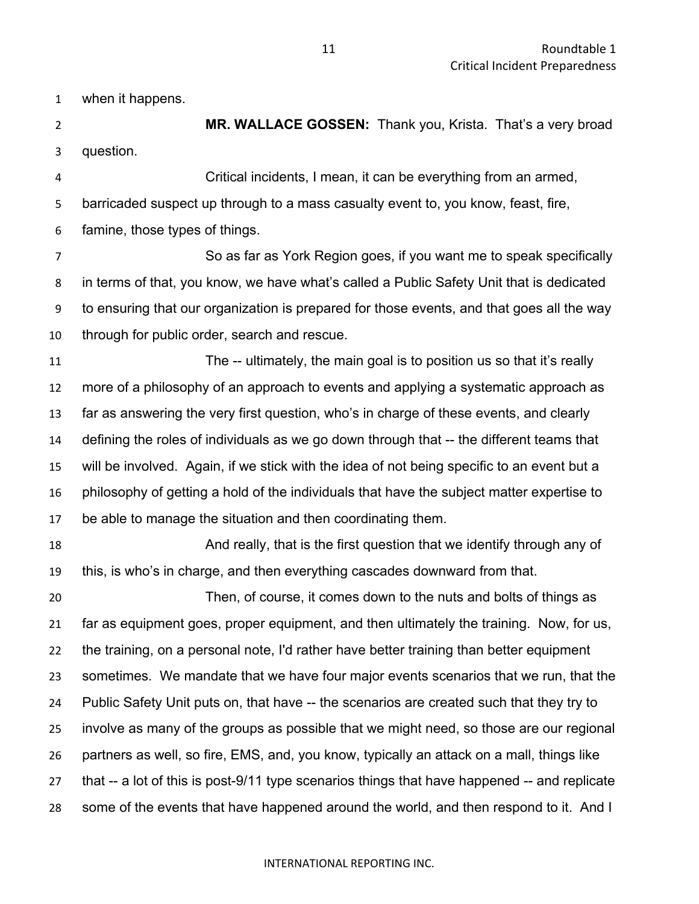when it happens.

**MR. WALLACE GOSSEN:** Thank you, Krista. That's a very broad question.

Critical incidents, I mean, it can be everything from an armed, barricaded suspect up through to a mass casualty event to, you know, feast, fire, famine, those types of things.

So as far as York Region goes, if you want me to speak specifically in terms of that, you know, we have what's called a Public Safety Unit that is dedicated to ensuring that our organization is prepared for those events, and that goes all the way through for public order, search and rescue.

The -- ultimately, the main goal is to position us so that it's really more of a philosophy of an approach to events and applying a systematic approach as far as answering the very first question, who's in charge of these events, and clearly defining the roles of individuals as we go down through that -- the different teams that will be involved. Again, if we stick with the idea of not being specific to an event but a philosophy of getting a hold of the individuals that have the subject matter expertise to be able to manage the situation and then coordinating them.

And really, that is the first question that we identify through any of this, is who's in charge, and then everything cascades downward from that.

Then, of course, it comes down to the nuts and bolts of things as far as equipment goes, proper equipment, and then ultimately the training. Now, for us, the training, on a personal note, I'd rather have better training than better equipment sometimes. We mandate that we have four major events scenarios that we run, that the Public Safety Unit puts on, that have -- the scenarios are created such that they try to involve as many of the groups as possible that we might need, so those are our regional partners as well, so fire, EMS, and, you know, typically an attack on a mall, things like that -- a lot of this is post-9/11 type scenarios things that have happened -- and replicate some of the events that have happened around the world, and then respond to it. And I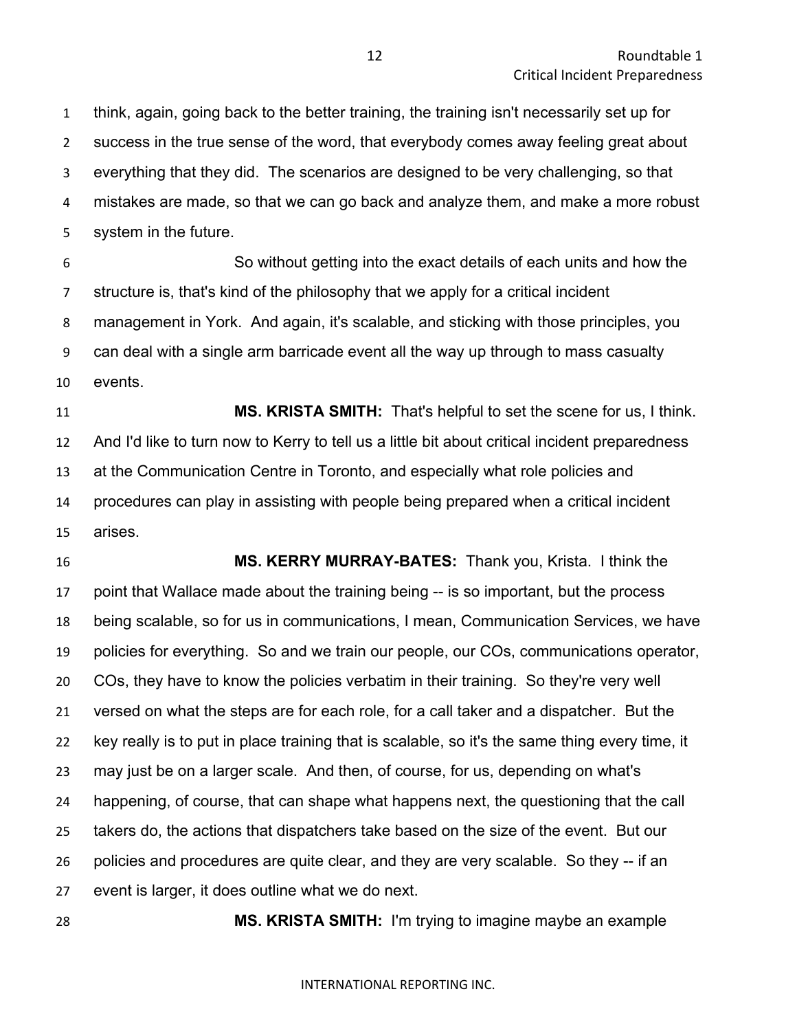think, again, going back to the better training, the training isn't necessarily set up for success in the true sense of the word, that everybody comes away feeling great about everything that they did. The scenarios are designed to be very challenging, so that mistakes are made, so that we can go back and analyze them, and make a more robust system in the future.

So without getting into the exact details of each units and how the structure is, that's kind of the philosophy that we apply for a critical incident management in York. And again, it's scalable, and sticking with those principles, you can deal with a single arm barricade event all the way up through to mass casualty events.

**MS. KRISTA SMITH:** That's helpful to set the scene for us, I think. And I'd like to turn now to Kerry to tell us a little bit about critical incident preparedness at the Communication Centre in Toronto, and especially what role policies and procedures can play in assisting with people being prepared when a critical incident arises.

**MS. KERRY MURRAY-BATES:** Thank you, Krista. I think the point that Wallace made about the training being -- is so important, but the process being scalable, so for us in communications, I mean, Communication Services, we have policies for everything. So and we train our people, our COs, communications operator, COs, they have to know the policies verbatim in their training. So they're very well versed on what the steps are for each role, for a call taker and a dispatcher. But the key really is to put in place training that is scalable, so it's the same thing every time, it may just be on a larger scale. And then, of course, for us, depending on what's happening, of course, that can shape what happens next, the questioning that the call takers do, the actions that dispatchers take based on the size of the event. But our policies and procedures are quite clear, and they are very scalable. So they -- if an event is larger, it does outline what we do next.

**MS. KRISTA SMITH:** I'm trying to imagine maybe an example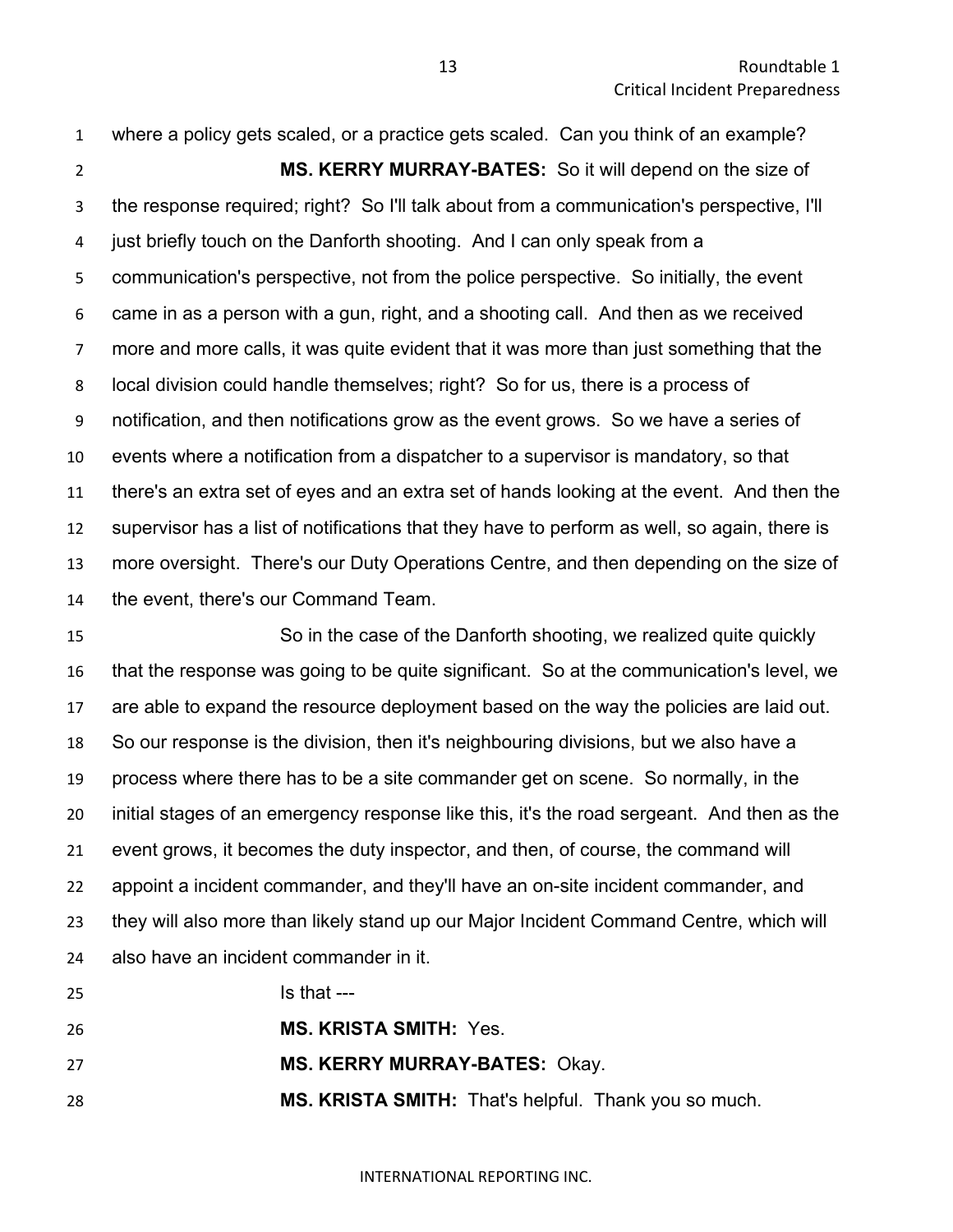where a policy gets scaled, or a practice gets scaled. Can you think of an example?

**MS. KERRY MURRAY-BATES:** So it will depend on the size of the response required; right? So I'll talk about from a communication's perspective, I'll just briefly touch on the Danforth shooting. And I can only speak from a communication's perspective, not from the police perspective. So initially, the event came in as a person with a gun, right, and a shooting call. And then as we received more and more calls, it was quite evident that it was more than just something that the local division could handle themselves; right? So for us, there is a process of notification, and then notifications grow as the event grows. So we have a series of events where a notification from a dispatcher to a supervisor is mandatory, so that there's an extra set of eyes and an extra set of hands looking at the event. And then the supervisor has a list of notifications that they have to perform as well, so again, there is more oversight. There's our Duty Operations Centre, and then depending on the size of the event, there's our Command Team.

So in the case of the Danforth shooting, we realized quite quickly that the response was going to be quite significant. So at the communication's level, we are able to expand the resource deployment based on the way the policies are laid out. So our response is the division, then it's neighbouring divisions, but we also have a process where there has to be a site commander get on scene. So normally, in the initial stages of an emergency response like this, it's the road sergeant. And then as the event grows, it becomes the duty inspector, and then, of course, the command will appoint a incident commander, and they'll have an on-site incident commander, and they will also more than likely stand up our Major Incident Command Centre, which will also have an incident commander in it.

Is that ---

**MS. KRISTA SMITH:** Yes.

**MS. KERRY MURRAY-BATES:** Okay.

**MS. KRISTA SMITH:** That's helpful. Thank you so much.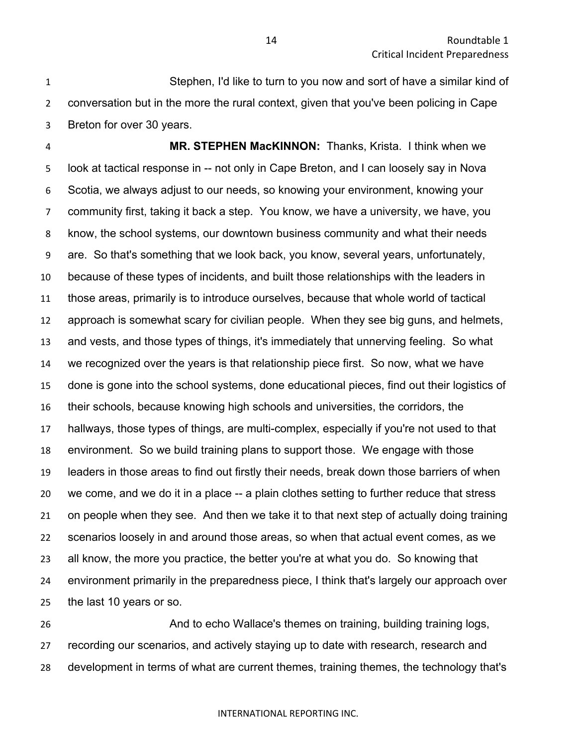Stephen, I'd like to turn to you now and sort of have a similar kind of conversation but in the more the rural context, given that you've been policing in Cape Breton for over 30 years.

**MR. STEPHEN MacKINNON:** Thanks, Krista. I think when we look at tactical response in -- not only in Cape Breton, and I can loosely say in Nova Scotia, we always adjust to our needs, so knowing your environment, knowing your community first, taking it back a step. You know, we have a university, we have, you know, the school systems, our downtown business community and what their needs are. So that's something that we look back, you know, several years, unfortunately, because of these types of incidents, and built those relationships with the leaders in those areas, primarily is to introduce ourselves, because that whole world of tactical approach is somewhat scary for civilian people. When they see big guns, and helmets, and vests, and those types of things, it's immediately that unnerving feeling. So what we recognized over the years is that relationship piece first. So now, what we have done is gone into the school systems, done educational pieces, find out their logistics of their schools, because knowing high schools and universities, the corridors, the hallways, those types of things, are multi-complex, especially if you're not used to that environment. So we build training plans to support those. We engage with those leaders in those areas to find out firstly their needs, break down those barriers of when we come, and we do it in a place -- a plain clothes setting to further reduce that stress on people when they see. And then we take it to that next step of actually doing training scenarios loosely in and around those areas, so when that actual event comes, as we all know, the more you practice, the better you're at what you do. So knowing that environment primarily in the preparedness piece, I think that's largely our approach over the last 10 years or so.

And to echo Wallace's themes on training, building training logs, recording our scenarios, and actively staying up to date with research, research and development in terms of what are current themes, training themes, the technology that's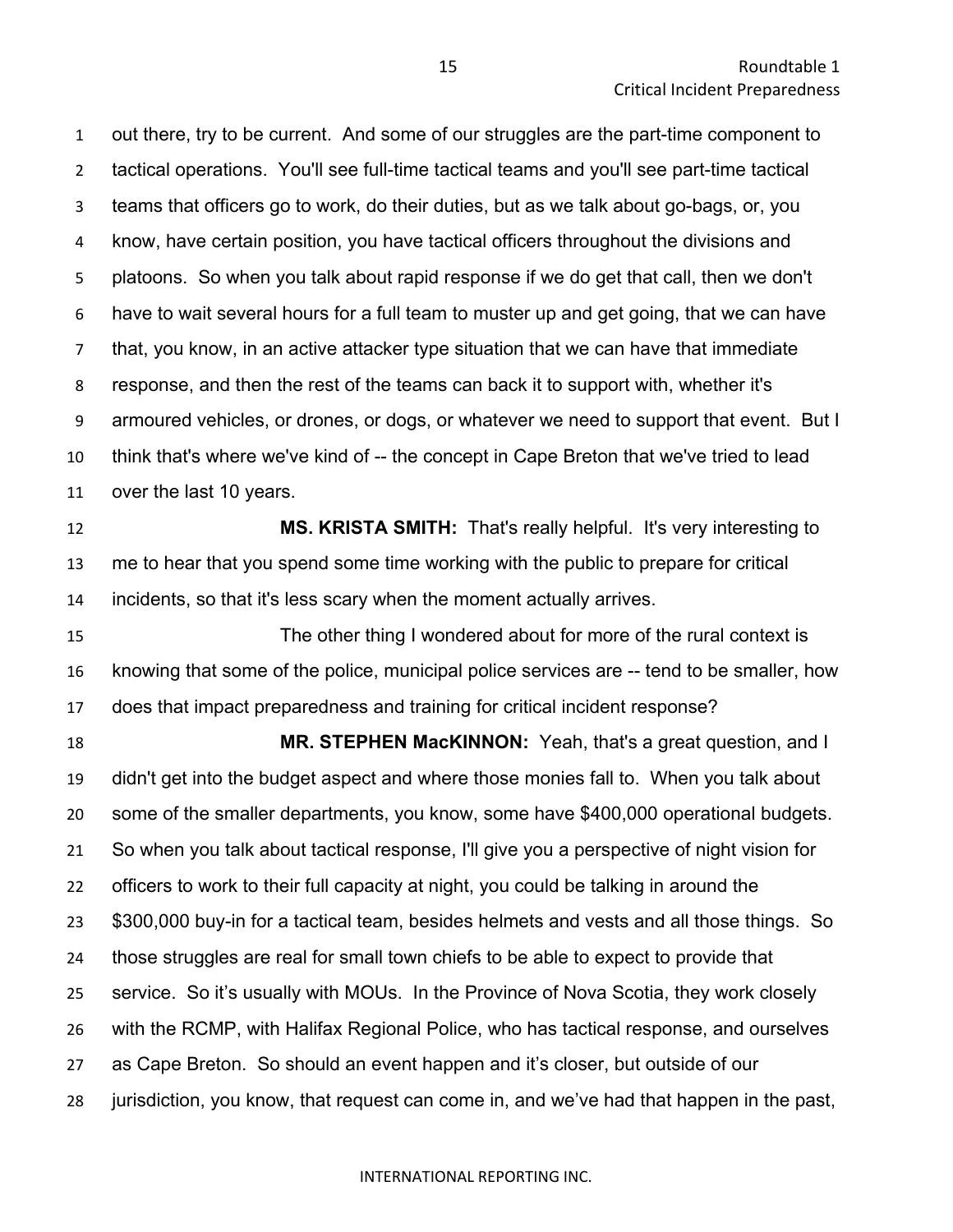out there, try to be current. And some of our struggles are the part-time component to tactical operations. You'll see full-time tactical teams and you'll see part-time tactical teams that officers go to work, do their duties, but as we talk about go-bags, or, you know, have certain position, you have tactical officers throughout the divisions and platoons. So when you talk about rapid response if we do get that call, then we don't have to wait several hours for a full team to muster up and get going, that we can have that, you know, in an active attacker type situation that we can have that immediate response, and then the rest of the teams can back it to support with, whether it's armoured vehicles, or drones, or dogs, or whatever we need to support that event. But I think that's where we've kind of -- the concept in Cape Breton that we've tried to lead over the last 10 years.

**MS. KRISTA SMITH:** That's really helpful. It's very interesting to me to hear that you spend some time working with the public to prepare for critical incidents, so that it's less scary when the moment actually arrives.

The other thing I wondered about for more of the rural context is knowing that some of the police, municipal police services are -- tend to be smaller, how does that impact preparedness and training for critical incident response?

**MR. STEPHEN MacKINNON:** Yeah, that's a great question, and I didn't get into the budget aspect and where those monies fall to. When you talk about some of the smaller departments, you know, some have $400,000 operational budgets. So when you talk about tactical response, I'll give you a perspective of night vision for officers to work to their full capacity at night, you could be talking in around the $300,000 buy-in for a tactical team, besides helmets and vests and all those things. So those struggles are real for small town chiefs to be able to expect to provide that service. So it's usually with MOUs. In the Province of Nova Scotia, they work closely with the RCMP, with Halifax Regional Police, who has tactical response, and ourselves as Cape Breton. So should an event happen and it's closer, but outside of our jurisdiction, you know, that request can come in, and we've had that happen in the past,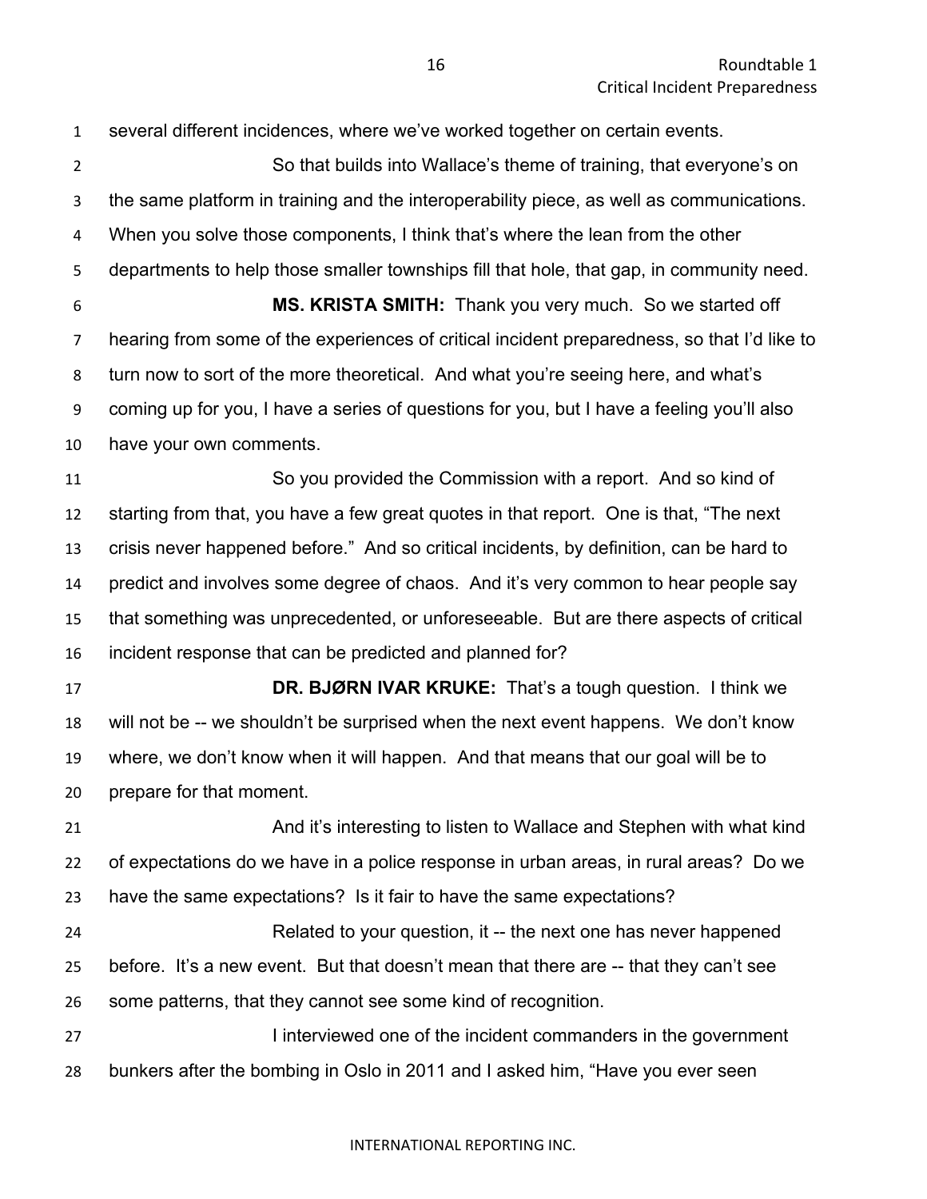several different incidences, where we've worked together on certain events.

So that builds into Wallace's theme of training, that everyone's on the same platform in training and the interoperability piece, as well as communications. When you solve those components, I think that's where the lean from the other departments to help those smaller townships fill that hole, that gap, in community need.

**MS. KRISTA SMITH:** Thank you very much. So we started off hearing from some of the experiences of critical incident preparedness, so that I'd like to turn now to sort of the more theoretical. And what you're seeing here, and what's coming up for you, I have a series of questions for you, but I have a feeling you'll also have your own comments.

So you provided the Commission with a report. And so kind of starting from that, you have a few great quotes in that report. One is that, "The next crisis never happened before." And so critical incidents, by definition, can be hard to predict and involves some degree of chaos. And it's very common to hear people say that something was unprecedented, or unforeseeable. But are there aspects of critical incident response that can be predicted and planned for?

**DR. BJØRN IVAR KRUKE:** That's a tough question. I think we will not be -- we shouldn't be surprised when the next event happens. We don't know where, we don't know when it will happen. And that means that our goal will be to prepare for that moment.

And it's interesting to listen to Wallace and Stephen with what kind of expectations do we have in a police response in urban areas, in rural areas? Do we have the same expectations? Is it fair to have the same expectations?

Related to your question, it -- the next one has never happened before. It's a new event. But that doesn't mean that there are -- that they can't see some patterns, that they cannot see some kind of recognition.

I interviewed one of the incident commanders in the government bunkers after the bombing in Oslo in 2011 and I asked him, "Have you ever seen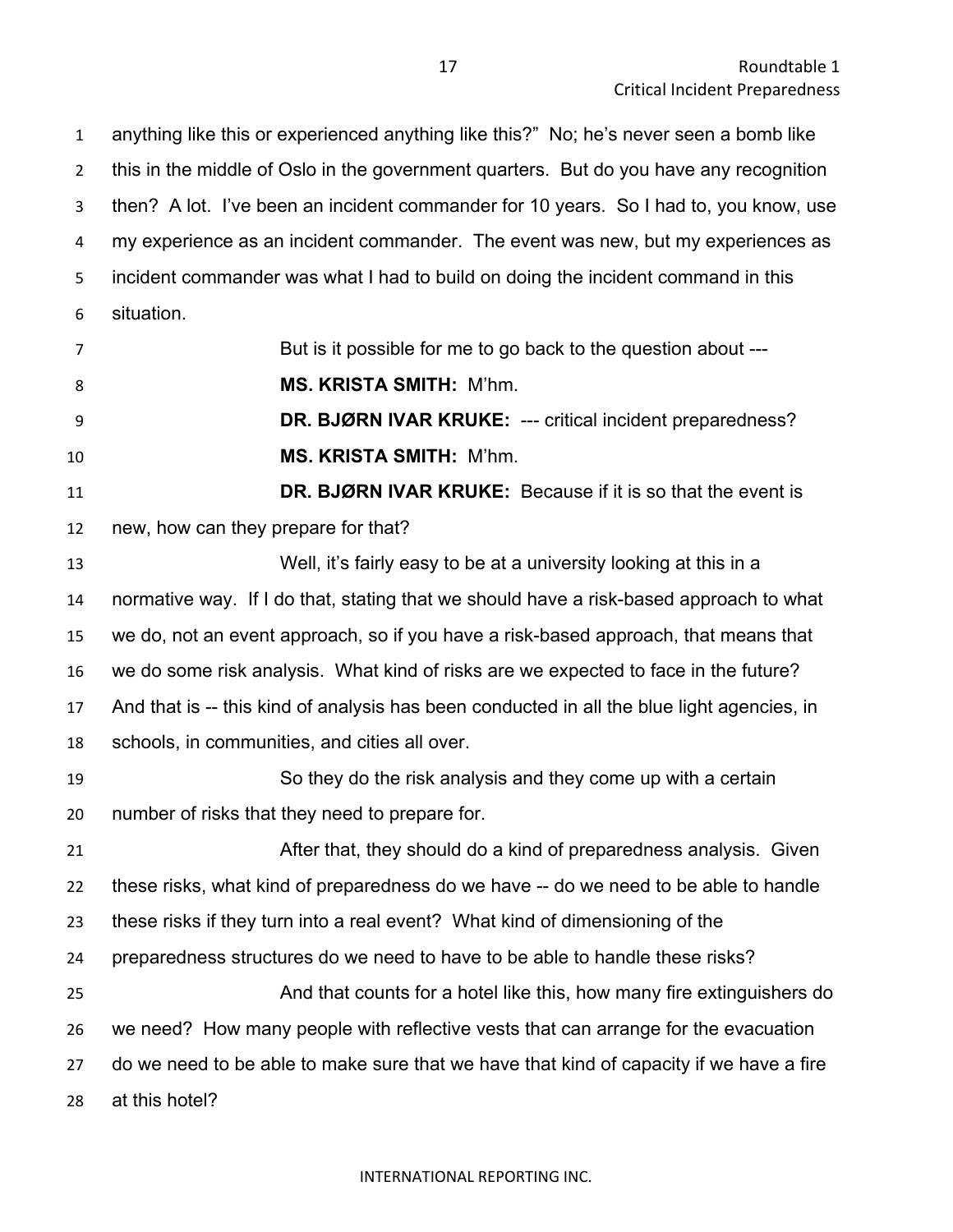anything like this or experienced anything like this?" No; he's never seen a bomb like this in the middle of Oslo in the government quarters. But do you have any recognition then? A lot. I've been an incident commander for 10 years. So I had to, you know, use my experience as an incident commander. The event was new, but my experiences as incident commander was what I had to build on doing the incident command in this situation.

But is it possible for me to go back to the question about ---

**MS. KRISTA SMITH:** M'hm.

**DR. BJØRN IVAR KRUKE:** --- critical incident preparedness?

**MS. KRISTA SMITH:** M'hm.

**DR. BJØRN IVAR KRUKE:** Because if it is so that the event is new, how can they prepare for that?

Well, it's fairly easy to be at a university looking at this in a normative way. If I do that, stating that we should have a risk-based approach to what we do, not an event approach, so if you have a risk-based approach, that means that we do some risk analysis. What kind of risks are we expected to face in the future? And that is -- this kind of analysis has been conducted in all the blue light agencies, in schools, in communities, and cities all over.

So they do the risk analysis and they come up with a certain number of risks that they need to prepare for.

After that, they should do a kind of preparedness analysis. Given these risks, what kind of preparedness do we have -- do we need to be able to handle these risks if they turn into a real event? What kind of dimensioning of the preparedness structures do we need to have to be able to handle these risks?

And that counts for a hotel like this, how many fire extinguishers do we need? How many people with reflective vests that can arrange for the evacuation do we need to be able to make sure that we have that kind of capacity if we have a fire at this hotel?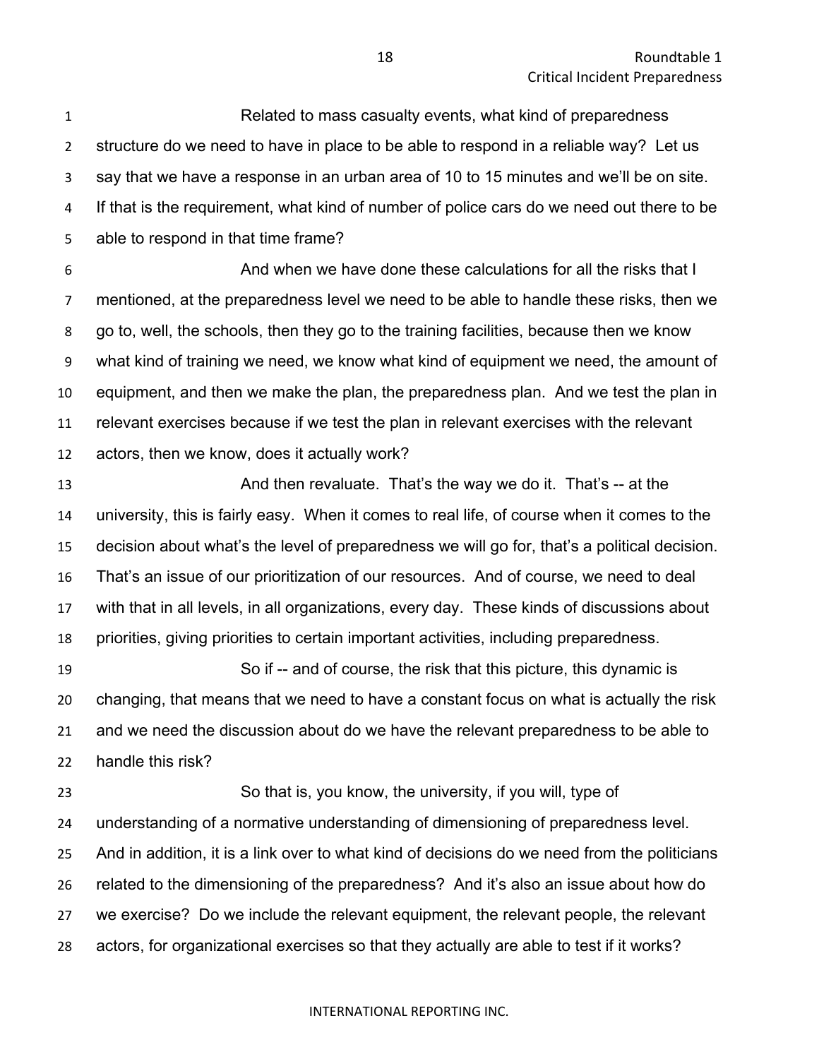Related to mass casualty events, what kind of preparedness structure do we need to have in place to be able to respond in a reliable way? Let us say that we have a response in an urban area of 10 to 15 minutes and we'll be on site. If that is the requirement, what kind of number of police cars do we need out there to be able to respond in that time frame?

And when we have done these calculations for all the risks that I mentioned, at the preparedness level we need to be able to handle these risks, then we go to, well, the schools, then they go to the training facilities, because then we know what kind of training we need, we know what kind of equipment we need, the amount of equipment, and then we make the plan, the preparedness plan. And we test the plan in relevant exercises because if we test the plan in relevant exercises with the relevant actors, then we know, does it actually work?

And then revaluate. That's the way we do it. That's -- at the university, this is fairly easy. When it comes to real life, of course when it comes to the decision about what's the level of preparedness we will go for, that's a political decision. That's an issue of our prioritization of our resources. And of course, we need to deal with that in all levels, in all organizations, every day. These kinds of discussions about priorities, giving priorities to certain important activities, including preparedness.

So if -- and of course, the risk that this picture, this dynamic is changing, that means that we need to have a constant focus on what is actually the risk and we need the discussion about do we have the relevant preparedness to be able to handle this risk?

So that is, you know, the university, if you will, type of understanding of a normative understanding of dimensioning of preparedness level. And in addition, it is a link over to what kind of decisions do we need from the politicians related to the dimensioning of the preparedness? And it's also an issue about how do we exercise? Do we include the relevant equipment, the relevant people, the relevant actors, for organizational exercises so that they actually are able to test if it works?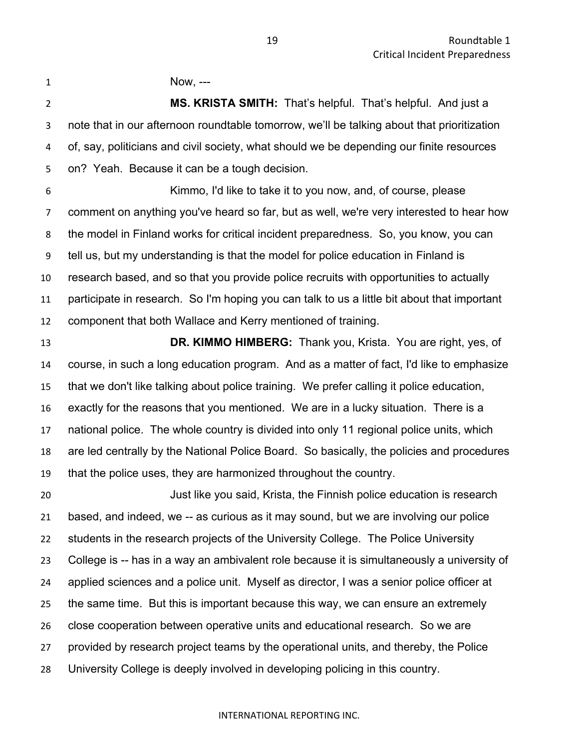Now, ---

**MS. KRISTA SMITH:** That's helpful. That's helpful. And just a note that in our afternoon roundtable tomorrow, we'll be talking about that prioritization of, say, politicians and civil society, what should we be depending our finite resources on? Yeah. Because it can be a tough decision.

Kimmo, I'd like to take it to you now, and, of course, please comment on anything you've heard so far, but as well, we're very interested to hear how the model in Finland works for critical incident preparedness. So, you know, you can tell us, but my understanding is that the model for police education in Finland is research based, and so that you provide police recruits with opportunities to actually participate in research. So I'm hoping you can talk to us a little bit about that important component that both Wallace and Kerry mentioned of training.

**DR. KIMMO HIMBERG:** Thank you, Krista. You are right, yes, of course, in such a long education program. And as a matter of fact, I'd like to emphasize that we don't like talking about police training. We prefer calling it police education, exactly for the reasons that you mentioned. We are in a lucky situation. There is a national police. The whole country is divided into only 11 regional police units, which are led centrally by the National Police Board. So basically, the policies and procedures that the police uses, they are harmonized throughout the country.

Just like you said, Krista, the Finnish police education is research based, and indeed, we -- as curious as it may sound, but we are involving our police students in the research projects of the University College. The Police University College is -- has in a way an ambivalent role because it is simultaneously a university of applied sciences and a police unit. Myself as director, I was a senior police officer at the same time. But this is important because this way, we can ensure an extremely close cooperation between operative units and educational research. So we are provided by research project teams by the operational units, and thereby, the Police University College is deeply involved in developing policing in this country.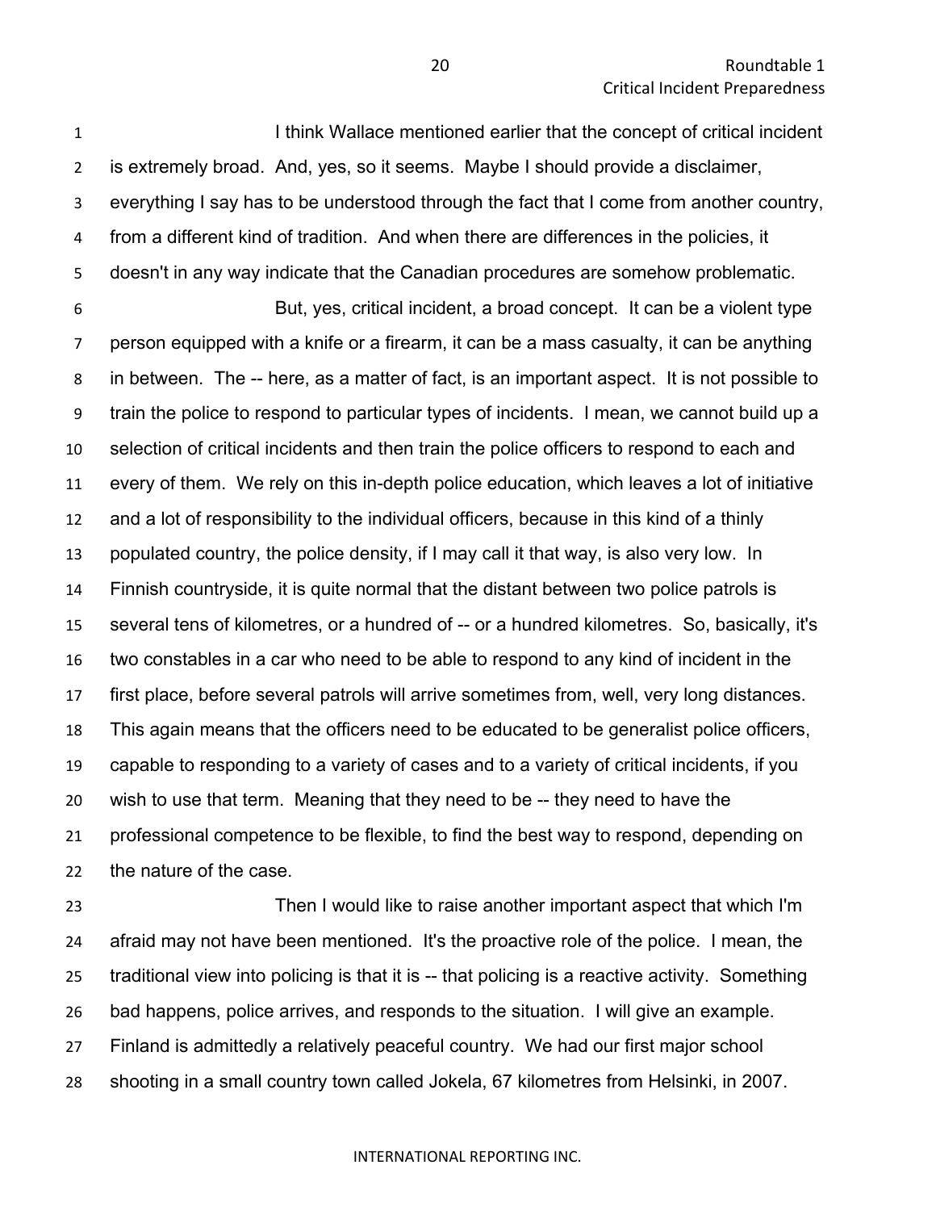I think Wallace mentioned earlier that the concept of critical incident is extremely broad. And, yes, so it seems. Maybe I should provide a disclaimer, everything I say has to be understood through the fact that I come from another country, from a different kind of tradition. And when there are differences in the policies, it doesn't in any way indicate that the Canadian procedures are somehow problematic.

But, yes, critical incident, a broad concept. It can be a violent type person equipped with a knife or a firearm, it can be a mass casualty, it can be anything in between. The -- here, as a matter of fact, is an important aspect. It is not possible to train the police to respond to particular types of incidents. I mean, we cannot build up a selection of critical incidents and then train the police officers to respond to each and every of them. We rely on this in-depth police education, which leaves a lot of initiative and a lot of responsibility to the individual officers, because in this kind of a thinly populated country, the police density, if I may call it that way, is also very low. In Finnish countryside, it is quite normal that the distant between two police patrols is several tens of kilometres, or a hundred of -- or a hundred kilometres. So, basically, it's two constables in a car who need to be able to respond to any kind of incident in the first place, before several patrols will arrive sometimes from, well, very long distances. This again means that the officers need to be educated to be generalist police officers, capable to responding to a variety of cases and to a variety of critical incidents, if you wish to use that term. Meaning that they need to be -- they need to have the professional competence to be flexible, to find the best way to respond, depending on the nature of the case.

Then I would like to raise another important aspect that which I'm afraid may not have been mentioned. It's the proactive role of the police. I mean, the traditional view into policing is that it is -- that policing is a reactive activity. Something bad happens, police arrives, and responds to the situation. I will give an example. Finland is admittedly a relatively peaceful country. We had our first major school shooting in a small country town called Jokela, 67 kilometres from Helsinki, in 2007.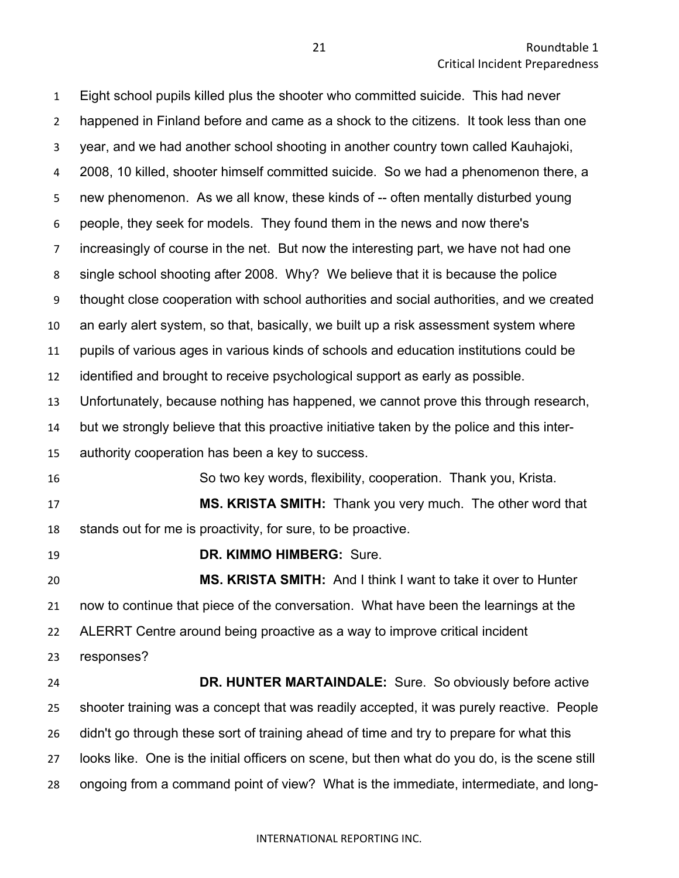Eight school pupils killed plus the shooter who committed suicide. This had never happened in Finland before and came as a shock to the citizens. It took less than one year, and we had another school shooting in another country town called Kauhajoki, 2008, 10 killed, shooter himself committed suicide. So we had a phenomenon there, a new phenomenon. As we all know, these kinds of -- often mentally disturbed young people, they seek for models. They found them in the news and now there's increasingly of course in the net. But now the interesting part, we have not had one single school shooting after 2008. Why? We believe that it is because the police thought close cooperation with school authorities and social authorities, and we created an early alert system, so that, basically, we built up a risk assessment system where pupils of various ages in various kinds of schools and education institutions could be identified and brought to receive psychological support as early as possible. Unfortunately, because nothing has happened, we cannot prove this through research, but we strongly believe that this proactive initiative taken by the police and this inter-authority cooperation has been a key to success.

So two key words, flexibility, cooperation. Thank you, Krista.

**MS. KRISTA SMITH:** Thank you very much. The other word that stands out for me is proactivity, for sure, to be proactive.

**DR. KIMMO HIMBERG:** Sure.

**MS. KRISTA SMITH:** And I think I want to take it over to Hunter now to continue that piece of the conversation. What have been the learnings at the ALERRT Centre around being proactive as a way to improve critical incident responses?

**DR. HUNTER MARTAINDALE:** Sure. So obviously before active shooter training was a concept that was readily accepted, it was purely reactive. People didn't go through these sort of training ahead of time and try to prepare for what this looks like. One is the initial officers on scene, but then what do you do, is the scene still ongoing from a command point of view? What is the immediate, intermediate, and long-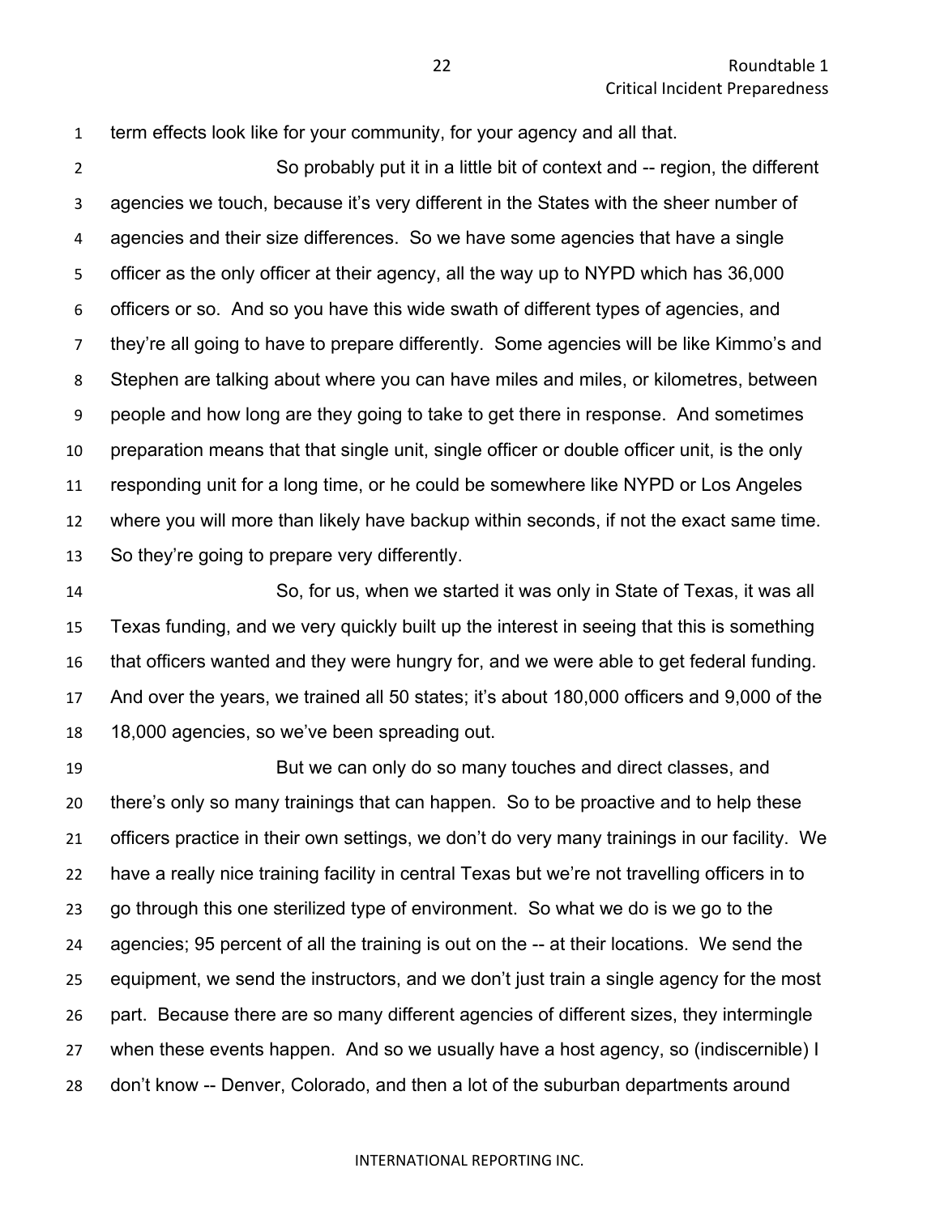term effects look like for your community, for your agency and all that.

So probably put it in a little bit of context and -- region, the different agencies we touch, because it's very different in the States with the sheer number of agencies and their size differences. So we have some agencies that have a single officer as the only officer at their agency, all the way up to NYPD which has 36,000 officers or so. And so you have this wide swath of different types of agencies, and they're all going to have to prepare differently. Some agencies will be like Kimmo's and Stephen are talking about where you can have miles and miles, or kilometres, between people and how long are they going to take to get there in response. And sometimes preparation means that that single unit, single officer or double officer unit, is the only responding unit for a long time, or he could be somewhere like NYPD or Los Angeles where you will more than likely have backup within seconds, if not the exact same time. So they're going to prepare very differently.

So, for us, when we started it was only in State of Texas, it was all Texas funding, and we very quickly built up the interest in seeing that this is something that officers wanted and they were hungry for, and we were able to get federal funding. And over the years, we trained all 50 states; it's about 180,000 officers and 9,000 of the 18,000 agencies, so we've been spreading out.

But we can only do so many touches and direct classes, and there's only so many trainings that can happen. So to be proactive and to help these officers practice in their own settings, we don't do very many trainings in our facility. We have a really nice training facility in central Texas but we're not travelling officers in to go through this one sterilized type of environment. So what we do is we go to the agencies; 95 percent of all the training is out on the -- at their locations. We send the equipment, we send the instructors, and we don't just train a single agency for the most part. Because there are so many different agencies of different sizes, they intermingle when these events happen. And so we usually have a host agency, so (indiscernible) I don't know -- Denver, Colorado, and then a lot of the suburban departments around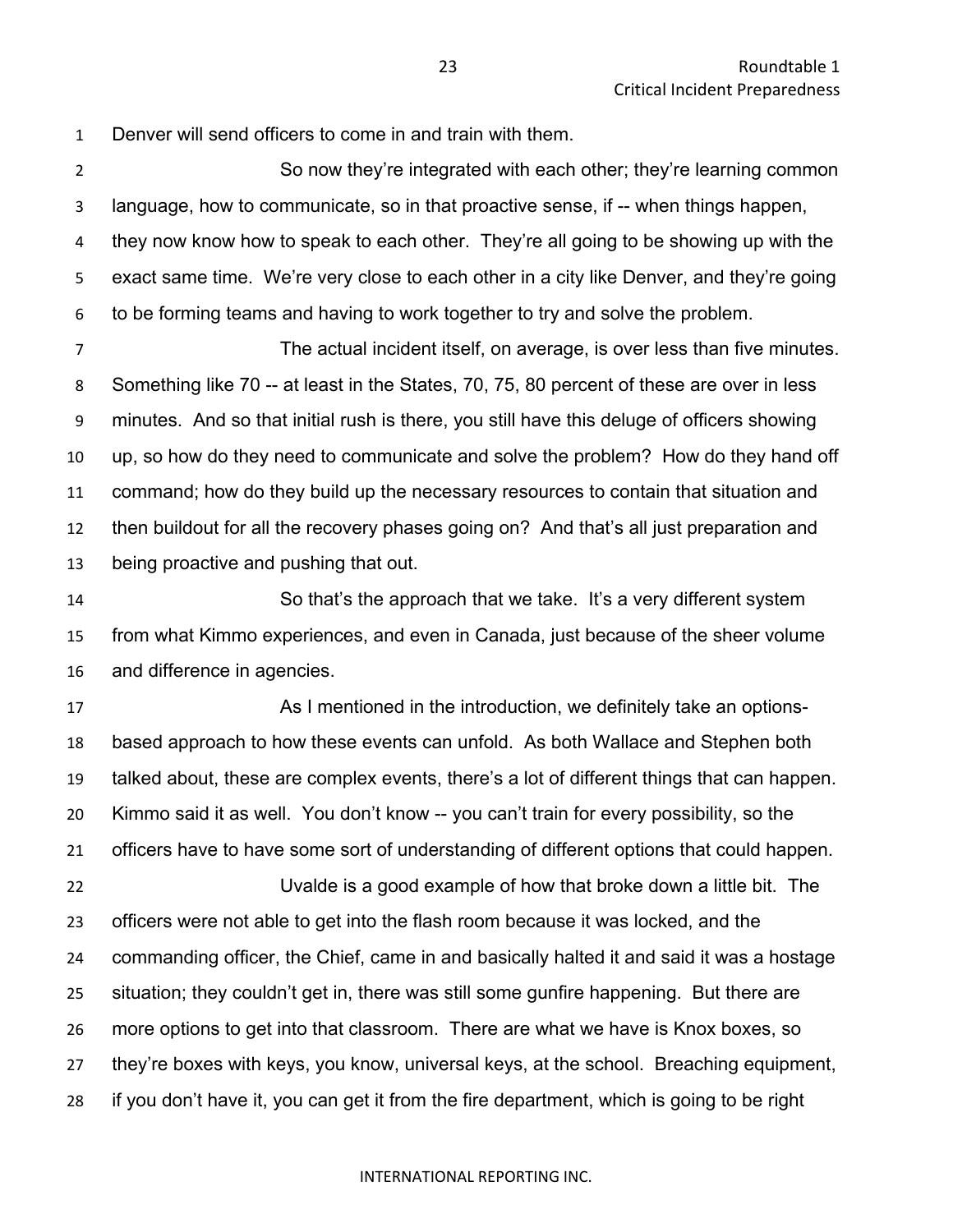Denver will send officers to come in and train with them.

So now they're integrated with each other; they're learning common language, how to communicate, so in that proactive sense, if -- when things happen, they now know how to speak to each other. They're all going to be showing up with the exact same time. We're very close to each other in a city like Denver, and they're going to be forming teams and having to work together to try and solve the problem.

The actual incident itself, on average, is over less than five minutes. Something like 70 -- at least in the States, 70, 75, 80 percent of these are over in less minutes. And so that initial rush is there, you still have this deluge of officers showing up, so how do they need to communicate and solve the problem? How do they hand off command; how do they build up the necessary resources to contain that situation and then buildout for all the recovery phases going on? And that's all just preparation and being proactive and pushing that out.

So that's the approach that we take. It's a very different system from what Kimmo experiences, and even in Canada, just because of the sheer volume and difference in agencies.

As I mentioned in the introduction, we definitely take an options-based approach to how these events can unfold. As both Wallace and Stephen both talked about, these are complex events, there's a lot of different things that can happen. Kimmo said it as well. You don't know -- you can't train for every possibility, so the officers have to have some sort of understanding of different options that could happen.

Uvalde is a good example of how that broke down a little bit. The officers were not able to get into the flash room because it was locked, and the commanding officer, the Chief, came in and basically halted it and said it was a hostage situation; they couldn't get in, there was still some gunfire happening. But there are more options to get into that classroom. There are what we have is Knox boxes, so they're boxes with keys, you know, universal keys, at the school. Breaching equipment, if you don't have it, you can get it from the fire department, which is going to be right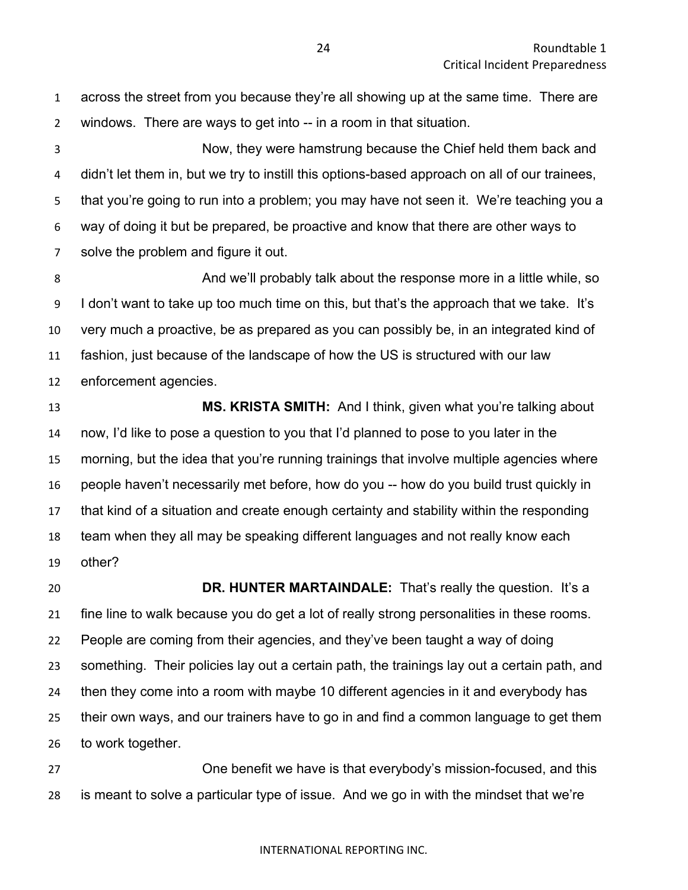across the street from you because they're all showing up at the same time. There are windows. There are ways to get into -- in a room in that situation.

Now, they were hamstrung because the Chief held them back and didn't let them in, but we try to instill this options-based approach on all of our trainees, that you're going to run into a problem; you may have not seen it. We're teaching you a way of doing it but be prepared, be proactive and know that there are other ways to solve the problem and figure it out.

And we'll probably talk about the response more in a little while, so I don't want to take up too much time on this, but that's the approach that we take. It's very much a proactive, be as prepared as you can possibly be, in an integrated kind of fashion, just because of the landscape of how the US is structured with our law enforcement agencies.

**MS. KRISTA SMITH:** And I think, given what you're talking about now, I'd like to pose a question to you that I'd planned to pose to you later in the morning, but the idea that you're running trainings that involve multiple agencies where people haven't necessarily met before, how do you -- how do you build trust quickly in that kind of a situation and create enough certainty and stability within the responding team when they all may be speaking different languages and not really know each other?

**DR. HUNTER MARTAINDALE:** That's really the question. It's a fine line to walk because you do get a lot of really strong personalities in these rooms. People are coming from their agencies, and they've been taught a way of doing something. Their policies lay out a certain path, the trainings lay out a certain path, and then they come into a room with maybe 10 different agencies in it and everybody has their own ways, and our trainers have to go in and find a common language to get them to work together.

One benefit we have is that everybody's mission-focused, and this is meant to solve a particular type of issue. And we go in with the mindset that we're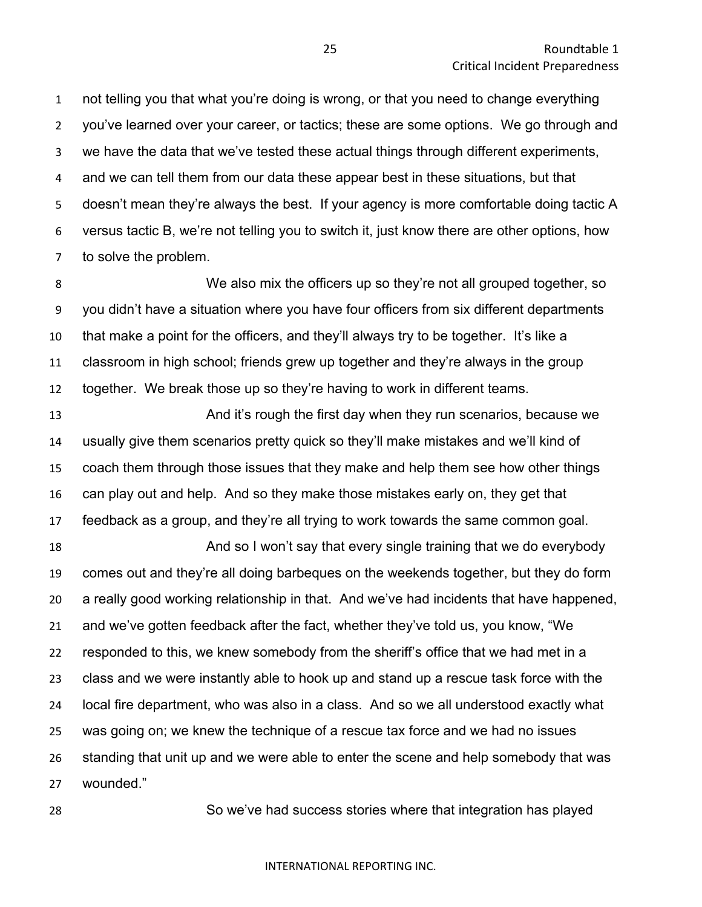not telling you that what you're doing is wrong, or that you need to change everything you've learned over your career, or tactics; these are some options. We go through and we have the data that we've tested these actual things through different experiments, and we can tell them from our data these appear best in these situations, but that doesn't mean they're always the best. If your agency is more comfortable doing tactic A versus tactic B, we're not telling you to switch it, just know there are other options, how to solve the problem.

We also mix the officers up so they're not all grouped together, so you didn't have a situation where you have four officers from six different departments that make a point for the officers, and they'll always try to be together. It's like a classroom in high school; friends grew up together and they're always in the group together. We break those up so they're having to work in different teams.

And it's rough the first day when they run scenarios, because we usually give them scenarios pretty quick so they'll make mistakes and we'll kind of coach them through those issues that they make and help them see how other things can play out and help. And so they make those mistakes early on, they get that feedback as a group, and they're all trying to work towards the same common goal.

And so I won't say that every single training that we do everybody comes out and they're all doing barbeques on the weekends together, but they do form a really good working relationship in that. And we've had incidents that have happened, and we've gotten feedback after the fact, whether they've told us, you know, "We responded to this, we knew somebody from the sheriff's office that we had met in a class and we were instantly able to hook up and stand up a rescue task force with the local fire department, who was also in a class. And so we all understood exactly what was going on; we knew the technique of a rescue tax force and we had no issues standing that unit up and we were able to enter the scene and help somebody that was wounded."

So we've had success stories where that integration has played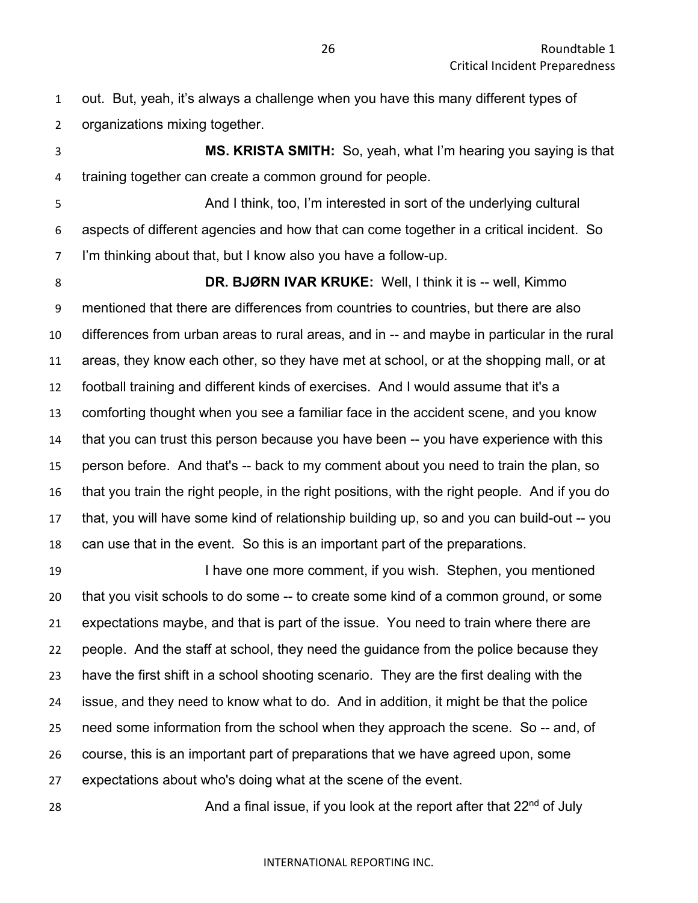out. But, yeah, it's always a challenge when you have this many different types of organizations mixing together.

**MS. KRISTA SMITH:** So, yeah, what I'm hearing you saying is that training together can create a common ground for people.

And I think, too, I'm interested in sort of the underlying cultural aspects of different agencies and how that can come together in a critical incident. So I'm thinking about that, but I know also you have a follow-up.

**DR. BJØRN IVAR KRUKE:** Well, I think it is -- well, Kimmo mentioned that there are differences from countries to countries, but there are also differences from urban areas to rural areas, and in -- and maybe in particular in the rural areas, they know each other, so they have met at school, or at the shopping mall, or at football training and different kinds of exercises. And I would assume that it's a comforting thought when you see a familiar face in the accident scene, and you know that you can trust this person because you have been -- you have experience with this person before. And that's -- back to my comment about you need to train the plan, so that you train the right people, in the right positions, with the right people. And if you do that, you will have some kind of relationship building up, so and you can build-out -- you can use that in the event. So this is an important part of the preparations.

I have one more comment, if you wish. Stephen, you mentioned that you visit schools to do some -- to create some kind of a common ground, or some expectations maybe, and that is part of the issue. You need to train where there are people. And the staff at school, they need the guidance from the police because they have the first shift in a school shooting scenario. They are the first dealing with the issue, and they need to know what to do. And in addition, it might be that the police need some information from the school when they approach the scene. So -- and, of course, this is an important part of preparations that we have agreed upon, some expectations about who's doing what at the scene of the event.

And a final issue, if you look at the report after that 22nd of July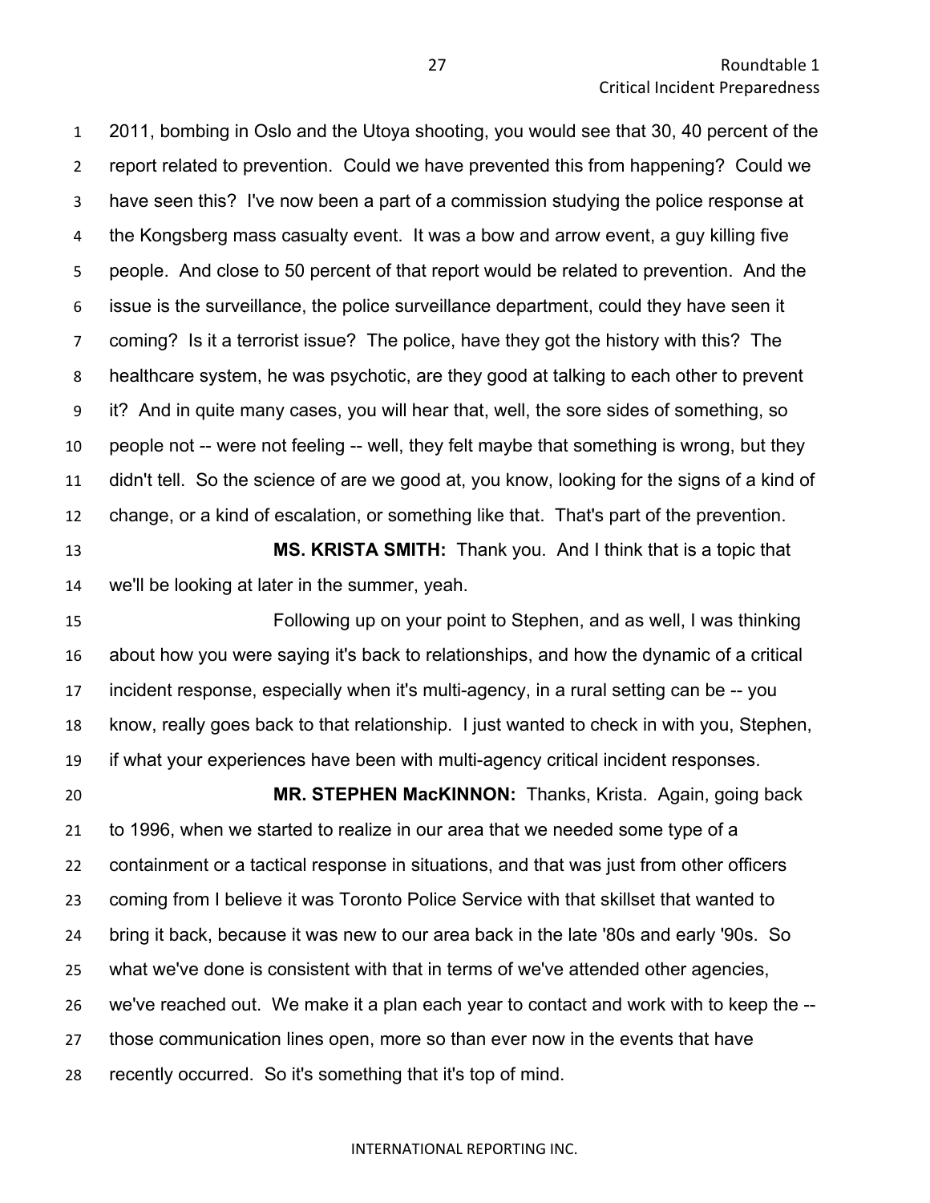2011, bombing in Oslo and the Utoya shooting, you would see that 30, 40 percent of the report related to prevention. Could we have prevented this from happening? Could we have seen this? I've now been a part of a commission studying the police response at the Kongsberg mass casualty event. It was a bow and arrow event, a guy killing five people. And close to 50 percent of that report would be related to prevention. And the issue is the surveillance, the police surveillance department, could they have seen it coming? Is it a terrorist issue? The police, have they got the history with this? The healthcare system, he was psychotic, are they good at talking to each other to prevent it? And in quite many cases, you will hear that, well, the sore sides of something, so people not -- were not feeling -- well, they felt maybe that something is wrong, but they didn't tell. So the science of are we good at, you know, looking for the signs of a kind of change, or a kind of escalation, or something like that. That's part of the prevention.

**MS. KRISTA SMITH:** Thank you. And I think that is a topic that we'll be looking at later in the summer, yeah.

Following up on your point to Stephen, and as well, I was thinking about how you were saying it's back to relationships, and how the dynamic of a critical incident response, especially when it's multi-agency, in a rural setting can be -- you know, really goes back to that relationship. I just wanted to check in with you, Stephen, if what your experiences have been with multi-agency critical incident responses.

**MR. STEPHEN MacKINNON:** Thanks, Krista. Again, going back to 1996, when we started to realize in our area that we needed some type of a containment or a tactical response in situations, and that was just from other officers coming from I believe it was Toronto Police Service with that skillset that wanted to bring it back, because it was new to our area back in the late '80s and early '90s. So what we've done is consistent with that in terms of we've attended other agencies, we've reached out. We make it a plan each year to contact and work with to keep the -- those communication lines open, more so than ever now in the events that have recently occurred. So it's something that it's top of mind.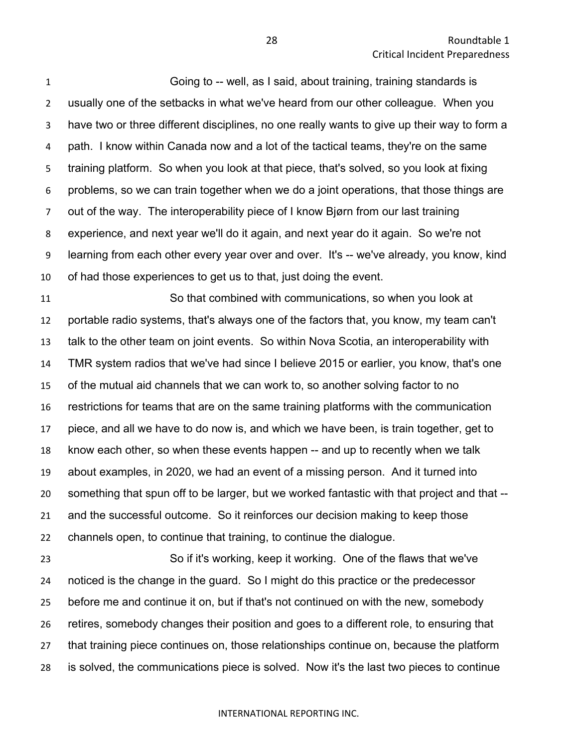Going to -- well, as I said, about training, training standards is usually one of the setbacks in what we've heard from our other colleague. When you have two or three different disciplines, no one really wants to give up their way to form a path. I know within Canada now and a lot of the tactical teams, they're on the same training platform. So when you look at that piece, that's solved, so you look at fixing problems, so we can train together when we do a joint operations, that those things are out of the way. The interoperability piece of I know Bjørn from our last training experience, and next year we'll do it again, and next year do it again. So we're not learning from each other every year over and over. It's -- we've already, you know, kind of had those experiences to get us to that, just doing the event.

So that combined with communications, so when you look at portable radio systems, that's always one of the factors that, you know, my team can't talk to the other team on joint events. So within Nova Scotia, an interoperability with TMR system radios that we've had since I believe 2015 or earlier, you know, that's one of the mutual aid channels that we can work to, so another solving factor to no restrictions for teams that are on the same training platforms with the communication piece, and all we have to do now is, and which we have been, is train together, get to know each other, so when these events happen -- and up to recently when we talk about examples, in 2020, we had an event of a missing person. And it turned into something that spun off to be larger, but we worked fantastic with that project and that -- and the successful outcome. So it reinforces our decision making to keep those channels open, to continue that training, to continue the dialogue.

So if it's working, keep it working. One of the flaws that we've noticed is the change in the guard. So I might do this practice or the predecessor before me and continue it on, but if that's not continued on with the new, somebody retires, somebody changes their position and goes to a different role, to ensuring that that training piece continues on, those relationships continue on, because the platform is solved, the communications piece is solved. Now it's the last two pieces to continue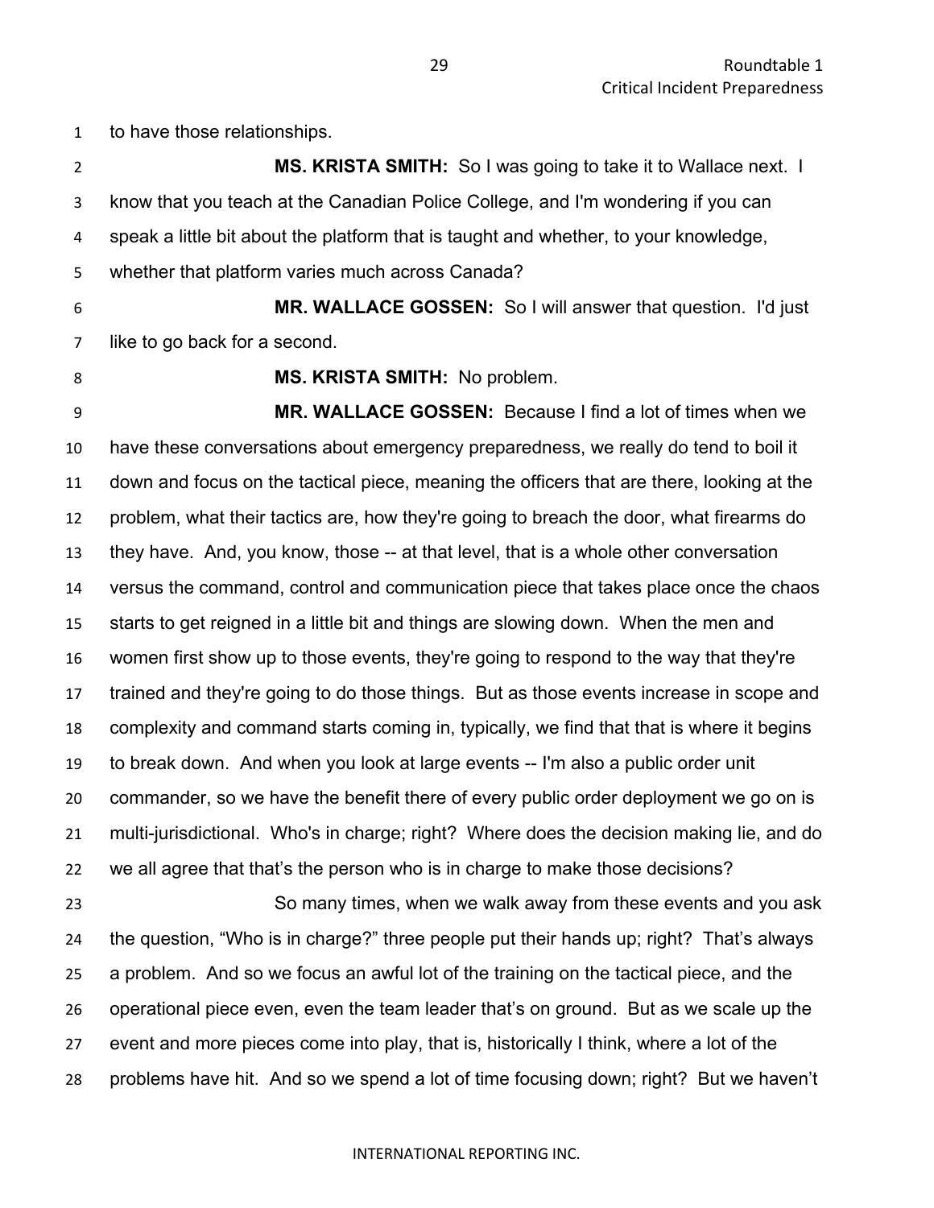to have those relationships.

**MS. KRISTA SMITH:** So I was going to take it to Wallace next. I know that you teach at the Canadian Police College, and I'm wondering if you can speak a little bit about the platform that is taught and whether, to your knowledge, whether that platform varies much across Canada?

**MR. WALLACE GOSSEN:** So I will answer that question. I'd just like to go back for a second.

**MS. KRISTA SMITH:** No problem.

**MR. WALLACE GOSSEN:** Because I find a lot of times when we have these conversations about emergency preparedness, we really do tend to boil it down and focus on the tactical piece, meaning the officers that are there, looking at the problem, what their tactics are, how they're going to breach the door, what firearms do they have. And, you know, those -- at that level, that is a whole other conversation versus the command, control and communication piece that takes place once the chaos starts to get reigned in a little bit and things are slowing down. When the men and women first show up to those events, they're going to respond to the way that they're trained and they're going to do those things. But as those events increase in scope and complexity and command starts coming in, typically, we find that that is where it begins to break down. And when you look at large events -- I'm also a public order unit commander, so we have the benefit there of every public order deployment we go on is multi-jurisdictional. Who's in charge; right? Where does the decision making lie, and do we all agree that that's the person who is in charge to make those decisions?

So many times, when we walk away from these events and you ask the question, "Who is in charge?" three people put their hands up; right? That's always a problem. And so we focus an awful lot of the training on the tactical piece, and the operational piece even, even the team leader that's on ground. But as we scale up the event and more pieces come into play, that is, historically I think, where a lot of the problems have hit. And so we spend a lot of time focusing down; right? But we haven't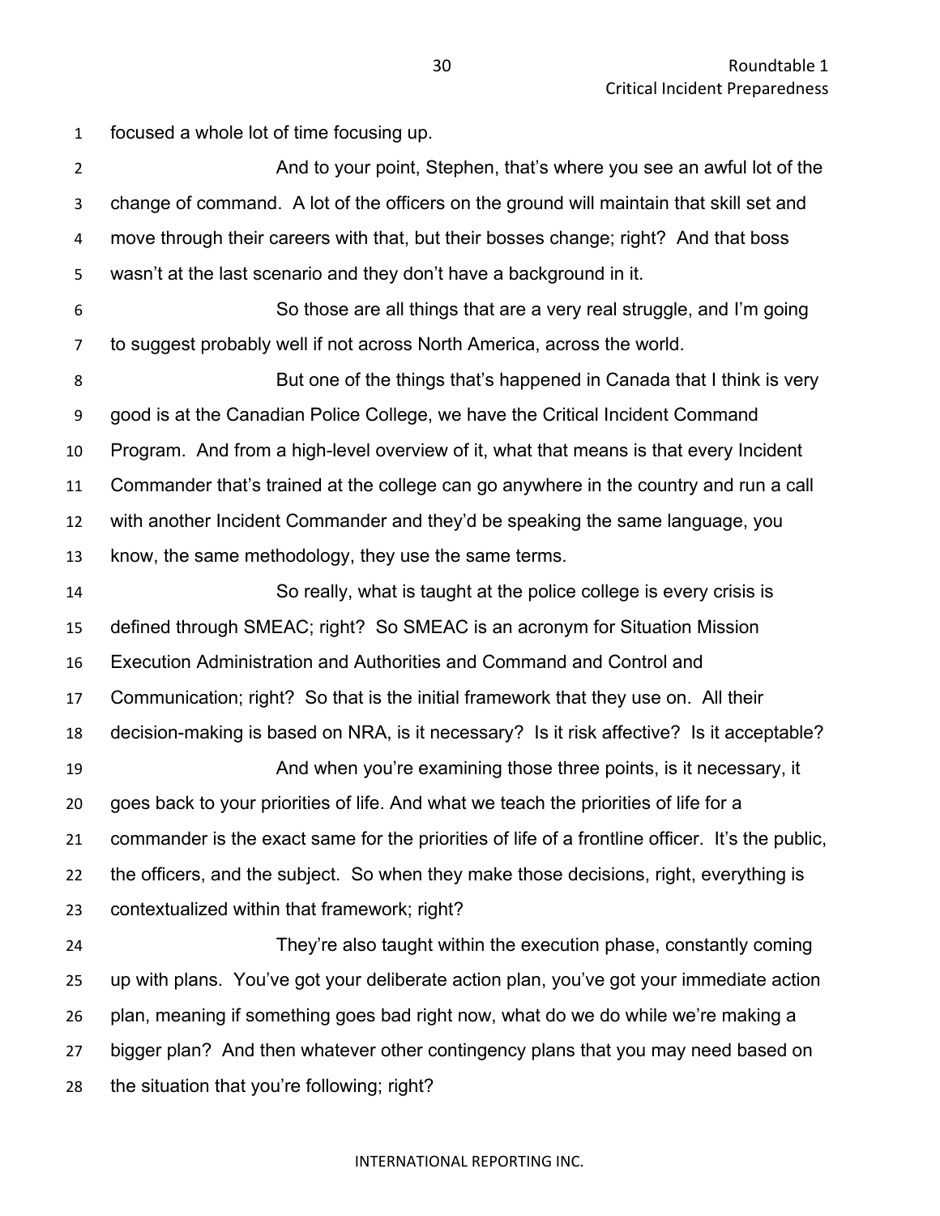focused a whole lot of time focusing up.

And to your point, Stephen, that's where you see an awful lot of the change of command. A lot of the officers on the ground will maintain that skill set and move through their careers with that, but their bosses change; right? And that boss wasn't at the last scenario and they don't have a background in it.

So those are all things that are a very real struggle, and I'm going to suggest probably well if not across North America, across the world.

But one of the things that's happened in Canada that I think is very good is at the Canadian Police College, we have the Critical Incident Command Program. And from a high-level overview of it, what that means is that every Incident Commander that's trained at the college can go anywhere in the country and run a call with another Incident Commander and they'd be speaking the same language, you know, the same methodology, they use the same terms.

So really, what is taught at the police college is every crisis is defined through SMEAC; right? So SMEAC is an acronym for Situation Mission Execution Administration and Authorities and Command and Control and Communication; right? So that is the initial framework that they use on. All their decision-making is based on NRA, is it necessary? Is it risk affective? Is it acceptable?

And when you're examining those three points, is it necessary, it goes back to your priorities of life. And what we teach the priorities of life for a commander is the exact same for the priorities of life of a frontline officer. It's the public, the officers, and the subject. So when they make those decisions, right, everything is contextualized within that framework; right?

They're also taught within the execution phase, constantly coming up with plans. You've got your deliberate action plan, you've got your immediate action plan, meaning if something goes bad right now, what do we do while we're making a bigger plan? And then whatever other contingency plans that you may need based on the situation that you're following; right?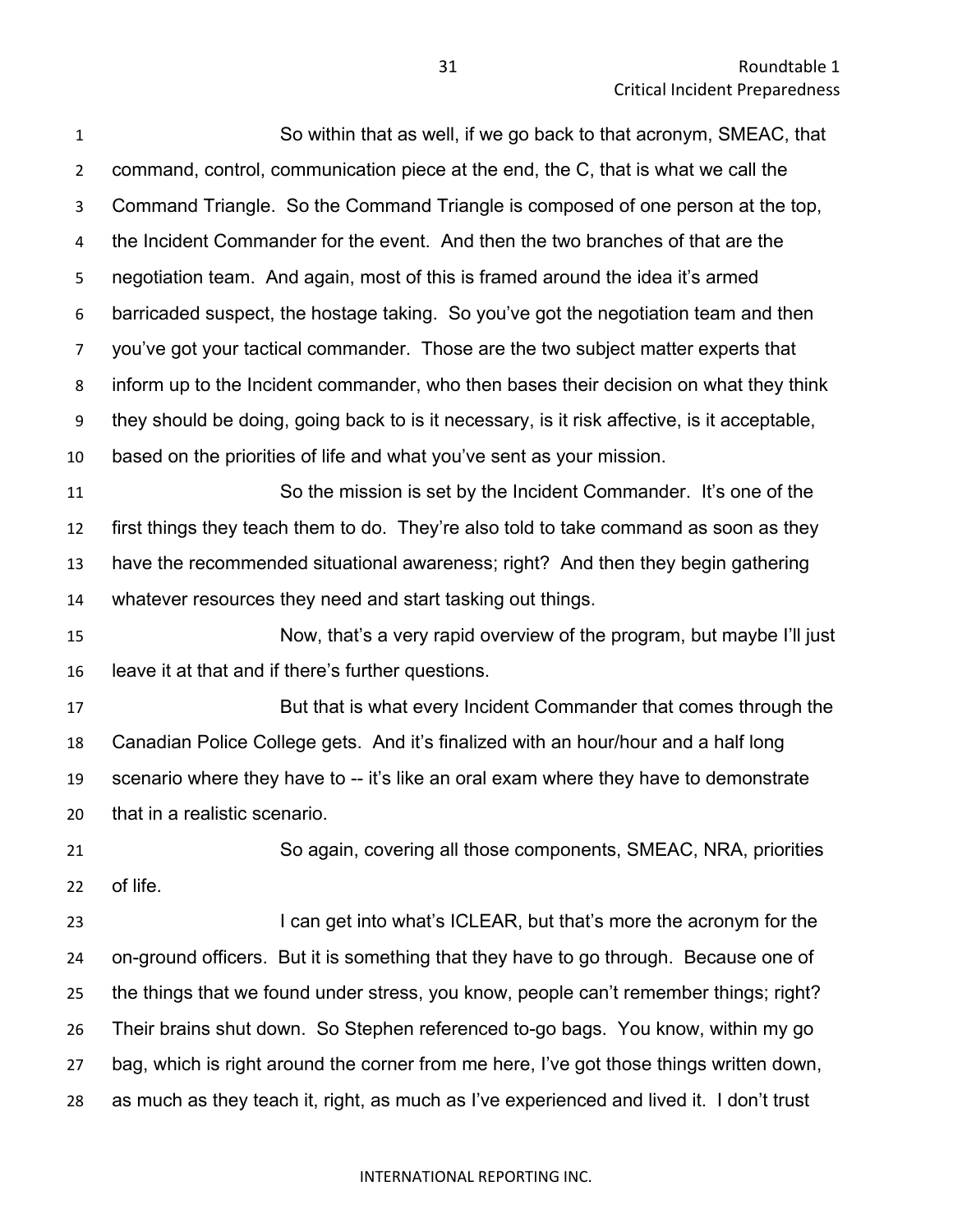So within that as well, if we go back to that acronym, SMEAC, that command, control, communication piece at the end, the C, that is what we call the Command Triangle. So the Command Triangle is composed of one person at the top, the Incident Commander for the event. And then the two branches of that are the negotiation team. And again, most of this is framed around the idea it's armed barricaded suspect, the hostage taking. So you've got the negotiation team and then you've got your tactical commander. Those are the two subject matter experts that inform up to the Incident commander, who then bases their decision on what they think they should be doing, going back to is it necessary, is it risk affective, is it acceptable, based on the priorities of life and what you've sent as your mission.

So the mission is set by the Incident Commander. It's one of the first things they teach them to do. They're also told to take command as soon as they have the recommended situational awareness; right? And then they begin gathering whatever resources they need and start tasking out things.

Now, that's a very rapid overview of the program, but maybe I'll just leave it at that and if there's further questions.

But that is what every Incident Commander that comes through the Canadian Police College gets. And it's finalized with an hour/hour and a half long scenario where they have to -- it's like an oral exam where they have to demonstrate that in a realistic scenario.

So again, covering all those components, SMEAC, NRA, priorities of life.

I can get into what's ICLEAR, but that's more the acronym for the on-ground officers. But it is something that they have to go through. Because one of the things that we found under stress, you know, people can't remember things; right? Their brains shut down. So Stephen referenced to-go bags. You know, within my go bag, which is right around the corner from me here, I've got those things written down, as much as they teach it, right, as much as I've experienced and lived it. I don't trust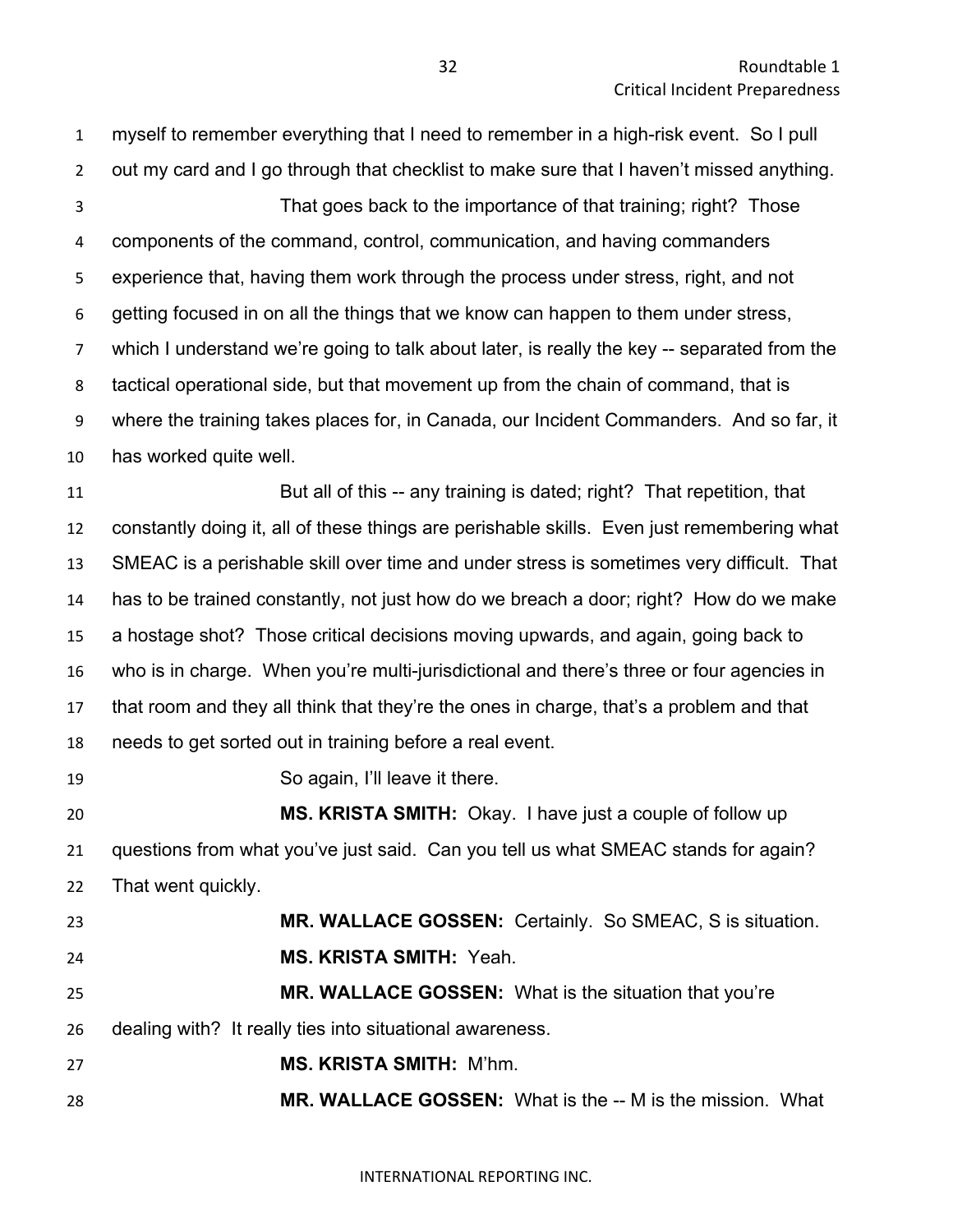myself to remember everything that I need to remember in a high-risk event. So I pull out my card and I go through that checklist to make sure that I haven't missed anything.

That goes back to the importance of that training; right? Those components of the command, control, communication, and having commanders experience that, having them work through the process under stress, right, and not getting focused in on all the things that we know can happen to them under stress, which I understand we're going to talk about later, is really the key -- separated from the tactical operational side, but that movement up from the chain of command, that is where the training takes places for, in Canada, our Incident Commanders. And so far, it has worked quite well.

But all of this -- any training is dated; right? That repetition, that constantly doing it, all of these things are perishable skills. Even just remembering what SMEAC is a perishable skill over time and under stress is sometimes very difficult. That has to be trained constantly, not just how do we breach a door; right? How do we make a hostage shot? Those critical decisions moving upwards, and again, going back to who is in charge. When you're multi-jurisdictional and there's three or four agencies in that room and they all think that they're the ones in charge, that's a problem and that needs to get sorted out in training before a real event.

So again, I'll leave it there.

**MS. KRISTA SMITH:** Okay. I have just a couple of follow up questions from what you've just said. Can you tell us what SMEAC stands for again? That went quickly.

**MR. WALLACE GOSSEN:** Certainly. So SMEAC, S is situation.

**MS. KRISTA SMITH:** Yeah.

**MR. WALLACE GOSSEN:** What is the situation that you're dealing with? It really ties into situational awareness.

**MS. KRISTA SMITH:** M'hm.

**MR. WALLACE GOSSEN:** What is the -- M is the mission. What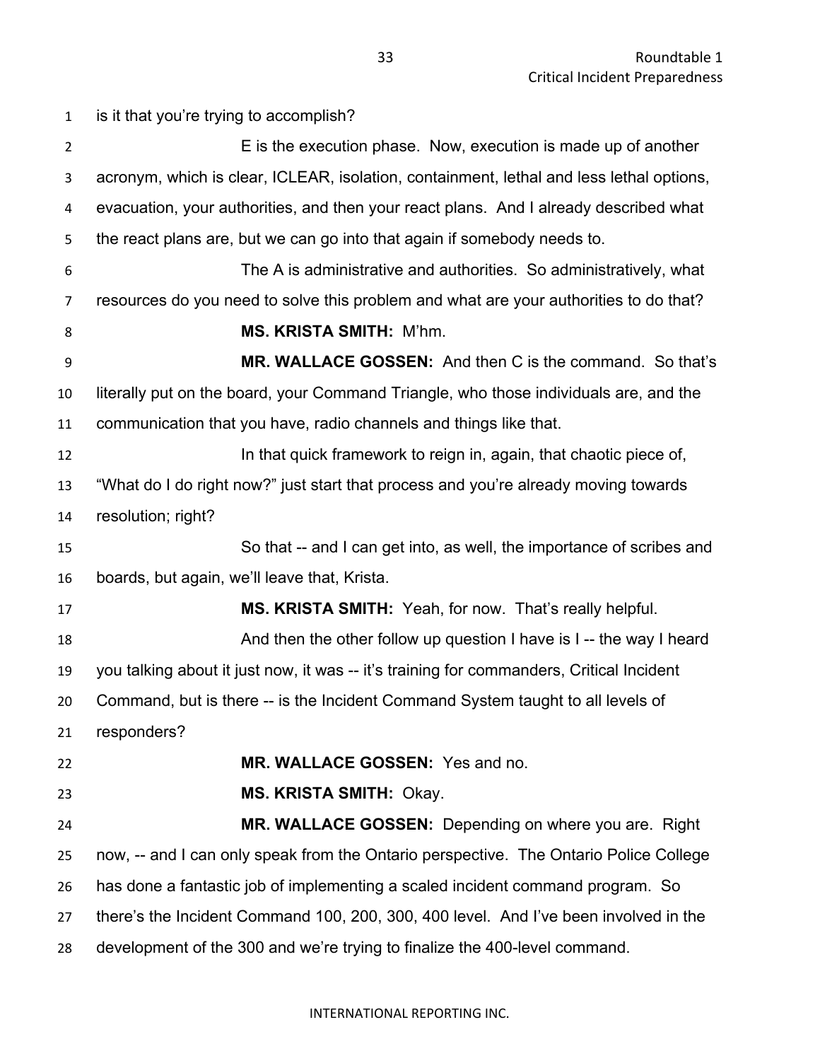is it that you're trying to accomplish?

E is the execution phase. Now, execution is made up of another acronym, which is clear, ICLEAR, isolation, containment, lethal and less lethal options, evacuation, your authorities, and then your react plans. And I already described what the react plans are, but we can go into that again if somebody needs to.

The A is administrative and authorities. So administratively, what resources do you need to solve this problem and what are your authorities to do that?

**MS. KRISTA SMITH:** M'hm.

**MR. WALLACE GOSSEN:** And then C is the command. So that's literally put on the board, your Command Triangle, who those individuals are, and the communication that you have, radio channels and things like that.

In that quick framework to reign in, again, that chaotic piece of, "What do I do right now?" just start that process and you're already moving towards resolution; right?

So that -- and I can get into, as well, the importance of scribes and boards, but again, we'll leave that, Krista.

**MS. KRISTA SMITH:** Yeah, for now. That's really helpful.

And then the other follow up question I have is I -- the way I heard you talking about it just now, it was -- it's training for commanders, Critical Incident Command, but is there -- is the Incident Command System taught to all levels of responders?

**MR. WALLACE GOSSEN:** Yes and no.

**MS. KRISTA SMITH:** Okay.

**MR. WALLACE GOSSEN:** Depending on where you are. Right now, -- and I can only speak from the Ontario perspective. The Ontario Police College has done a fantastic job of implementing a scaled incident command program. So there's the Incident Command 100, 200, 300, 400 level. And I've been involved in the development of the 300 and we're trying to finalize the 400-level command.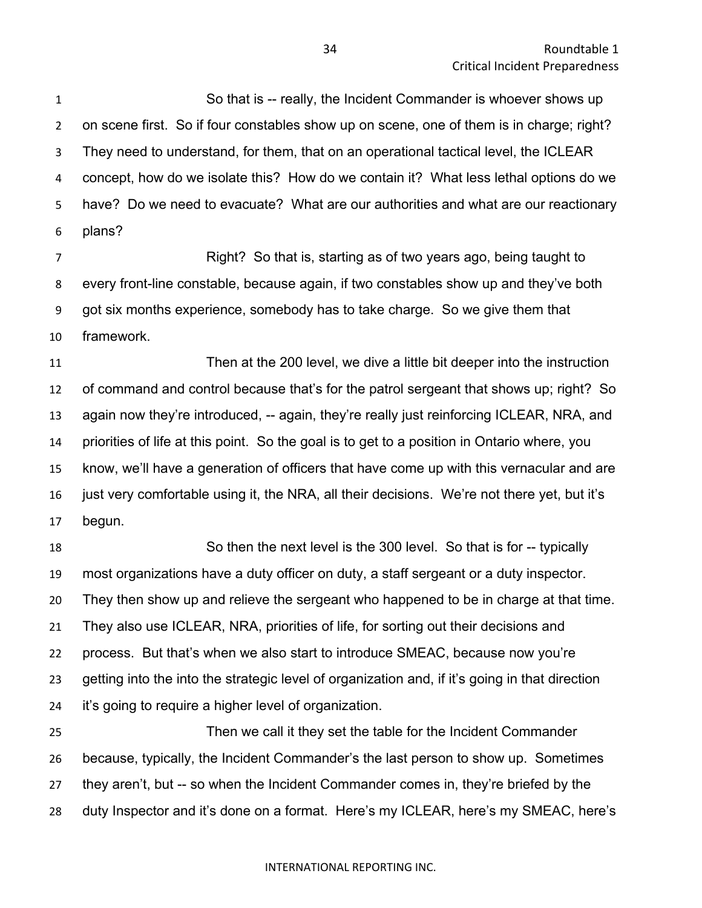So that is -- really, the Incident Commander is whoever shows up on scene first. So if four constables show up on scene, one of them is in charge; right? They need to understand, for them, that on an operational tactical level, the ICLEAR concept, how do we isolate this? How do we contain it? What less lethal options do we have? Do we need to evacuate? What are our authorities and what are our reactionary plans?

Right? So that is, starting as of two years ago, being taught to every front-line constable, because again, if two constables show up and they've both got six months experience, somebody has to take charge. So we give them that framework.

Then at the 200 level, we dive a little bit deeper into the instruction of command and control because that's for the patrol sergeant that shows up; right? So again now they're introduced, -- again, they're really just reinforcing ICLEAR, NRA, and priorities of life at this point. So the goal is to get to a position in Ontario where, you know, we'll have a generation of officers that have come up with this vernacular and are just very comfortable using it, the NRA, all their decisions. We're not there yet, but it's begun.

So then the next level is the 300 level. So that is for -- typically most organizations have a duty officer on duty, a staff sergeant or a duty inspector. They then show up and relieve the sergeant who happened to be in charge at that time. They also use ICLEAR, NRA, priorities of life, for sorting out their decisions and process. But that's when we also start to introduce SMEAC, because now you're getting into the into the strategic level of organization and, if it's going in that direction it's going to require a higher level of organization.

Then we call it they set the table for the Incident Commander because, typically, the Incident Commander's the last person to show up. Sometimes they aren't, but -- so when the Incident Commander comes in, they're briefed by the duty Inspector and it's done on a format. Here's my ICLEAR, here's my SMEAC, here's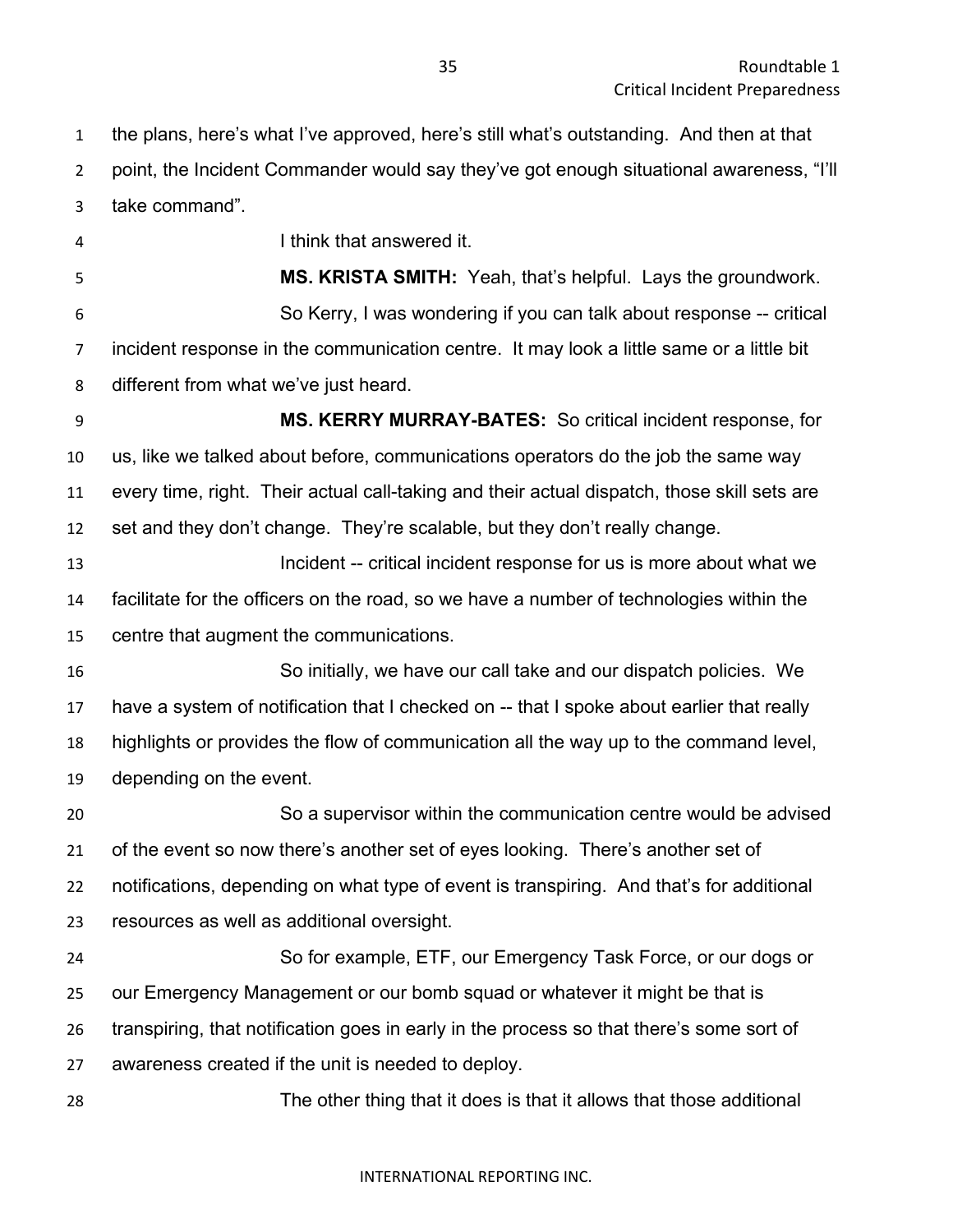the plans, here's what I've approved, here's still what's outstanding. And then at that point, the Incident Commander would say they've got enough situational awareness, "I'll take command".

I think that answered it.

**MS. KRISTA SMITH:** Yeah, that's helpful. Lays the groundwork.

So Kerry, I was wondering if you can talk about response -- critical incident response in the communication centre. It may look a little same or a little bit different from what we've just heard.

**MS. KERRY MURRAY-BATES:** So critical incident response, for us, like we talked about before, communications operators do the job the same way every time, right. Their actual call-taking and their actual dispatch, those skill sets are set and they don't change. They're scalable, but they don't really change.

Incident -- critical incident response for us is more about what we facilitate for the officers on the road, so we have a number of technologies within the centre that augment the communications.

So initially, we have our call take and our dispatch policies. We have a system of notification that I checked on -- that I spoke about earlier that really highlights or provides the flow of communication all the way up to the command level, depending on the event.

So a supervisor within the communication centre would be advised of the event so now there's another set of eyes looking. There's another set of notifications, depending on what type of event is transpiring. And that's for additional resources as well as additional oversight.

So for example, ETF, our Emergency Task Force, or our dogs or our Emergency Management or our bomb squad or whatever it might be that is transpiring, that notification goes in early in the process so that there's some sort of awareness created if the unit is needed to deploy.

The other thing that it does is that it allows that those additional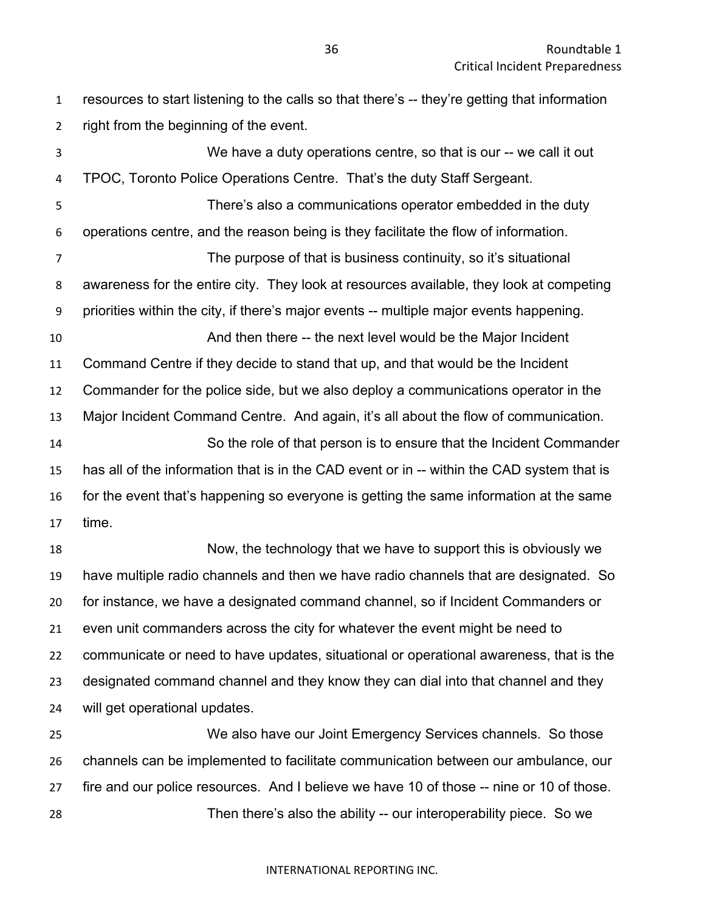resources to start listening to the calls so that there's -- they're getting that information right from the beginning of the event.

We have a duty operations centre, so that is our -- we call it out TPOC, Toronto Police Operations Centre. That's the duty Staff Sergeant.

There's also a communications operator embedded in the duty operations centre, and the reason being is they facilitate the flow of information.

The purpose of that is business continuity, so it's situational awareness for the entire city. They look at resources available, they look at competing priorities within the city, if there's major events -- multiple major events happening.

And then there -- the next level would be the Major Incident Command Centre if they decide to stand that up, and that would be the Incident Commander for the police side, but we also deploy a communications operator in the Major Incident Command Centre. And again, it's all about the flow of communication.

So the role of that person is to ensure that the Incident Commander has all of the information that is in the CAD event or in -- within the CAD system that is for the event that's happening so everyone is getting the same information at the same time.

Now, the technology that we have to support this is obviously we have multiple radio channels and then we have radio channels that are designated. So for instance, we have a designated command channel, so if Incident Commanders or even unit commanders across the city for whatever the event might be need to communicate or need to have updates, situational or operational awareness, that is the designated command channel and they know they can dial into that channel and they will get operational updates.

We also have our Joint Emergency Services channels. So those channels can be implemented to facilitate communication between our ambulance, our fire and our police resources. And I believe we have 10 of those -- nine or 10 of those.

Then there's also the ability -- our interoperability piece. So we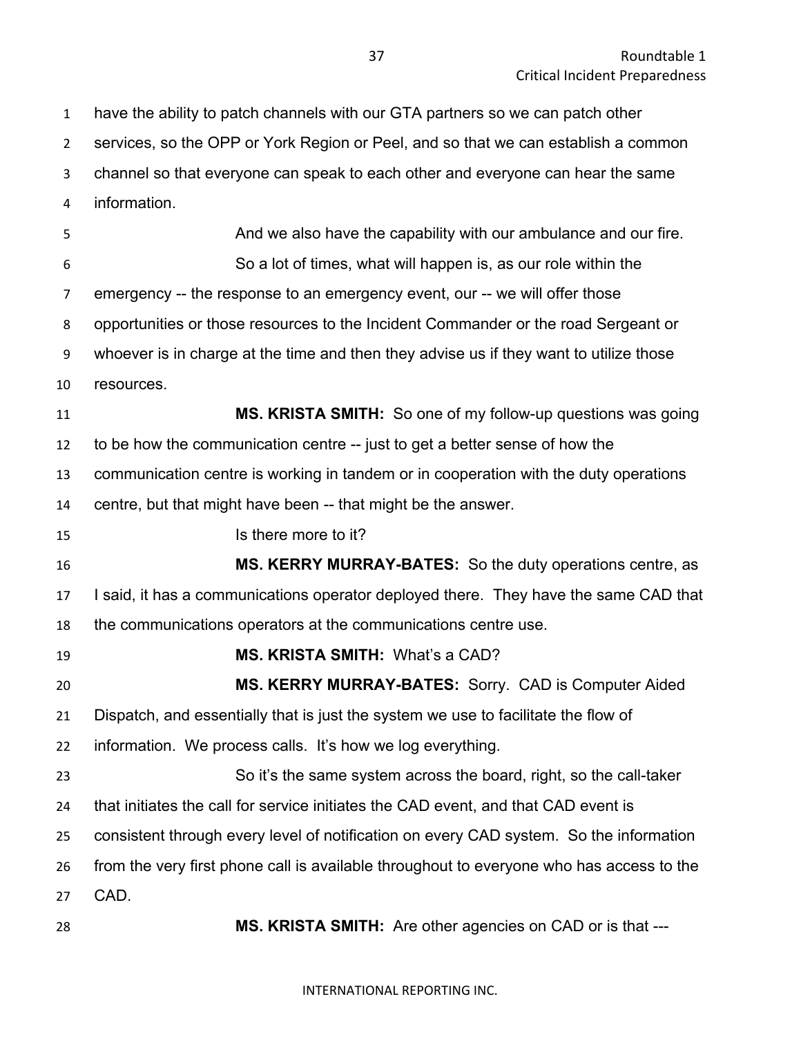have the ability to patch channels with our GTA partners so we can patch other services, so the OPP or York Region or Peel, and so that we can establish a common channel so that everyone can speak to each other and everyone can hear the same information.

And we also have the capability with our ambulance and our fire.

So a lot of times, what will happen is, as our role within the emergency -- the response to an emergency event, our -- we will offer those opportunities or those resources to the Incident Commander or the road Sergeant or whoever is in charge at the time and then they advise us if they want to utilize those resources.

**MS. KRISTA SMITH:** So one of my follow-up questions was going to be how the communication centre -- just to get a better sense of how the communication centre is working in tandem or in cooperation with the duty operations centre, but that might have been -- that might be the answer.

Is there more to it?

**MS. KERRY MURRAY-BATES:** So the duty operations centre, as I said, it has a communications operator deployed there. They have the same CAD that the communications operators at the communications centre use.

**MS. KRISTA SMITH:** What's a CAD?

**MS. KERRY MURRAY-BATES:** Sorry. CAD is Computer Aided Dispatch, and essentially that is just the system we use to facilitate the flow of information. We process calls. It's how we log everything.

So it's the same system across the board, right, so the call-taker that initiates the call for service initiates the CAD event, and that CAD event is consistent through every level of notification on every CAD system. So the information from the very first phone call is available throughout to everyone who has access to the CAD.

**MS. KRISTA SMITH:** Are other agencies on CAD or is that ---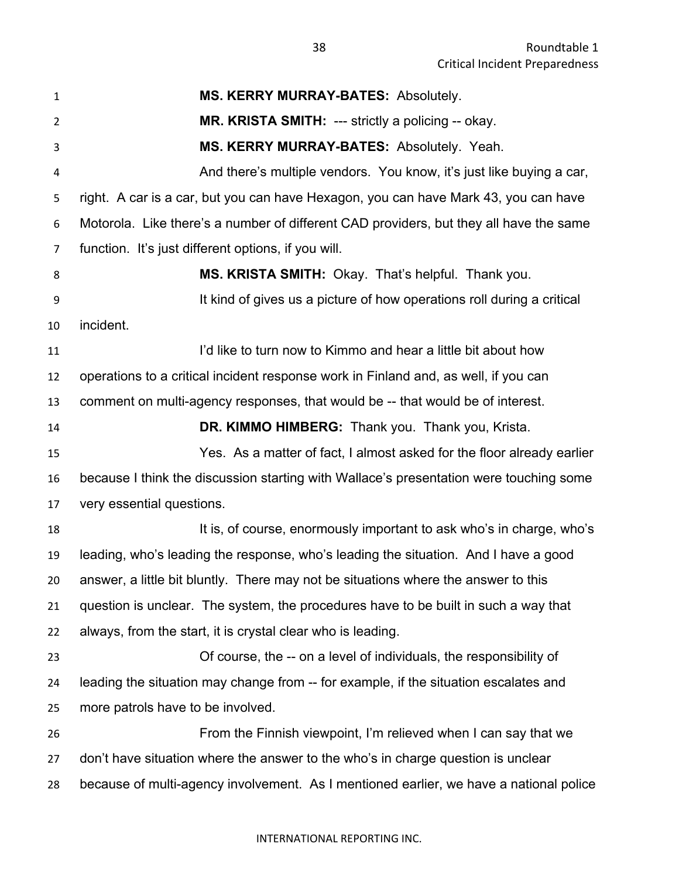**MS. KERRY MURRAY-BATES:** Absolutely.

**MR. KRISTA SMITH:** --- strictly a policing -- okay.

**MS. KERRY MURRAY-BATES:** Absolutely. Yeah.

And there's multiple vendors. You know, it's just like buying a car, right. A car is a car, but you can have Hexagon, you can have Mark 43, you can have Motorola. Like there's a number of different CAD providers, but they all have the same function. It's just different options, if you will.

**MS. KRISTA SMITH:** Okay. That's helpful. Thank you.

It kind of gives us a picture of how operations roll during a critical incident.

I'd like to turn now to Kimmo and hear a little bit about how operations to a critical incident response work in Finland and, as well, if you can comment on multi-agency responses, that would be -- that would be of interest.

**DR. KIMMO HIMBERG:** Thank you. Thank you, Krista.

Yes. As a matter of fact, I almost asked for the floor already earlier because I think the discussion starting with Wallace's presentation were touching some very essential questions.

It is, of course, enormously important to ask who's in charge, who's leading, who's leading the response, who's leading the situation. And I have a good answer, a little bit bluntly. There may not be situations where the answer to this question is unclear. The system, the procedures have to be built in such a way that always, from the start, it is crystal clear who is leading.

Of course, the -- on a level of individuals, the responsibility of leading the situation may change from -- for example, if the situation escalates and more patrols have to be involved.

From the Finnish viewpoint, I'm relieved when I can say that we don't have situation where the answer to the who's in charge question is unclear because of multi-agency involvement. As I mentioned earlier, we have a national police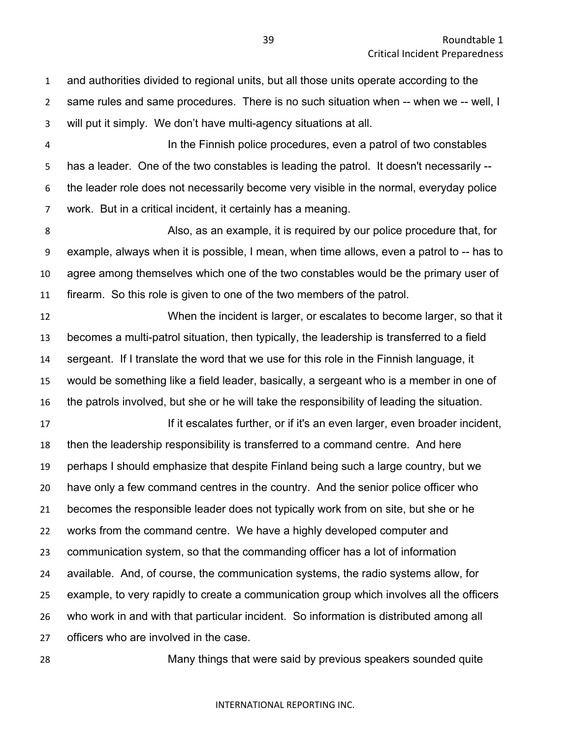and authorities divided to regional units, but all those units operate according to the same rules and same procedures. There is no such situation when -- when we -- well, I will put it simply. We don't have multi-agency situations at all.

In the Finnish police procedures, even a patrol of two constables has a leader. One of the two constables is leading the patrol. It doesn't necessarily -- the leader role does not necessarily become very visible in the normal, everyday police work. But in a critical incident, it certainly has a meaning.

Also, as an example, it is required by our police procedure that, for example, always when it is possible, I mean, when time allows, even a patrol to -- has to agree among themselves which one of the two constables would be the primary user of firearm. So this role is given to one of the two members of the patrol.

When the incident is larger, or escalates to become larger, so that it becomes a multi-patrol situation, then typically, the leadership is transferred to a field sergeant. If I translate the word that we use for this role in the Finnish language, it would be something like a field leader, basically, a sergeant who is a member in one of the patrols involved, but she or he will take the responsibility of leading the situation.

If it escalates further, or if it's an even larger, even broader incident, then the leadership responsibility is transferred to a command centre. And here perhaps I should emphasize that despite Finland being such a large country, but we have only a few command centres in the country. And the senior police officer who becomes the responsible leader does not typically work from on site, but she or he works from the command centre. We have a highly developed computer and communication system, so that the commanding officer has a lot of information available. And, of course, the communication systems, the radio systems allow, for example, to very rapidly to create a communication group which involves all the officers who work in and with that particular incident. So information is distributed among all officers who are involved in the case.

Many things that were said by previous speakers sounded quite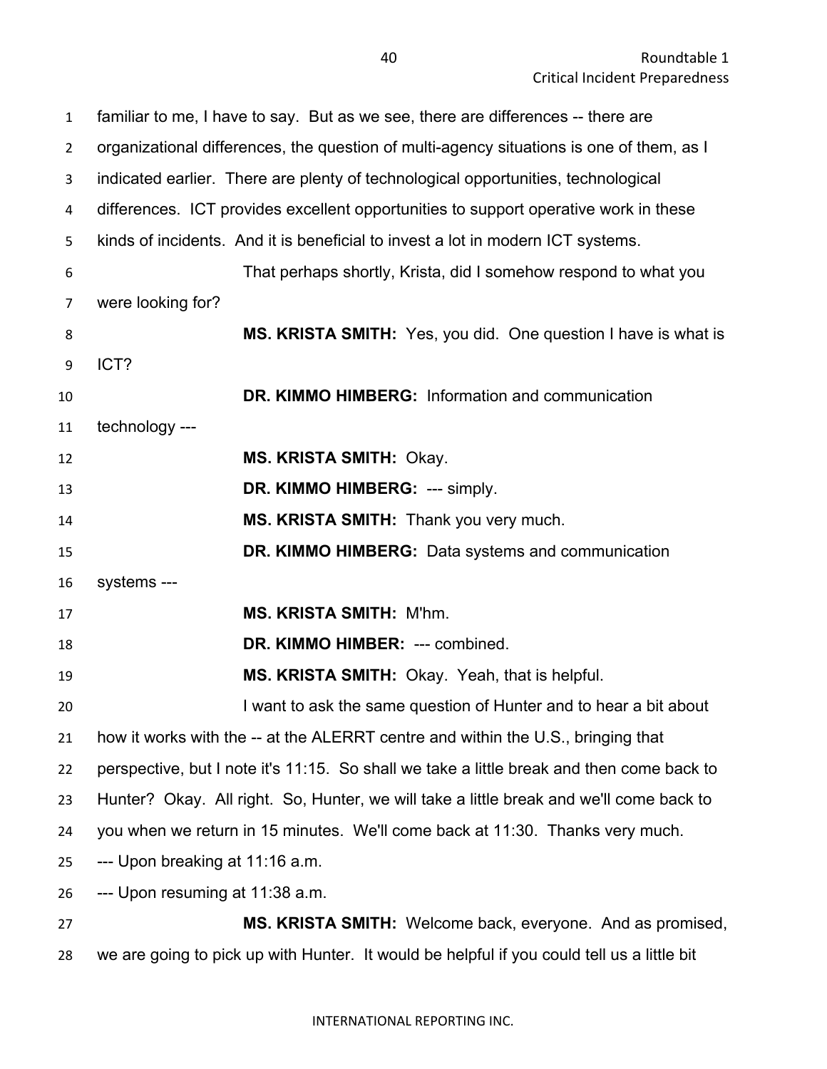familiar to me, I have to say. But as we see, there are differences -- there are organizational differences, the question of multi-agency situations is one of them, as I indicated earlier. There are plenty of technological opportunities, technological differences. ICT provides excellent opportunities to support operative work in these kinds of incidents. And it is beneficial to invest a lot in modern ICT systems.

That perhaps shortly, Krista, did I somehow respond to what you were looking for?

**MS. KRISTA SMITH:** Yes, you did. One question I have is what is ICT?

**DR. KIMMO HIMBERG:** Information and communication technology ---

**MS. KRISTA SMITH:** Okay.

**DR. KIMMO HIMBERG:** --- simply.

**MS. KRISTA SMITH:** Thank you very much.

**DR. KIMMO HIMBERG:** Data systems and communication systems ---

**MS. KRISTA SMITH:** M'hm.

**DR. KIMMO HIMBER:** --- combined.

**MS. KRISTA SMITH:** Okay. Yeah, that is helpful.

I want to ask the same question of Hunter and to hear a bit about how it works with the -- at the ALERRT centre and within the U.S., bringing that perspective, but I note it's 11:15. So shall we take a little break and then come back to Hunter? Okay. All right. So, Hunter, we will take a little break and we'll come back to you when we return in 15 minutes. We'll come back at 11:30. Thanks very much.

--- Upon breaking at 11:16 a.m.

--- Upon resuming at 11:38 a.m.

**MS. KRISTA SMITH:** Welcome back, everyone. And as promised, we are going to pick up with Hunter. It would be helpful if you could tell us a little bit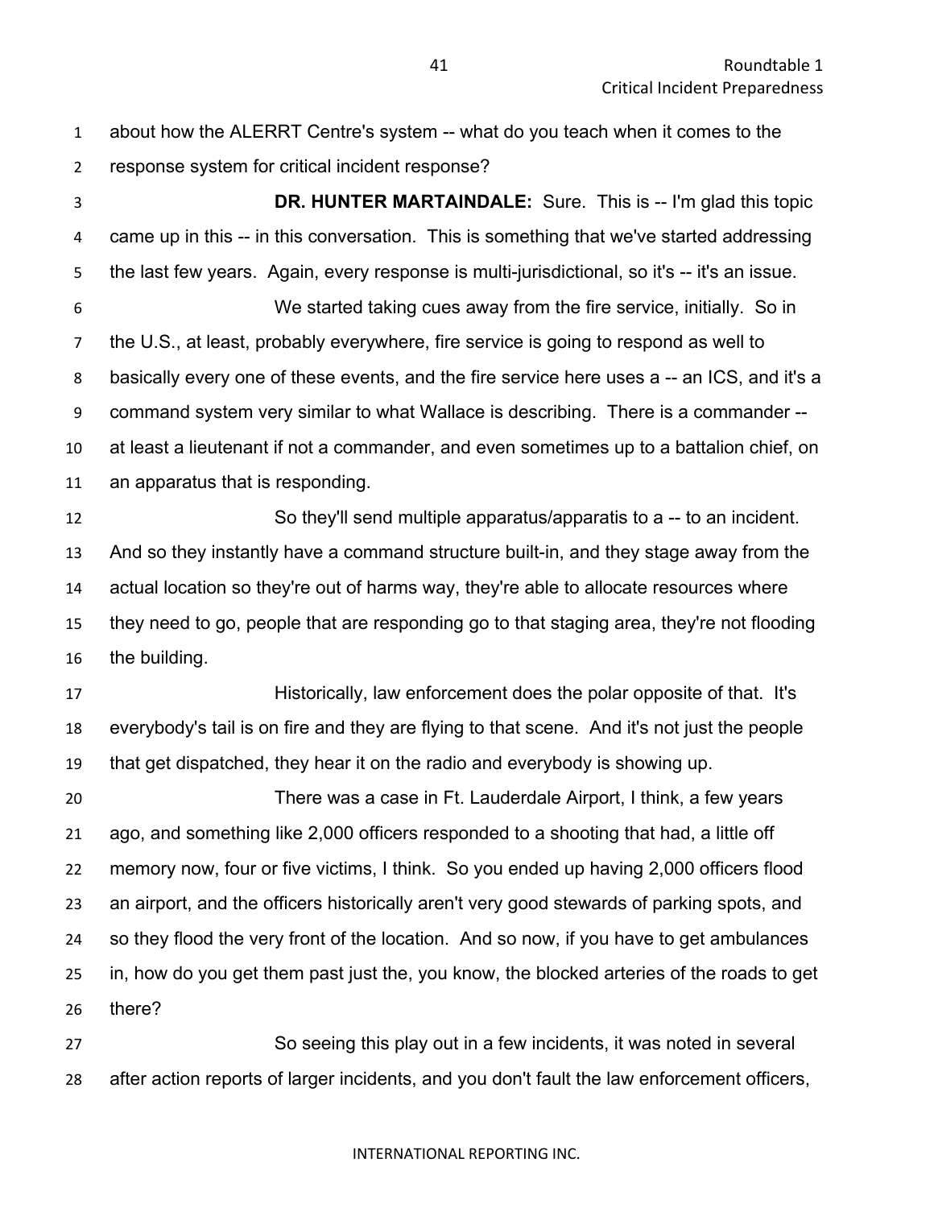about how the ALERRT Centre's system -- what do you teach when it comes to the response system for critical incident response?

**DR. HUNTER MARTAINDALE:** Sure. This is -- I'm glad this topic came up in this -- in this conversation. This is something that we've started addressing the last few years. Again, every response is multi-jurisdictional, so it's -- it's an issue.

We started taking cues away from the fire service, initially. So in the U.S., at least, probably everywhere, fire service is going to respond as well to basically every one of these events, and the fire service here uses a -- an ICS, and it's a command system very similar to what Wallace is describing. There is a commander -- at least a lieutenant if not a commander, and even sometimes up to a battalion chief, on an apparatus that is responding.

So they'll send multiple apparatus/apparatis to a -- to an incident. And so they instantly have a command structure built-in, and they stage away from the actual location so they're out of harms way, they're able to allocate resources where they need to go, people that are responding go to that staging area, they're not flooding the building.

Historically, law enforcement does the polar opposite of that. It's everybody's tail is on fire and they are flying to that scene. And it's not just the people that get dispatched, they hear it on the radio and everybody is showing up.

There was a case in Ft. Lauderdale Airport, I think, a few years ago, and something like 2,000 officers responded to a shooting that had, a little off memory now, four or five victims, I think. So you ended up having 2,000 officers flood an airport, and the officers historically aren't very good stewards of parking spots, and so they flood the very front of the location. And so now, if you have to get ambulances in, how do you get them past just the, you know, the blocked arteries of the roads to get there?

So seeing this play out in a few incidents, it was noted in several after action reports of larger incidents, and you don't fault the law enforcement officers,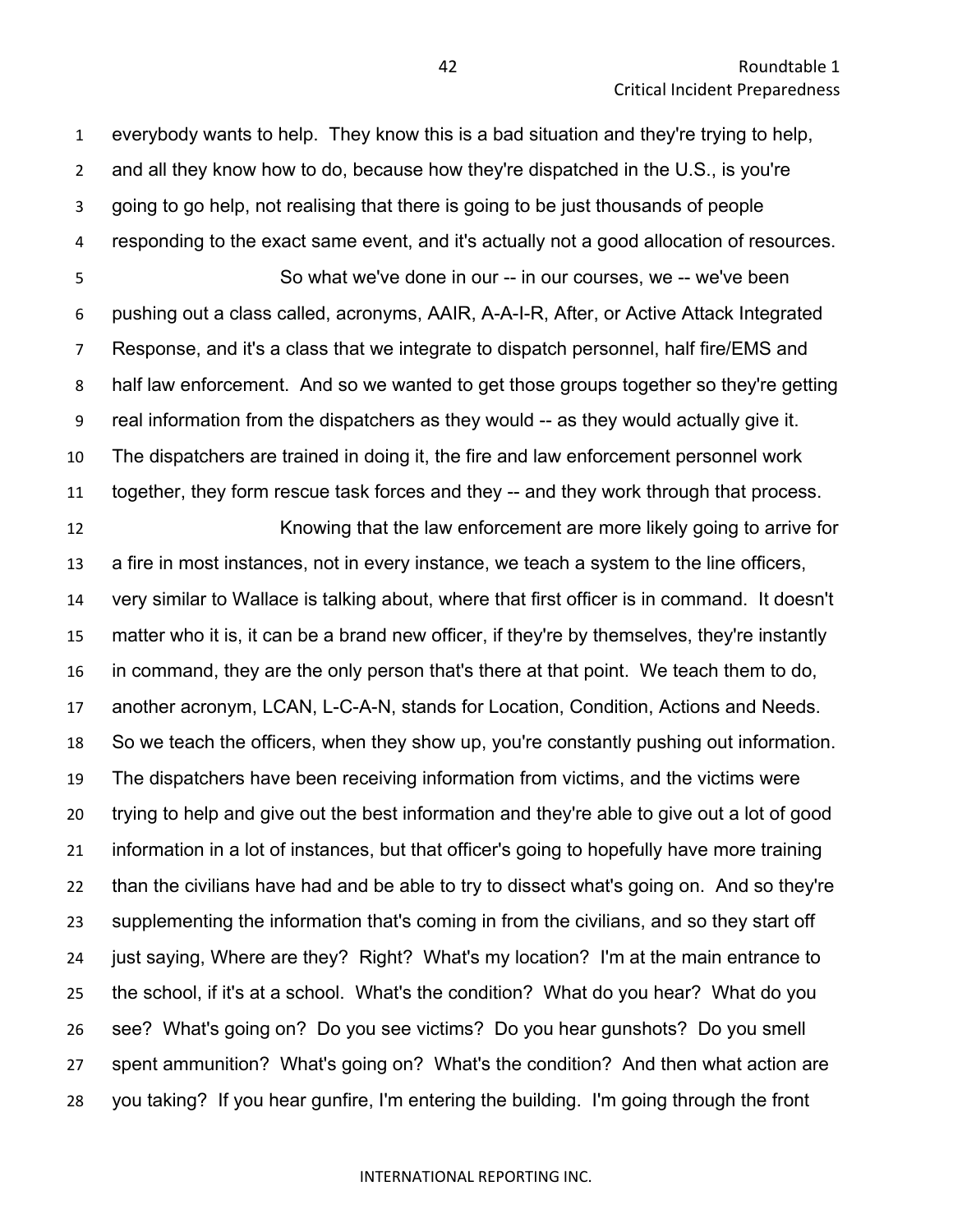everybody wants to help. They know this is a bad situation and they're trying to help, and all they know how to do, because how they're dispatched in the U.S., is you're going to go help, not realising that there is going to be just thousands of people responding to the exact same event, and it's actually not a good allocation of resources.

So what we've done in our -- in our courses, we -- we've been pushing out a class called, acronyms, AAIR, A-A-I-R, After, or Active Attack Integrated Response, and it's a class that we integrate to dispatch personnel, half fire/EMS and half law enforcement. And so we wanted to get those groups together so they're getting real information from the dispatchers as they would -- as they would actually give it. The dispatchers are trained in doing it, the fire and law enforcement personnel work together, they form rescue task forces and they -- and they work through that process.

Knowing that the law enforcement are more likely going to arrive for a fire in most instances, not in every instance, we teach a system to the line officers, very similar to Wallace is talking about, where that first officer is in command. It doesn't matter who it is, it can be a brand new officer, if they're by themselves, they're instantly in command, they are the only person that's there at that point. We teach them to do, another acronym, LCAN, L-C-A-N, stands for Location, Condition, Actions and Needs. So we teach the officers, when they show up, you're constantly pushing out information. The dispatchers have been receiving information from victims, and the victims were trying to help and give out the best information and they're able to give out a lot of good information in a lot of instances, but that officer's going to hopefully have more training than the civilians have had and be able to try to dissect what's going on. And so they're supplementing the information that's coming in from the civilians, and so they start off just saying, Where are they? Right? What's my location? I'm at the main entrance to the school, if it's at a school. What's the condition? What do you hear? What do you see? What's going on? Do you see victims? Do you hear gunshots? Do you smell spent ammunition? What's going on? What's the condition? And then what action are you taking? If you hear gunfire, I'm entering the building. I'm going through the front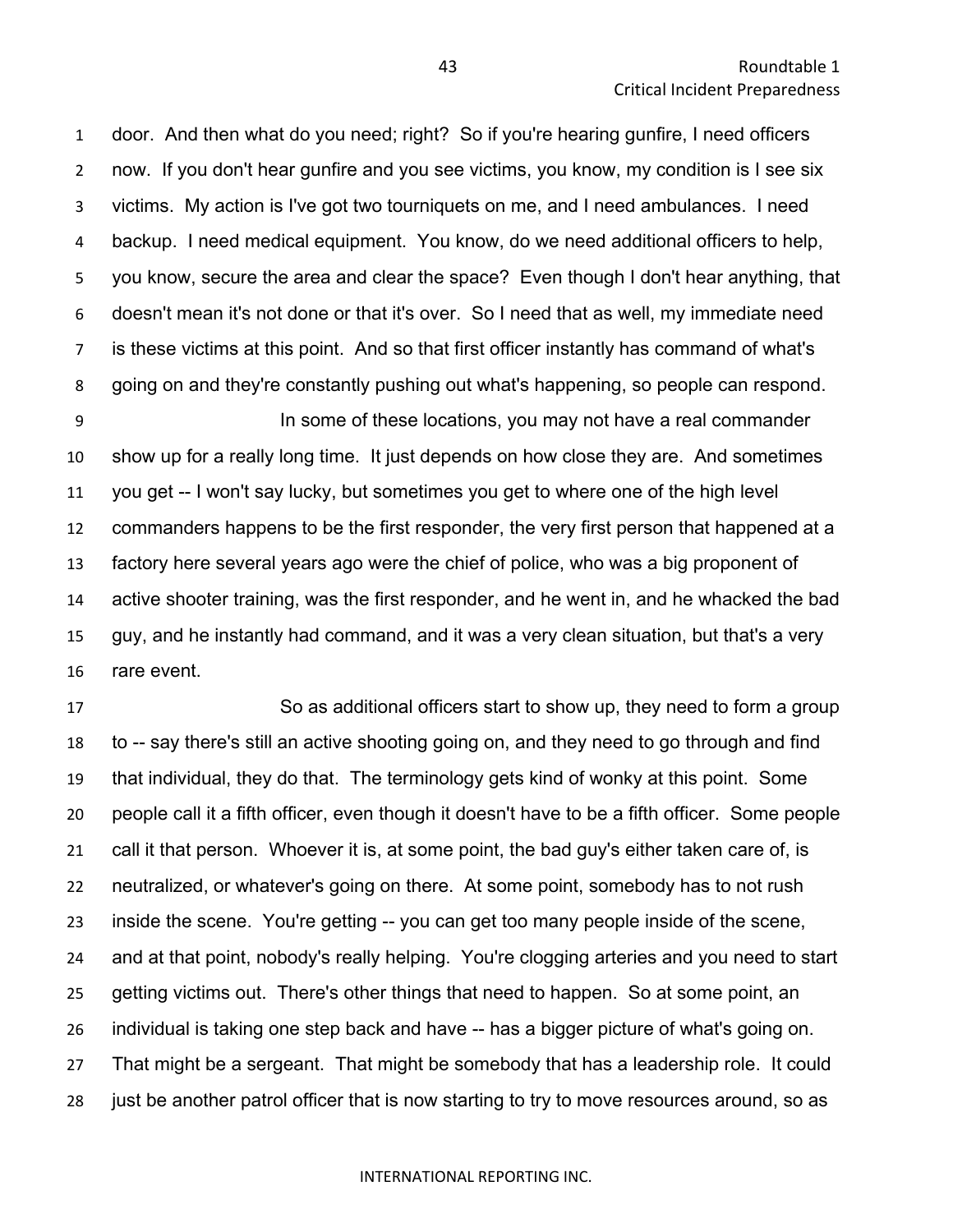door. And then what do you need; right? So if you're hearing gunfire, I need officers now. If you don't hear gunfire and you see victims, you know, my condition is I see six victims. My action is I've got two tourniquets on me, and I need ambulances. I need backup. I need medical equipment. You know, do we need additional officers to help, you know, secure the area and clear the space? Even though I don't hear anything, that doesn't mean it's not done or that it's over. So I need that as well, my immediate need is these victims at this point. And so that first officer instantly has command of what's going on and they're constantly pushing out what's happening, so people can respond.

In some of these locations, you may not have a real commander show up for a really long time. It just depends on how close they are. And sometimes you get -- I won't say lucky, but sometimes you get to where one of the high level commanders happens to be the first responder, the very first person that happened at a factory here several years ago were the chief of police, who was a big proponent of active shooter training, was the first responder, and he went in, and he whacked the bad guy, and he instantly had command, and it was a very clean situation, but that's a very rare event.

So as additional officers start to show up, they need to form a group to -- say there's still an active shooting going on, and they need to go through and find that individual, they do that. The terminology gets kind of wonky at this point. Some people call it a fifth officer, even though it doesn't have to be a fifth officer. Some people call it that person. Whoever it is, at some point, the bad guy's either taken care of, is neutralized, or whatever's going on there. At some point, somebody has to not rush inside the scene. You're getting -- you can get too many people inside of the scene, and at that point, nobody's really helping. You're clogging arteries and you need to start getting victims out. There's other things that need to happen. So at some point, an individual is taking one step back and have -- has a bigger picture of what's going on. That might be a sergeant. That might be somebody that has a leadership role. It could just be another patrol officer that is now starting to try to move resources around, so as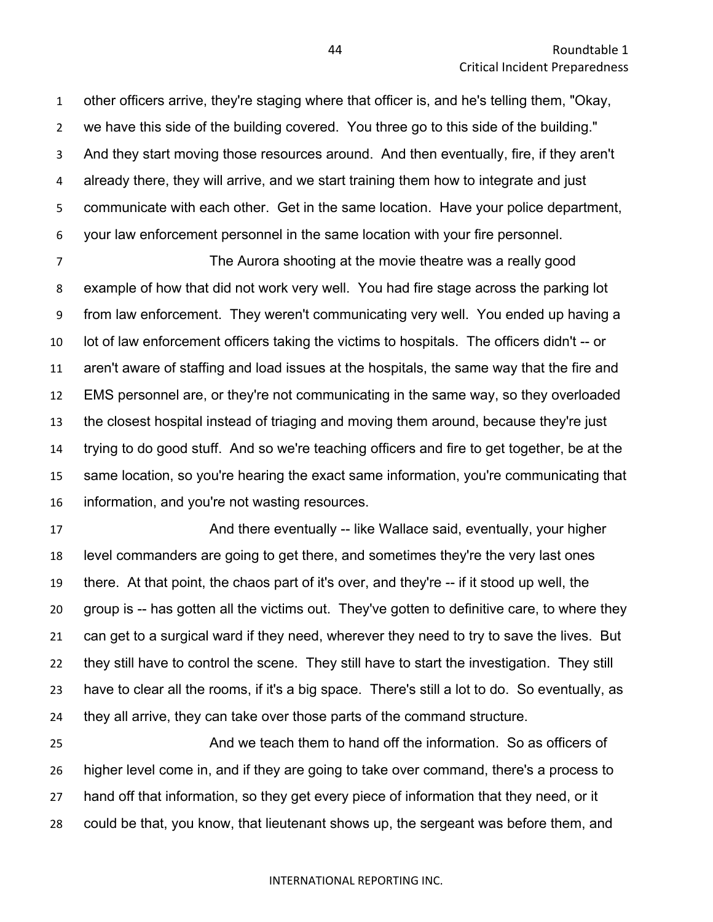other officers arrive, they're staging where that officer is, and he's telling them, "Okay, we have this side of the building covered. You three go to this side of the building." And they start moving those resources around. And then eventually, fire, if they aren't already there, they will arrive, and we start training them how to integrate and just communicate with each other. Get in the same location. Have your police department, your law enforcement personnel in the same location with your fire personnel.

The Aurora shooting at the movie theatre was a really good example of how that did not work very well. You had fire stage across the parking lot from law enforcement. They weren't communicating very well. You ended up having a lot of law enforcement officers taking the victims to hospitals. The officers didn't -- or aren't aware of staffing and load issues at the hospitals, the same way that the fire and EMS personnel are, or they're not communicating in the same way, so they overloaded the closest hospital instead of triaging and moving them around, because they're just trying to do good stuff. And so we're teaching officers and fire to get together, be at the same location, so you're hearing the exact same information, you're communicating that information, and you're not wasting resources.

And there eventually -- like Wallace said, eventually, your higher level commanders are going to get there, and sometimes they're the very last ones there. At that point, the chaos part of it's over, and they're -- if it stood up well, the group is -- has gotten all the victims out. They've gotten to definitive care, to where they can get to a surgical ward if they need, wherever they need to try to save the lives. But they still have to control the scene. They still have to start the investigation. They still have to clear all the rooms, if it's a big space. There's still a lot to do. So eventually, as they all arrive, they can take over those parts of the command structure.

And we teach them to hand off the information. So as officers of higher level come in, and if they are going to take over command, there's a process to hand off that information, so they get every piece of information that they need, or it could be that, you know, that lieutenant shows up, the sergeant was before them, and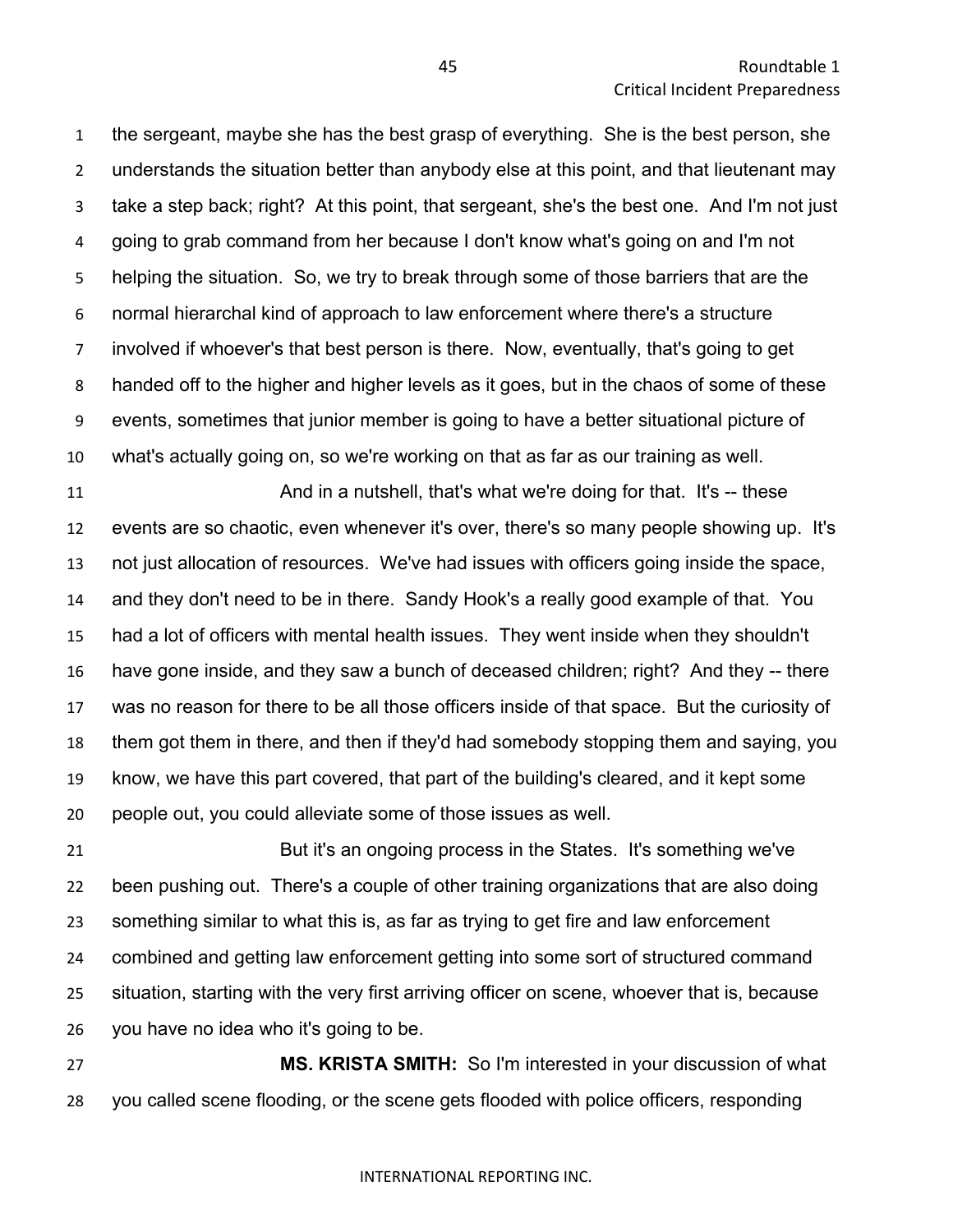the sergeant, maybe she has the best grasp of everything. She is the best person, she understands the situation better than anybody else at this point, and that lieutenant may take a step back; right? At this point, that sergeant, she's the best one. And I'm not just going to grab command from her because I don't know what's going on and I'm not helping the situation. So, we try to break through some of those barriers that are the normal hierarchal kind of approach to law enforcement where there's a structure involved if whoever's that best person is there. Now, eventually, that's going to get handed off to the higher and higher levels as it goes, but in the chaos of some of these events, sometimes that junior member is going to have a better situational picture of what's actually going on, so we're working on that as far as our training as well.

And in a nutshell, that's what we're doing for that. It's -- these events are so chaotic, even whenever it's over, there's so many people showing up. It's not just allocation of resources. We've had issues with officers going inside the space, and they don't need to be in there. Sandy Hook's a really good example of that. You had a lot of officers with mental health issues. They went inside when they shouldn't have gone inside, and they saw a bunch of deceased children; right? And they -- there was no reason for there to be all those officers inside of that space. But the curiosity of them got them in there, and then if they'd had somebody stopping them and saying, you know, we have this part covered, that part of the building's cleared, and it kept some people out, you could alleviate some of those issues as well.

But it's an ongoing process in the States. It's something we've been pushing out. There's a couple of other training organizations that are also doing something similar to what this is, as far as trying to get fire and law enforcement combined and getting law enforcement getting into some sort of structured command situation, starting with the very first arriving officer on scene, whoever that is, because you have no idea who it's going to be.

**MS. KRISTA SMITH:** So I'm interested in your discussion of what you called scene flooding, or the scene gets flooded with police officers, responding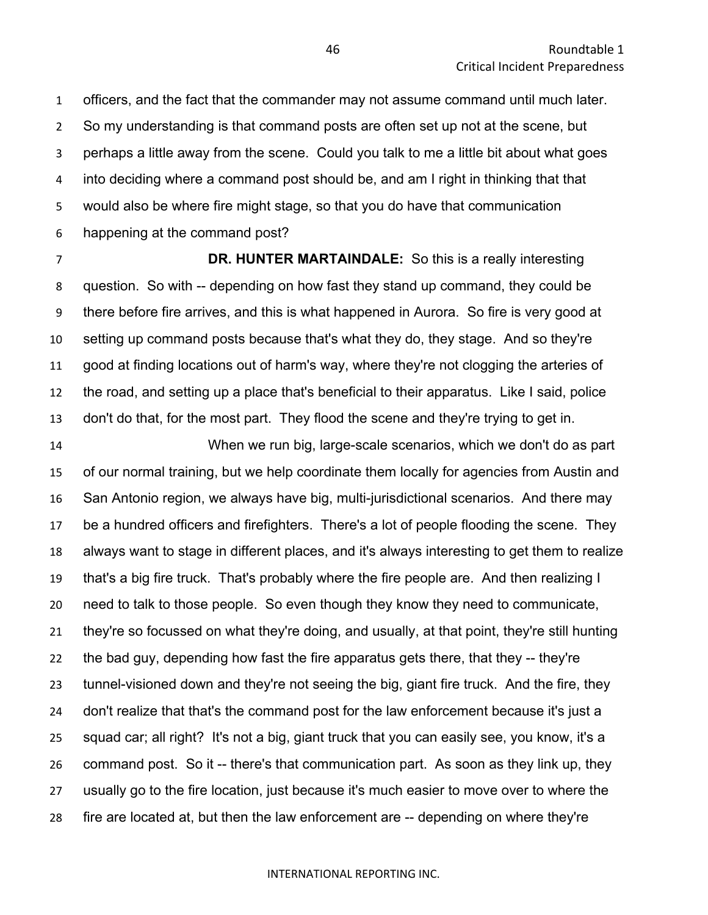officers, and the fact that the commander may not assume command until much later. So my understanding is that command posts are often set up not at the scene, but perhaps a little away from the scene. Could you talk to me a little bit about what goes into deciding where a command post should be, and am I right in thinking that that would also be where fire might stage, so that you do have that communication happening at the command post?

**DR. HUNTER MARTAINDALE:** So this is a really interesting question. So with -- depending on how fast they stand up command, they could be there before fire arrives, and this is what happened in Aurora. So fire is very good at setting up command posts because that's what they do, they stage. And so they're good at finding locations out of harm's way, where they're not clogging the arteries of the road, and setting up a place that's beneficial to their apparatus. Like I said, police don't do that, for the most part. They flood the scene and they're trying to get in.

When we run big, large-scale scenarios, which we don't do as part of our normal training, but we help coordinate them locally for agencies from Austin and San Antonio region, we always have big, multi-jurisdictional scenarios. And there may be a hundred officers and firefighters. There's a lot of people flooding the scene. They always want to stage in different places, and it's always interesting to get them to realize that's a big fire truck. That's probably where the fire people are. And then realizing I need to talk to those people. So even though they know they need to communicate, they're so focussed on what they're doing, and usually, at that point, they're still hunting the bad guy, depending how fast the fire apparatus gets there, that they -- they're tunnel-visioned down and they're not seeing the big, giant fire truck. And the fire, they don't realize that that's the command post for the law enforcement because it's just a squad car; all right? It's not a big, giant truck that you can easily see, you know, it's a command post. So it -- there's that communication part. As soon as they link up, they usually go to the fire location, just because it's much easier to move over to where the fire are located at, but then the law enforcement are -- depending on where they're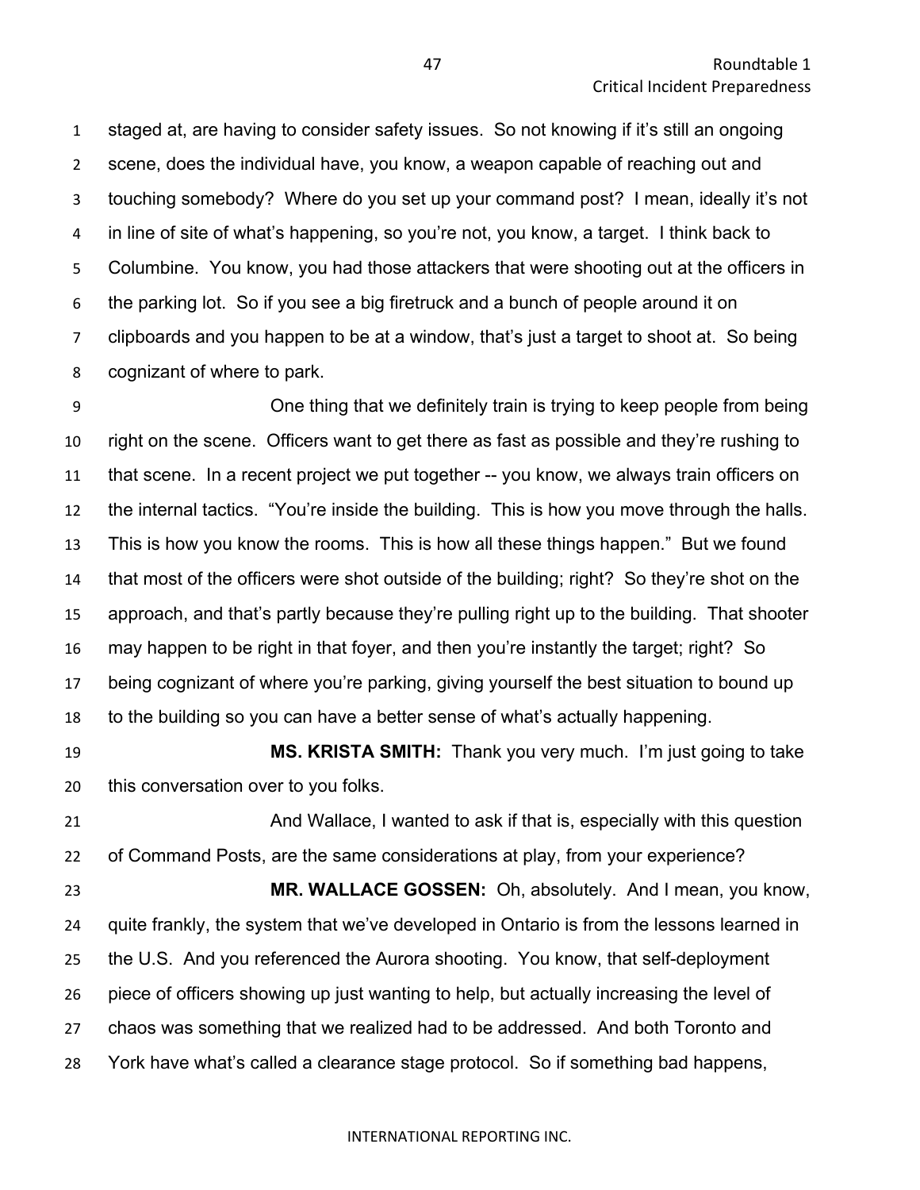staged at, are having to consider safety issues. So not knowing if it's still an ongoing scene, does the individual have, you know, a weapon capable of reaching out and touching somebody? Where do you set up your command post? I mean, ideally it's not in line of site of what's happening, so you're not, you know, a target. I think back to Columbine. You know, you had those attackers that were shooting out at the officers in the parking lot. So if you see a big firetruck and a bunch of people around it on clipboards and you happen to be at a window, that's just a target to shoot at. So being cognizant of where to park.

One thing that we definitely train is trying to keep people from being right on the scene. Officers want to get there as fast as possible and they're rushing to that scene. In a recent project we put together -- you know, we always train officers on the internal tactics. "You're inside the building. This is how you move through the halls. This is how you know the rooms. This is how all these things happen." But we found that most of the officers were shot outside of the building; right? So they're shot on the approach, and that's partly because they're pulling right up to the building. That shooter may happen to be right in that foyer, and then you're instantly the target; right? So being cognizant of where you're parking, giving yourself the best situation to bound up to the building so you can have a better sense of what's actually happening.

**MS. KRISTA SMITH:** Thank you very much. I'm just going to take this conversation over to you folks.

And Wallace, I wanted to ask if that is, especially with this question of Command Posts, are the same considerations at play, from your experience?

**MR. WALLACE GOSSEN:** Oh, absolutely. And I mean, you know, quite frankly, the system that we've developed in Ontario is from the lessons learned in the U.S. And you referenced the Aurora shooting. You know, that self-deployment piece of officers showing up just wanting to help, but actually increasing the level of chaos was something that we realized had to be addressed. And both Toronto and York have what's called a clearance stage protocol. So if something bad happens,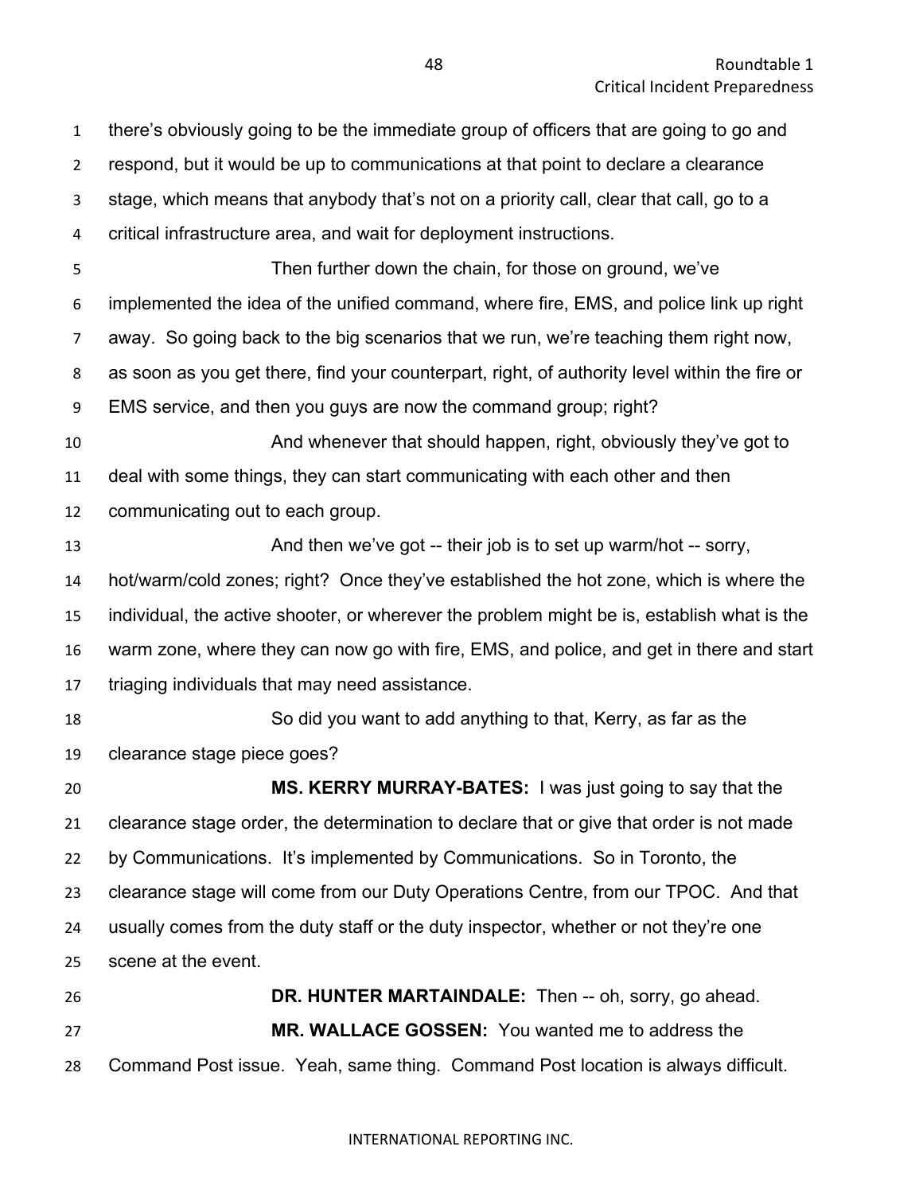there's obviously going to be the immediate group of officers that are going to go and respond, but it would be up to communications at that point to declare a clearance stage, which means that anybody that's not on a priority call, clear that call, go to a critical infrastructure area, and wait for deployment instructions.

Then further down the chain, for those on ground, we've implemented the idea of the unified command, where fire, EMS, and police link up right away. So going back to the big scenarios that we run, we're teaching them right now, as soon as you get there, find your counterpart, right, of authority level within the fire or EMS service, and then you guys are now the command group; right?

And whenever that should happen, right, obviously they've got to deal with some things, they can start communicating with each other and then communicating out to each group.

And then we've got -- their job is to set up warm/hot -- sorry, hot/warm/cold zones; right? Once they've established the hot zone, which is where the individual, the active shooter, or wherever the problem might be is, establish what is the warm zone, where they can now go with fire, EMS, and police, and get in there and start triaging individuals that may need assistance.

So did you want to add anything to that, Kerry, as far as the clearance stage piece goes?

**MS. KERRY MURRAY-BATES:** I was just going to say that the clearance stage order, the determination to declare that or give that order is not made by Communications. It's implemented by Communications. So in Toronto, the clearance stage will come from our Duty Operations Centre, from our TPOC. And that usually comes from the duty staff or the duty inspector, whether or not they're one scene at the event.

**DR. HUNTER MARTAINDALE:** Then -- oh, sorry, go ahead.

**MR. WALLACE GOSSEN:** You wanted me to address the Command Post issue. Yeah, same thing. Command Post location is always difficult.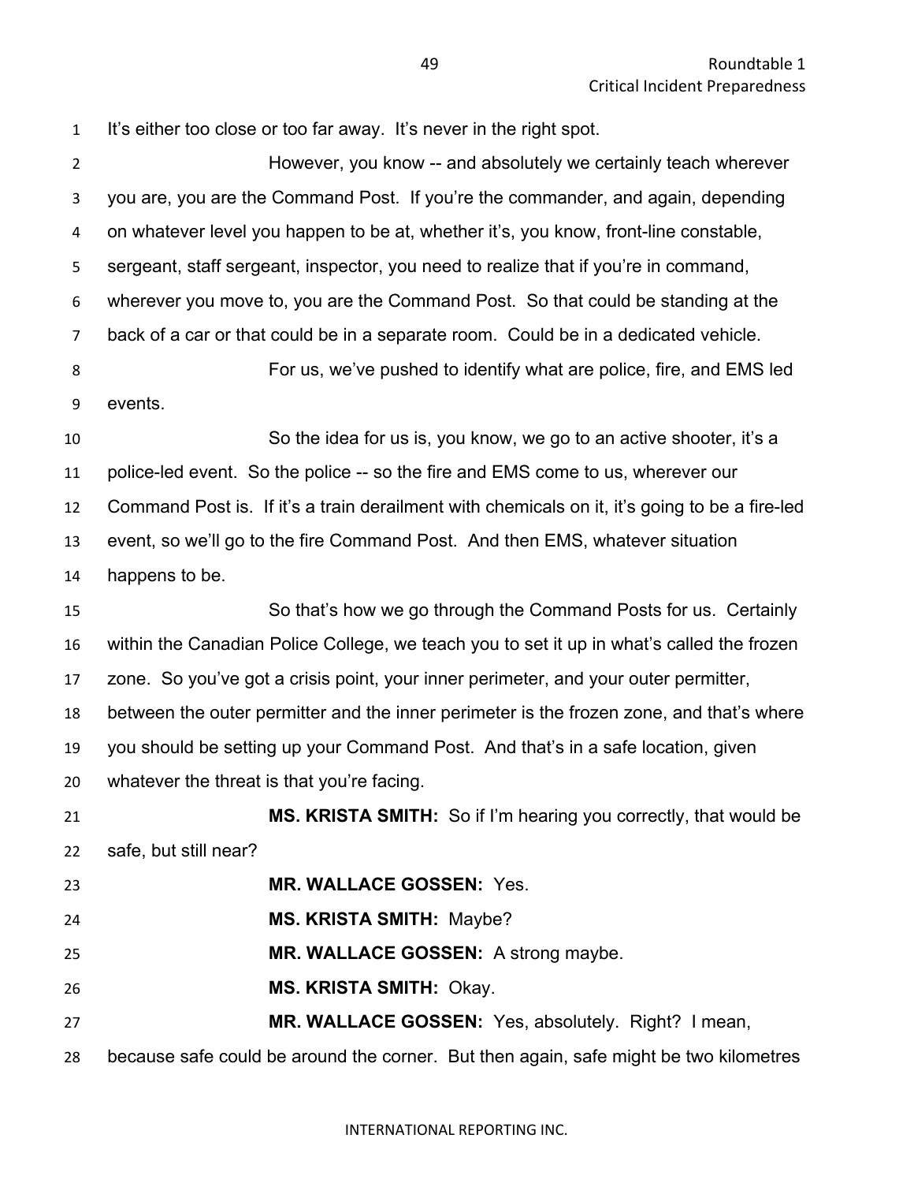It's either too close or too far away. It's never in the right spot.

However, you know -- and absolutely we certainly teach wherever you are, you are the Command Post. If you're the commander, and again, depending on whatever level you happen to be at, whether it's, you know, front-line constable, sergeant, staff sergeant, inspector, you need to realize that if you're in command, wherever you move to, you are the Command Post. So that could be standing at the back of a car or that could be in a separate room. Could be in a dedicated vehicle.

For us, we've pushed to identify what are police, fire, and EMS led events.

So the idea for us is, you know, we go to an active shooter, it's a police-led event. So the police -- so the fire and EMS come to us, wherever our Command Post is. If it's a train derailment with chemicals on it, it's going to be a fire-led event, so we'll go to the fire Command Post. And then EMS, whatever situation happens to be.

So that's how we go through the Command Posts for us. Certainly within the Canadian Police College, we teach you to set it up in what's called the frozen zone. So you've got a crisis point, your inner perimeter, and your outer permitter, between the outer permitter and the inner perimeter is the frozen zone, and that's where you should be setting up your Command Post. And that's in a safe location, given whatever the threat is that you're facing.

**MS. KRISTA SMITH:** So if I'm hearing you correctly, that would be safe, but still near?

**MR. WALLACE GOSSEN:** Yes.

**MS. KRISTA SMITH:** Maybe?

**MR. WALLACE GOSSEN:** A strong maybe.

**MS. KRISTA SMITH:** Okay.

**MR. WALLACE GOSSEN:** Yes, absolutely. Right? I mean, because safe could be around the corner. But then again, safe might be two kilometres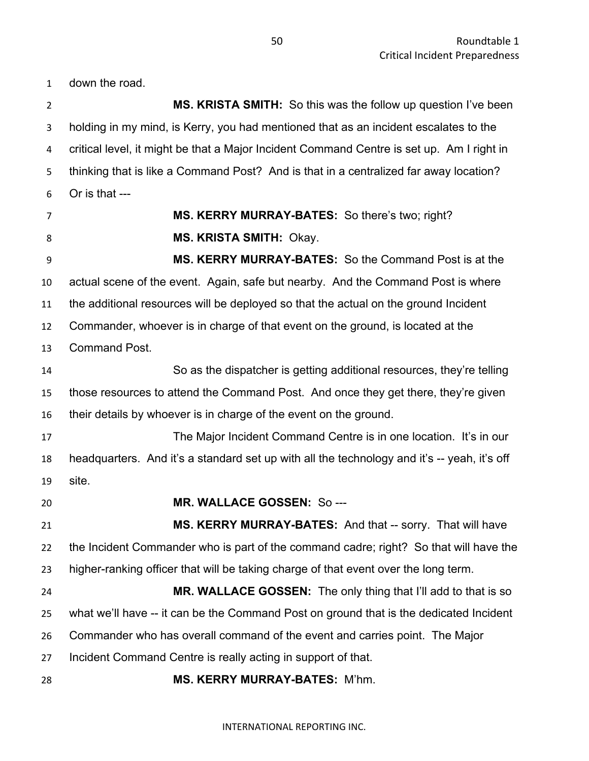down the road.

**MS. KRISTA SMITH:** So this was the follow up question I've been holding in my mind, is Kerry, you had mentioned that as an incident escalates to the critical level, it might be that a Major Incident Command Centre is set up. Am I right in thinking that is like a Command Post? And is that in a centralized far away location? Or is that ---

**MS. KERRY MURRAY-BATES:** So there's two; right?

**MS. KRISTA SMITH:** Okay.

**MS. KERRY MURRAY-BATES:** So the Command Post is at the actual scene of the event. Again, safe but nearby. And the Command Post is where the additional resources will be deployed so that the actual on the ground Incident Commander, whoever is in charge of that event on the ground, is located at the Command Post.

So as the dispatcher is getting additional resources, they're telling those resources to attend the Command Post. And once they get there, they're given their details by whoever is in charge of the event on the ground.

The Major Incident Command Centre is in one location. It's in our headquarters. And it's a standard set up with all the technology and it's -- yeah, it's off site.

**MR. WALLACE GOSSEN:** So ---

**MS. KERRY MURRAY-BATES:** And that -- sorry. That will have the Incident Commander who is part of the command cadre; right? So that will have the higher-ranking officer that will be taking charge of that event over the long term.

**MR. WALLACE GOSSEN:** The only thing that I'll add to that is so what we'll have -- it can be the Command Post on ground that is the dedicated Incident Commander who has overall command of the event and carries point. The Major Incident Command Centre is really acting in support of that.

**MS. KERRY MURRAY-BATES:** M'hm.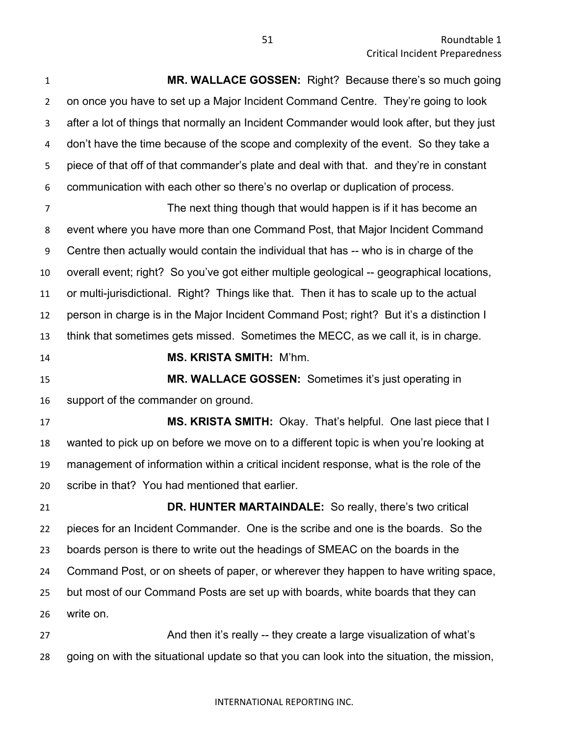**MR. WALLACE GOSSEN:** Right? Because there's so much going on once you have to set up a Major Incident Command Centre. They're going to look after a lot of things that normally an Incident Commander would look after, but they just don't have the time because of the scope and complexity of the event. So they take a piece of that off of that commander's plate and deal with that. and they're in constant communication with each other so there's no overlap or duplication of process.

The next thing though that would happen is if it has become an event where you have more than one Command Post, that Major Incident Command Centre then actually would contain the individual that has -- who is in charge of the overall event; right? So you've got either multiple geological -- geographical locations, or multi-jurisdictional. Right? Things like that. Then it has to scale up to the actual person in charge is in the Major Incident Command Post; right? But it's a distinction I think that sometimes gets missed. Sometimes the MECC, as we call it, is in charge.

**MS. KRISTA SMITH:** M'hm.

**MR. WALLACE GOSSEN:** Sometimes it's just operating in support of the commander on ground.

**MS. KRISTA SMITH:** Okay. That's helpful. One last piece that I wanted to pick up on before we move on to a different topic is when you're looking at management of information within a critical incident response, what is the role of the scribe in that? You had mentioned that earlier.

**DR. HUNTER MARTAINDALE:** So really, there's two critical pieces for an Incident Commander. One is the scribe and one is the boards. So the boards person is there to write out the headings of SMEAC on the boards in the Command Post, or on sheets of paper, or wherever they happen to have writing space, but most of our Command Posts are set up with boards, white boards that they can write on.

And then it's really -- they create a large visualization of what's going on with the situational update so that you can look into the situation, the mission,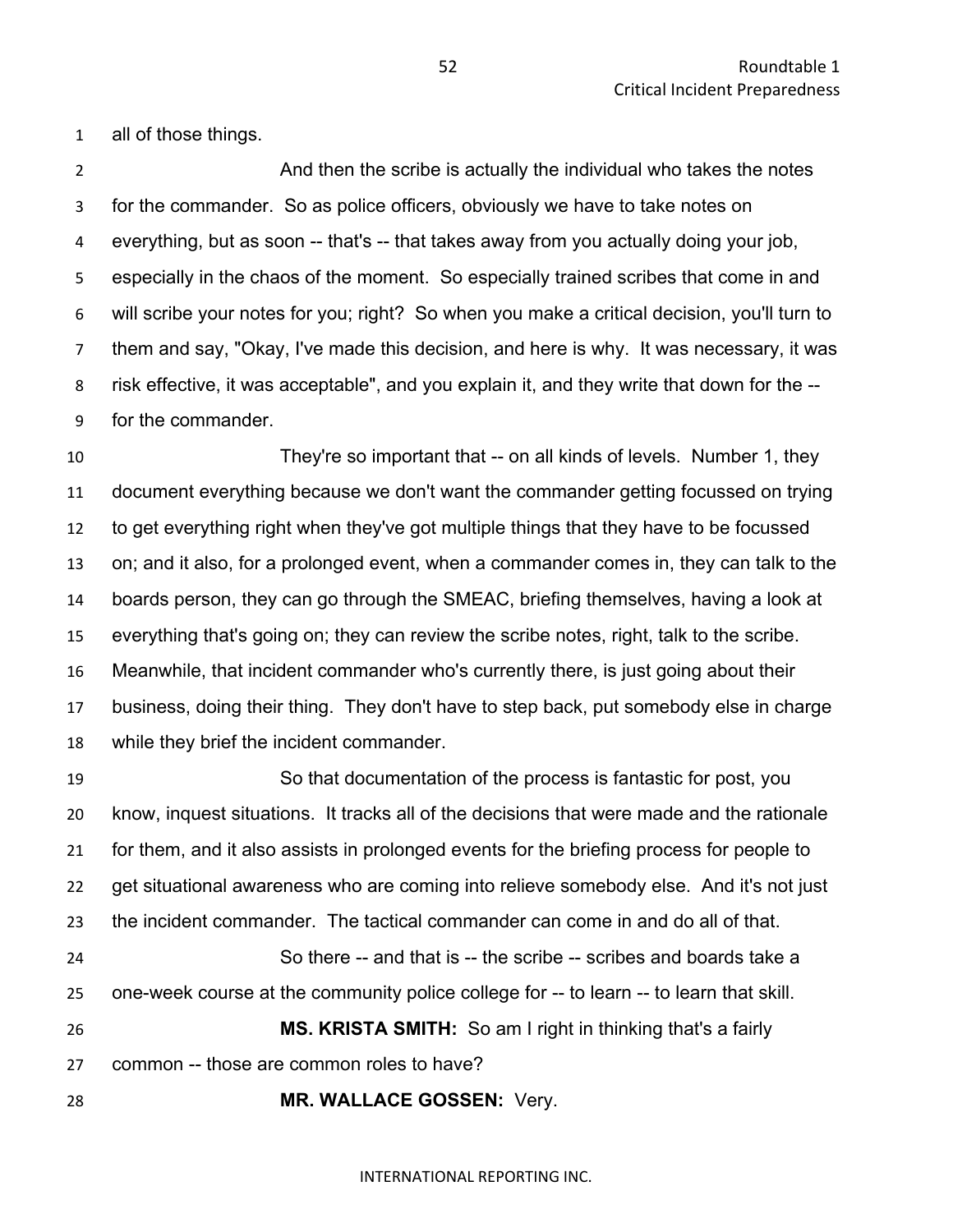all of those things.

And then the scribe is actually the individual who takes the notes for the commander. So as police officers, obviously we have to take notes on everything, but as soon -- that's -- that takes away from you actually doing your job, especially in the chaos of the moment. So especially trained scribes that come in and will scribe your notes for you; right? So when you make a critical decision, you'll turn to them and say, "Okay, I've made this decision, and here is why. It was necessary, it was risk effective, it was acceptable", and you explain it, and they write that down for the -- for the commander.

They're so important that -- on all kinds of levels. Number 1, they document everything because we don't want the commander getting focussed on trying to get everything right when they've got multiple things that they have to be focussed on; and it also, for a prolonged event, when a commander comes in, they can talk to the boards person, they can go through the SMEAC, briefing themselves, having a look at everything that's going on; they can review the scribe notes, right, talk to the scribe. Meanwhile, that incident commander who's currently there, is just going about their business, doing their thing. They don't have to step back, put somebody else in charge while they brief the incident commander.

So that documentation of the process is fantastic for post, you know, inquest situations. It tracks all of the decisions that were made and the rationale for them, and it also assists in prolonged events for the briefing process for people to get situational awareness who are coming into relieve somebody else. And it's not just the incident commander. The tactical commander can come in and do all of that.

So there -- and that is -- the scribe -- scribes and boards take a one-week course at the community police college for -- to learn -- to learn that skill.

**MS. KRISTA SMITH:** So am I right in thinking that's a fairly common -- those are common roles to have?

**MR. WALLACE GOSSEN:** Very.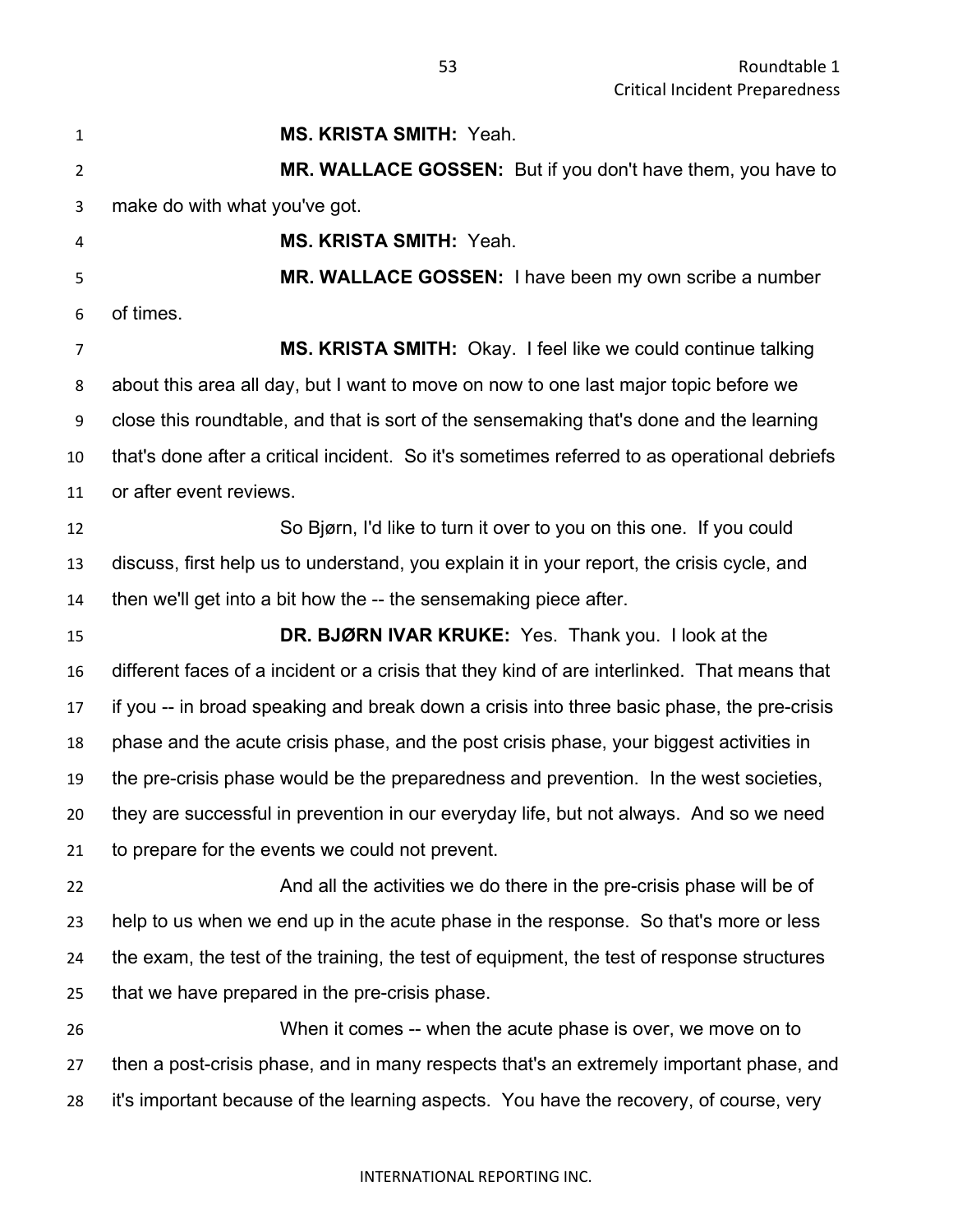**MS. KRISTA SMITH:** Yeah.

**MR. WALLACE GOSSEN:** But if you don't have them, you have to make do with what you've got.

**MS. KRISTA SMITH:** Yeah.

**MR. WALLACE GOSSEN:** I have been my own scribe a number of times.

**MS. KRISTA SMITH:** Okay. I feel like we could continue talking about this area all day, but I want to move on now to one last major topic before we close this roundtable, and that is sort of the sensemaking that's done and the learning that's done after a critical incident. So it's sometimes referred to as operational debriefs or after event reviews.

So Bjørn, I'd like to turn it over to you on this one. If you could discuss, first help us to understand, you explain it in your report, the crisis cycle, and then we'll get into a bit how the -- the sensemaking piece after.

**DR. BJØRN IVAR KRUKE:** Yes. Thank you. I look at the different faces of a incident or a crisis that they kind of are interlinked. That means that if you -- in broad speaking and break down a crisis into three basic phase, the pre-crisis phase and the acute crisis phase, and the post crisis phase, your biggest activities in the pre-crisis phase would be the preparedness and prevention. In the west societies, they are successful in prevention in our everyday life, but not always. And so we need to prepare for the events we could not prevent.

And all the activities we do there in the pre-crisis phase will be of help to us when we end up in the acute phase in the response. So that's more or less the exam, the test of the training, the test of equipment, the test of response structures that we have prepared in the pre-crisis phase.

When it comes -- when the acute phase is over, we move on to then a post-crisis phase, and in many respects that's an extremely important phase, and it's important because of the learning aspects. You have the recovery, of course, very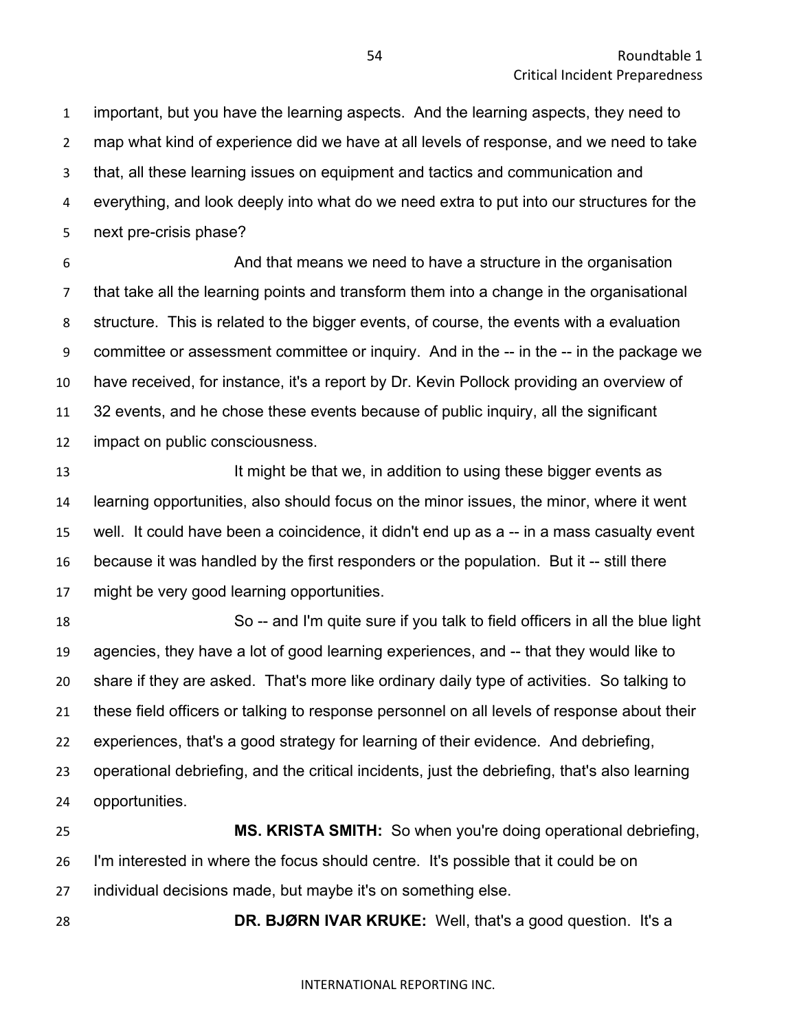important, but you have the learning aspects. And the learning aspects, they need to map what kind of experience did we have at all levels of response, and we need to take that, all these learning issues on equipment and tactics and communication and everything, and look deeply into what do we need extra to put into our structures for the next pre-crisis phase?

And that means we need to have a structure in the organisation that take all the learning points and transform them into a change in the organisational structure. This is related to the bigger events, of course, the events with a evaluation committee or assessment committee or inquiry. And in the -- in the -- in the package we have received, for instance, it's a report by Dr. Kevin Pollock providing an overview of 32 events, and he chose these events because of public inquiry, all the significant impact on public consciousness.

It might be that we, in addition to using these bigger events as learning opportunities, also should focus on the minor issues, the minor, where it went well. It could have been a coincidence, it didn't end up as a -- in a mass casualty event because it was handled by the first responders or the population. But it -- still there might be very good learning opportunities.

So -- and I'm quite sure if you talk to field officers in all the blue light agencies, they have a lot of good learning experiences, and -- that they would like to share if they are asked. That's more like ordinary daily type of activities. So talking to these field officers or talking to response personnel on all levels of response about their experiences, that's a good strategy for learning of their evidence. And debriefing, operational debriefing, and the critical incidents, just the debriefing, that's also learning opportunities.

**MS. KRISTA SMITH:** So when you're doing operational debriefing, I'm interested in where the focus should centre. It's possible that it could be on individual decisions made, but maybe it's on something else.

**DR. BJØRN IVAR KRUKE:** Well, that's a good question. It's a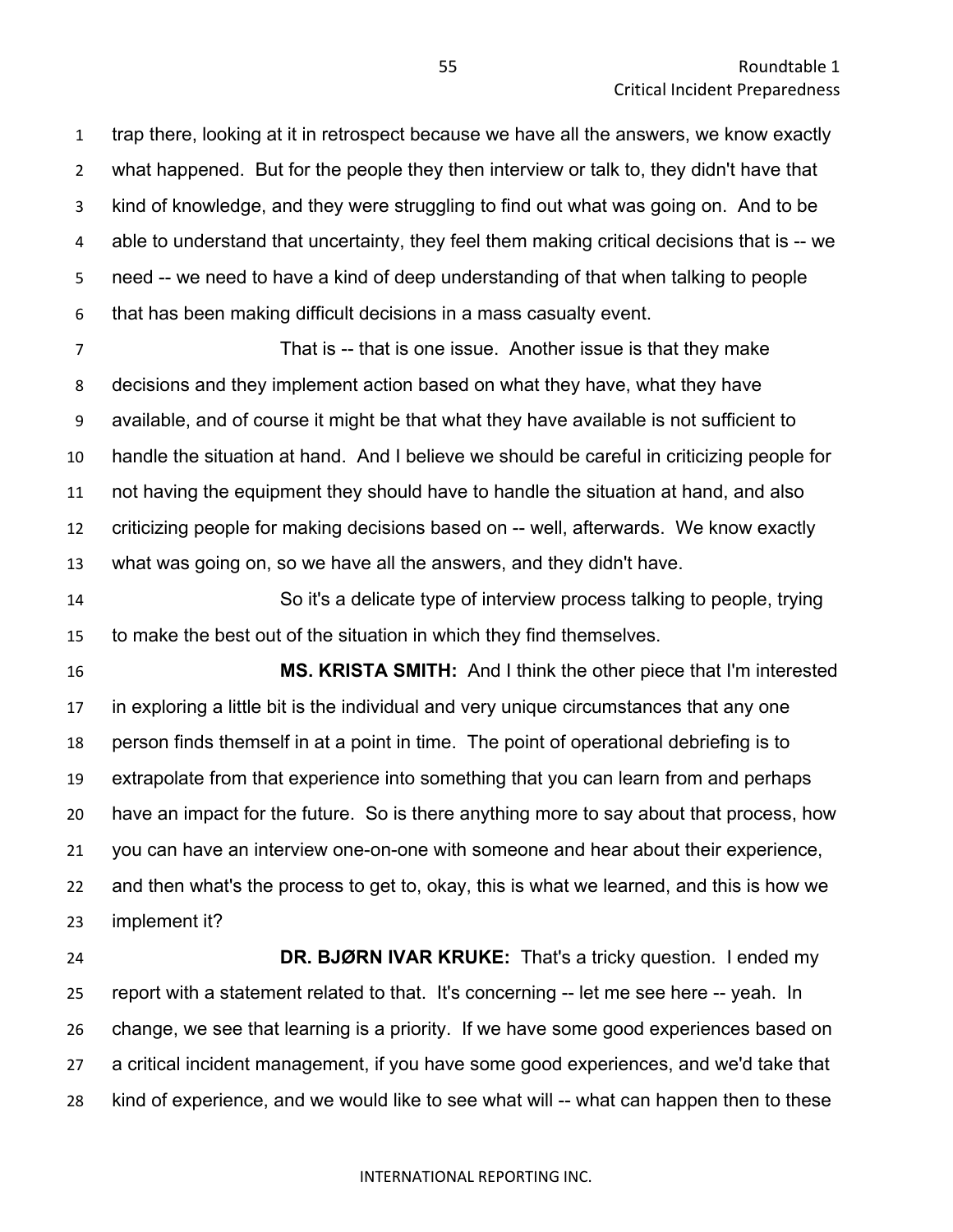trap there, looking at it in retrospect because we have all the answers, we know exactly what happened. But for the people they then interview or talk to, they didn't have that kind of knowledge, and they were struggling to find out what was going on. And to be able to understand that uncertainty, they feel them making critical decisions that is -- we need -- we need to have a kind of deep understanding of that when talking to people that has been making difficult decisions in a mass casualty event.

That is -- that is one issue. Another issue is that they make decisions and they implement action based on what they have, what they have available, and of course it might be that what they have available is not sufficient to handle the situation at hand. And I believe we should be careful in criticizing people for not having the equipment they should have to handle the situation at hand, and also criticizing people for making decisions based on -- well, afterwards. We know exactly what was going on, so we have all the answers, and they didn't have.

So it's a delicate type of interview process talking to people, trying to make the best out of the situation in which they find themselves.

**MS. KRISTA SMITH:** And I think the other piece that I'm interested in exploring a little bit is the individual and very unique circumstances that any one person finds themself in at a point in time. The point of operational debriefing is to extrapolate from that experience into something that you can learn from and perhaps have an impact for the future. So is there anything more to say about that process, how you can have an interview one-on-one with someone and hear about their experience, and then what's the process to get to, okay, this is what we learned, and this is how we implement it?

**DR. BJØRN IVAR KRUKE:** That's a tricky question. I ended my report with a statement related to that. It's concerning -- let me see here -- yeah. In change, we see that learning is a priority. If we have some good experiences based on a critical incident management, if you have some good experiences, and we'd take that kind of experience, and we would like to see what will -- what can happen then to these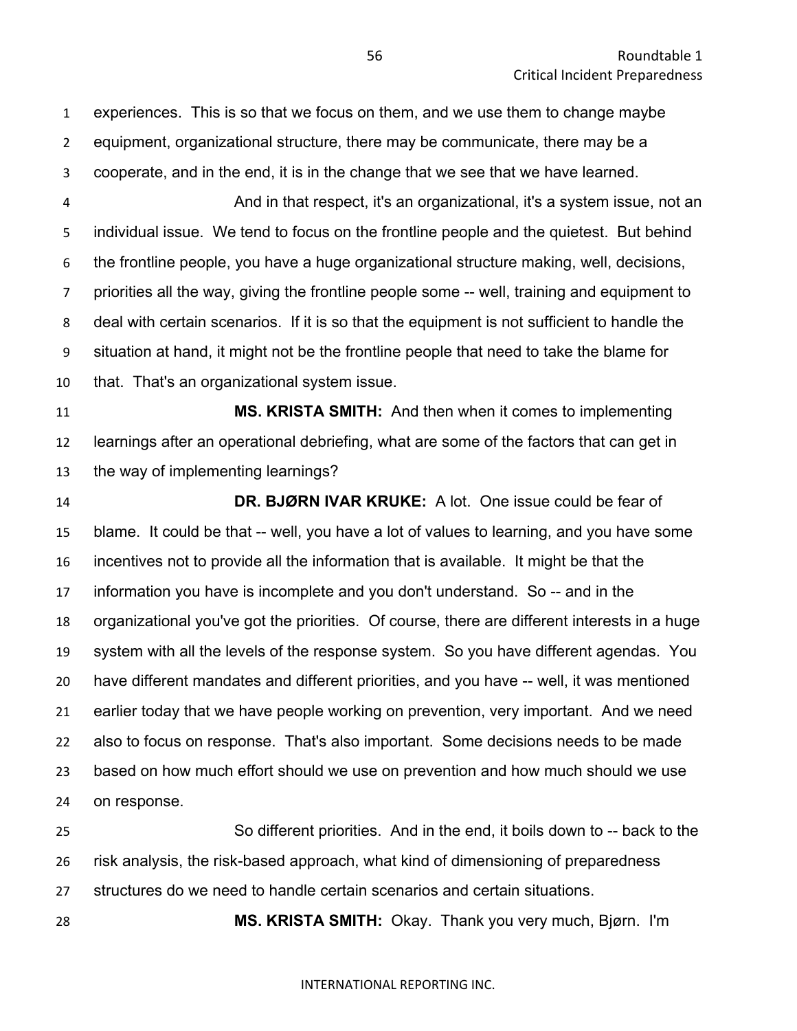experiences. This is so that we focus on them, and we use them to change maybe equipment, organizational structure, there may be communicate, there may be a cooperate, and in the end, it is in the change that we see that we have learned.

And in that respect, it's an organizational, it's a system issue, not an individual issue. We tend to focus on the frontline people and the quietest. But behind the frontline people, you have a huge organizational structure making, well, decisions, priorities all the way, giving the frontline people some -- well, training and equipment to deal with certain scenarios. If it is so that the equipment is not sufficient to handle the situation at hand, it might not be the frontline people that need to take the blame for that. That's an organizational system issue.

**MS. KRISTA SMITH:** And then when it comes to implementing learnings after an operational debriefing, what are some of the factors that can get in the way of implementing learnings?

**DR. BJØRN IVAR KRUKE:** A lot. One issue could be fear of blame. It could be that -- well, you have a lot of values to learning, and you have some incentives not to provide all the information that is available. It might be that the information you have is incomplete and you don't understand. So -- and in the organizational you've got the priorities. Of course, there are different interests in a huge system with all the levels of the response system. So you have different agendas. You have different mandates and different priorities, and you have -- well, it was mentioned earlier today that we have people working on prevention, very important. And we need also to focus on response. That's also important. Some decisions needs to be made based on how much effort should we use on prevention and how much should we use on response.

So different priorities. And in the end, it boils down to -- back to the risk analysis, the risk-based approach, what kind of dimensioning of preparedness structures do we need to handle certain scenarios and certain situations.

**MS. KRISTA SMITH:** Okay. Thank you very much, Bjørn. I'm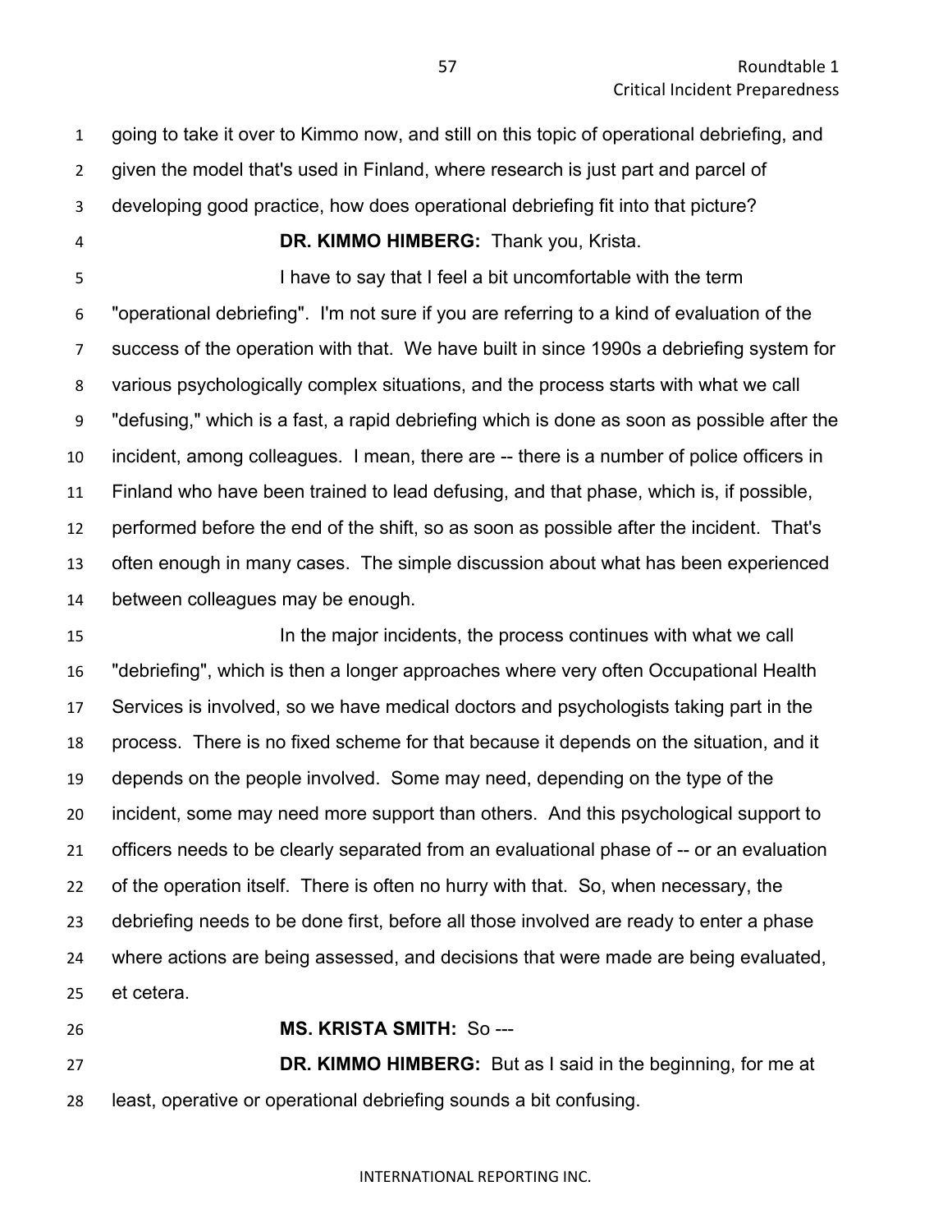going to take it over to Kimmo now, and still on this topic of operational debriefing, and given the model that's used in Finland, where research is just part and parcel of developing good practice, how does operational debriefing fit into that picture?

**DR. KIMMO HIMBERG:** Thank you, Krista.

I have to say that I feel a bit uncomfortable with the term "operational debriefing". I'm not sure if you are referring to a kind of evaluation of the success of the operation with that. We have built in since 1990s a debriefing system for various psychologically complex situations, and the process starts with what we call "defusing," which is a fast, a rapid debriefing which is done as soon as possible after the incident, among colleagues. I mean, there are -- there is a number of police officers in Finland who have been trained to lead defusing, and that phase, which is, if possible, performed before the end of the shift, so as soon as possible after the incident. That's often enough in many cases. The simple discussion about what has been experienced between colleagues may be enough.

In the major incidents, the process continues with what we call "debriefing", which is then a longer approaches where very often Occupational Health Services is involved, so we have medical doctors and psychologists taking part in the process. There is no fixed scheme for that because it depends on the situation, and it depends on the people involved. Some may need, depending on the type of the incident, some may need more support than others. And this psychological support to officers needs to be clearly separated from an evaluational phase of -- or an evaluation of the operation itself. There is often no hurry with that. So, when necessary, the debriefing needs to be done first, before all those involved are ready to enter a phase where actions are being assessed, and decisions that were made are being evaluated, et cetera.

**MS. KRISTA SMITH:** So ---

**DR. KIMMO HIMBERG:** But as I said in the beginning, for me at least, operative or operational debriefing sounds a bit confusing.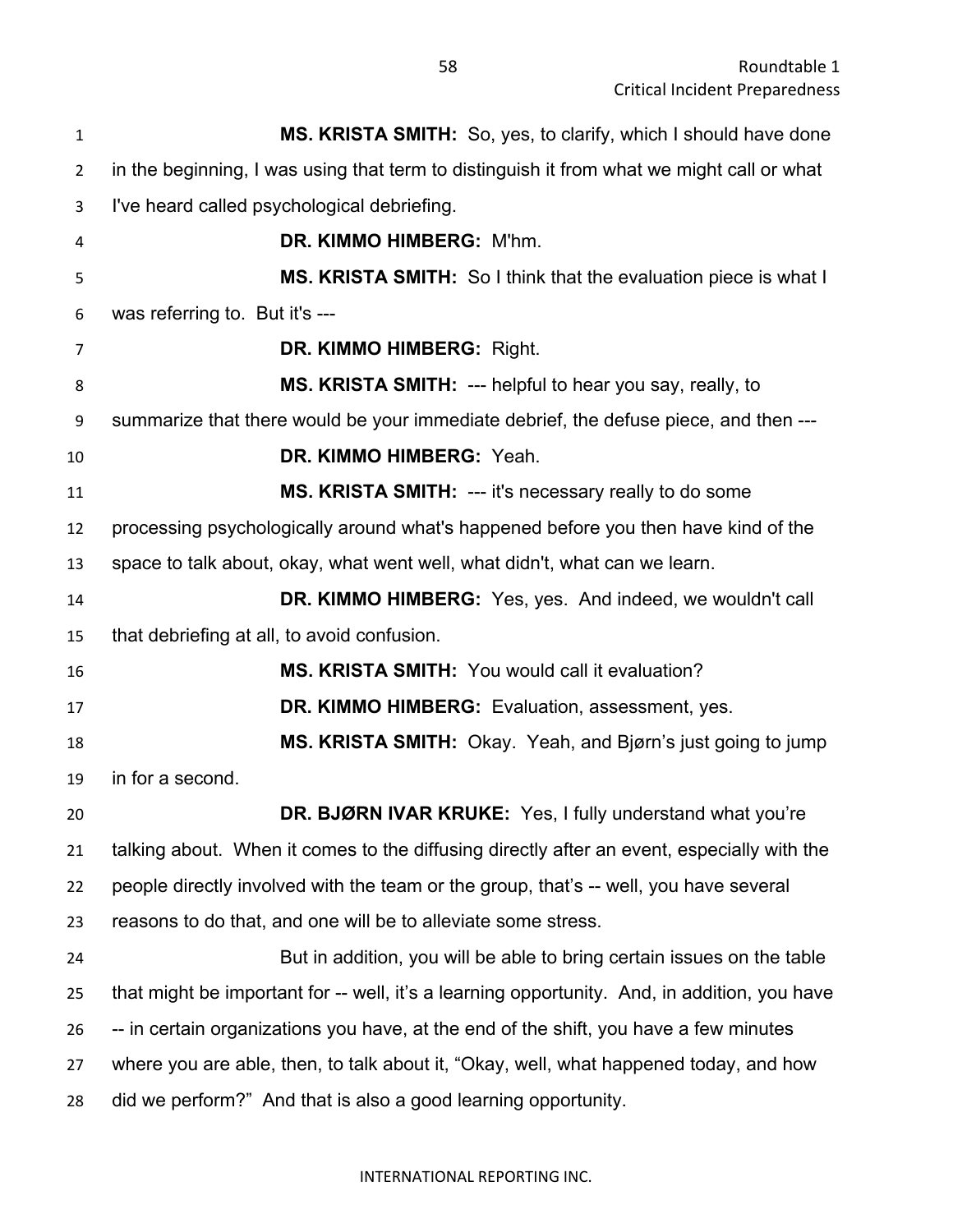**MS. KRISTA SMITH:** So, yes, to clarify, which I should have done in the beginning, I was using that term to distinguish it from what we might call or what I've heard called psychological debriefing.

**DR. KIMMO HIMBERG:** M'hm.

**MS. KRISTA SMITH:** So I think that the evaluation piece is what I was referring to. But it's ---

**DR. KIMMO HIMBERG:** Right.

**MS. KRISTA SMITH:** --- helpful to hear you say, really, to summarize that there would be your immediate debrief, the defuse piece, and then ---

**DR. KIMMO HIMBERG:** Yeah.

**MS. KRISTA SMITH:** --- it's necessary really to do some processing psychologically around what's happened before you then have kind of the space to talk about, okay, what went well, what didn't, what can we learn.

**DR. KIMMO HIMBERG:** Yes, yes. And indeed, we wouldn't call that debriefing at all, to avoid confusion.

**MS. KRISTA SMITH:** You would call it evaluation?

**DR. KIMMO HIMBERG:** Evaluation, assessment, yes.

**MS. KRISTA SMITH:** Okay. Yeah, and Bjørn's just going to jump in for a second.

**DR. BJØRN IVAR KRUKE:** Yes, I fully understand what you're talking about. When it comes to the diffusing directly after an event, especially with the people directly involved with the team or the group, that's -- well, you have several reasons to do that, and one will be to alleviate some stress.

But in addition, you will be able to bring certain issues on the table that might be important for -- well, it's a learning opportunity. And, in addition, you have -- in certain organizations you have, at the end of the shift, you have a few minutes where you are able, then, to talk about it, "Okay, well, what happened today, and how did we perform?" And that is also a good learning opportunity.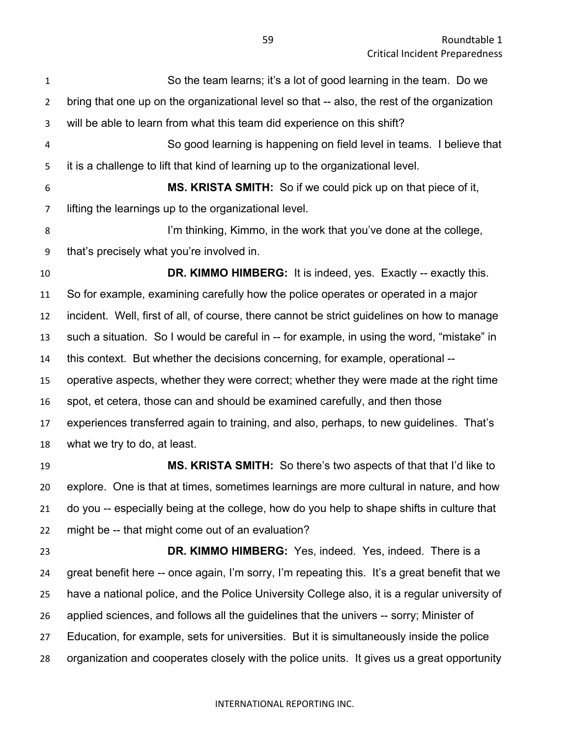So the team learns; it's a lot of good learning in the team. Do we bring that one up on the organizational level so that -- also, the rest of the organization will be able to learn from what this team did experience on this shift?

So good learning is happening on field level in teams. I believe that it is a challenge to lift that kind of learning up to the organizational level.

**MS. KRISTA SMITH:** So if we could pick up on that piece of it, lifting the learnings up to the organizational level.

I'm thinking, Kimmo, in the work that you've done at the college, that's precisely what you're involved in.

**DR. KIMMO HIMBERG:** It is indeed, yes. Exactly -- exactly this. So for example, examining carefully how the police operates or operated in a major incident. Well, first of all, of course, there cannot be strict guidelines on how to manage such a situation. So I would be careful in -- for example, in using the word, "mistake" in this context. But whether the decisions concerning, for example, operational -- operative aspects, whether they were correct; whether they were made at the right time spot, et cetera, those can and should be examined carefully, and then those experiences transferred again to training, and also, perhaps, to new guidelines. That's what we try to do, at least.

**MS. KRISTA SMITH:** So there's two aspects of that that I'd like to explore. One is that at times, sometimes learnings are more cultural in nature, and how do you -- especially being at the college, how do you help to shape shifts in culture that might be -- that might come out of an evaluation?

**DR. KIMMO HIMBERG:** Yes, indeed. Yes, indeed. There is a great benefit here -- once again, I'm sorry, I'm repeating this. It's a great benefit that we have a national police, and the Police University College also, it is a regular university of applied sciences, and follows all the guidelines that the univers -- sorry; Minister of Education, for example, sets for universities. But it is simultaneously inside the police organization and cooperates closely with the police units. It gives us a great opportunity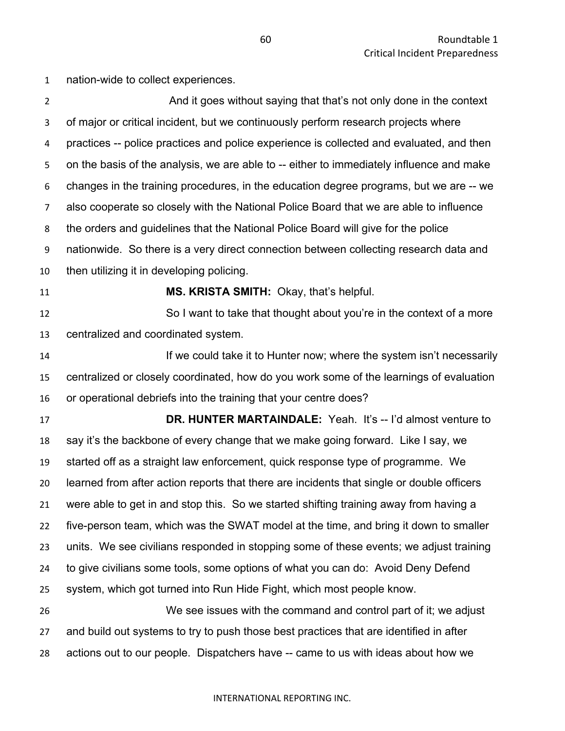nation-wide to collect experiences.

And it goes without saying that that's not only done in the context of major or critical incident, but we continuously perform research projects where practices -- police practices and police experience is collected and evaluated, and then on the basis of the analysis, we are able to -- either to immediately influence and make changes in the training procedures, in the education degree programs, but we are -- we also cooperate so closely with the National Police Board that we are able to influence the orders and guidelines that the National Police Board will give for the police nationwide. So there is a very direct connection between collecting research data and then utilizing it in developing policing.

**MS. KRISTA SMITH:** Okay, that's helpful.

So I want to take that thought about you're in the context of a more centralized and coordinated system.

If we could take it to Hunter now; where the system isn't necessarily centralized or closely coordinated, how do you work some of the learnings of evaluation or operational debriefs into the training that your centre does?

**DR. HUNTER MARTAINDALE:** Yeah. It's -- I'd almost venture to say it's the backbone of every change that we make going forward. Like I say, we started off as a straight law enforcement, quick response type of programme. We learned from after action reports that there are incidents that single or double officers were able to get in and stop this. So we started shifting training away from having a five-person team, which was the SWAT model at the time, and bring it down to smaller units. We see civilians responded in stopping some of these events; we adjust training to give civilians some tools, some options of what you can do: Avoid Deny Defend system, which got turned into Run Hide Fight, which most people know.

We see issues with the command and control part of it; we adjust and build out systems to try to push those best practices that are identified in after actions out to our people. Dispatchers have -- came to us with ideas about how we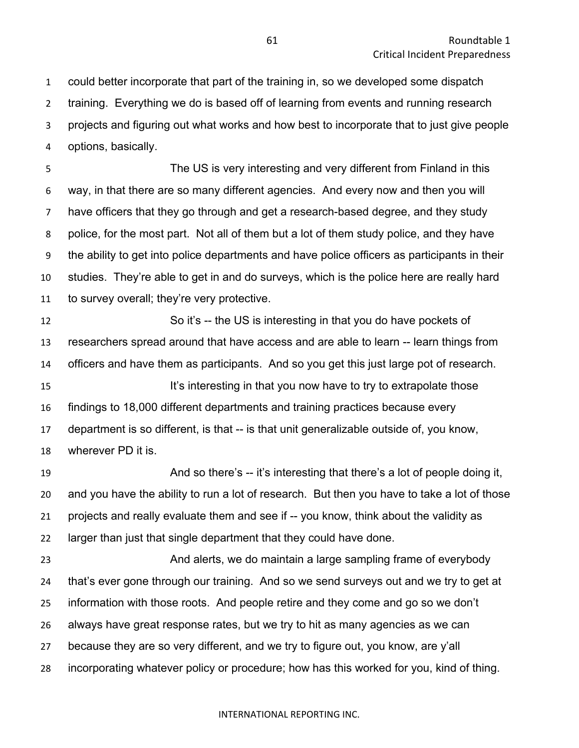could better incorporate that part of the training in, so we developed some dispatch training. Everything we do is based off of learning from events and running research projects and figuring out what works and how best to incorporate that to just give people options, basically.

The US is very interesting and very different from Finland in this way, in that there are so many different agencies. And every now and then you will have officers that they go through and get a research-based degree, and they study police, for the most part. Not all of them but a lot of them study police, and they have the ability to get into police departments and have police officers as participants in their studies. They're able to get in and do surveys, which is the police here are really hard to survey overall; they're very protective.

So it's -- the US is interesting in that you do have pockets of researchers spread around that have access and are able to learn -- learn things from officers and have them as participants. And so you get this just large pot of research.

It's interesting in that you now have to try to extrapolate those findings to 18,000 different departments and training practices because every department is so different, is that -- is that unit generalizable outside of, you know, wherever PD it is.

And so there's -- it's interesting that there's a lot of people doing it, and you have the ability to run a lot of research. But then you have to take a lot of those projects and really evaluate them and see if -- you know, think about the validity as larger than just that single department that they could have done.

And alerts, we do maintain a large sampling frame of everybody that's ever gone through our training. And so we send surveys out and we try to get at information with those roots. And people retire and they come and go so we don't always have great response rates, but we try to hit as many agencies as we can because they are so very different, and we try to figure out, you know, are y'all incorporating whatever policy or procedure; how has this worked for you, kind of thing.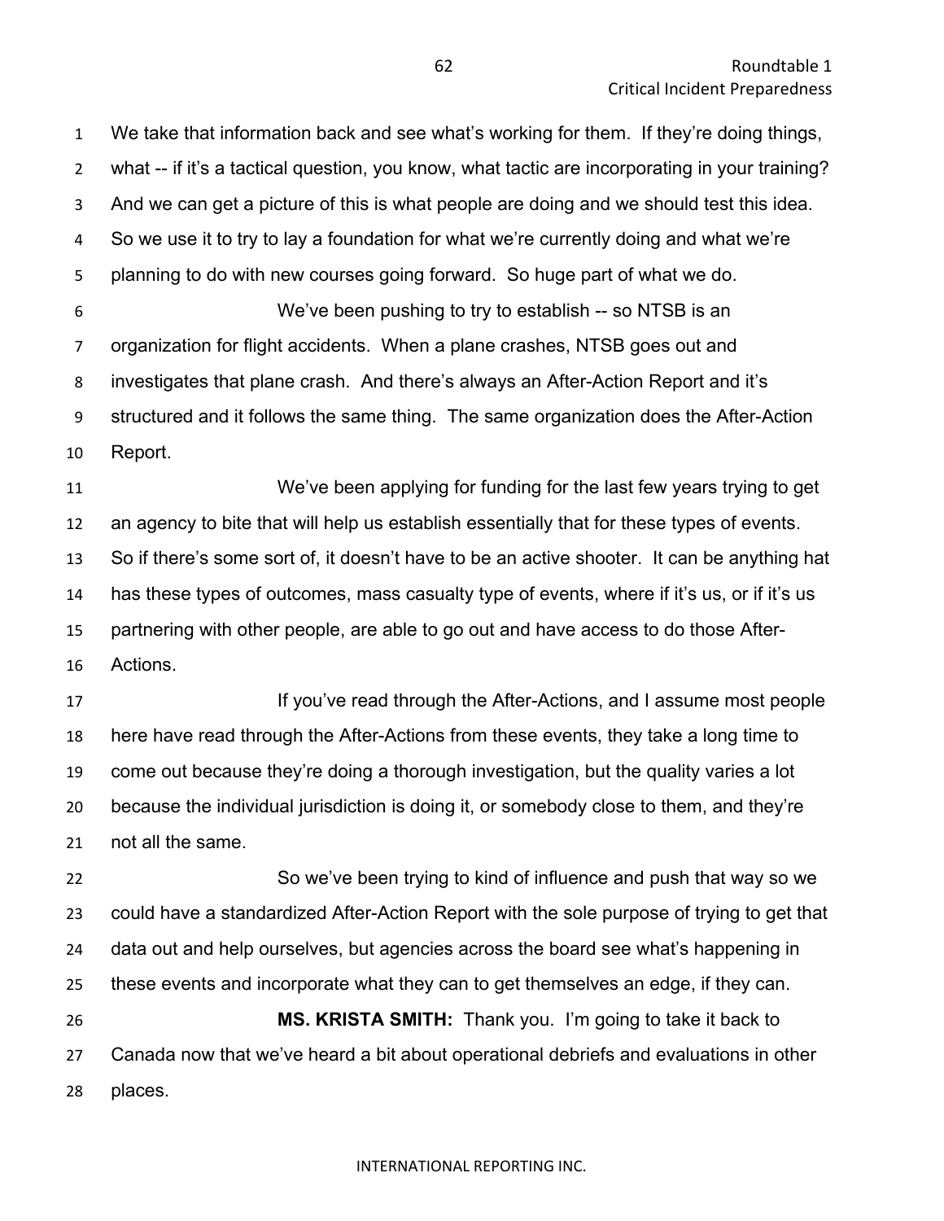We take that information back and see what's working for them. If they're doing things, what -- if it's a tactical question, you know, what tactic are incorporating in your training? And we can get a picture of this is what people are doing and we should test this idea. So we use it to try to lay a foundation for what we're currently doing and what we're planning to do with new courses going forward. So huge part of what we do.

We've been pushing to try to establish -- so NTSB is an organization for flight accidents. When a plane crashes, NTSB goes out and investigates that plane crash. And there's always an After-Action Report and it's structured and it follows the same thing. The same organization does the After-Action Report.

We've been applying for funding for the last few years trying to get an agency to bite that will help us establish essentially that for these types of events. So if there's some sort of, it doesn't have to be an active shooter. It can be anything hat has these types of outcomes, mass casualty type of events, where if it's us, or if it's us partnering with other people, are able to go out and have access to do those After-Actions.

If you've read through the After-Actions, and I assume most people here have read through the After-Actions from these events, they take a long time to come out because they're doing a thorough investigation, but the quality varies a lot because the individual jurisdiction is doing it, or somebody close to them, and they're not all the same.

So we've been trying to kind of influence and push that way so we could have a standardized After-Action Report with the sole purpose of trying to get that data out and help ourselves, but agencies across the board see what's happening in these events and incorporate what they can to get themselves an edge, if they can.

**MS. KRISTA SMITH:** Thank you. I'm going to take it back to Canada now that we've heard a bit about operational debriefs and evaluations in other places.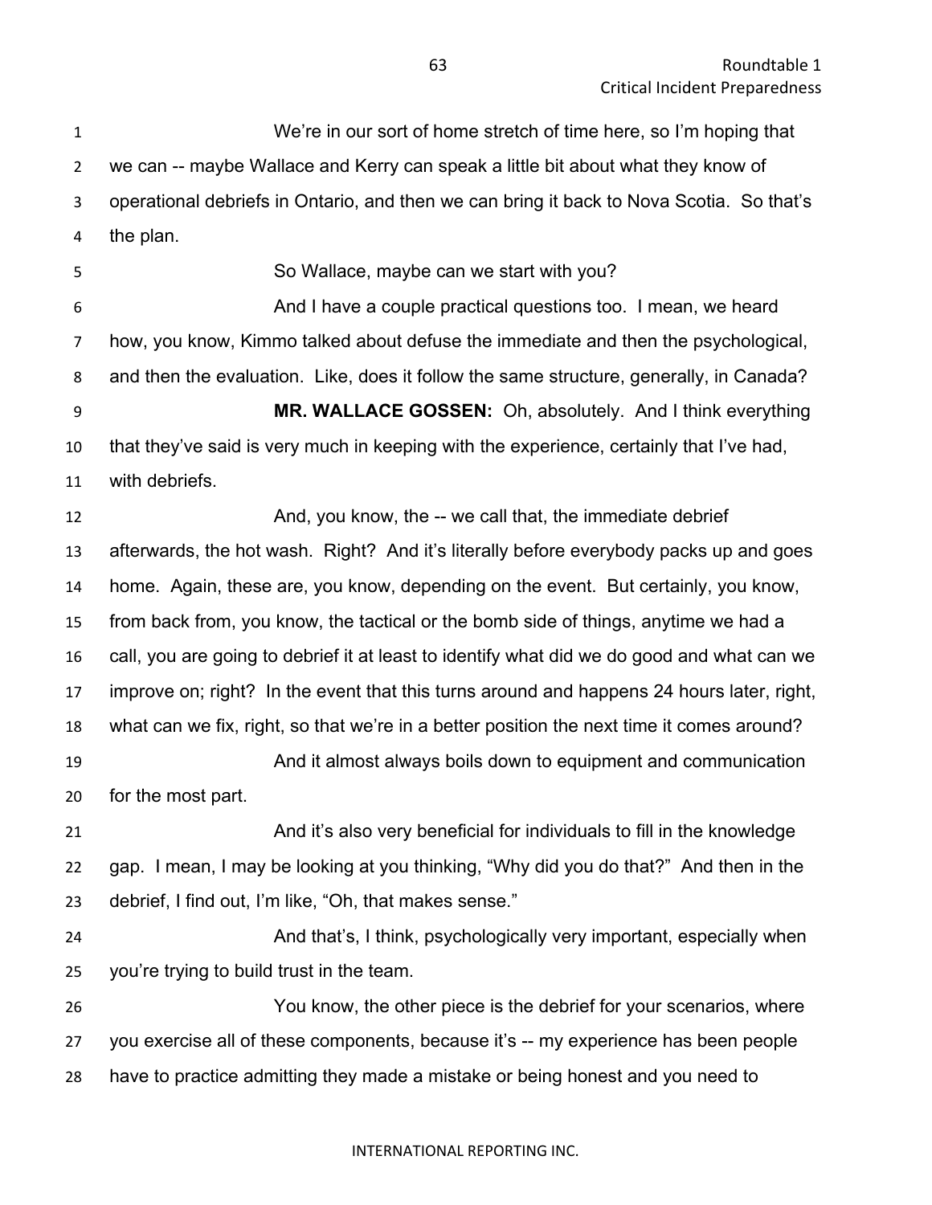We're in our sort of home stretch of time here, so I'm hoping that we can -- maybe Wallace and Kerry can speak a little bit about what they know of operational debriefs in Ontario, and then we can bring it back to Nova Scotia. So that's the plan.

So Wallace, maybe can we start with you?

And I have a couple practical questions too. I mean, we heard how, you know, Kimmo talked about defuse the immediate and then the psychological, and then the evaluation. Like, does it follow the same structure, generally, in Canada?

**MR. WALLACE GOSSEN:** Oh, absolutely. And I think everything that they've said is very much in keeping with the experience, certainly that I've had, with debriefs.

And, you know, the -- we call that, the immediate debrief afterwards, the hot wash. Right? And it's literally before everybody packs up and goes home. Again, these are, you know, depending on the event. But certainly, you know, from back from, you know, the tactical or the bomb side of things, anytime we had a call, you are going to debrief it at least to identify what did we do good and what can we improve on; right? In the event that this turns around and happens 24 hours later, right, what can we fix, right, so that we're in a better position the next time it comes around?

And it almost always boils down to equipment and communication for the most part.

And it's also very beneficial for individuals to fill in the knowledge gap. I mean, I may be looking at you thinking, "Why did you do that?" And then in the debrief, I find out, I'm like, "Oh, that makes sense."

And that's, I think, psychologically very important, especially when you're trying to build trust in the team.

You know, the other piece is the debrief for your scenarios, where you exercise all of these components, because it's -- my experience has been people have to practice admitting they made a mistake or being honest and you need to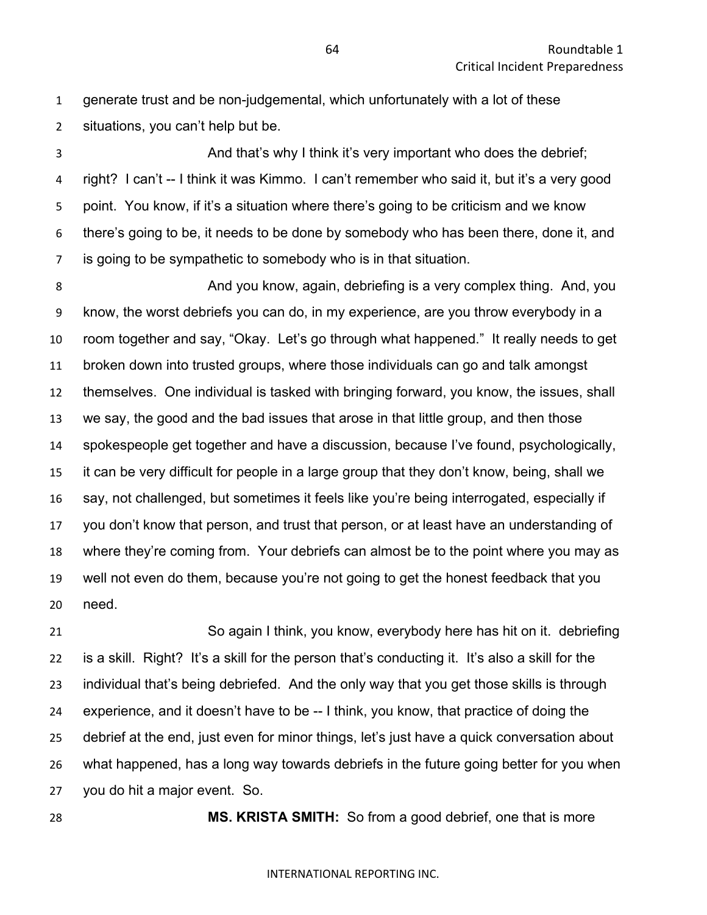generate trust and be non-judgemental, which unfortunately with a lot of these situations, you can't help but be.

And that's why I think it's very important who does the debrief; right? I can't -- I think it was Kimmo. I can't remember who said it, but it's a very good point. You know, if it's a situation where there's going to be criticism and we know there's going to be, it needs to be done by somebody who has been there, done it, and is going to be sympathetic to somebody who is in that situation.

And you know, again, debriefing is a very complex thing. And, you know, the worst debriefs you can do, in my experience, are you throw everybody in a room together and say, "Okay. Let's go through what happened." It really needs to get broken down into trusted groups, where those individuals can go and talk amongst themselves. One individual is tasked with bringing forward, you know, the issues, shall we say, the good and the bad issues that arose in that little group, and then those spokespeople get together and have a discussion, because I've found, psychologically, it can be very difficult for people in a large group that they don't know, being, shall we say, not challenged, but sometimes it feels like you're being interrogated, especially if you don't know that person, and trust that person, or at least have an understanding of where they're coming from. Your debriefs can almost be to the point where you may as well not even do them, because you're not going to get the honest feedback that you need.

So again I think, you know, everybody here has hit on it. debriefing is a skill. Right? It's a skill for the person that's conducting it. It's also a skill for the individual that's being debriefed. And the only way that you get those skills is through experience, and it doesn't have to be -- I think, you know, that practice of doing the debrief at the end, just even for minor things, let's just have a quick conversation about what happened, has a long way towards debriefs in the future going better for you when you do hit a major event. So.

**MS. KRISTA SMITH:** So from a good debrief, one that is more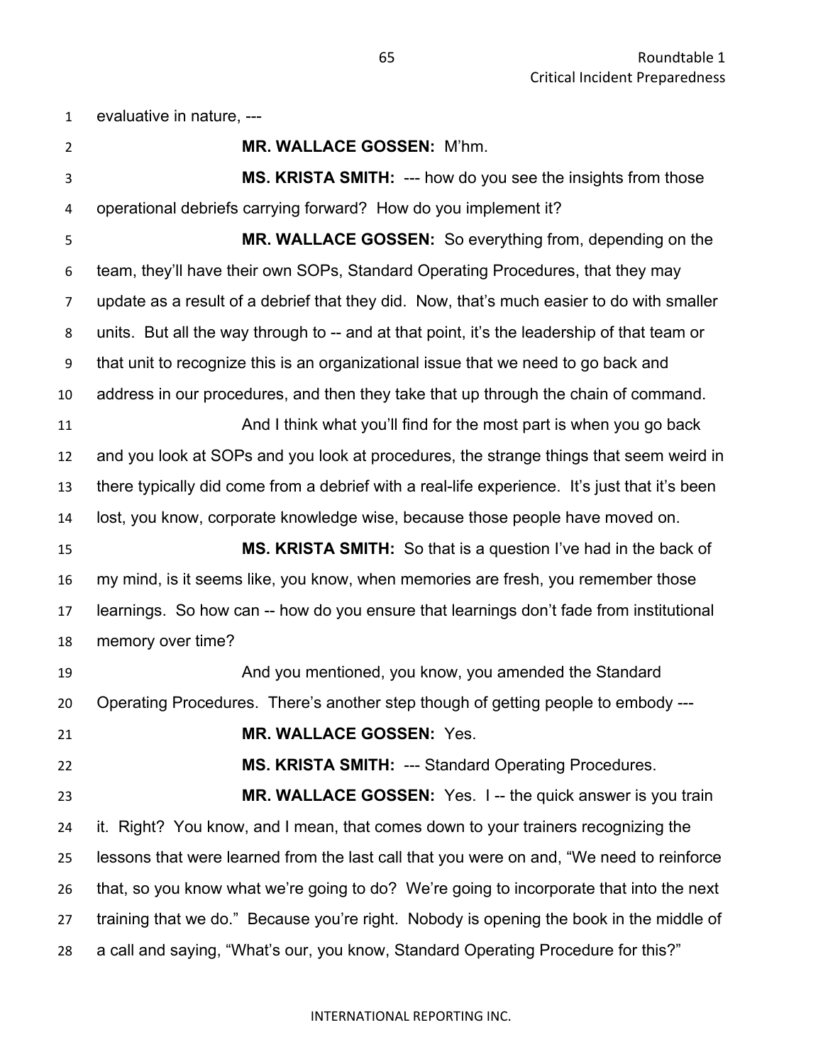evaluative in nature, ---

**MR. WALLACE GOSSEN:** M'hm.

**MS. KRISTA SMITH:** --- how do you see the insights from those operational debriefs carrying forward? How do you implement it?

**MR. WALLACE GOSSEN:** So everything from, depending on the team, they'll have their own SOPs, Standard Operating Procedures, that they may update as a result of a debrief that they did. Now, that's much easier to do with smaller units. But all the way through to -- and at that point, it's the leadership of that team or that unit to recognize this is an organizational issue that we need to go back and address in our procedures, and then they take that up through the chain of command.

And I think what you'll find for the most part is when you go back and you look at SOPs and you look at procedures, the strange things that seem weird in there typically did come from a debrief with a real-life experience. It's just that it's been lost, you know, corporate knowledge wise, because those people have moved on.

**MS. KRISTA SMITH:** So that is a question I've had in the back of my mind, is it seems like, you know, when memories are fresh, you remember those learnings. So how can -- how do you ensure that learnings don't fade from institutional memory over time?

And you mentioned, you know, you amended the Standard Operating Procedures. There's another step though of getting people to embody ---

**MR. WALLACE GOSSEN:** Yes.

**MS. KRISTA SMITH:** --- Standard Operating Procedures.

**MR. WALLACE GOSSEN:** Yes. I -- the quick answer is you train it. Right? You know, and I mean, that comes down to your trainers recognizing the lessons that were learned from the last call that you were on and, "We need to reinforce that, so you know what we're going to do? We're going to incorporate that into the next training that we do." Because you're right. Nobody is opening the book in the middle of a call and saying, "What's our, you know, Standard Operating Procedure for this?"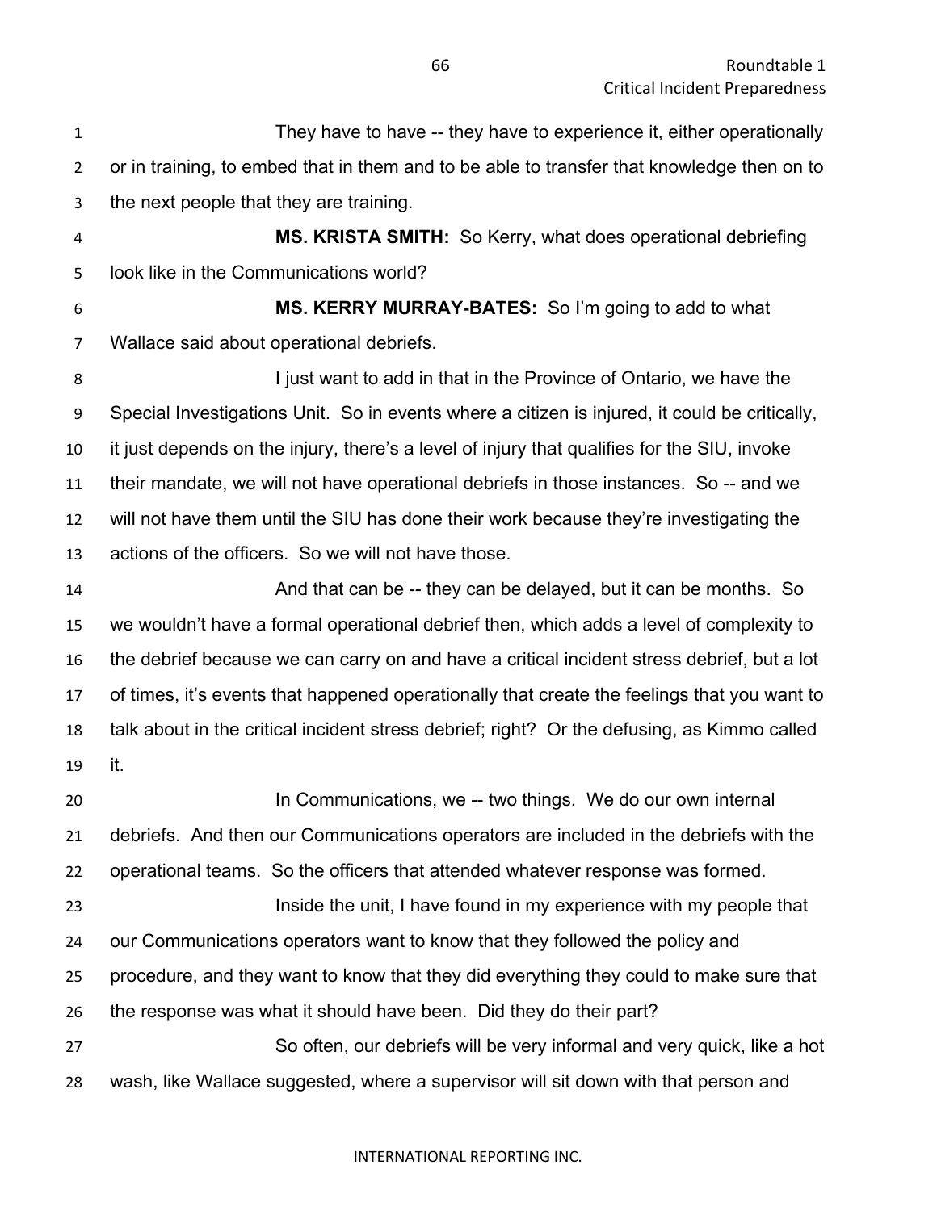They have to have -- they have to experience it, either operationally or in training, to embed that in them and to be able to transfer that knowledge then on to the next people that they are training.

**MS. KRISTA SMITH:** So Kerry, what does operational debriefing look like in the Communications world?

**MS. KERRY MURRAY-BATES:** So I'm going to add to what Wallace said about operational debriefs.

I just want to add in that in the Province of Ontario, we have the Special Investigations Unit. So in events where a citizen is injured, it could be critically, it just depends on the injury, there's a level of injury that qualifies for the SIU, invoke their mandate, we will not have operational debriefs in those instances. So -- and we will not have them until the SIU has done their work because they're investigating the actions of the officers. So we will not have those.

And that can be -- they can be delayed, but it can be months. So we wouldn't have a formal operational debrief then, which adds a level of complexity to the debrief because we can carry on and have a critical incident stress debrief, but a lot of times, it's events that happened operationally that create the feelings that you want to talk about in the critical incident stress debrief; right? Or the defusing, as Kimmo called it.

In Communications, we -- two things. We do our own internal debriefs. And then our Communications operators are included in the debriefs with the operational teams. So the officers that attended whatever response was formed.

Inside the unit, I have found in my experience with my people that our Communications operators want to know that they followed the policy and procedure, and they want to know that they did everything they could to make sure that the response was what it should have been. Did they do their part?

So often, our debriefs will be very informal and very quick, like a hot wash, like Wallace suggested, where a supervisor will sit down with that person and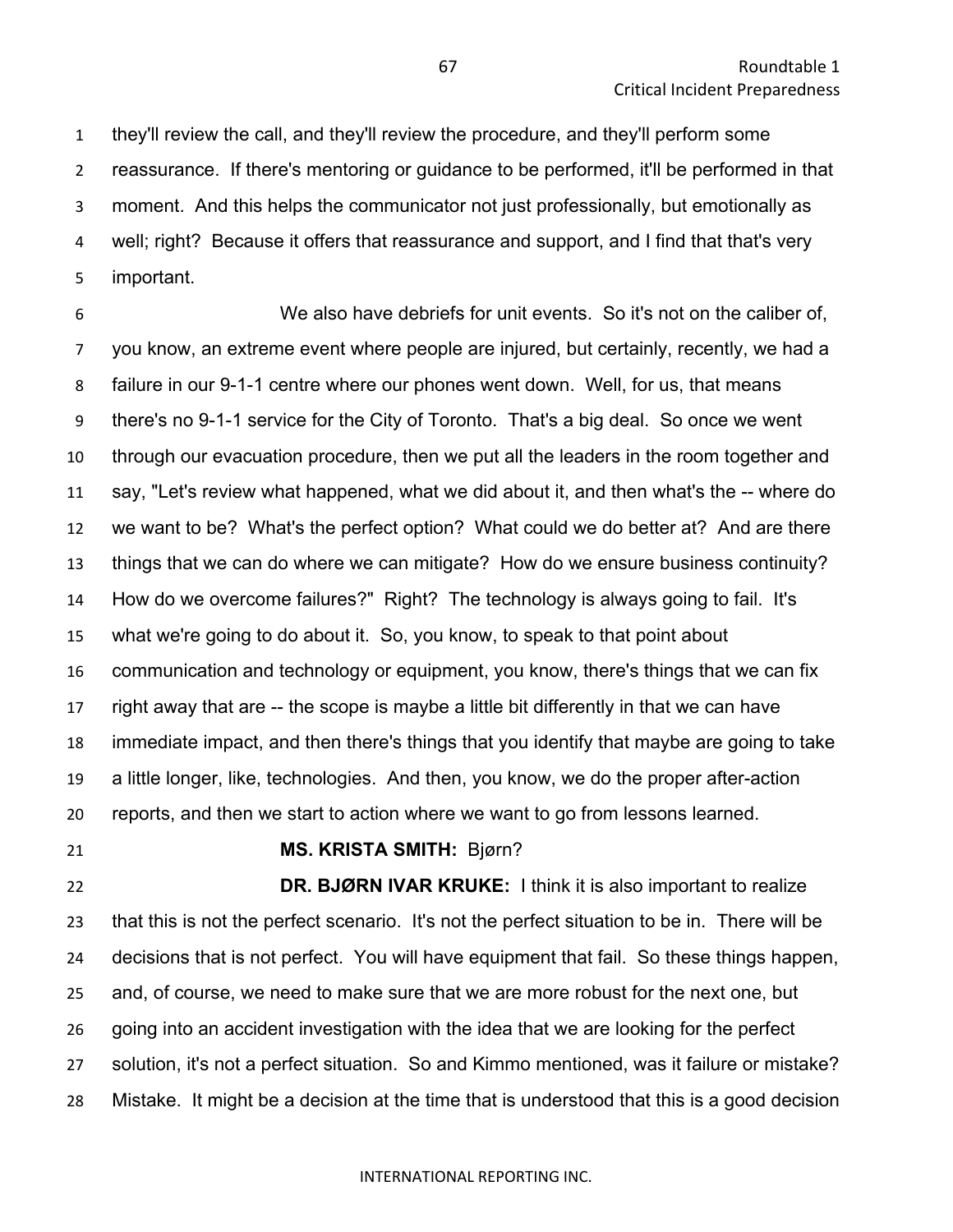they'll review the call, and they'll review the procedure, and they'll perform some reassurance. If there's mentoring or guidance to be performed, it'll be performed in that moment. And this helps the communicator not just professionally, but emotionally as well; right? Because it offers that reassurance and support, and I find that that's very important.

We also have debriefs for unit events. So it's not on the caliber of, you know, an extreme event where people are injured, but certainly, recently, we had a failure in our 9-1-1 centre where our phones went down. Well, for us, that means there's no 9-1-1 service for the City of Toronto. That's a big deal. So once we went through our evacuation procedure, then we put all the leaders in the room together and say, "Let's review what happened, what we did about it, and then what's the -- where do we want to be? What's the perfect option? What could we do better at? And are there things that we can do where we can mitigate? How do we ensure business continuity? How do we overcome failures?" Right? The technology is always going to fail. It's what we're going to do about it. So, you know, to speak to that point about communication and technology or equipment, you know, there's things that we can fix right away that are -- the scope is maybe a little bit differently in that we can have immediate impact, and then there's things that you identify that maybe are going to take a little longer, like, technologies. And then, you know, we do the proper after-action reports, and then we start to action where we want to go from lessons learned.

**MS. KRISTA SMITH:** Bjørn?

**DR. BJØRN IVAR KRUKE:** I think it is also important to realize that this is not the perfect scenario. It's not the perfect situation to be in. There will be decisions that is not perfect. You will have equipment that fail. So these things happen, and, of course, we need to make sure that we are more robust for the next one, but going into an accident investigation with the idea that we are looking for the perfect solution, it's not a perfect situation. So and Kimmo mentioned, was it failure or mistake? Mistake. It might be a decision at the time that is understood that this is a good decision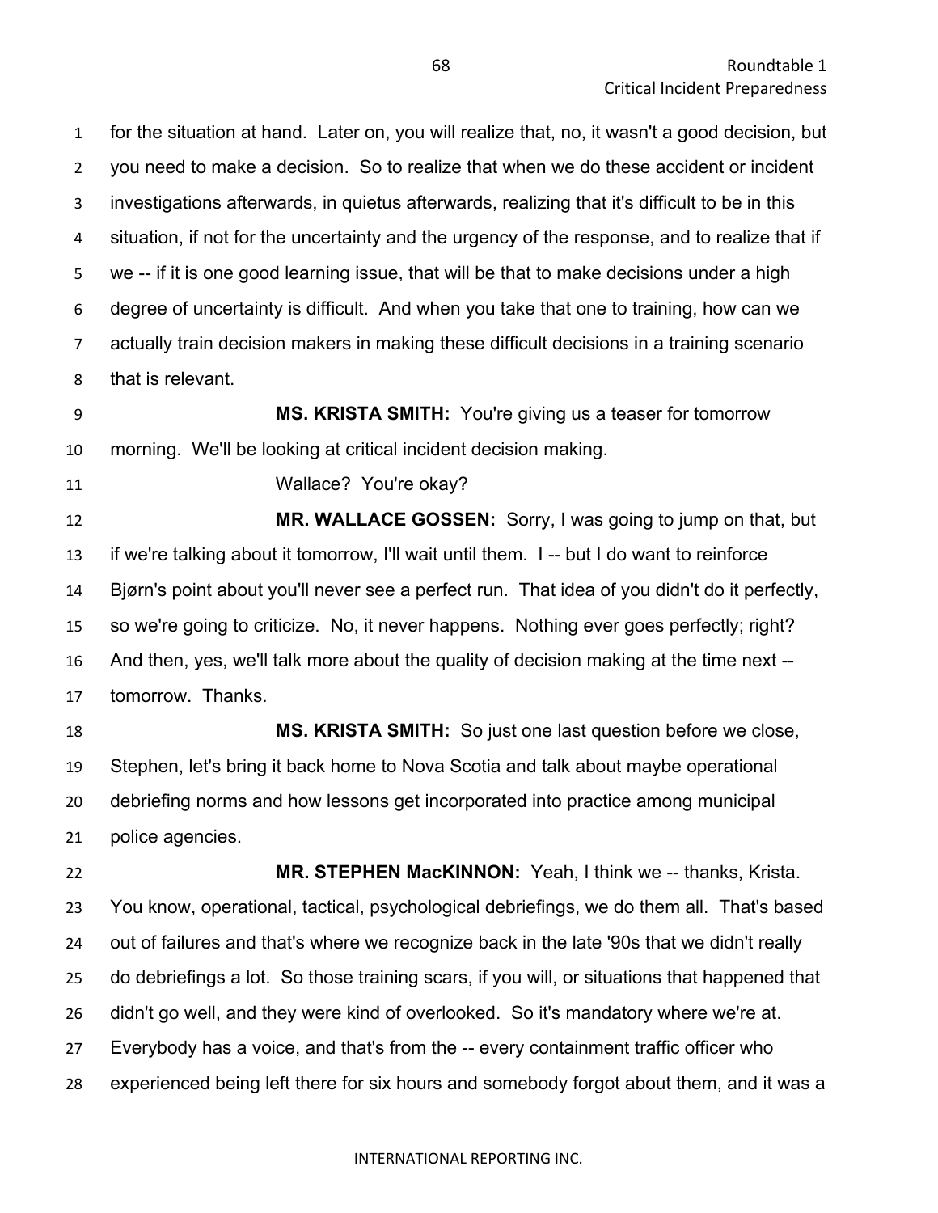for the situation at hand. Later on, you will realize that, no, it wasn't a good decision, but you need to make a decision. So to realize that when we do these accident or incident investigations afterwards, in quietus afterwards, realizing that it's difficult to be in this situation, if not for the uncertainty and the urgency of the response, and to realize that if we -- if it is one good learning issue, that will be that to make decisions under a high degree of uncertainty is difficult. And when you take that one to training, how can we actually train decision makers in making these difficult decisions in a training scenario that is relevant.

**MS. KRISTA SMITH:** You're giving us a teaser for tomorrow morning. We'll be looking at critical incident decision making.

Wallace? You're okay?

**MR. WALLACE GOSSEN:** Sorry, I was going to jump on that, but if we're talking about it tomorrow, I'll wait until them. I -- but I do want to reinforce Bjørn's point about you'll never see a perfect run. That idea of you didn't do it perfectly, so we're going to criticize. No, it never happens. Nothing ever goes perfectly; right? And then, yes, we'll talk more about the quality of decision making at the time next -- tomorrow. Thanks.

**MS. KRISTA SMITH:** So just one last question before we close, Stephen, let's bring it back home to Nova Scotia and talk about maybe operational debriefing norms and how lessons get incorporated into practice among municipal police agencies.

**MR. STEPHEN MacKINNON:** Yeah, I think we -- thanks, Krista. You know, operational, tactical, psychological debriefings, we do them all. That's based out of failures and that's where we recognize back in the late '90s that we didn't really do debriefings a lot. So those training scars, if you will, or situations that happened that didn't go well, and they were kind of overlooked. So it's mandatory where we're at. Everybody has a voice, and that's from the -- every containment traffic officer who experienced being left there for six hours and somebody forgot about them, and it was a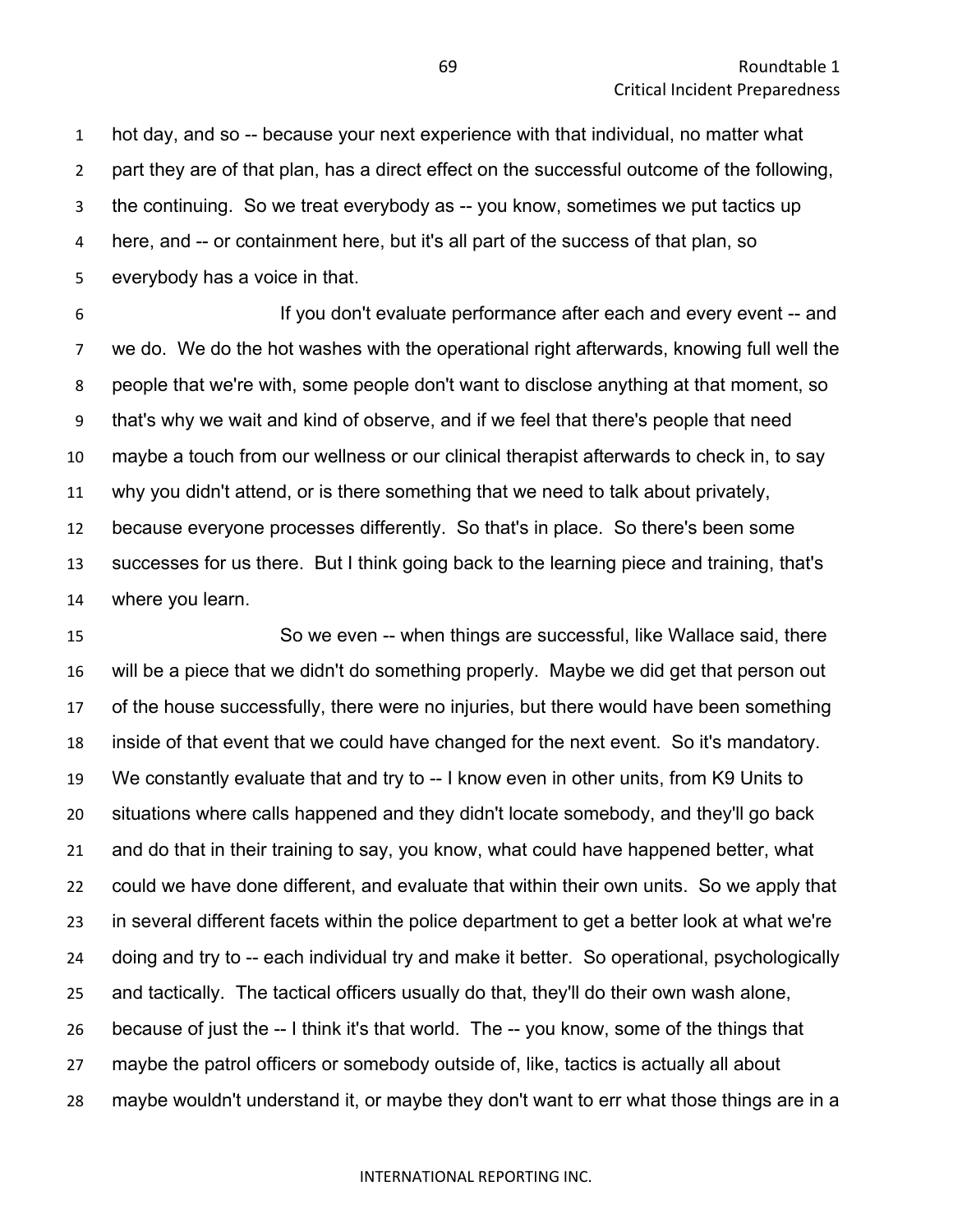hot day, and so -- because your next experience with that individual, no matter what part they are of that plan, has a direct effect on the successful outcome of the following, the continuing. So we treat everybody as -- you know, sometimes we put tactics up here, and -- or containment here, but it's all part of the success of that plan, so everybody has a voice in that.

If you don't evaluate performance after each and every event -- and we do. We do the hot washes with the operational right afterwards, knowing full well the people that we're with, some people don't want to disclose anything at that moment, so that's why we wait and kind of observe, and if we feel that there's people that need maybe a touch from our wellness or our clinical therapist afterwards to check in, to say why you didn't attend, or is there something that we need to talk about privately, because everyone processes differently. So that's in place. So there's been some successes for us there. But I think going back to the learning piece and training, that's where you learn.

So we even -- when things are successful, like Wallace said, there will be a piece that we didn't do something properly. Maybe we did get that person out of the house successfully, there were no injuries, but there would have been something inside of that event that we could have changed for the next event. So it's mandatory. We constantly evaluate that and try to -- I know even in other units, from K9 Units to situations where calls happened and they didn't locate somebody, and they'll go back and do that in their training to say, you know, what could have happened better, what could we have done different, and evaluate that within their own units. So we apply that in several different facets within the police department to get a better look at what we're doing and try to -- each individual try and make it better. So operational, psychologically and tactically. The tactical officers usually do that, they'll do their own wash alone, because of just the -- I think it's that world. The -- you know, some of the things that maybe the patrol officers or somebody outside of, like, tactics is actually all about maybe wouldn't understand it, or maybe they don't want to err what those things are in a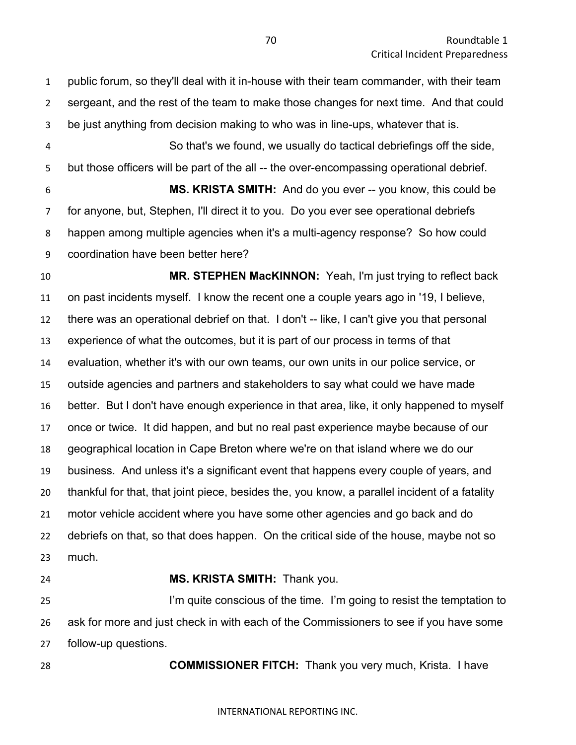public forum, so they'll deal with it in-house with their team commander, with their team sergeant, and the rest of the team to make those changes for next time. And that could be just anything from decision making to who was in line-ups, whatever that is.

So that's we found, we usually do tactical debriefings off the side, but those officers will be part of the all -- the over-encompassing operational debrief.

**MS. KRISTA SMITH:** And do you ever -- you know, this could be for anyone, but, Stephen, I'll direct it to you. Do you ever see operational debriefs happen among multiple agencies when it's a multi-agency response? So how could coordination have been better here?

**MR. STEPHEN MacKINNON:** Yeah, I'm just trying to reflect back on past incidents myself. I know the recent one a couple years ago in '19, I believe, there was an operational debrief on that. I don't -- like, I can't give you that personal experience of what the outcomes, but it is part of our process in terms of that evaluation, whether it's with our own teams, our own units in our police service, or outside agencies and partners and stakeholders to say what could we have made better. But I don't have enough experience in that area, like, it only happened to myself once or twice. It did happen, and but no real past experience maybe because of our geographical location in Cape Breton where we're on that island where we do our business. And unless it's a significant event that happens every couple of years, and thankful for that, that joint piece, besides the, you know, a parallel incident of a fatality motor vehicle accident where you have some other agencies and go back and do debriefs on that, so that does happen. On the critical side of the house, maybe not so much.

**MS. KRISTA SMITH:** Thank you.

I'm quite conscious of the time. I'm going to resist the temptation to ask for more and just check in with each of the Commissioners to see if you have some follow-up questions.

**COMMISSIONER FITCH:** Thank you very much, Krista. I have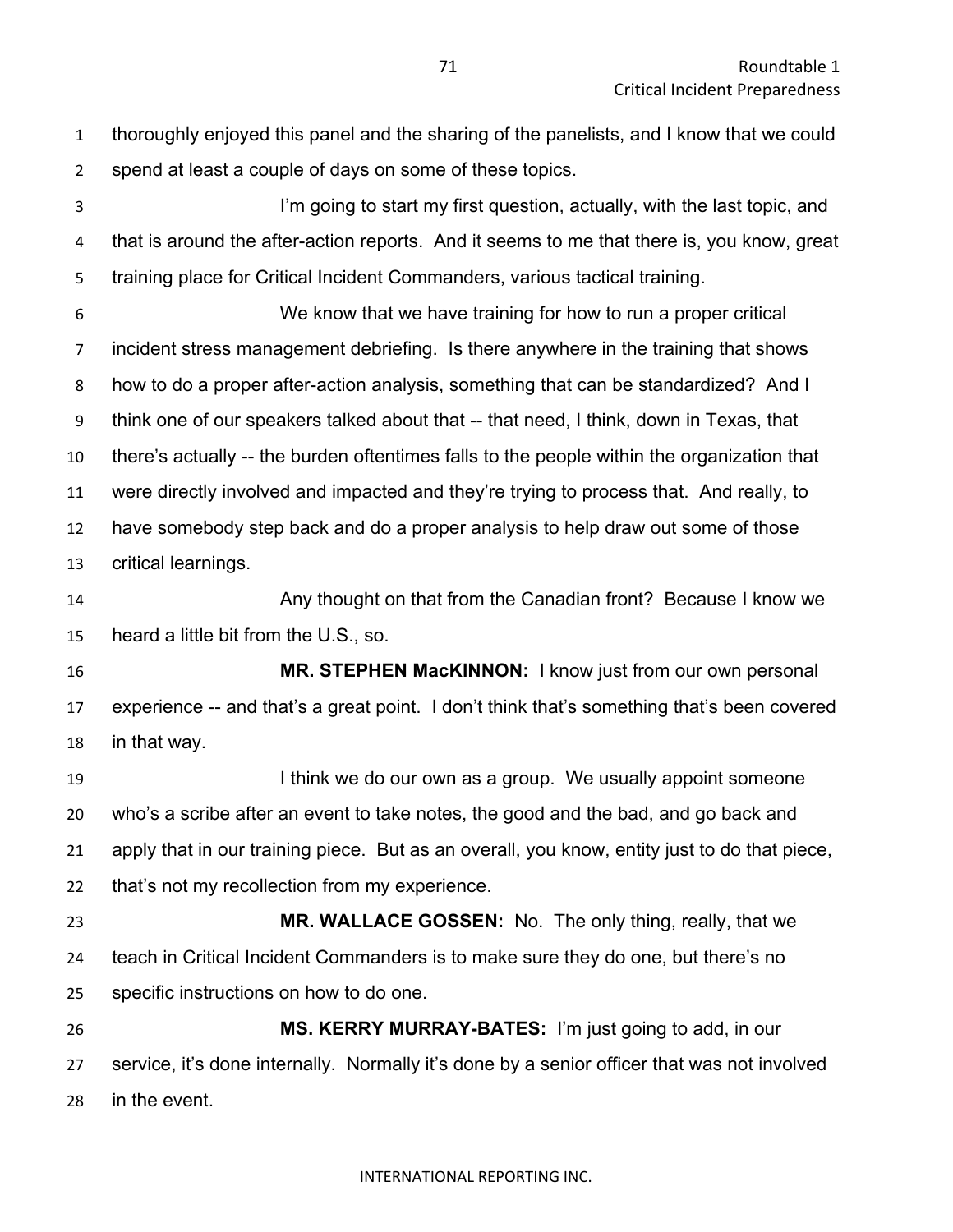thoroughly enjoyed this panel and the sharing of the panelists, and I know that we could spend at least a couple of days on some of these topics.

I'm going to start my first question, actually, with the last topic, and that is around the after-action reports. And it seems to me that there is, you know, great training place for Critical Incident Commanders, various tactical training.

We know that we have training for how to run a proper critical incident stress management debriefing. Is there anywhere in the training that shows how to do a proper after-action analysis, something that can be standardized? And I think one of our speakers talked about that -- that need, I think, down in Texas, that there's actually -- the burden oftentimes falls to the people within the organization that were directly involved and impacted and they're trying to process that. And really, to have somebody step back and do a proper analysis to help draw out some of those critical learnings.

Any thought on that from the Canadian front? Because I know we heard a little bit from the U.S., so.

**MR. STEPHEN MacKINNON:** I know just from our own personal experience -- and that's a great point. I don't think that's something that's been covered in that way.

I think we do our own as a group. We usually appoint someone who's a scribe after an event to take notes, the good and the bad, and go back and apply that in our training piece. But as an overall, you know, entity just to do that piece, that's not my recollection from my experience.

**MR. WALLACE GOSSEN:** No. The only thing, really, that we teach in Critical Incident Commanders is to make sure they do one, but there's no specific instructions on how to do one.

**MS. KERRY MURRAY-BATES:** I'm just going to add, in our service, it's done internally. Normally it's done by a senior officer that was not involved in the event.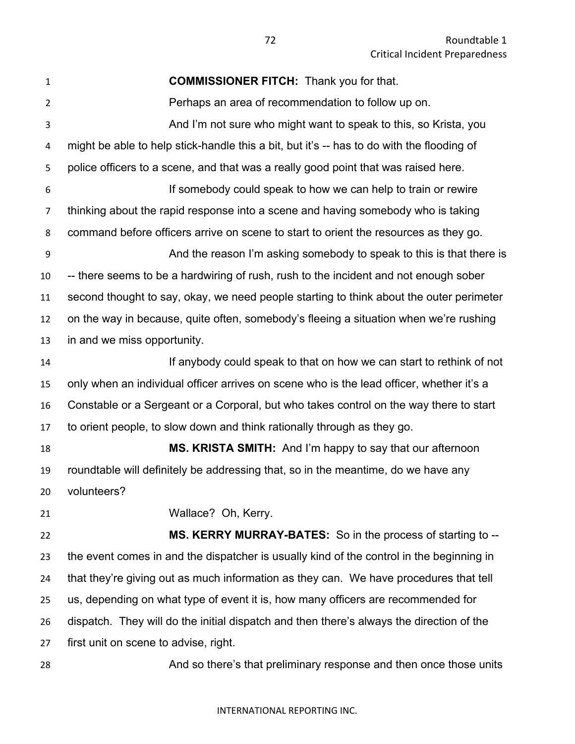**COMMISSIONER FITCH:** Thank you for that.

Perhaps an area of recommendation to follow up on.

And I'm not sure who might want to speak to this, so Krista, you might be able to help stick-handle this a bit, but it's -- has to do with the flooding of police officers to a scene, and that was a really good point that was raised here.

If somebody could speak to how we can help to train or rewire thinking about the rapid response into a scene and having somebody who is taking command before officers arrive on scene to start to orient the resources as they go.

And the reason I'm asking somebody to speak to this is that there is -- there seems to be a hardwiring of rush, rush to the incident and not enough sober second thought to say, okay, we need people starting to think about the outer perimeter on the way in because, quite often, somebody's fleeing a situation when we're rushing in and we miss opportunity.

If anybody could speak to that on how we can start to rethink of not only when an individual officer arrives on scene who is the lead officer, whether it's a Constable or a Sergeant or a Corporal, but who takes control on the way there to start to orient people, to slow down and think rationally through as they go.

**MS. KRISTA SMITH:** And I'm happy to say that our afternoon roundtable will definitely be addressing that, so in the meantime, do we have any volunteers?

Wallace? Oh, Kerry.

**MS. KERRY MURRAY-BATES:** So in the process of starting to -- the event comes in and the dispatcher is usually kind of the control in the beginning in that they're giving out as much information as they can. We have procedures that tell us, depending on what type of event it is, how many officers are recommended for dispatch. They will do the initial dispatch and then there's always the direction of the first unit on scene to advise, right.

And so there's that preliminary response and then once those units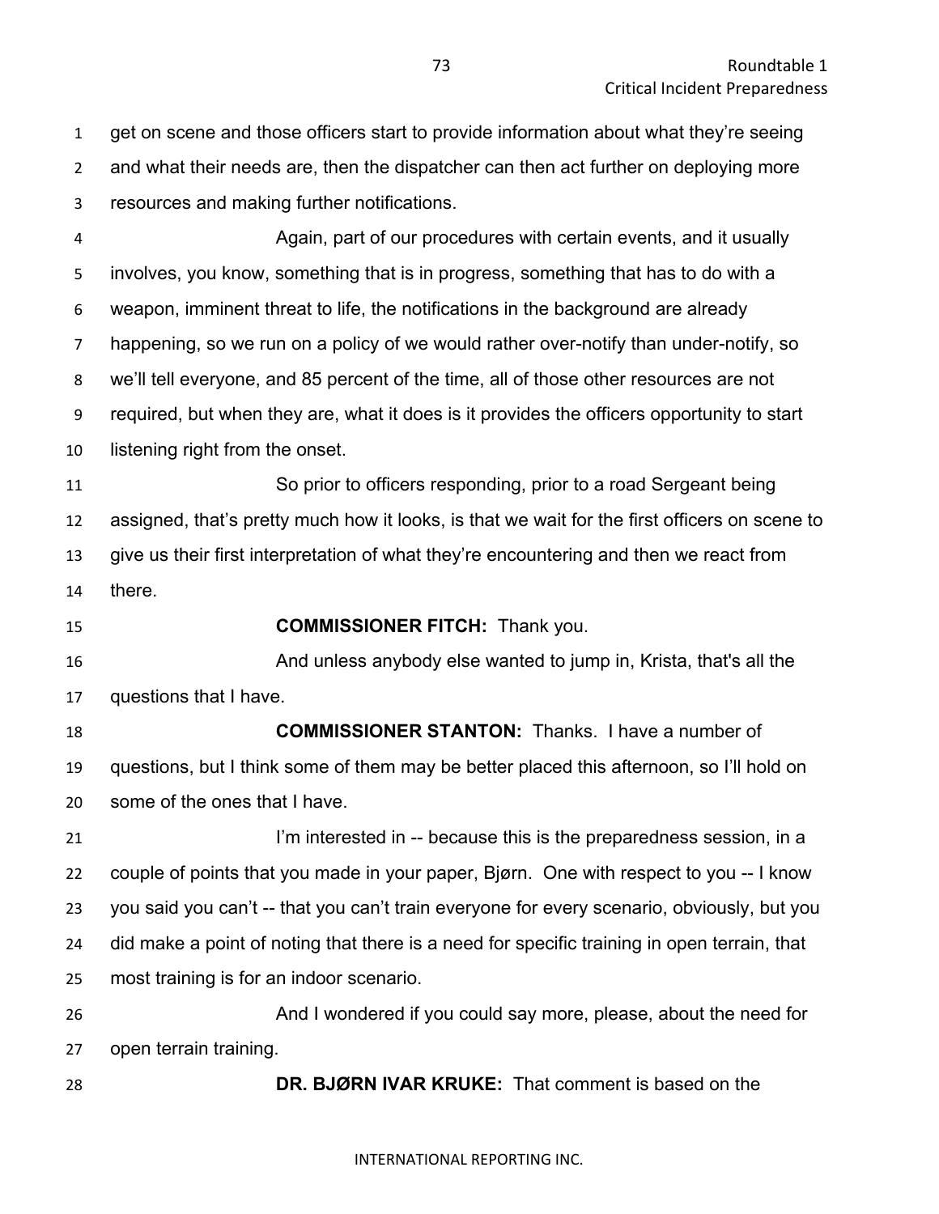get on scene and those officers start to provide information about what they're seeing and what their needs are, then the dispatcher can then act further on deploying more resources and making further notifications.

Again, part of our procedures with certain events, and it usually involves, you know, something that is in progress, something that has to do with a weapon, imminent threat to life, the notifications in the background are already happening, so we run on a policy of we would rather over-notify than under-notify, so we'll tell everyone, and 85 percent of the time, all of those other resources are not required, but when they are, what it does is it provides the officers opportunity to start listening right from the onset.

So prior to officers responding, prior to a road Sergeant being assigned, that's pretty much how it looks, is that we wait for the first officers on scene to give us their first interpretation of what they're encountering and then we react from there.

**COMMISSIONER FITCH:** Thank you.

And unless anybody else wanted to jump in, Krista, that's all the questions that I have.

**COMMISSIONER STANTON:** Thanks. I have a number of questions, but I think some of them may be better placed this afternoon, so I'll hold on some of the ones that I have.

I'm interested in -- because this is the preparedness session, in a couple of points that you made in your paper, Bjørn. One with respect to you -- I know you said you can't -- that you can't train everyone for every scenario, obviously, but you did make a point of noting that there is a need for specific training in open terrain, that most training is for an indoor scenario.

And I wondered if you could say more, please, about the need for open terrain training.

**DR. BJØRN IVAR KRUKE:** That comment is based on the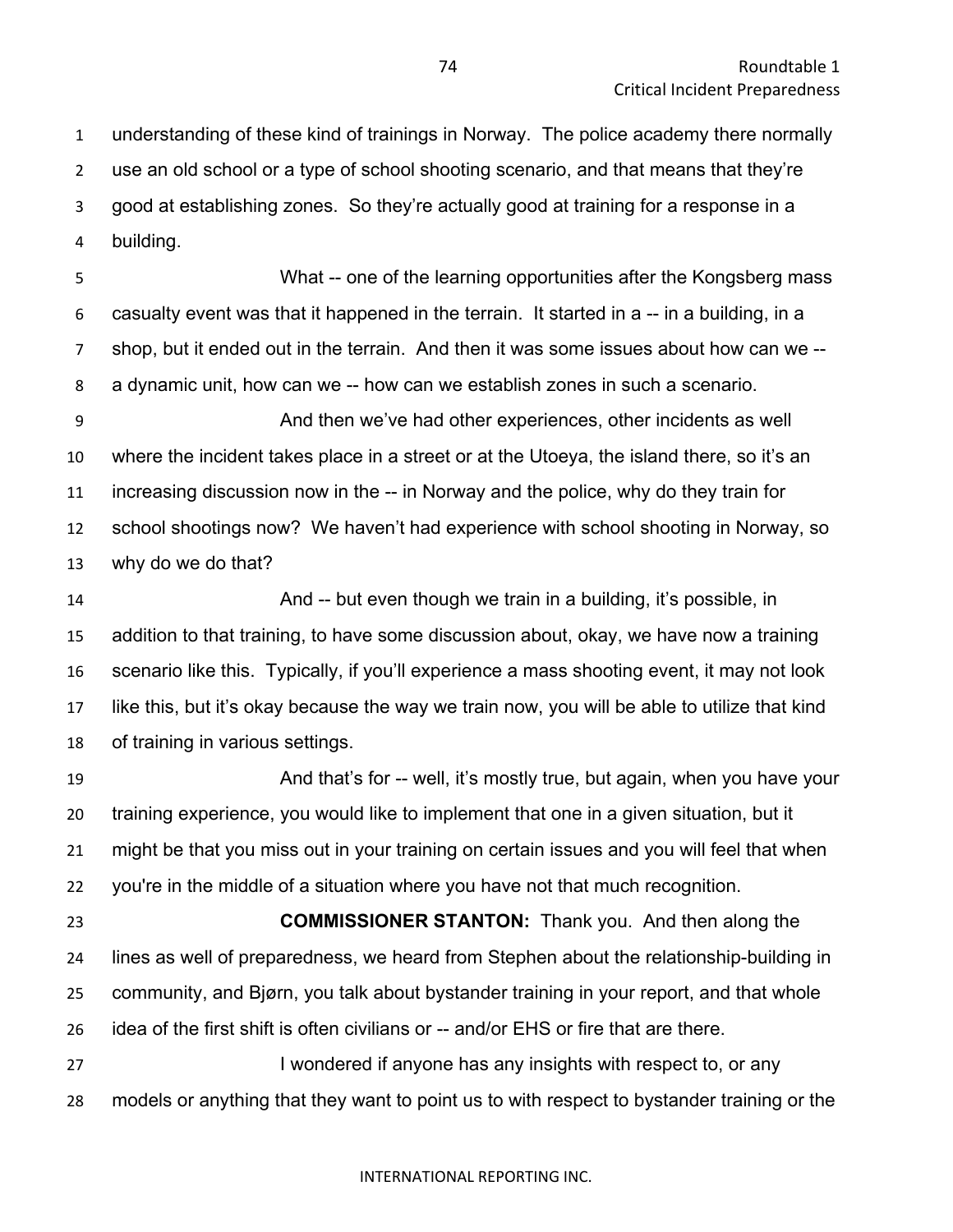understanding of these kind of trainings in Norway. The police academy there normally use an old school or a type of school shooting scenario, and that means that they're good at establishing zones. So they're actually good at training for a response in a building.

What -- one of the learning opportunities after the Kongsberg mass casualty event was that it happened in the terrain. It started in a -- in a building, in a shop, but it ended out in the terrain. And then it was some issues about how can we -- a dynamic unit, how can we -- how can we establish zones in such a scenario.

And then we've had other experiences, other incidents as well where the incident takes place in a street or at the Utoeya, the island there, so it's an increasing discussion now in the -- in Norway and the police, why do they train for school shootings now? We haven't had experience with school shooting in Norway, so why do we do that?

And -- but even though we train in a building, it's possible, in addition to that training, to have some discussion about, okay, we have now a training scenario like this. Typically, if you'll experience a mass shooting event, it may not look like this, but it's okay because the way we train now, you will be able to utilize that kind of training in various settings.

And that's for -- well, it's mostly true, but again, when you have your training experience, you would like to implement that one in a given situation, but it might be that you miss out in your training on certain issues and you will feel that when you're in the middle of a situation where you have not that much recognition.

**COMMISSIONER STANTON:** Thank you. And then along the lines as well of preparedness, we heard from Stephen about the relationship-building in community, and Bjørn, you talk about bystander training in your report, and that whole idea of the first shift is often civilians or -- and/or EHS or fire that are there.

I wondered if anyone has any insights with respect to, or any models or anything that they want to point us to with respect to bystander training or the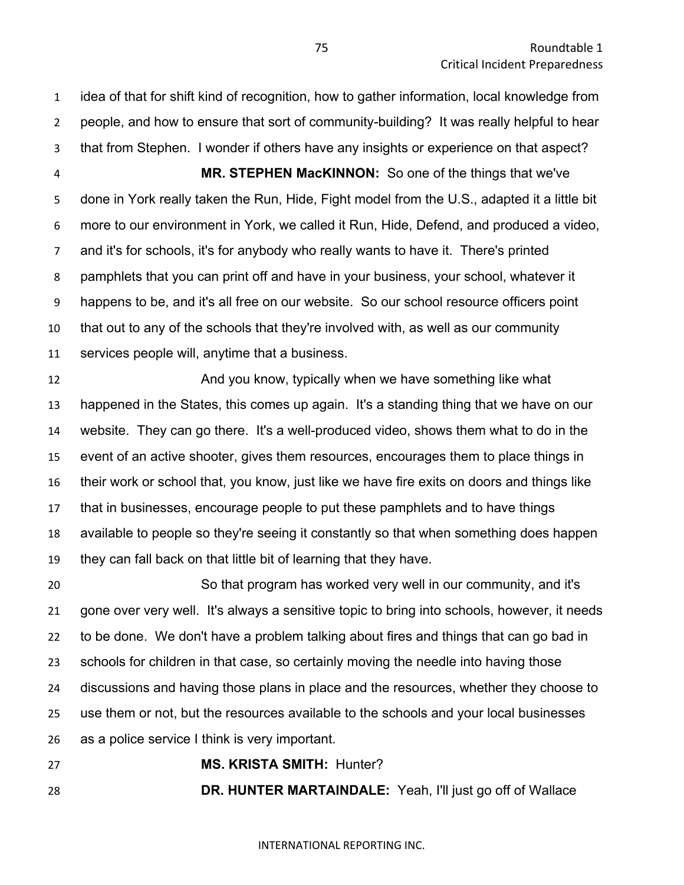idea of that for shift kind of recognition, how to gather information, local knowledge from people, and how to ensure that sort of community-building? It was really helpful to hear that from Stephen. I wonder if others have any insights or experience on that aspect?

**MR. STEPHEN MacKINNON:** So one of the things that we've done in York really taken the Run, Hide, Fight model from the U.S., adapted it a little bit more to our environment in York, we called it Run, Hide, Defend, and produced a video, and it's for schools, it's for anybody who really wants to have it. There's printed pamphlets that you can print off and have in your business, your school, whatever it happens to be, and it's all free on our website. So our school resource officers point that out to any of the schools that they're involved with, as well as our community services people will, anytime that a business.

And you know, typically when we have something like what happened in the States, this comes up again. It's a standing thing that we have on our website. They can go there. It's a well-produced video, shows them what to do in the event of an active shooter, gives them resources, encourages them to place things in their work or school that, you know, just like we have fire exits on doors and things like that in businesses, encourage people to put these pamphlets and to have things available to people so they're seeing it constantly so that when something does happen they can fall back on that little bit of learning that they have.

So that program has worked very well in our community, and it's gone over very well. It's always a sensitive topic to bring into schools, however, it needs to be done. We don't have a problem talking about fires and things that can go bad in schools for children in that case, so certainly moving the needle into having those discussions and having those plans in place and the resources, whether they choose to use them or not, but the resources available to the schools and your local businesses as a police service I think is very important.

**MS. KRISTA SMITH:** Hunter?

**DR. HUNTER MARTAINDALE:** Yeah, I'll just go off of Wallace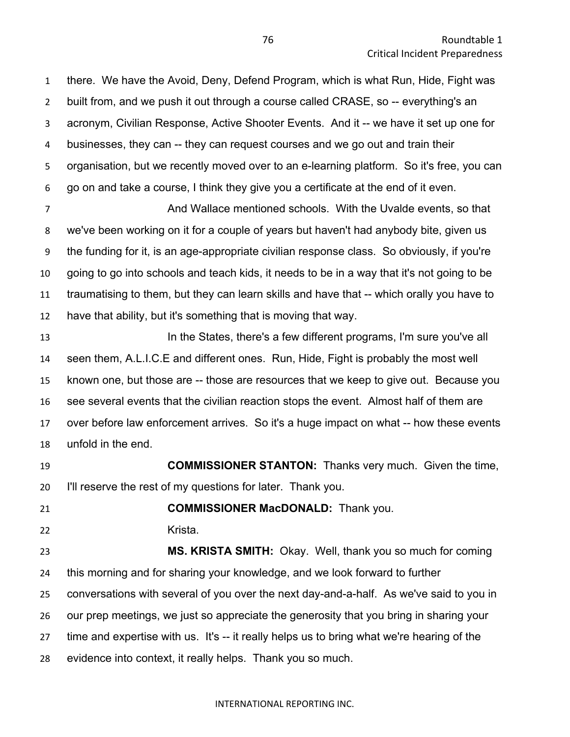there. We have the Avoid, Deny, Defend Program, which is what Run, Hide, Fight was built from, and we push it out through a course called CRASE, so -- everything's an acronym, Civilian Response, Active Shooter Events. And it -- we have it set up one for businesses, they can -- they can request courses and we go out and train their organisation, but we recently moved over to an e-learning platform. So it's free, you can go on and take a course, I think they give you a certificate at the end of it even.

And Wallace mentioned schools. With the Uvalde events, so that we've been working on it for a couple of years but haven't had anybody bite, given us the funding for it, is an age-appropriate civilian response class. So obviously, if you're going to go into schools and teach kids, it needs to be in a way that it's not going to be traumatising to them, but they can learn skills and have that -- which orally you have to have that ability, but it's something that is moving that way.

In the States, there's a few different programs, I'm sure you've all seen them, A.L.I.C.E and different ones. Run, Hide, Fight is probably the most well known one, but those are -- those are resources that we keep to give out. Because you see several events that the civilian reaction stops the event. Almost half of them are over before law enforcement arrives. So it's a huge impact on what -- how these events unfold in the end.

**COMMISSIONER STANTON:** Thanks very much. Given the time, I'll reserve the rest of my questions for later. Thank you.

**COMMISSIONER MacDONALD:** Thank you.

Krista.

**MS. KRISTA SMITH:** Okay. Well, thank you so much for coming this morning and for sharing your knowledge, and we look forward to further conversations with several of you over the next day-and-a-half. As we've said to you in our prep meetings, we just so appreciate the generosity that you bring in sharing your time and expertise with us. It's -- it really helps us to bring what we're hearing of the evidence into context, it really helps. Thank you so much.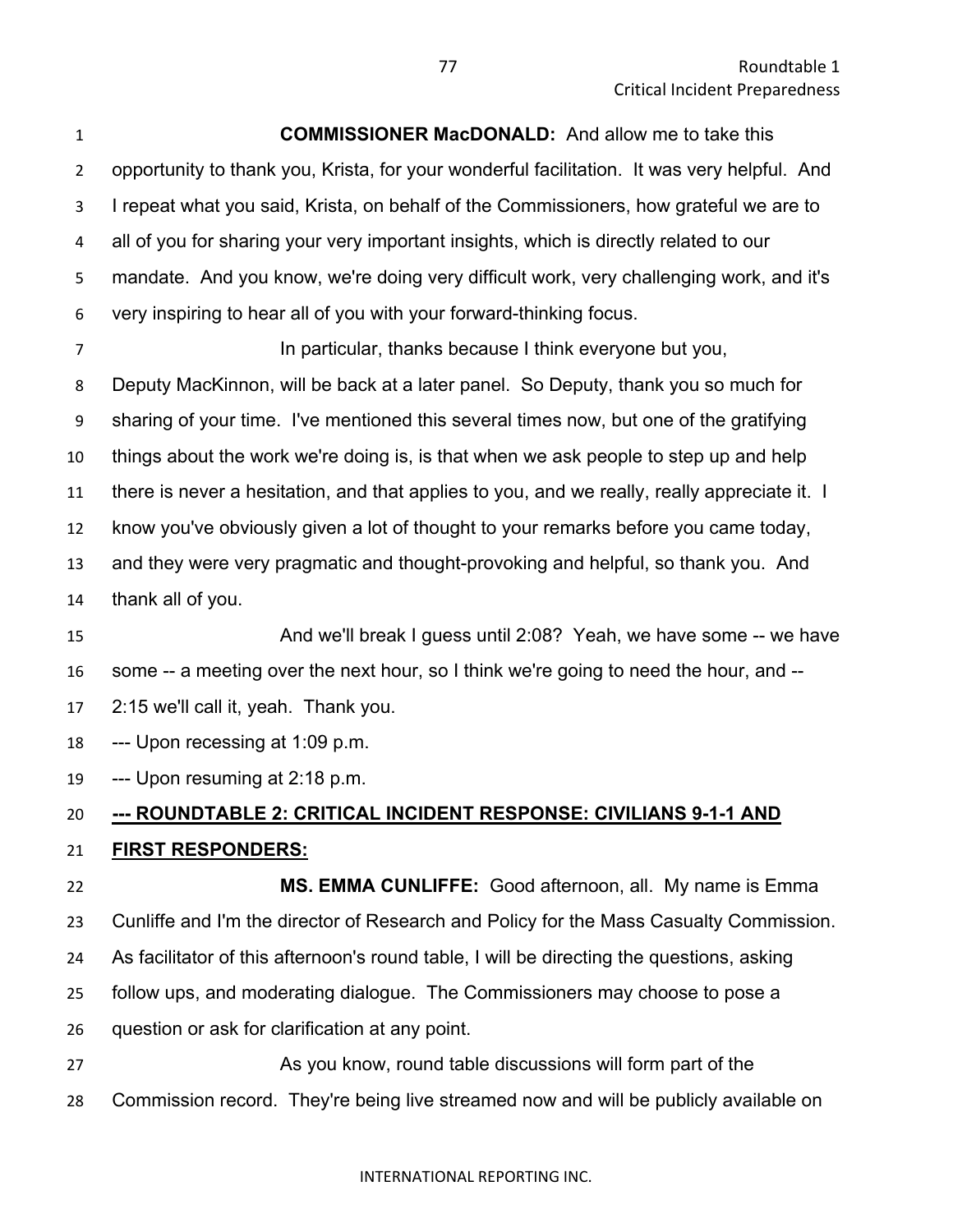**COMMISSIONER MacDONALD:** And allow me to take this opportunity to thank you, Krista, for your wonderful facilitation. It was very helpful. And I repeat what you said, Krista, on behalf of the Commissioners, how grateful we are to all of you for sharing your very important insights, which is directly related to our mandate. And you know, we're doing very difficult work, very challenging work, and it's very inspiring to hear all of you with your forward-thinking focus.

In particular, thanks because I think everyone but you, Deputy MacKinnon, will be back at a later panel. So Deputy, thank you so much for sharing of your time. I've mentioned this several times now, but one of the gratifying things about the work we're doing is, is that when we ask people to step up and help there is never a hesitation, and that applies to you, and we really, really appreciate it. I know you've obviously given a lot of thought to your remarks before you came today, and they were very pragmatic and thought-provoking and helpful, so thank you. And thank all of you.

And we'll break I guess until 2:08? Yeah, we have some -- we have some -- a meeting over the next hour, so I think we're going to need the hour, and -- 2:15 we'll call it, yeah. Thank you.

--- Upon recessing at 1:09 p.m.

--- Upon resuming at 2:18 p.m.

**--- ROUNDTABLE 2: CRITICAL INCIDENT RESPONSE: CIVILIANS 9-1-1 AND FIRST RESPONDERS:**

**MS. EMMA CUNLIFFE:** Good afternoon, all. My name is Emma Cunliffe and I'm the director of Research and Policy for the Mass Casualty Commission. As facilitator of this afternoon's round table, I will be directing the questions, asking follow ups, and moderating dialogue. The Commissioners may choose to pose a question or ask for clarification at any point.

As you know, round table discussions will form part of the Commission record. They're being live streamed now and will be publicly available on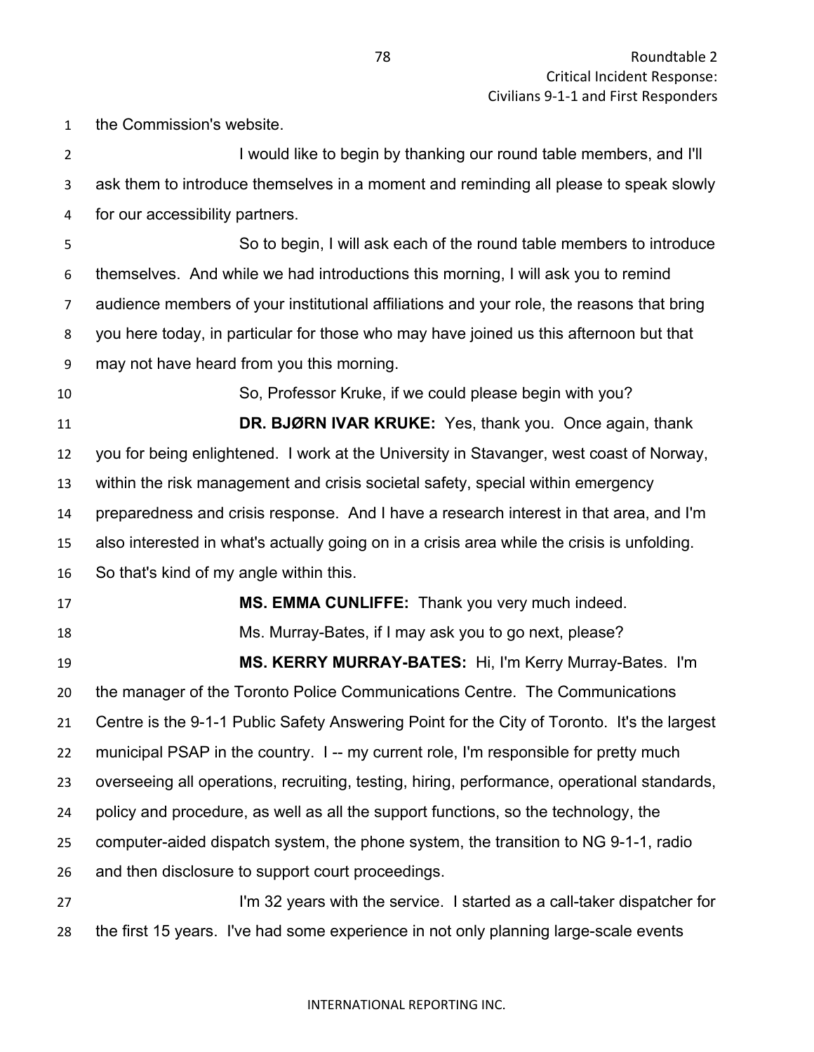the Commission's website.

I would like to begin by thanking our round table members, and I'll ask them to introduce themselves in a moment and reminding all please to speak slowly for our accessibility partners.

So to begin, I will ask each of the round table members to introduce themselves. And while we had introductions this morning, I will ask you to remind audience members of your institutional affiliations and your role, the reasons that bring you here today, in particular for those who may have joined us this afternoon but that may not have heard from you this morning.

So, Professor Kruke, if we could please begin with you?

**DR. BJØRN IVAR KRUKE:** Yes, thank you. Once again, thank you for being enlightened. I work at the University in Stavanger, west coast of Norway, within the risk management and crisis societal safety, special within emergency preparedness and crisis response. And I have a research interest in that area, and I'm also interested in what's actually going on in a crisis area while the crisis is unfolding. So that's kind of my angle within this.

**MS. EMMA CUNLIFFE:** Thank you very much indeed.

Ms. Murray-Bates, if I may ask you to go next, please?

**MS. KERRY MURRAY-BATES:** Hi, I'm Kerry Murray-Bates. I'm the manager of the Toronto Police Communications Centre. The Communications Centre is the 9-1-1 Public Safety Answering Point for the City of Toronto. It's the largest municipal PSAP in the country. I -- my current role, I'm responsible for pretty much overseeing all operations, recruiting, testing, hiring, performance, operational standards, policy and procedure, as well as all the support functions, so the technology, the computer-aided dispatch system, the phone system, the transition to NG 9-1-1, radio and then disclosure to support court proceedings.

I'm 32 years with the service. I started as a call-taker dispatcher for the first 15 years. I've had some experience in not only planning large-scale events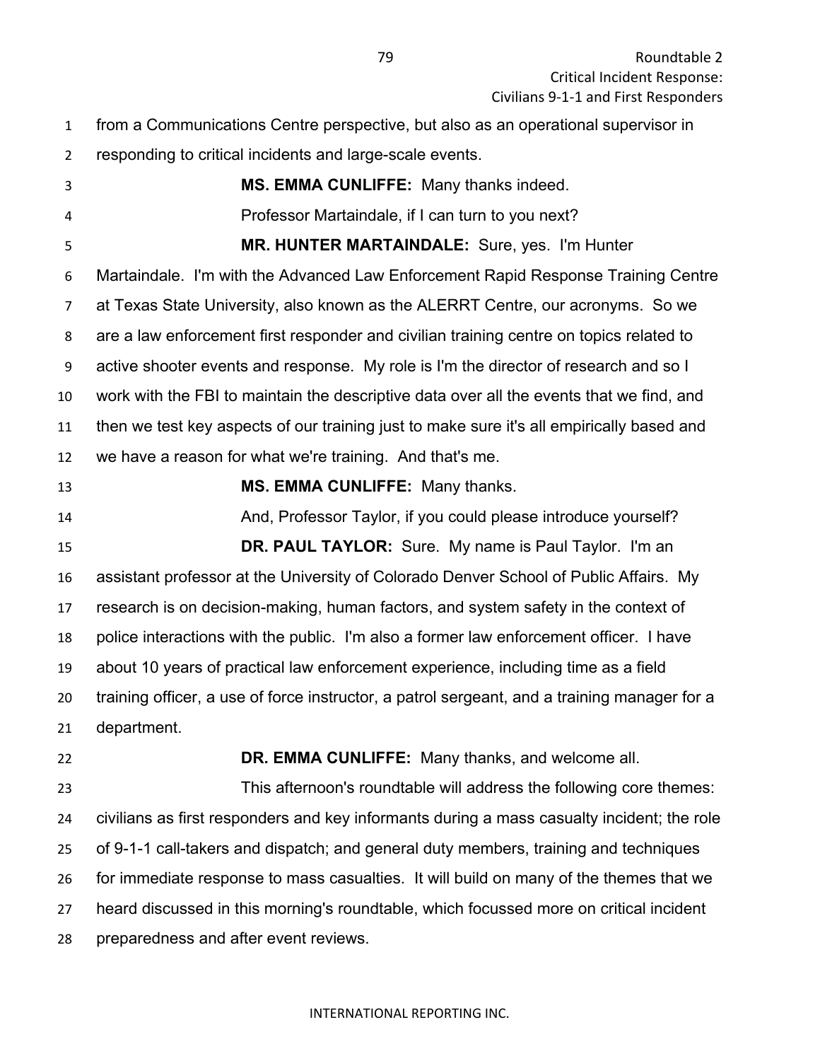from a Communications Centre perspective, but also as an operational supervisor in responding to critical incidents and large-scale events.

**MS. EMMA CUNLIFFE:** Many thanks indeed.

Professor Martaindale, if I can turn to you next?

**MR. HUNTER MARTAINDALE:** Sure, yes. I'm Hunter Martaindale. I'm with the Advanced Law Enforcement Rapid Response Training Centre at Texas State University, also known as the ALERRT Centre, our acronyms. So we are a law enforcement first responder and civilian training centre on topics related to active shooter events and response. My role is I'm the director of research and so I work with the FBI to maintain the descriptive data over all the events that we find, and then we test key aspects of our training just to make sure it's all empirically based and we have a reason for what we're training. And that's me.

**MS. EMMA CUNLIFFE:** Many thanks.

And, Professor Taylor, if you could please introduce yourself?

**DR. PAUL TAYLOR:** Sure. My name is Paul Taylor. I'm an assistant professor at the University of Colorado Denver School of Public Affairs. My research is on decision-making, human factors, and system safety in the context of police interactions with the public. I'm also a former law enforcement officer. I have about 10 years of practical law enforcement experience, including time as a field training officer, a use of force instructor, a patrol sergeant, and a training manager for a department.

**DR. EMMA CUNLIFFE:** Many thanks, and welcome all.

This afternoon's roundtable will address the following core themes: civilians as first responders and key informants during a mass casualty incident; the role of 9-1-1 call-takers and dispatch; and general duty members, training and techniques for immediate response to mass casualties. It will build on many of the themes that we heard discussed in this morning's roundtable, which focussed more on critical incident preparedness and after event reviews.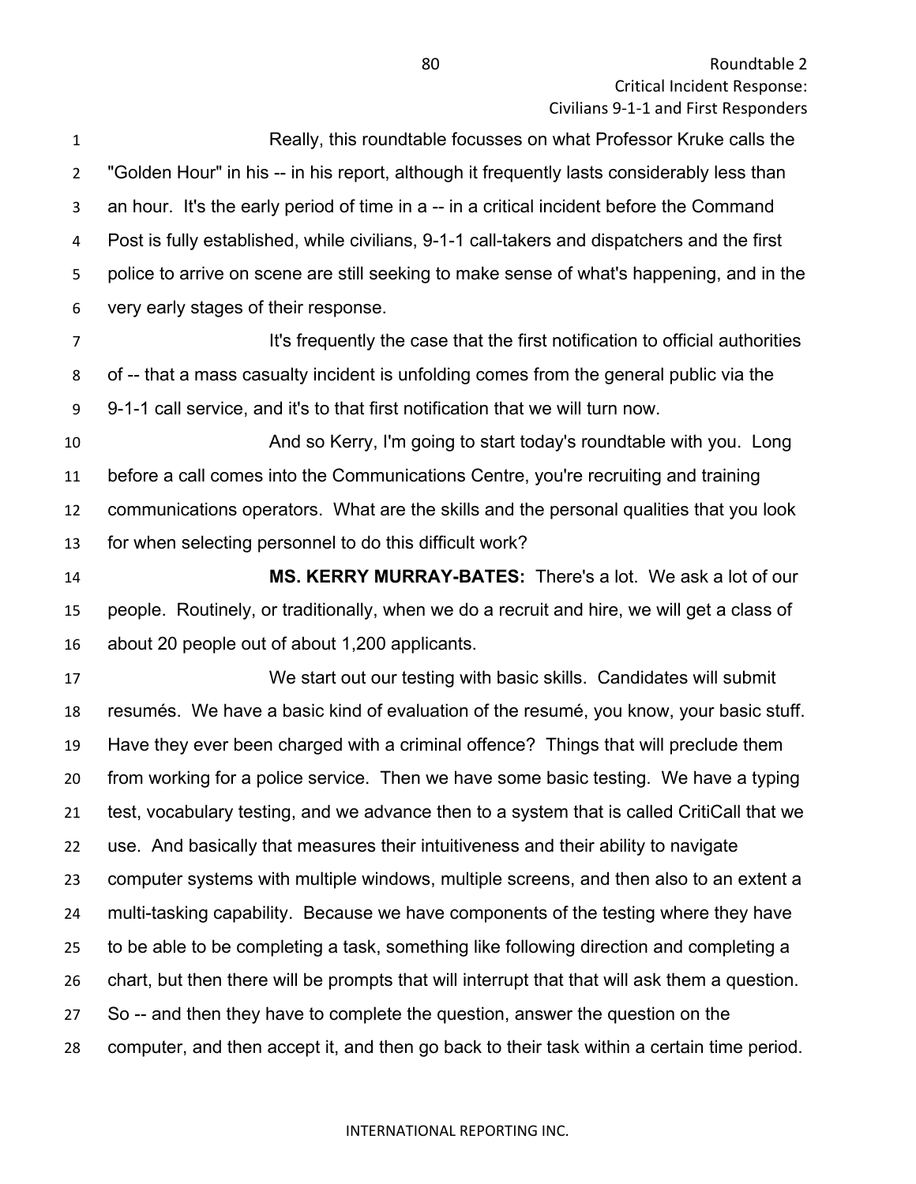Really, this roundtable focusses on what Professor Kruke calls the "Golden Hour" in his -- in his report, although it frequently lasts considerably less than an hour. It's the early period of time in a -- in a critical incident before the Command Post is fully established, while civilians, 9-1-1 call-takers and dispatchers and the first police to arrive on scene are still seeking to make sense of what's happening, and in the very early stages of their response.

It's frequently the case that the first notification to official authorities of -- that a mass casualty incident is unfolding comes from the general public via the 9-1-1 call service, and it's to that first notification that we will turn now.

And so Kerry, I'm going to start today's roundtable with you. Long before a call comes into the Communications Centre, you're recruiting and training communications operators. What are the skills and the personal qualities that you look for when selecting personnel to do this difficult work?

**MS. KERRY MURRAY-BATES:** There's a lot. We ask a lot of our people. Routinely, or traditionally, when we do a recruit and hire, we will get a class of about 20 people out of about 1,200 applicants.

We start out our testing with basic skills. Candidates will submit resumés. We have a basic kind of evaluation of the resumé, you know, your basic stuff. Have they ever been charged with a criminal offence? Things that will preclude them from working for a police service. Then we have some basic testing. We have a typing test, vocabulary testing, and we advance then to a system that is called CritiCall that we use. And basically that measures their intuitiveness and their ability to navigate computer systems with multiple windows, multiple screens, and then also to an extent a multi-tasking capability. Because we have components of the testing where they have to be able to be completing a task, something like following direction and completing a chart, but then there will be prompts that will interrupt that that will ask them a question. So -- and then they have to complete the question, answer the question on the computer, and then accept it, and then go back to their task within a certain time period.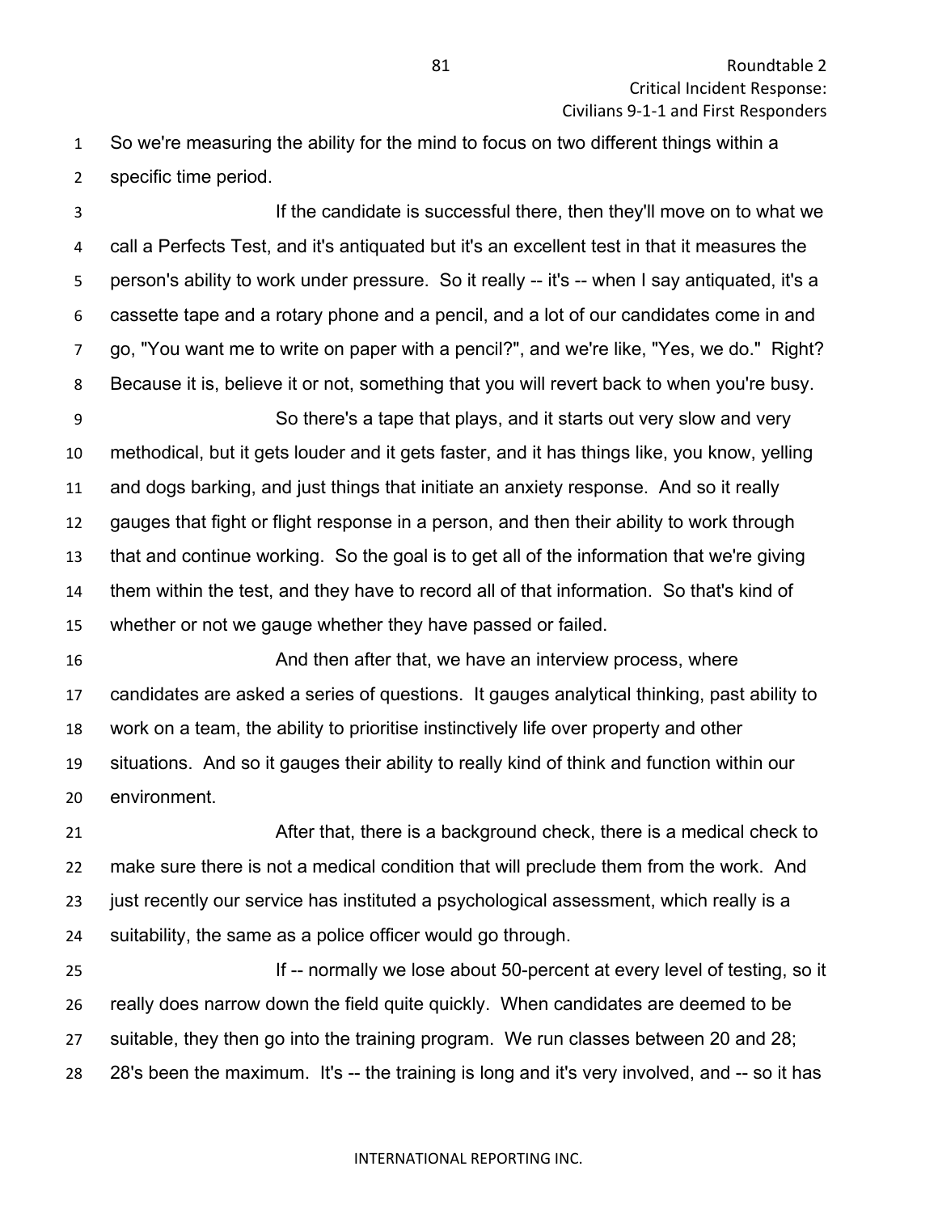So we're measuring the ability for the mind to focus on two different things within a specific time period.

If the candidate is successful there, then they'll move on to what we call a Perfects Test, and it's antiquated but it's an excellent test in that it measures the person's ability to work under pressure. So it really -- it's -- when I say antiquated, it's a cassette tape and a rotary phone and a pencil, and a lot of our candidates come in and go, "You want me to write on paper with a pencil?", and we're like, "Yes, we do." Right? Because it is, believe it or not, something that you will revert back to when you're busy.

So there's a tape that plays, and it starts out very slow and very methodical, but it gets louder and it gets faster, and it has things like, you know, yelling and dogs barking, and just things that initiate an anxiety response. And so it really gauges that fight or flight response in a person, and then their ability to work through that and continue working. So the goal is to get all of the information that we're giving them within the test, and they have to record all of that information. So that's kind of whether or not we gauge whether they have passed or failed.

And then after that, we have an interview process, where candidates are asked a series of questions. It gauges analytical thinking, past ability to work on a team, the ability to prioritise instinctively life over property and other situations. And so it gauges their ability to really kind of think and function within our environment.

After that, there is a background check, there is a medical check to make sure there is not a medical condition that will preclude them from the work. And just recently our service has instituted a psychological assessment, which really is a suitability, the same as a police officer would go through.

If -- normally we lose about 50-percent at every level of testing, so it really does narrow down the field quite quickly. When candidates are deemed to be suitable, they then go into the training program. We run classes between 20 and 28; 28's been the maximum. It's -- the training is long and it's very involved, and -- so it has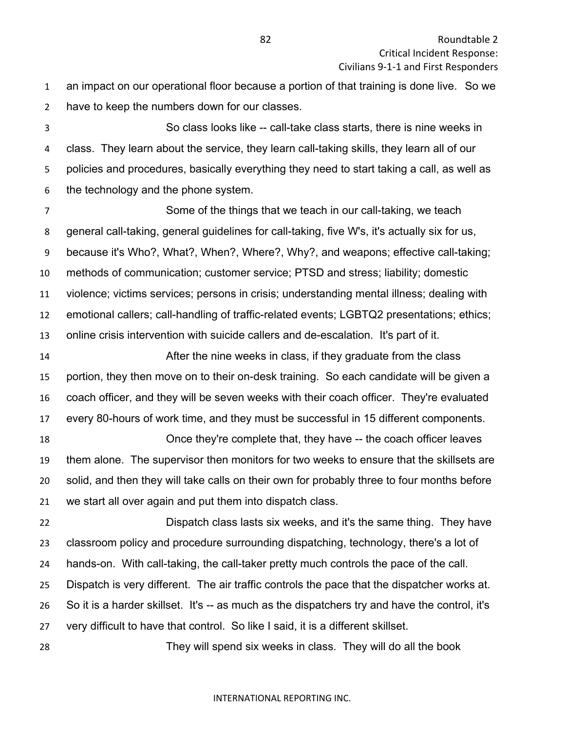an impact on our operational floor because a portion of that training is done live. So we have to keep the numbers down for our classes.

So class looks like -- call-take class starts, there is nine weeks in class. They learn about the service, they learn call-taking skills, they learn all of our policies and procedures, basically everything they need to start taking a call, as well as the technology and the phone system.

Some of the things that we teach in our call-taking, we teach general call-taking, general guidelines for call-taking, five W's, it's actually six for us, because it's Who?, What?, When?, Where?, Why?, and weapons; effective call-taking; methods of communication; customer service; PTSD and stress; liability; domestic violence; victims services; persons in crisis; understanding mental illness; dealing with emotional callers; call-handling of traffic-related events; LGBTQ2 presentations; ethics; online crisis intervention with suicide callers and de-escalation. It's part of it.

After the nine weeks in class, if they graduate from the class portion, they then move on to their on-desk training. So each candidate will be given a coach officer, and they will be seven weeks with their coach officer. They're evaluated every 80-hours of work time, and they must be successful in 15 different components.

Once they're complete that, they have -- the coach officer leaves them alone. The supervisor then monitors for two weeks to ensure that the skillsets are solid, and then they will take calls on their own for probably three to four months before we start all over again and put them into dispatch class.

Dispatch class lasts six weeks, and it's the same thing. They have classroom policy and procedure surrounding dispatching, technology, there's a lot of hands-on. With call-taking, the call-taker pretty much controls the pace of the call. Dispatch is very different. The air traffic controls the pace that the dispatcher works at. So it is a harder skillset. It's -- as much as the dispatchers try and have the control, it's very difficult to have that control. So like I said, it is a different skillset.

They will spend six weeks in class. They will do all the book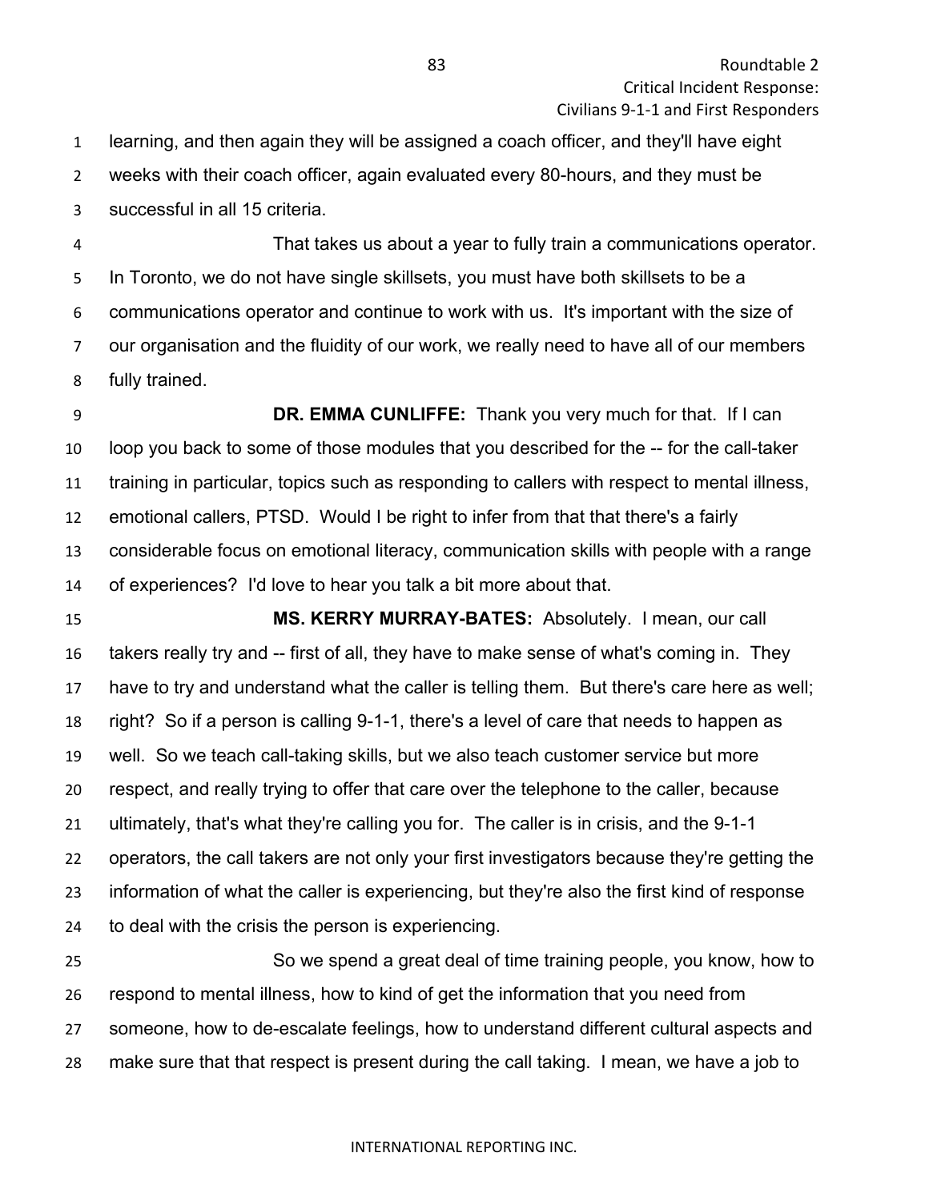learning, and then again they will be assigned a coach officer, and they'll have eight weeks with their coach officer, again evaluated every 80-hours, and they must be successful in all 15 criteria.

That takes us about a year to fully train a communications operator. In Toronto, we do not have single skillsets, you must have both skillsets to be a communications operator and continue to work with us. It's important with the size of our organisation and the fluidity of our work, we really need to have all of our members fully trained.

**DR. EMMA CUNLIFFE:** Thank you very much for that. If I can loop you back to some of those modules that you described for the -- for the call-taker training in particular, topics such as responding to callers with respect to mental illness, emotional callers, PTSD. Would I be right to infer from that that there's a fairly considerable focus on emotional literacy, communication skills with people with a range of experiences? I'd love to hear you talk a bit more about that.

**MS. KERRY MURRAY-BATES:** Absolutely. I mean, our call takers really try and -- first of all, they have to make sense of what's coming in. They have to try and understand what the caller is telling them. But there's care here as well; right? So if a person is calling 9-1-1, there's a level of care that needs to happen as well. So we teach call-taking skills, but we also teach customer service but more respect, and really trying to offer that care over the telephone to the caller, because ultimately, that's what they're calling you for. The caller is in crisis, and the 9-1-1 operators, the call takers are not only your first investigators because they're getting the information of what the caller is experiencing, but they're also the first kind of response to deal with the crisis the person is experiencing.

So we spend a great deal of time training people, you know, how to respond to mental illness, how to kind of get the information that you need from someone, how to de-escalate feelings, how to understand different cultural aspects and make sure that that respect is present during the call taking. I mean, we have a job to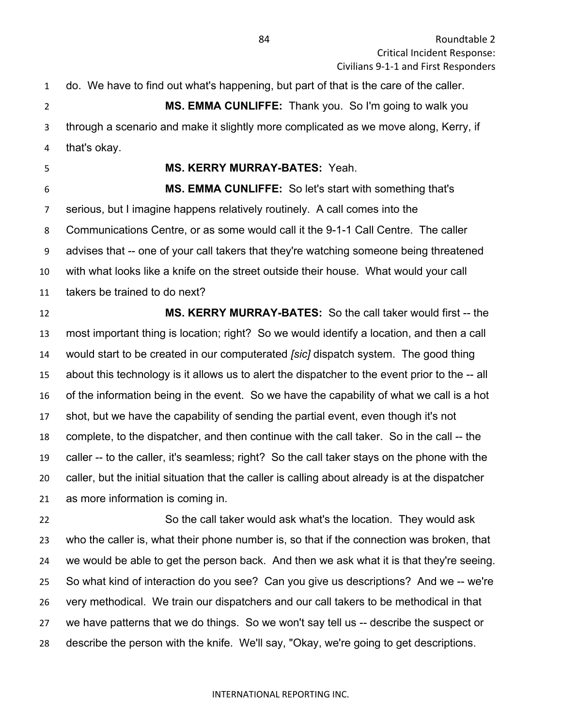do. We have to find out what's happening, but part of that is the care of the caller.

**MS. EMMA CUNLIFFE:** Thank you. So I'm going to walk you through a scenario and make it slightly more complicated as we move along, Kerry, if that's okay.

**MS. KERRY MURRAY-BATES:** Yeah.

**MS. EMMA CUNLIFFE:** So let's start with something that's serious, but I imagine happens relatively routinely. A call comes into the Communications Centre, or as some would call it the 9-1-1 Call Centre. The caller advises that -- one of your call takers that they're watching someone being threatened with what looks like a knife on the street outside their house. What would your call takers be trained to do next?

**MS. KERRY MURRAY-BATES:** So the call taker would first -- the most important thing is location; right? So we would identify a location, and then a call would start to be created in our computerated *[sic]* dispatch system. The good thing about this technology is it allows us to alert the dispatcher to the event prior to the -- all of the information being in the event. So we have the capability of what we call is a hot shot, but we have the capability of sending the partial event, even though it's not complete, to the dispatcher, and then continue with the call taker. So in the call -- the caller -- to the caller, it's seamless; right? So the call taker stays on the phone with the caller, but the initial situation that the caller is calling about already is at the dispatcher as more information is coming in.

So the call taker would ask what's the location. They would ask who the caller is, what their phone number is, so that if the connection was broken, that we would be able to get the person back. And then we ask what it is that they're seeing. So what kind of interaction do you see? Can you give us descriptions? And we -- we're very methodical. We train our dispatchers and our call takers to be methodical in that we have patterns that we do things. So we won't say tell us -- describe the suspect or describe the person with the knife. We'll say, "Okay, we're going to get descriptions.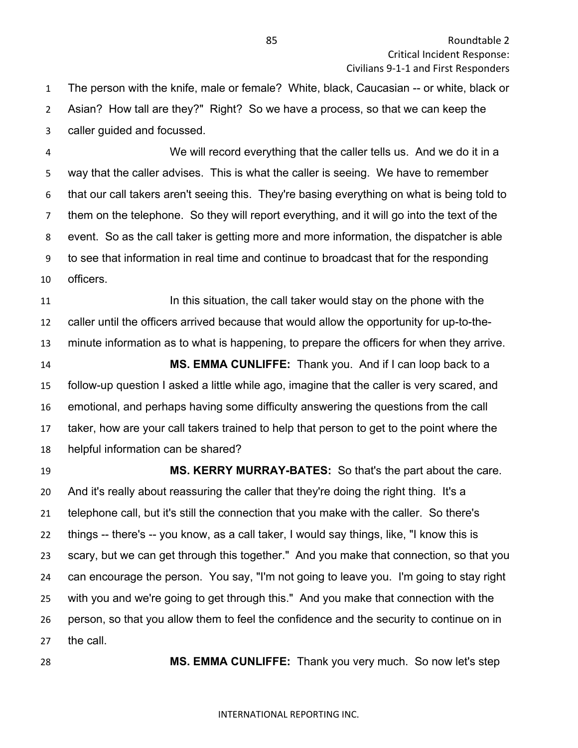The person with the knife, male or female? White, black, Caucasian -- or white, black or Asian? How tall are they?" Right? So we have a process, so that we can keep the caller guided and focussed.

We will record everything that the caller tells us. And we do it in a way that the caller advises. This is what the caller is seeing. We have to remember that our call takers aren't seeing this. They're basing everything on what is being told to them on the telephone. So they will report everything, and it will go into the text of the event. So as the call taker is getting more and more information, the dispatcher is able to see that information in real time and continue to broadcast that for the responding officers.

In this situation, the call taker would stay on the phone with the caller until the officers arrived because that would allow the opportunity for up-to-the-minute information as to what is happening, to prepare the officers for when they arrive.

**MS. EMMA CUNLIFFE:** Thank you. And if I can loop back to a follow-up question I asked a little while ago, imagine that the caller is very scared, and emotional, and perhaps having some difficulty answering the questions from the call taker, how are your call takers trained to help that person to get to the point where the helpful information can be shared?

**MS. KERRY MURRAY-BATES:** So that's the part about the care. And it's really about reassuring the caller that they're doing the right thing. It's a telephone call, but it's still the connection that you make with the caller. So there's things -- there's -- you know, as a call taker, I would say things, like, "I know this is scary, but we can get through this together." And you make that connection, so that you can encourage the person. You say, "I'm not going to leave you. I'm going to stay right with you and we're going to get through this." And you make that connection with the person, so that you allow them to feel the confidence and the security to continue on in the call.

**MS. EMMA CUNLIFFE:** Thank you very much. So now let's step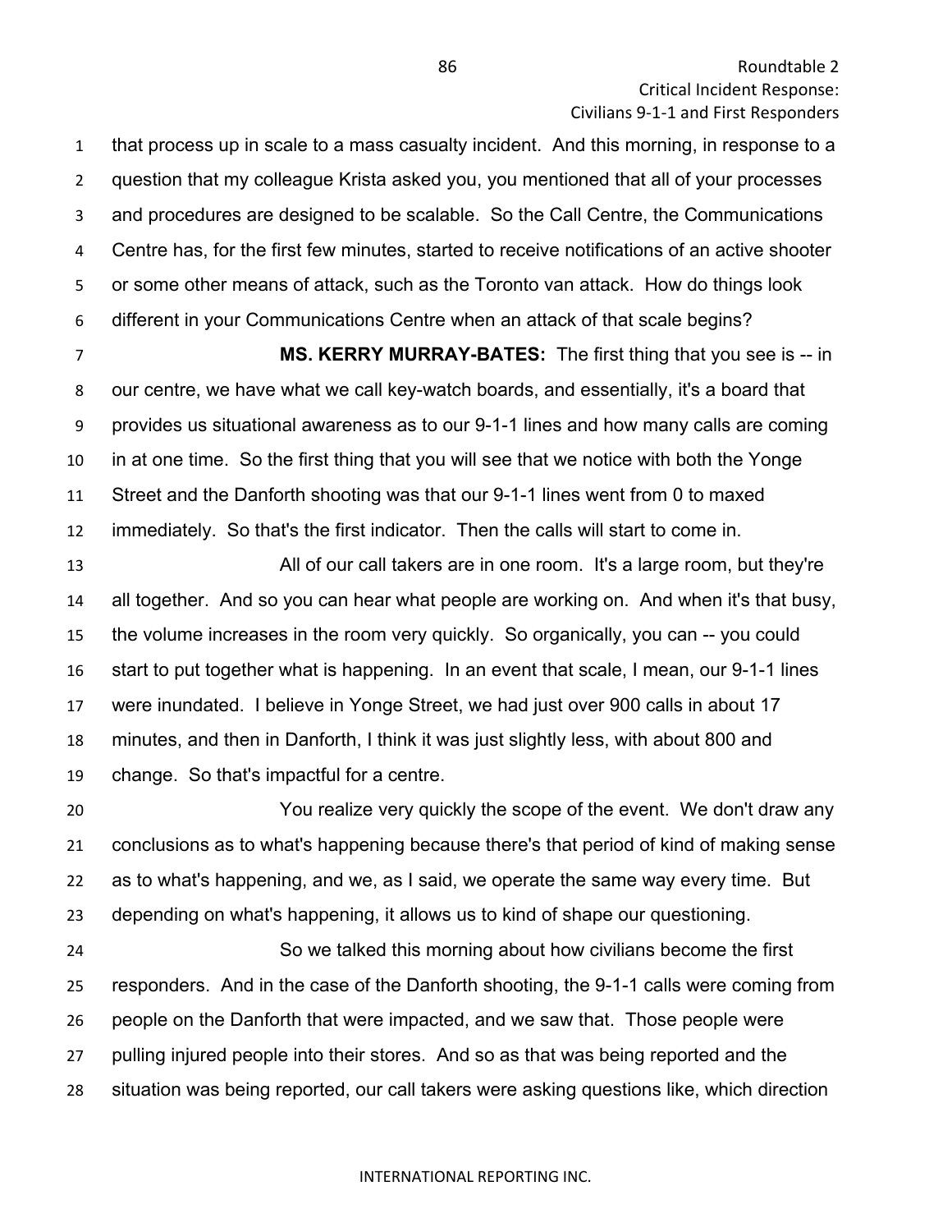that process up in scale to a mass casualty incident. And this morning, in response to a question that my colleague Krista asked you, you mentioned that all of your processes and procedures are designed to be scalable. So the Call Centre, the Communications Centre has, for the first few minutes, started to receive notifications of an active shooter or some other means of attack, such as the Toronto van attack. How do things look different in your Communications Centre when an attack of that scale begins?

**MS. KERRY MURRAY-BATES:** The first thing that you see is -- in our centre, we have what we call key-watch boards, and essentially, it's a board that provides us situational awareness as to our 9-1-1 lines and how many calls are coming in at one time. So the first thing that you will see that we notice with both the Yonge Street and the Danforth shooting was that our 9-1-1 lines went from 0 to maxed immediately. So that's the first indicator. Then the calls will start to come in.

All of our call takers are in one room. It's a large room, but they're all together. And so you can hear what people are working on. And when it's that busy, the volume increases in the room very quickly. So organically, you can -- you could start to put together what is happening. In an event that scale, I mean, our 9-1-1 lines were inundated. I believe in Yonge Street, we had just over 900 calls in about 17 minutes, and then in Danforth, I think it was just slightly less, with about 800 and change. So that's impactful for a centre.

You realize very quickly the scope of the event. We don't draw any conclusions as to what's happening because there's that period of kind of making sense as to what's happening, and we, as I said, we operate the same way every time. But depending on what's happening, it allows us to kind of shape our questioning.

So we talked this morning about how civilians become the first responders. And in the case of the Danforth shooting, the 9-1-1 calls were coming from people on the Danforth that were impacted, and we saw that. Those people were pulling injured people into their stores. And so as that was being reported and the situation was being reported, our call takers were asking questions like, which direction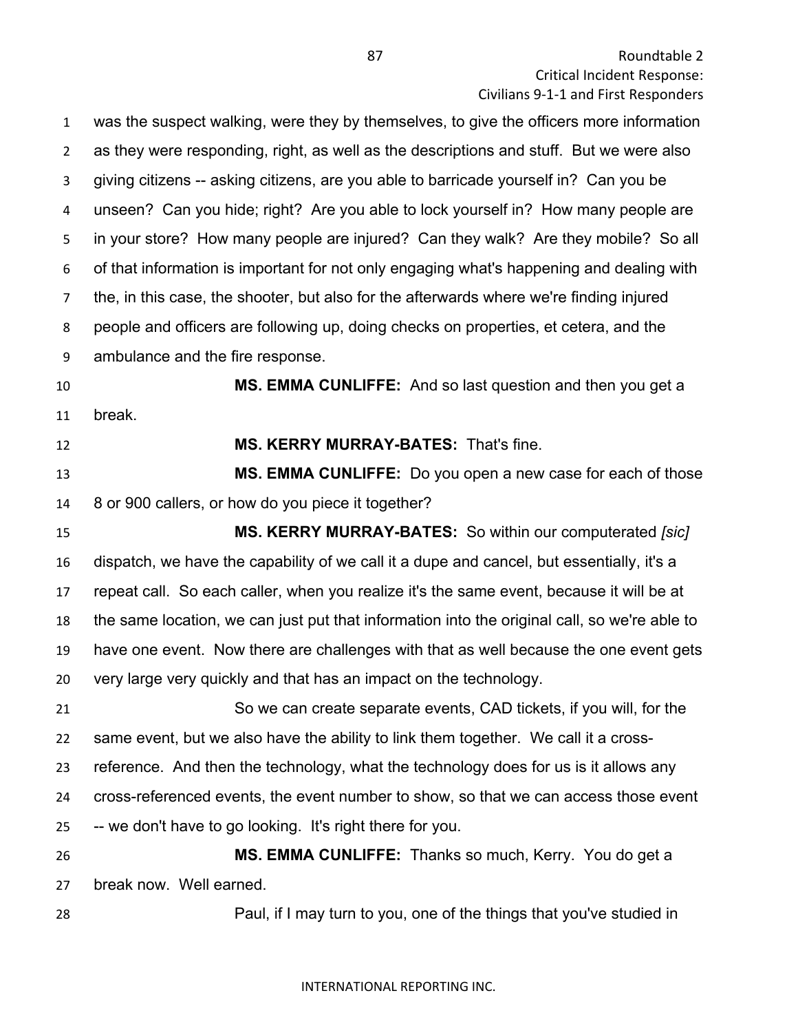was the suspect walking, were they by themselves, to give the officers more information as they were responding, right, as well as the descriptions and stuff. But we were also giving citizens -- asking citizens, are you able to barricade yourself in? Can you be unseen? Can you hide; right? Are you able to lock yourself in? How many people are in your store? How many people are injured? Can they walk? Are they mobile? So all of that information is important for not only engaging what's happening and dealing with the, in this case, the shooter, but also for the afterwards where we're finding injured people and officers are following up, doing checks on properties, et cetera, and the ambulance and the fire response.

**MS. EMMA CUNLIFFE:** And so last question and then you get a break.

**MS. KERRY MURRAY-BATES:** That's fine.

**MS. EMMA CUNLIFFE:** Do you open a new case for each of those 8 or 900 callers, or how do you piece it together?

**MS. KERRY MURRAY-BATES:** So within our computerated *[sic]* dispatch, we have the capability of we call it a dupe and cancel, but essentially, it's a repeat call. So each caller, when you realize it's the same event, because it will be at the same location, we can just put that information into the original call, so we're able to have one event. Now there are challenges with that as well because the one event gets very large very quickly and that has an impact on the technology.

So we can create separate events, CAD tickets, if you will, for the same event, but we also have the ability to link them together. We call it a cross-reference. And then the technology, what the technology does for us is it allows any cross-referenced events, the event number to show, so that we can access those event -- we don't have to go looking. It's right there for you.

**MS. EMMA CUNLIFFE:** Thanks so much, Kerry. You do get a break now. Well earned.

Paul, if I may turn to you, one of the things that you've studied in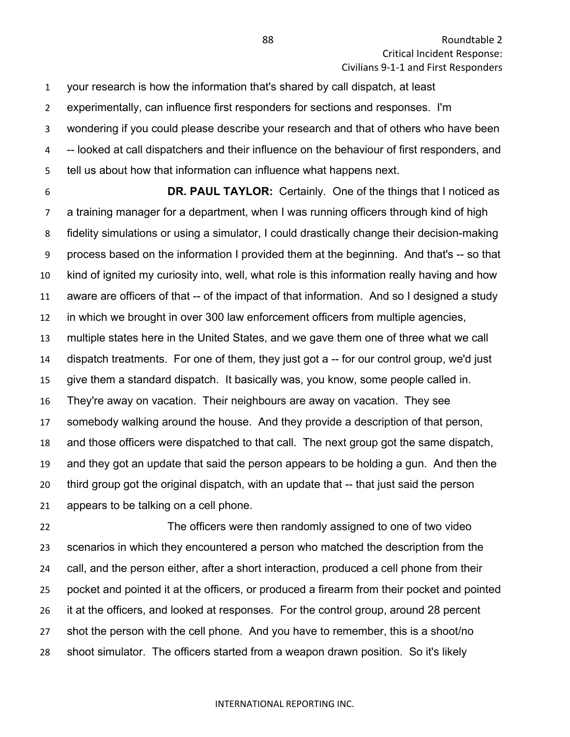your research is how the information that's shared by call dispatch, at least experimentally, can influence first responders for sections and responses. I'm wondering if you could please describe your research and that of others who have been -- looked at call dispatchers and their influence on the behaviour of first responders, and tell us about how that information can influence what happens next.

**DR. PAUL TAYLOR:** Certainly. One of the things that I noticed as a training manager for a department, when I was running officers through kind of high fidelity simulations or using a simulator, I could drastically change their decision-making process based on the information I provided them at the beginning. And that's -- so that kind of ignited my curiosity into, well, what role is this information really having and how aware are officers of that -- of the impact of that information. And so I designed a study in which we brought in over 300 law enforcement officers from multiple agencies, multiple states here in the United States, and we gave them one of three what we call dispatch treatments. For one of them, they just got a -- for our control group, we'd just give them a standard dispatch. It basically was, you know, some people called in. They're away on vacation. Their neighbours are away on vacation. They see somebody walking around the house. And they provide a description of that person, and those officers were dispatched to that call. The next group got the same dispatch, and they got an update that said the person appears to be holding a gun. And then the third group got the original dispatch, with an update that -- that just said the person appears to be talking on a cell phone.

The officers were then randomly assigned to one of two video scenarios in which they encountered a person who matched the description from the call, and the person either, after a short interaction, produced a cell phone from their pocket and pointed it at the officers, or produced a firearm from their pocket and pointed it at the officers, and looked at responses. For the control group, around 28 percent shot the person with the cell phone. And you have to remember, this is a shoot/no shoot simulator. The officers started from a weapon drawn position. So it's likely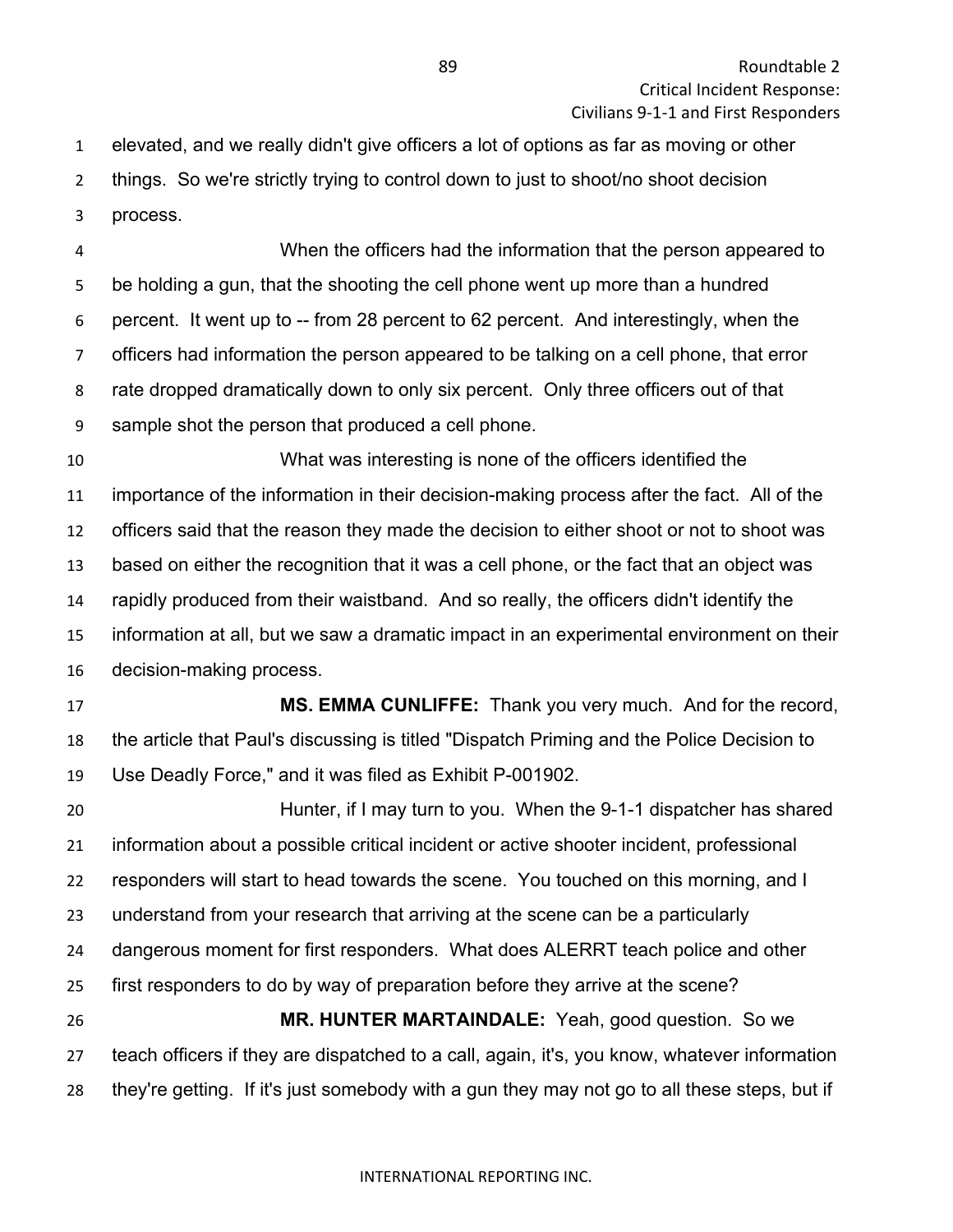elevated, and we really didn't give officers a lot of options as far as moving or other things. So we're strictly trying to control down to just to shoot/no shoot decision process.

When the officers had the information that the person appeared to be holding a gun, that the shooting the cell phone went up more than a hundred percent. It went up to -- from 28 percent to 62 percent. And interestingly, when the officers had information the person appeared to be talking on a cell phone, that error rate dropped dramatically down to only six percent. Only three officers out of that sample shot the person that produced a cell phone.

What was interesting is none of the officers identified the importance of the information in their decision-making process after the fact. All of the officers said that the reason they made the decision to either shoot or not to shoot was based on either the recognition that it was a cell phone, or the fact that an object was rapidly produced from their waistband. And so really, the officers didn't identify the information at all, but we saw a dramatic impact in an experimental environment on their decision-making process.

**MS. EMMA CUNLIFFE:** Thank you very much. And for the record, the article that Paul's discussing is titled "Dispatch Priming and the Police Decision to Use Deadly Force," and it was filed as Exhibit P-001902.

Hunter, if I may turn to you. When the 9-1-1 dispatcher has shared information about a possible critical incident or active shooter incident, professional responders will start to head towards the scene. You touched on this morning, and I understand from your research that arriving at the scene can be a particularly dangerous moment for first responders. What does ALERRT teach police and other first responders to do by way of preparation before they arrive at the scene?

**MR. HUNTER MARTAINDALE:** Yeah, good question. So we teach officers if they are dispatched to a call, again, it's, you know, whatever information they're getting. If it's just somebody with a gun they may not go to all these steps, but if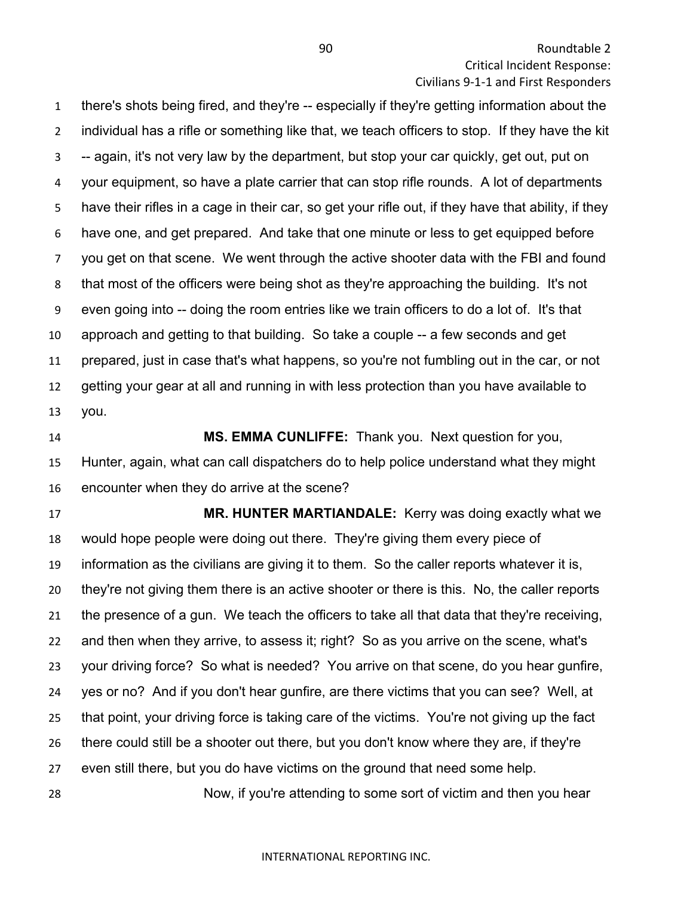there's shots being fired, and they're -- especially if they're getting information about the individual has a rifle or something like that, we teach officers to stop. If they have the kit -- again, it's not very law by the department, but stop your car quickly, get out, put on your equipment, so have a plate carrier that can stop rifle rounds. A lot of departments have their rifles in a cage in their car, so get your rifle out, if they have that ability, if they have one, and get prepared. And take that one minute or less to get equipped before you get on that scene. We went through the active shooter data with the FBI and found that most of the officers were being shot as they're approaching the building. It's not even going into -- doing the room entries like we train officers to do a lot of. It's that approach and getting to that building. So take a couple -- a few seconds and get prepared, just in case that's what happens, so you're not fumbling out in the car, or not getting your gear at all and running in with less protection than you have available to you.

**MS. EMMA CUNLIFFE:** Thank you. Next question for you, Hunter, again, what can call dispatchers do to help police understand what they might encounter when they do arrive at the scene?

**MR. HUNTER MARTIANDALE:** Kerry was doing exactly what we would hope people were doing out there. They're giving them every piece of information as the civilians are giving it to them. So the caller reports whatever it is, they're not giving them there is an active shooter or there is this. No, the caller reports the presence of a gun. We teach the officers to take all that data that they're receiving, and then when they arrive, to assess it; right? So as you arrive on the scene, what's your driving force? So what is needed? You arrive on that scene, do you hear gunfire, yes or no? And if you don't hear gunfire, are there victims that you can see? Well, at that point, your driving force is taking care of the victims. You're not giving up the fact there could still be a shooter out there, but you don't know where they are, if they're even still there, but you do have victims on the ground that need some help.

Now, if you're attending to some sort of victim and then you hear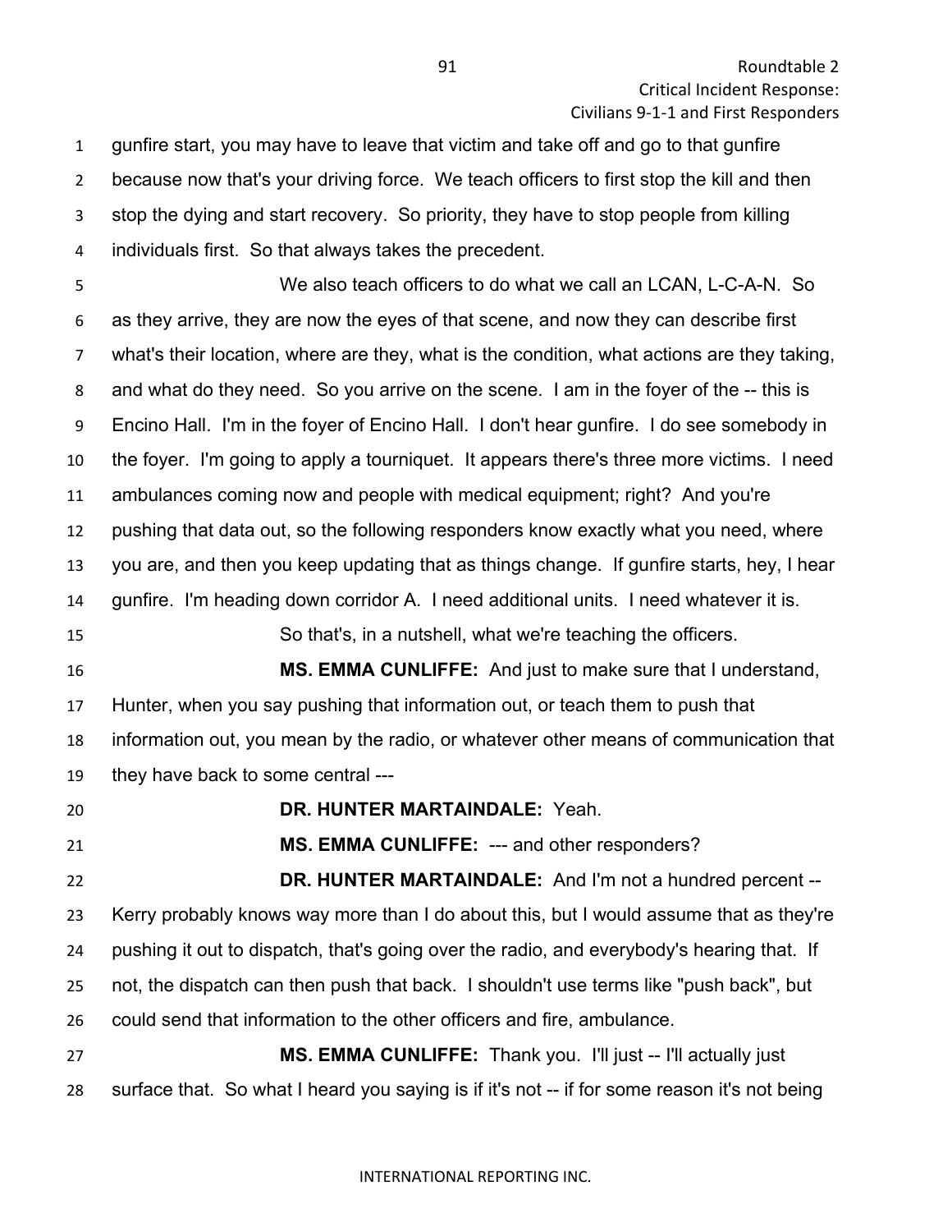gunfire start, you may have to leave that victim and take off and go to that gunfire because now that's your driving force. We teach officers to first stop the kill and then stop the dying and start recovery. So priority, they have to stop people from killing individuals first. So that always takes the precedent.

We also teach officers to do what we call an LCAN, L-C-A-N. So as they arrive, they are now the eyes of that scene, and now they can describe first what's their location, where are they, what is the condition, what actions are they taking, and what do they need. So you arrive on the scene. I am in the foyer of the -- this is Encino Hall. I'm in the foyer of Encino Hall. I don't hear gunfire. I do see somebody in the foyer. I'm going to apply a tourniquet. It appears there's three more victims. I need ambulances coming now and people with medical equipment; right? And you're pushing that data out, so the following responders know exactly what you need, where you are, and then you keep updating that as things change. If gunfire starts, hey, I hear gunfire. I'm heading down corridor A. I need additional units. I need whatever it is.

So that's, in a nutshell, what we're teaching the officers.

**MS. EMMA CUNLIFFE:** And just to make sure that I understand, Hunter, when you say pushing that information out, or teach them to push that information out, you mean by the radio, or whatever other means of communication that they have back to some central ---

**DR. HUNTER MARTAINDALE:** Yeah.

**MS. EMMA CUNLIFFE:** --- and other responders?

**DR. HUNTER MARTAINDALE:** And I'm not a hundred percent -- Kerry probably knows way more than I do about this, but I would assume that as they're pushing it out to dispatch, that's going over the radio, and everybody's hearing that. If not, the dispatch can then push that back. I shouldn't use terms like "push back", but could send that information to the other officers and fire, ambulance.

**MS. EMMA CUNLIFFE:** Thank you. I'll just -- I'll actually just surface that. So what I heard you saying is if it's not -- if for some reason it's not being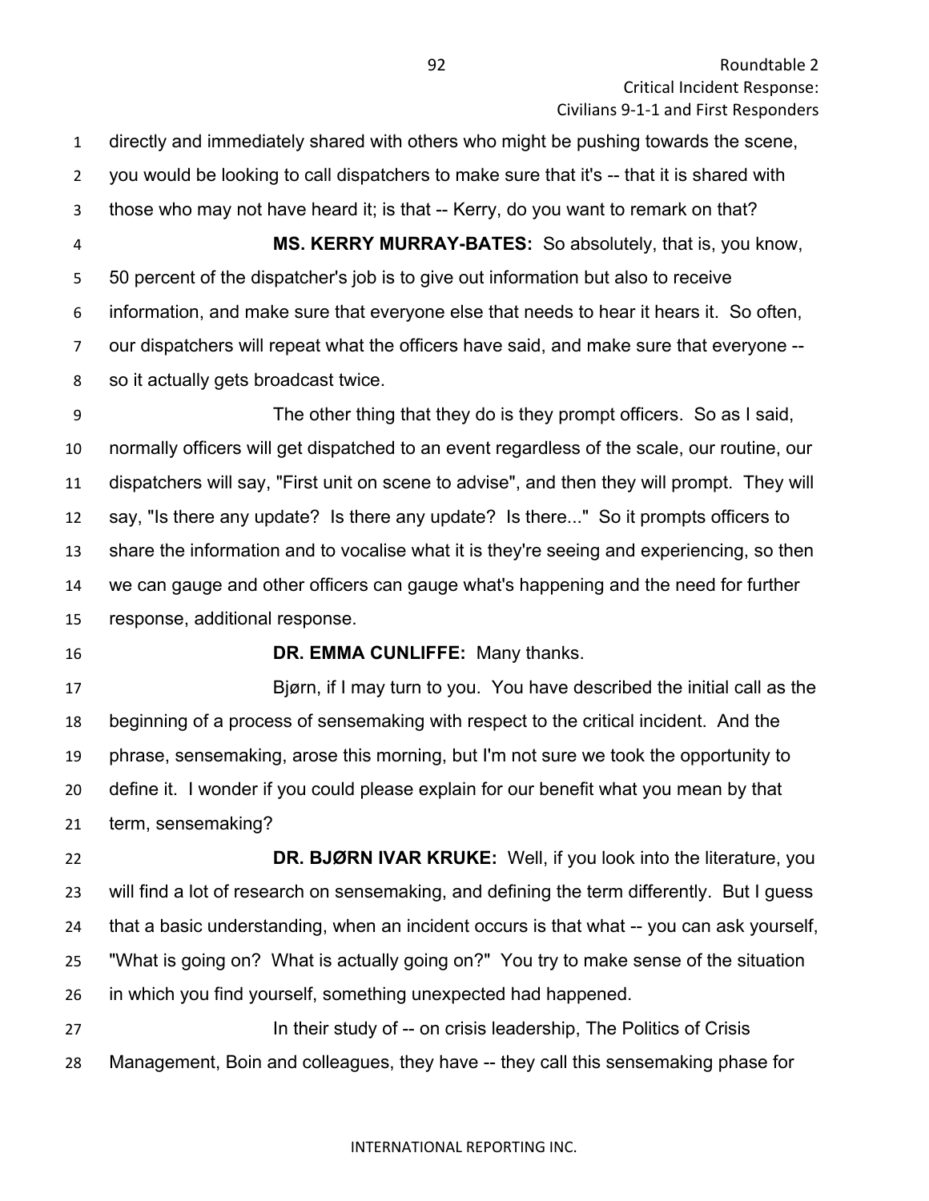directly and immediately shared with others who might be pushing towards the scene, you would be looking to call dispatchers to make sure that it's -- that it is shared with those who may not have heard it; is that -- Kerry, do you want to remark on that?

**MS. KERRY MURRAY-BATES:** So absolutely, that is, you know, 50 percent of the dispatcher's job is to give out information but also to receive information, and make sure that everyone else that needs to hear it hears it. So often, our dispatchers will repeat what the officers have said, and make sure that everyone -- so it actually gets broadcast twice.

The other thing that they do is they prompt officers. So as I said, normally officers will get dispatched to an event regardless of the scale, our routine, our dispatchers will say, "First unit on scene to advise", and then they will prompt. They will say, "Is there any update? Is there any update? Is there..." So it prompts officers to share the information and to vocalise what it is they're seeing and experiencing, so then we can gauge and other officers can gauge what's happening and the need for further response, additional response.

**DR. EMMA CUNLIFFE:** Many thanks.

Bjørn, if I may turn to you. You have described the initial call as the beginning of a process of sensemaking with respect to the critical incident. And the phrase, sensemaking, arose this morning, but I'm not sure we took the opportunity to define it. I wonder if you could please explain for our benefit what you mean by that term, sensemaking?

**DR. BJØRN IVAR KRUKE:** Well, if you look into the literature, you will find a lot of research on sensemaking, and defining the term differently. But I guess that a basic understanding, when an incident occurs is that what -- you can ask yourself, "What is going on? What is actually going on?" You try to make sense of the situation in which you find yourself, something unexpected had happened.

In their study of -- on crisis leadership, The Politics of Crisis Management, Boin and colleagues, they have -- they call this sensemaking phase for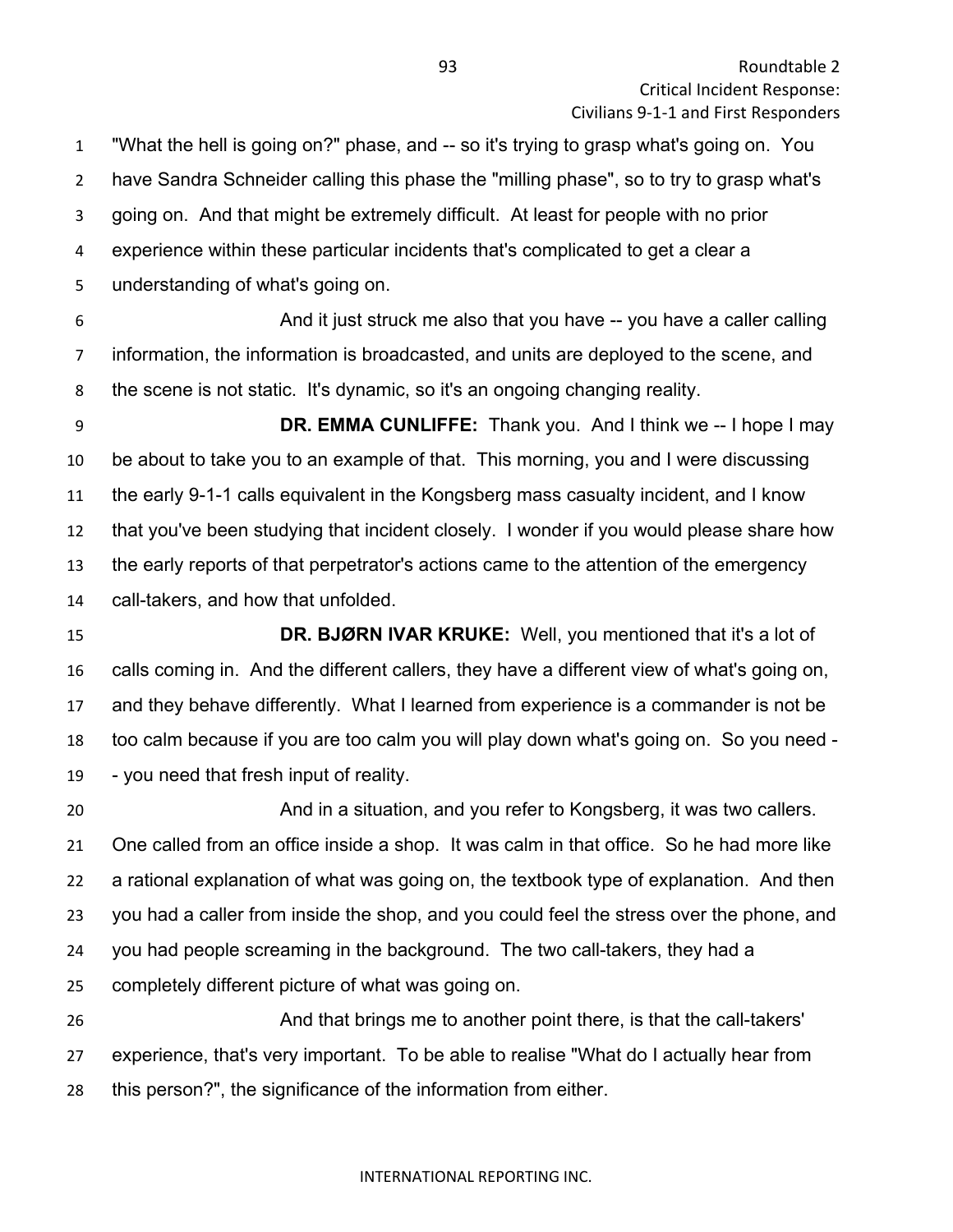"What the hell is going on?" phase, and -- so it's trying to grasp what's going on. You have Sandra Schneider calling this phase the "milling phase", so to try to grasp what's going on. And that might be extremely difficult. At least for people with no prior experience within these particular incidents that's complicated to get a clear a understanding of what's going on.

And it just struck me also that you have -- you have a caller calling information, the information is broadcasted, and units are deployed to the scene, and the scene is not static. It's dynamic, so it's an ongoing changing reality.

**DR. EMMA CUNLIFFE:** Thank you. And I think we -- I hope I may be about to take you to an example of that. This morning, you and I were discussing the early 9-1-1 calls equivalent in the Kongsberg mass casualty incident, and I know that you've been studying that incident closely. I wonder if you would please share how the early reports of that perpetrator's actions came to the attention of the emergency call-takers, and how that unfolded.

**DR. BJØRN IVAR KRUKE:** Well, you mentioned that it's a lot of calls coming in. And the different callers, they have a different view of what's going on, and they behave differently. What I learned from experience is a commander is not be too calm because if you are too calm you will play down what's going on. So you need -- you need that fresh input of reality.

And in a situation, and you refer to Kongsberg, it was two callers. One called from an office inside a shop. It was calm in that office. So he had more like a rational explanation of what was going on, the textbook type of explanation. And then you had a caller from inside the shop, and you could feel the stress over the phone, and you had people screaming in the background. The two call-takers, they had a completely different picture of what was going on.

And that brings me to another point there, is that the call-takers' experience, that's very important. To be able to realise "What do I actually hear from this person?", the significance of the information from either.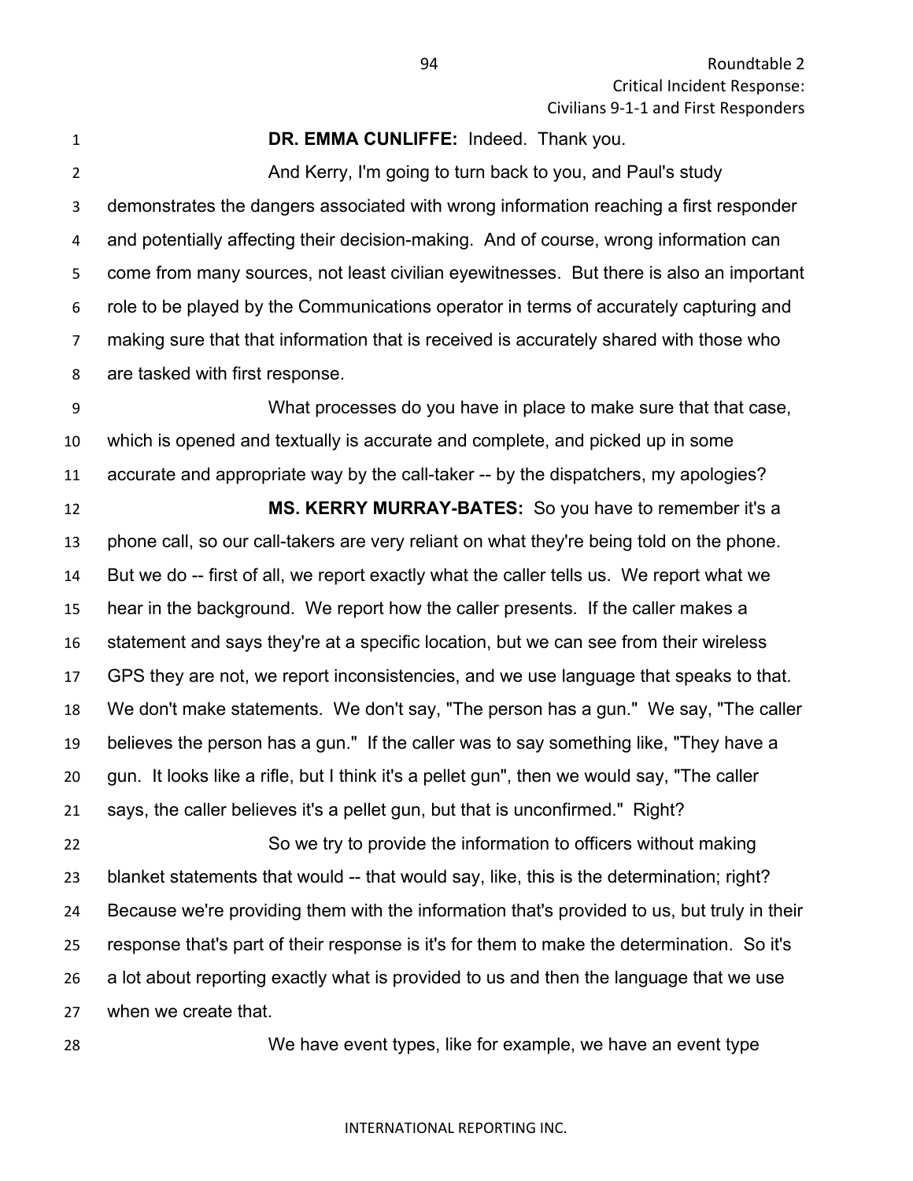**DR. EMMA CUNLIFFE:** Indeed. Thank you.

And Kerry, I'm going to turn back to you, and Paul's study demonstrates the dangers associated with wrong information reaching a first responder and potentially affecting their decision-making. And of course, wrong information can come from many sources, not least civilian eyewitnesses. But there is also an important role to be played by the Communications operator in terms of accurately capturing and making sure that that information that is received is accurately shared with those who are tasked with first response.

What processes do you have in place to make sure that that case, which is opened and textually is accurate and complete, and picked up in some accurate and appropriate way by the call-taker -- by the dispatchers, my apologies?

**MS. KERRY MURRAY-BATES:** So you have to remember it's a phone call, so our call-takers are very reliant on what they're being told on the phone. But we do -- first of all, we report exactly what the caller tells us. We report what we hear in the background. We report how the caller presents. If the caller makes a statement and says they're at a specific location, but we can see from their wireless GPS they are not, we report inconsistencies, and we use language that speaks to that. We don't make statements. We don't say, "The person has a gun." We say, "The caller believes the person has a gun." If the caller was to say something like, "They have a gun. It looks like a rifle, but I think it's a pellet gun", then we would say, "The caller says, the caller believes it's a pellet gun, but that is unconfirmed." Right?

So we try to provide the information to officers without making blanket statements that would -- that would say, like, this is the determination; right? Because we're providing them with the information that's provided to us, but truly in their response that's part of their response is it's for them to make the determination. So it's a lot about reporting exactly what is provided to us and then the language that we use when we create that.

We have event types, like for example, we have an event type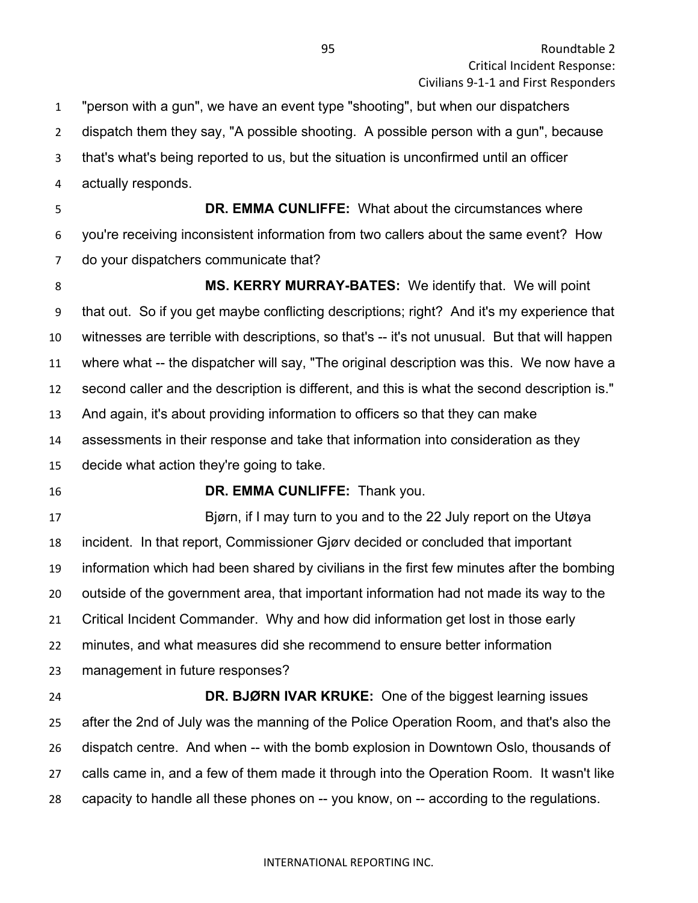"person with a gun", we have an event type "shooting", but when our dispatchers dispatch them they say, "A possible shooting. A possible person with a gun", because that's what's being reported to us, but the situation is unconfirmed until an officer actually responds.

**DR. EMMA CUNLIFFE:** What about the circumstances where you're receiving inconsistent information from two callers about the same event? How do your dispatchers communicate that?

**MS. KERRY MURRAY-BATES:** We identify that. We will point that out. So if you get maybe conflicting descriptions; right? And it's my experience that witnesses are terrible with descriptions, so that's -- it's not unusual. But that will happen where what -- the dispatcher will say, "The original description was this. We now have a second caller and the description is different, and this is what the second description is." And again, it's about providing information to officers so that they can make assessments in their response and take that information into consideration as they decide what action they're going to take.

**DR. EMMA CUNLIFFE:** Thank you.

Bjørn, if I may turn to you and to the 22 July report on the Utøya incident. In that report, Commissioner Gjørv decided or concluded that important information which had been shared by civilians in the first few minutes after the bombing outside of the government area, that important information had not made its way to the Critical Incident Commander. Why and how did information get lost in those early minutes, and what measures did she recommend to ensure better information management in future responses?

**DR. BJØRN IVAR KRUKE:** One of the biggest learning issues after the 2nd of July was the manning of the Police Operation Room, and that's also the dispatch centre. And when -- with the bomb explosion in Downtown Oslo, thousands of calls came in, and a few of them made it through into the Operation Room. It wasn't like capacity to handle all these phones on -- you know, on -- according to the regulations.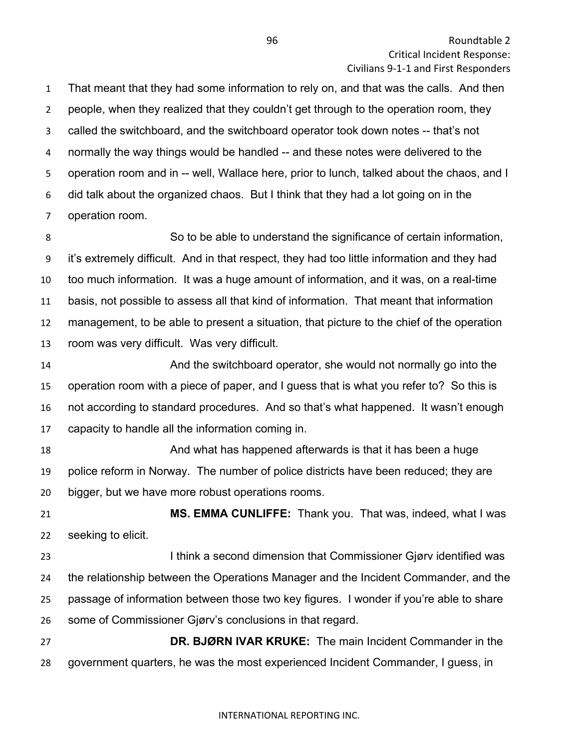That meant that they had some information to rely on, and that was the calls. And then people, when they realized that they couldn't get through to the operation room, they called the switchboard, and the switchboard operator took down notes -- that's not normally the way things would be handled -- and these notes were delivered to the operation room and in -- well, Wallace here, prior to lunch, talked about the chaos, and I did talk about the organized chaos. But I think that they had a lot going on in the operation room.

So to be able to understand the significance of certain information, it's extremely difficult. And in that respect, they had too little information and they had too much information. It was a huge amount of information, and it was, on a real-time basis, not possible to assess all that kind of information. That meant that information management, to be able to present a situation, that picture to the chief of the operation room was very difficult. Was very difficult.

And the switchboard operator, she would not normally go into the operation room with a piece of paper, and I guess that is what you refer to? So this is not according to standard procedures. And so that's what happened. It wasn't enough capacity to handle all the information coming in.

And what has happened afterwards is that it has been a huge police reform in Norway. The number of police districts have been reduced; they are bigger, but we have more robust operations rooms.

**MS. EMMA CUNLIFFE:** Thank you. That was, indeed, what I was seeking to elicit.

I think a second dimension that Commissioner Gjørv identified was the relationship between the Operations Manager and the Incident Commander, and the passage of information between those two key figures. I wonder if you're able to share some of Commissioner Gjørv's conclusions in that regard.

**DR. BJØRN IVAR KRUKE:** The main Incident Commander in the government quarters, he was the most experienced Incident Commander, I guess, in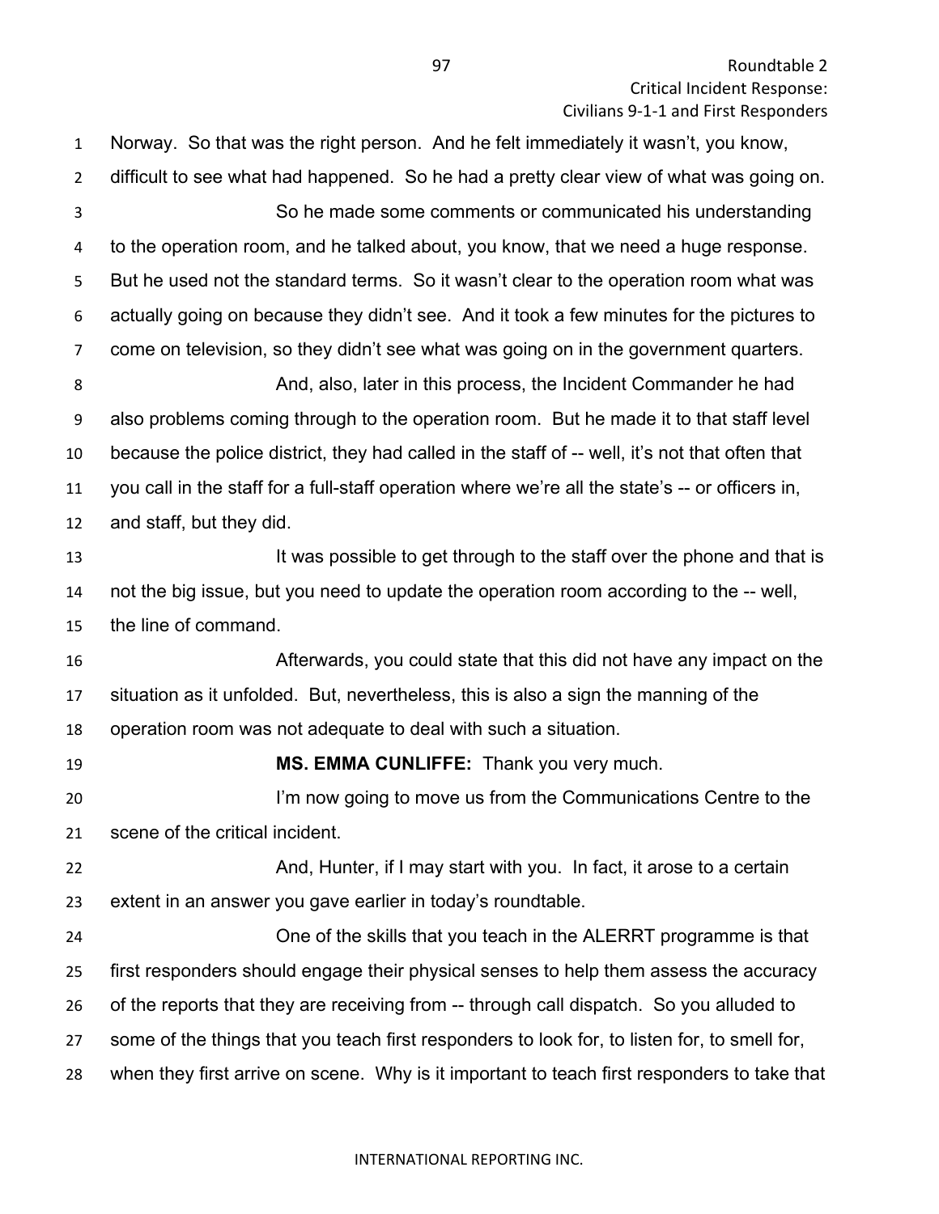Norway. So that was the right person. And he felt immediately it wasn't, you know, difficult to see what had happened. So he had a pretty clear view of what was going on.

So he made some comments or communicated his understanding to the operation room, and he talked about, you know, that we need a huge response. But he used not the standard terms. So it wasn't clear to the operation room what was actually going on because they didn't see. And it took a few minutes for the pictures to come on television, so they didn't see what was going on in the government quarters.

And, also, later in this process, the Incident Commander he had also problems coming through to the operation room. But he made it to that staff level because the police district, they had called in the staff of -- well, it's not that often that you call in the staff for a full-staff operation where we're all the state's -- or officers in, and staff, but they did.

It was possible to get through to the staff over the phone and that is not the big issue, but you need to update the operation room according to the -- well, the line of command.

Afterwards, you could state that this did not have any impact on the situation as it unfolded. But, nevertheless, this is also a sign the manning of the operation room was not adequate to deal with such a situation.

**MS. EMMA CUNLIFFE:** Thank you very much.

I'm now going to move us from the Communications Centre to the scene of the critical incident.

And, Hunter, if I may start with you. In fact, it arose to a certain extent in an answer you gave earlier in today's roundtable.

One of the skills that you teach in the ALERRT programme is that first responders should engage their physical senses to help them assess the accuracy of the reports that they are receiving from -- through call dispatch. So you alluded to some of the things that you teach first responders to look for, to listen for, to smell for, when they first arrive on scene. Why is it important to teach first responders to take that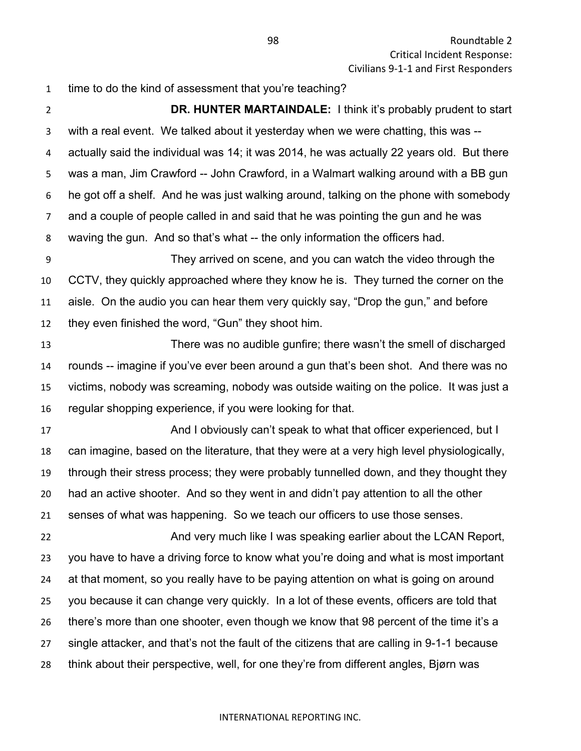time to do the kind of assessment that you're teaching?

**DR. HUNTER MARTAINDALE:** I think it's probably prudent to start with a real event. We talked about it yesterday when we were chatting, this was -- actually said the individual was 14; it was 2014, he was actually 22 years old. But there was a man, Jim Crawford -- John Crawford, in a Walmart walking around with a BB gun he got off a shelf. And he was just walking around, talking on the phone with somebody and a couple of people called in and said that he was pointing the gun and he was waving the gun. And so that's what -- the only information the officers had.

They arrived on scene, and you can watch the video through the CCTV, they quickly approached where they know he is. They turned the corner on the aisle. On the audio you can hear them very quickly say, "Drop the gun," and before they even finished the word, "Gun" they shoot him.

There was no audible gunfire; there wasn't the smell of discharged rounds -- imagine if you've ever been around a gun that's been shot. And there was no victims, nobody was screaming, nobody was outside waiting on the police. It was just a regular shopping experience, if you were looking for that.

And I obviously can't speak to what that officer experienced, but I can imagine, based on the literature, that they were at a very high level physiologically, through their stress process; they were probably tunnelled down, and they thought they had an active shooter. And so they went in and didn't pay attention to all the other senses of what was happening. So we teach our officers to use those senses.

And very much like I was speaking earlier about the LCAN Report, you have to have a driving force to know what you're doing and what is most important at that moment, so you really have to be paying attention on what is going on around you because it can change very quickly. In a lot of these events, officers are told that there's more than one shooter, even though we know that 98 percent of the time it's a single attacker, and that's not the fault of the citizens that are calling in 9-1-1 because think about their perspective, well, for one they're from different angles, Bjørn was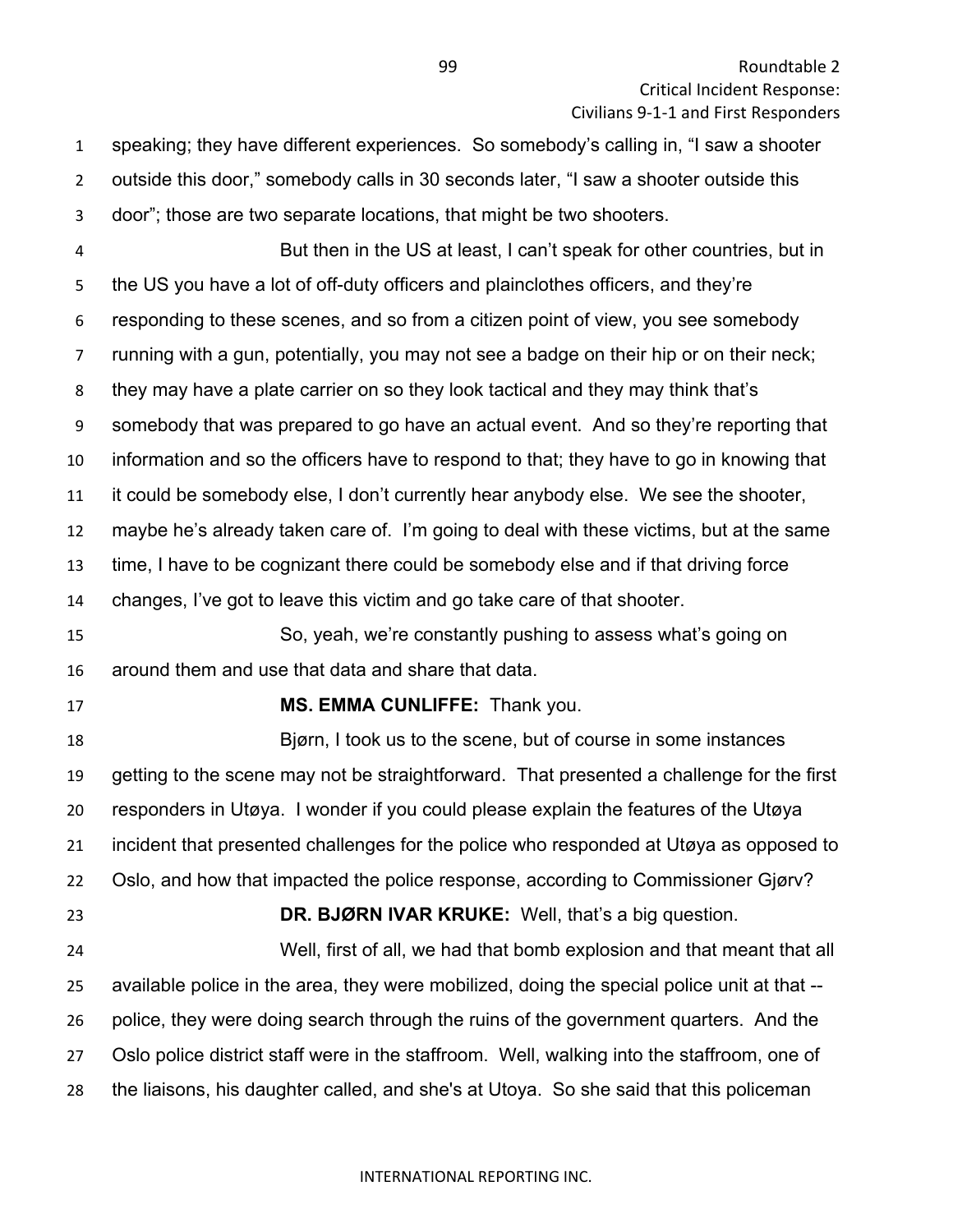speaking; they have different experiences. So somebody's calling in, "I saw a shooter outside this door," somebody calls in 30 seconds later, "I saw a shooter outside this door"; those are two separate locations, that might be two shooters.

But then in the US at least, I can't speak for other countries, but in the US you have a lot of off-duty officers and plainclothes officers, and they're responding to these scenes, and so from a citizen point of view, you see somebody running with a gun, potentially, you may not see a badge on their hip or on their neck; they may have a plate carrier on so they look tactical and they may think that's somebody that was prepared to go have an actual event. And so they're reporting that information and so the officers have to respond to that; they have to go in knowing that it could be somebody else, I don't currently hear anybody else. We see the shooter, maybe he's already taken care of. I'm going to deal with these victims, but at the same time, I have to be cognizant there could be somebody else and if that driving force changes, I've got to leave this victim and go take care of that shooter.

So, yeah, we're constantly pushing to assess what's going on around them and use that data and share that data.

**MS. EMMA CUNLIFFE:** Thank you.

Bjørn, I took us to the scene, but of course in some instances getting to the scene may not be straightforward. That presented a challenge for the first responders in Utøya. I wonder if you could please explain the features of the Utøya incident that presented challenges for the police who responded at Utøya as opposed to Oslo, and how that impacted the police response, according to Commissioner Gjørv?

**DR. BJØRN IVAR KRUKE:** Well, that's a big question.

Well, first of all, we had that bomb explosion and that meant that all available police in the area, they were mobilized, doing the special police unit at that -- police, they were doing search through the ruins of the government quarters. And the Oslo police district staff were in the staffroom. Well, walking into the staffroom, one of the liaisons, his daughter called, and she's at Utoya. So she said that this policeman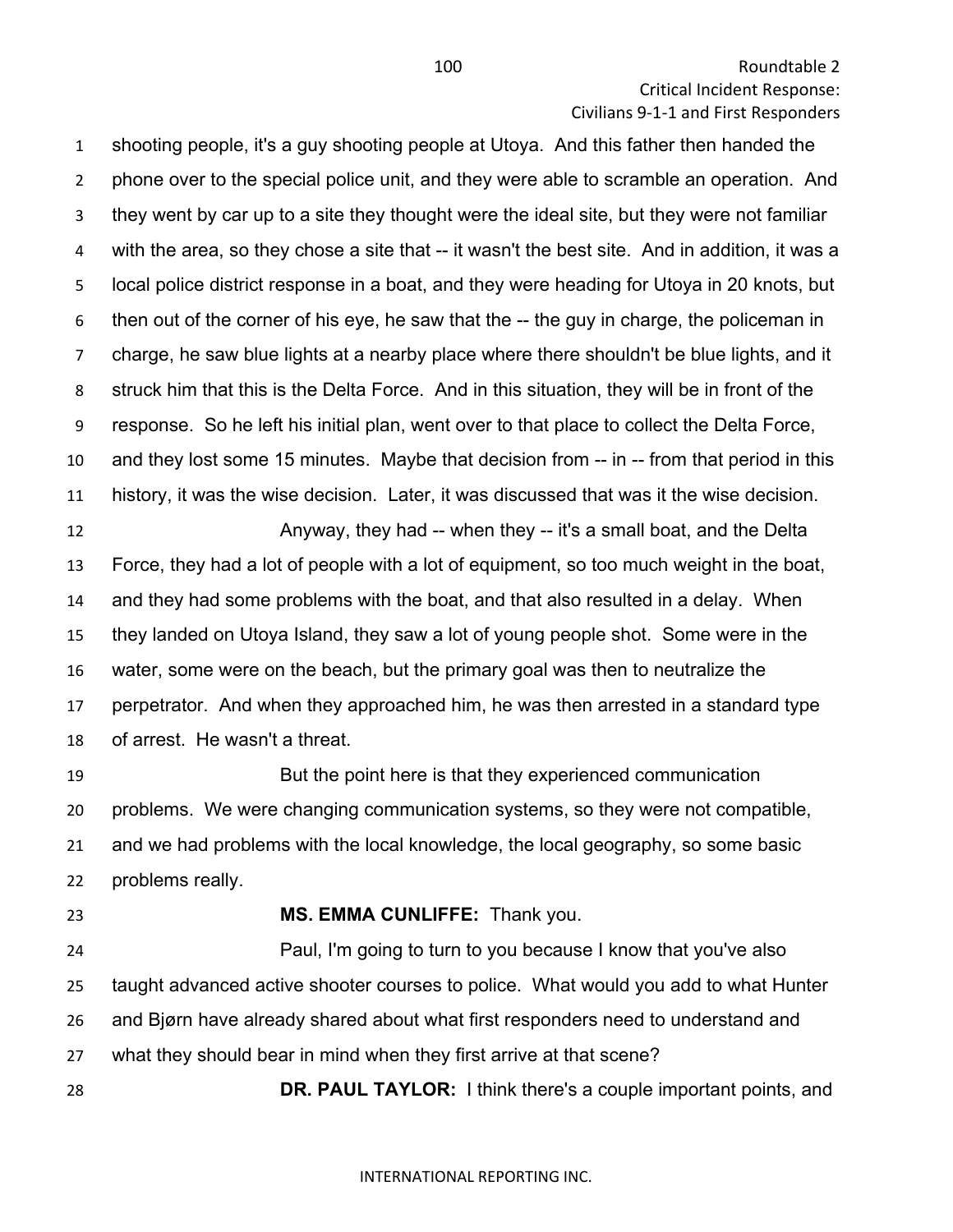shooting people, it's a guy shooting people at Utoya. And this father then handed the phone over to the special police unit, and they were able to scramble an operation. And they went by car up to a site they thought were the ideal site, but they were not familiar with the area, so they chose a site that -- it wasn't the best site. And in addition, it was a local police district response in a boat, and they were heading for Utoya in 20 knots, but then out of the corner of his eye, he saw that the -- the guy in charge, the policeman in charge, he saw blue lights at a nearby place where there shouldn't be blue lights, and it struck him that this is the Delta Force. And in this situation, they will be in front of the response. So he left his initial plan, went over to that place to collect the Delta Force, and they lost some 15 minutes. Maybe that decision from -- in -- from that period in this history, it was the wise decision. Later, it was discussed that was it the wise decision.

Anyway, they had -- when they -- it's a small boat, and the Delta Force, they had a lot of people with a lot of equipment, so too much weight in the boat, and they had some problems with the boat, and that also resulted in a delay. When they landed on Utoya Island, they saw a lot of young people shot. Some were in the water, some were on the beach, but the primary goal was then to neutralize the perpetrator. And when they approached him, he was then arrested in a standard type of arrest. He wasn't a threat.

But the point here is that they experienced communication problems. We were changing communication systems, so they were not compatible, and we had problems with the local knowledge, the local geography, so some basic problems really.

**MS. EMMA CUNLIFFE:** Thank you.

Paul, I'm going to turn to you because I know that you've also taught advanced active shooter courses to police. What would you add to what Hunter and Bjørn have already shared about what first responders need to understand and what they should bear in mind when they first arrive at that scene?

**DR. PAUL TAYLOR:** I think there's a couple important points, and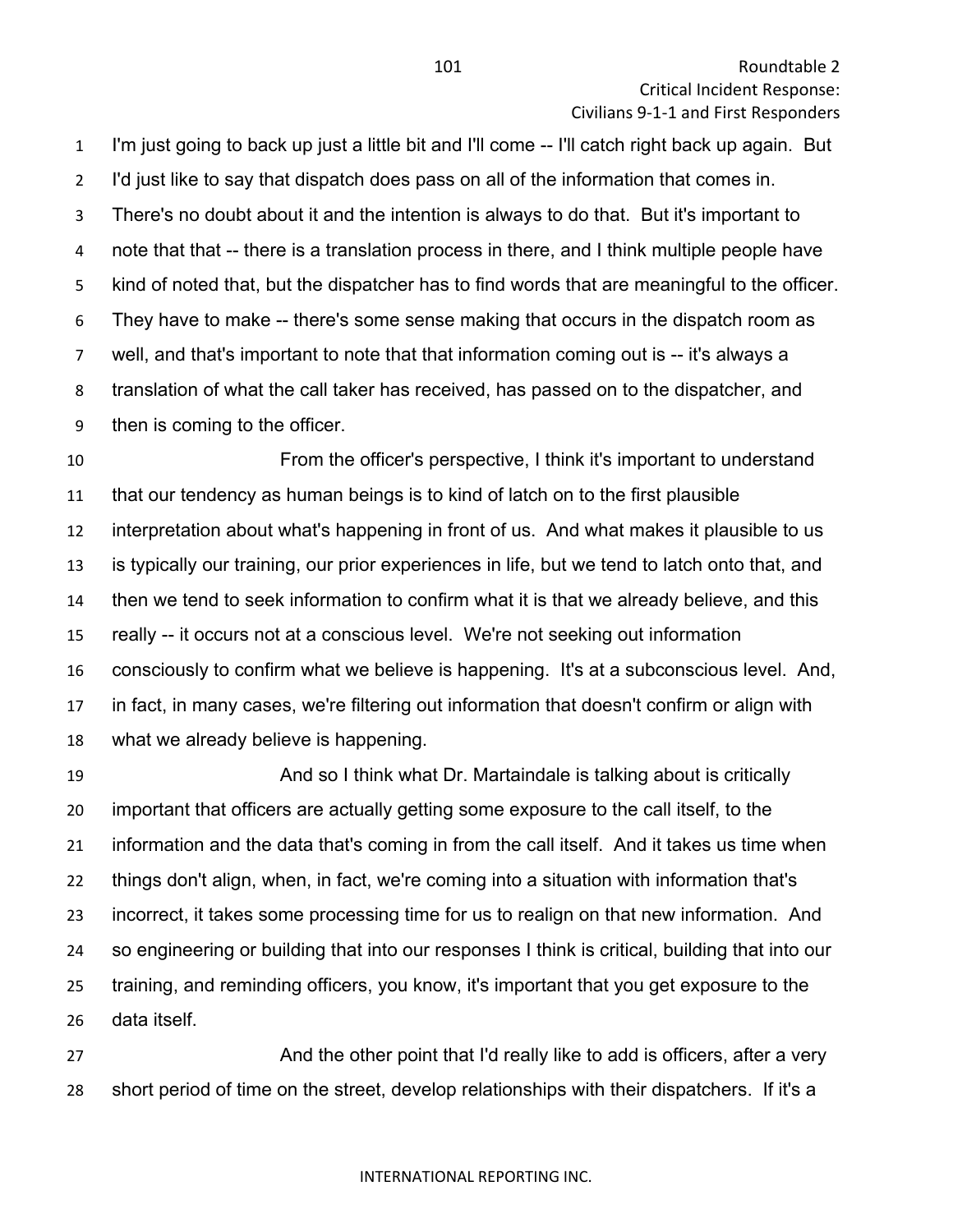I'm just going to back up just a little bit and I'll come -- I'll catch right back up again. But I'd just like to say that dispatch does pass on all of the information that comes in. There's no doubt about it and the intention is always to do that. But it's important to note that that -- there is a translation process in there, and I think multiple people have kind of noted that, but the dispatcher has to find words that are meaningful to the officer. They have to make -- there's some sense making that occurs in the dispatch room as well, and that's important to note that that information coming out is -- it's always a translation of what the call taker has received, has passed on to the dispatcher, and then is coming to the officer.

From the officer's perspective, I think it's important to understand that our tendency as human beings is to kind of latch on to the first plausible interpretation about what's happening in front of us. And what makes it plausible to us is typically our training, our prior experiences in life, but we tend to latch onto that, and then we tend to seek information to confirm what it is that we already believe, and this really -- it occurs not at a conscious level. We're not seeking out information consciously to confirm what we believe is happening. It's at a subconscious level. And, in fact, in many cases, we're filtering out information that doesn't confirm or align with what we already believe is happening.

And so I think what Dr. Martaindale is talking about is critically important that officers are actually getting some exposure to the call itself, to the information and the data that's coming in from the call itself. And it takes us time when things don't align, when, in fact, we're coming into a situation with information that's incorrect, it takes some processing time for us to realign on that new information. And so engineering or building that into our responses I think is critical, building that into our training, and reminding officers, you know, it's important that you get exposure to the data itself.

And the other point that I'd really like to add is officers, after a very short period of time on the street, develop relationships with their dispatchers. If it's a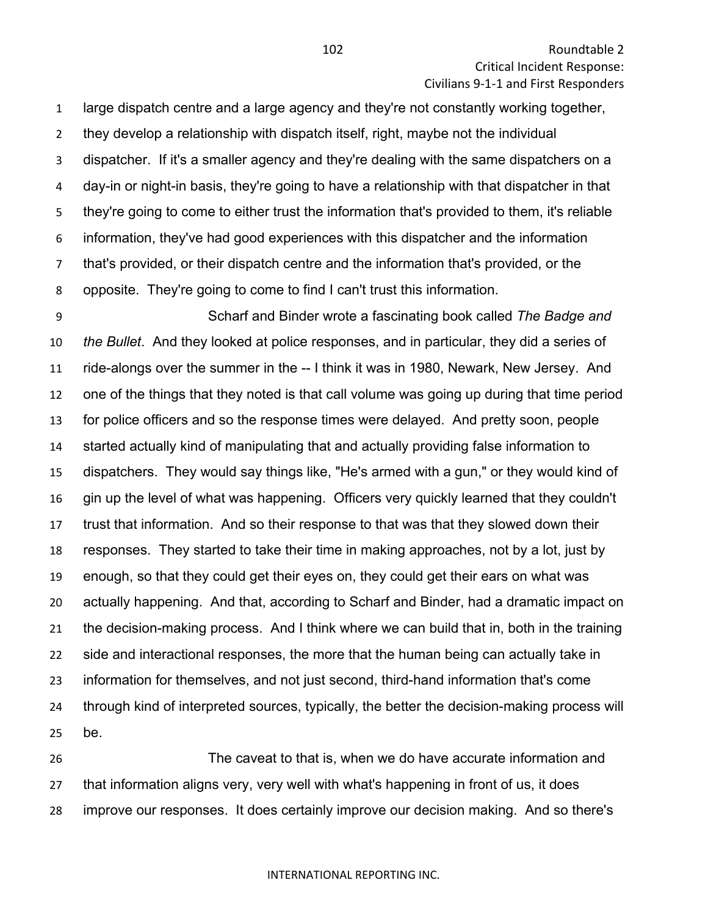large dispatch centre and a large agency and they're not constantly working together, they develop a relationship with dispatch itself, right, maybe not the individual dispatcher. If it's a smaller agency and they're dealing with the same dispatchers on a day-in or night-in basis, they're going to have a relationship with that dispatcher in that they're going to come to either trust the information that's provided to them, it's reliable information, they've had good experiences with this dispatcher and the information that's provided, or their dispatch centre and the information that's provided, or the opposite. They're going to come to find I can't trust this information.

Scharf and Binder wrote a fascinating book called *The Badge and the Bullet*. And they looked at police responses, and in particular, they did a series of ride-alongs over the summer in the -- I think it was in 1980, Newark, New Jersey. And one of the things that they noted is that call volume was going up during that time period for police officers and so the response times were delayed. And pretty soon, people started actually kind of manipulating that and actually providing false information to dispatchers. They would say things like, "He's armed with a gun," or they would kind of gin up the level of what was happening. Officers very quickly learned that they couldn't trust that information. And so their response to that was that they slowed down their responses. They started to take their time in making approaches, not by a lot, just by enough, so that they could get their eyes on, they could get their ears on what was actually happening. And that, according to Scharf and Binder, had a dramatic impact on the decision-making process. And I think where we can build that in, both in the training side and interactional responses, the more that the human being can actually take in information for themselves, and not just second, third-hand information that's come through kind of interpreted sources, typically, the better the decision-making process will be.

The caveat to that is, when we do have accurate information and that information aligns very, very well with what's happening in front of us, it does improve our responses. It does certainly improve our decision making. And so there's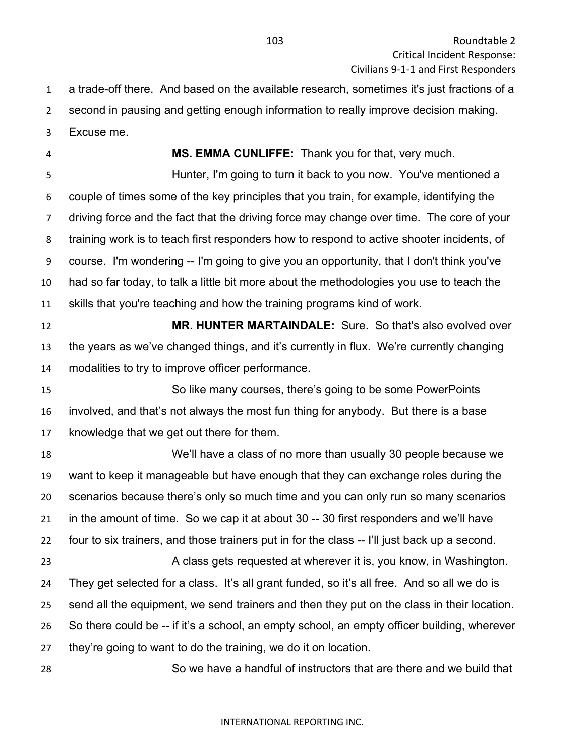a trade-off there. And based on the available research, sometimes it's just fractions of a second in pausing and getting enough information to really improve decision making. Excuse me.

**MS. EMMA CUNLIFFE:** Thank you for that, very much.

Hunter, I'm going to turn it back to you now. You've mentioned a couple of times some of the key principles that you train, for example, identifying the driving force and the fact that the driving force may change over time. The core of your training work is to teach first responders how to respond to active shooter incidents, of course. I'm wondering -- I'm going to give you an opportunity, that I don't think you've had so far today, to talk a little bit more about the methodologies you use to teach the skills that you're teaching and how the training programs kind of work.

**MR. HUNTER MARTAINDALE:** Sure. So that's also evolved over the years as we've changed things, and it's currently in flux. We're currently changing modalities to try to improve officer performance.

So like many courses, there's going to be some PowerPoints involved, and that's not always the most fun thing for anybody. But there is a base knowledge that we get out there for them.

We'll have a class of no more than usually 30 people because we want to keep it manageable but have enough that they can exchange roles during the scenarios because there's only so much time and you can only run so many scenarios in the amount of time. So we cap it at about 30 -- 30 first responders and we'll have four to six trainers, and those trainers put in for the class -- I'll just back up a second.

A class gets requested at wherever it is, you know, in Washington. They get selected for a class. It's all grant funded, so it's all free. And so all we do is send all the equipment, we send trainers and then they put on the class in their location. So there could be -- if it's a school, an empty school, an empty officer building, wherever they're going to want to do the training, we do it on location.

So we have a handful of instructors that are there and we build that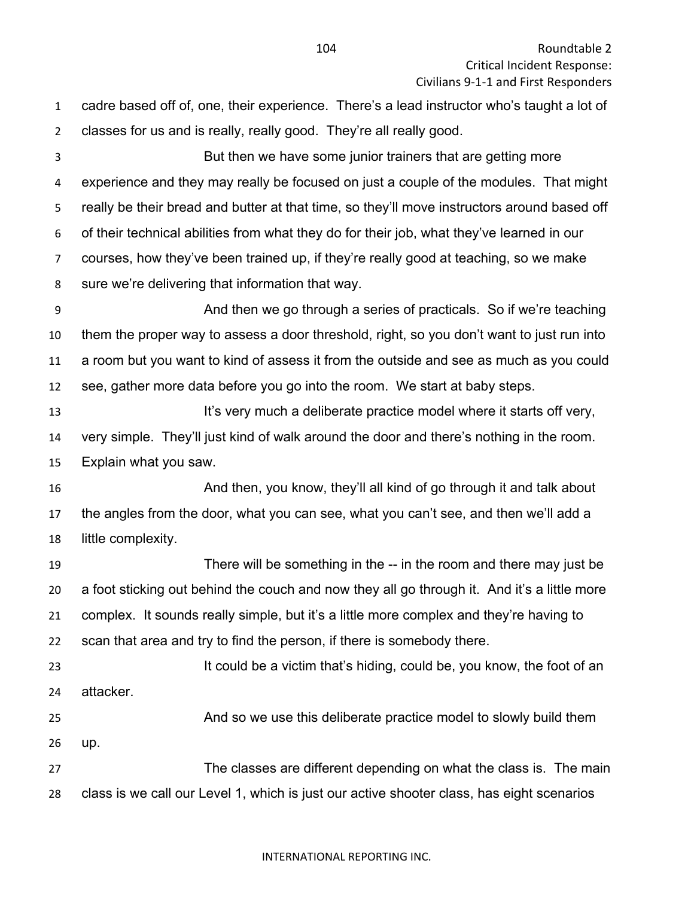cadre based off of, one, their experience. There's a lead instructor who's taught a lot of classes for us and is really, really good. They're all really good.

But then we have some junior trainers that are getting more experience and they may really be focused on just a couple of the modules. That might really be their bread and butter at that time, so they'll move instructors around based off of their technical abilities from what they do for their job, what they've learned in our courses, how they've been trained up, if they're really good at teaching, so we make sure we're delivering that information that way.

And then we go through a series of practicals. So if we're teaching them the proper way to assess a door threshold, right, so you don't want to just run into a room but you want to kind of assess it from the outside and see as much as you could see, gather more data before you go into the room. We start at baby steps.

It's very much a deliberate practice model where it starts off very, very simple. They'll just kind of walk around the door and there's nothing in the room. Explain what you saw.

And then, you know, they'll all kind of go through it and talk about the angles from the door, what you can see, what you can't see, and then we'll add a little complexity.

There will be something in the -- in the room and there may just be a foot sticking out behind the couch and now they all go through it. And it's a little more complex. It sounds really simple, but it's a little more complex and they're having to scan that area and try to find the person, if there is somebody there.

It could be a victim that's hiding, could be, you know, the foot of an attacker.

And so we use this deliberate practice model to slowly build them up.

The classes are different depending on what the class is. The main class is we call our Level 1, which is just our active shooter class, has eight scenarios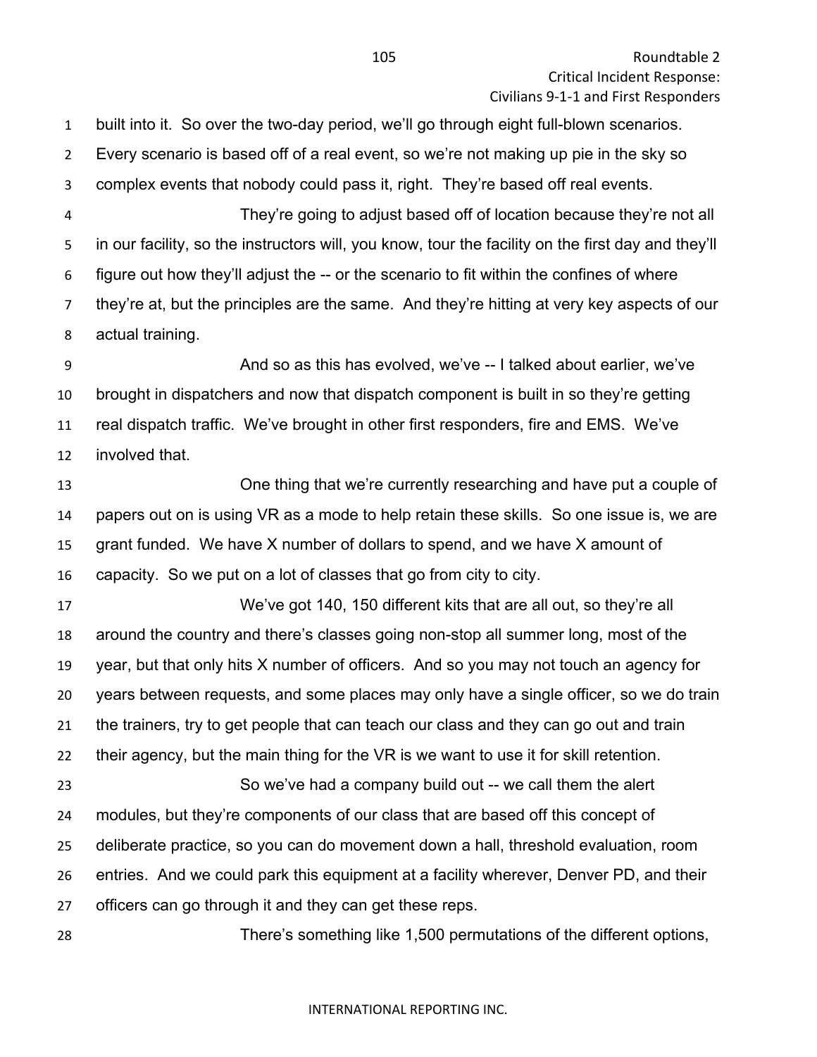built into it. So over the two-day period, we'll go through eight full-blown scenarios. Every scenario is based off of a real event, so we're not making up pie in the sky so complex events that nobody could pass it, right. They're based off real events.

They're going to adjust based off of location because they're not all in our facility, so the instructors will, you know, tour the facility on the first day and they'll figure out how they'll adjust the -- or the scenario to fit within the confines of where they're at, but the principles are the same. And they're hitting at very key aspects of our actual training.

And so as this has evolved, we've -- I talked about earlier, we've brought in dispatchers and now that dispatch component is built in so they're getting real dispatch traffic. We've brought in other first responders, fire and EMS. We've involved that.

One thing that we're currently researching and have put a couple of papers out on is using VR as a mode to help retain these skills. So one issue is, we are grant funded. We have X number of dollars to spend, and we have X amount of capacity. So we put on a lot of classes that go from city to city.

We've got 140, 150 different kits that are all out, so they're all around the country and there's classes going non-stop all summer long, most of the year, but that only hits X number of officers. And so you may not touch an agency for years between requests, and some places may only have a single officer, so we do train the trainers, try to get people that can teach our class and they can go out and train their agency, but the main thing for the VR is we want to use it for skill retention.

So we've had a company build out -- we call them the alert modules, but they're components of our class that are based off this concept of deliberate practice, so you can do movement down a hall, threshold evaluation, room entries. And we could park this equipment at a facility wherever, Denver PD, and their officers can go through it and they can get these reps.

There's something like 1,500 permutations of the different options,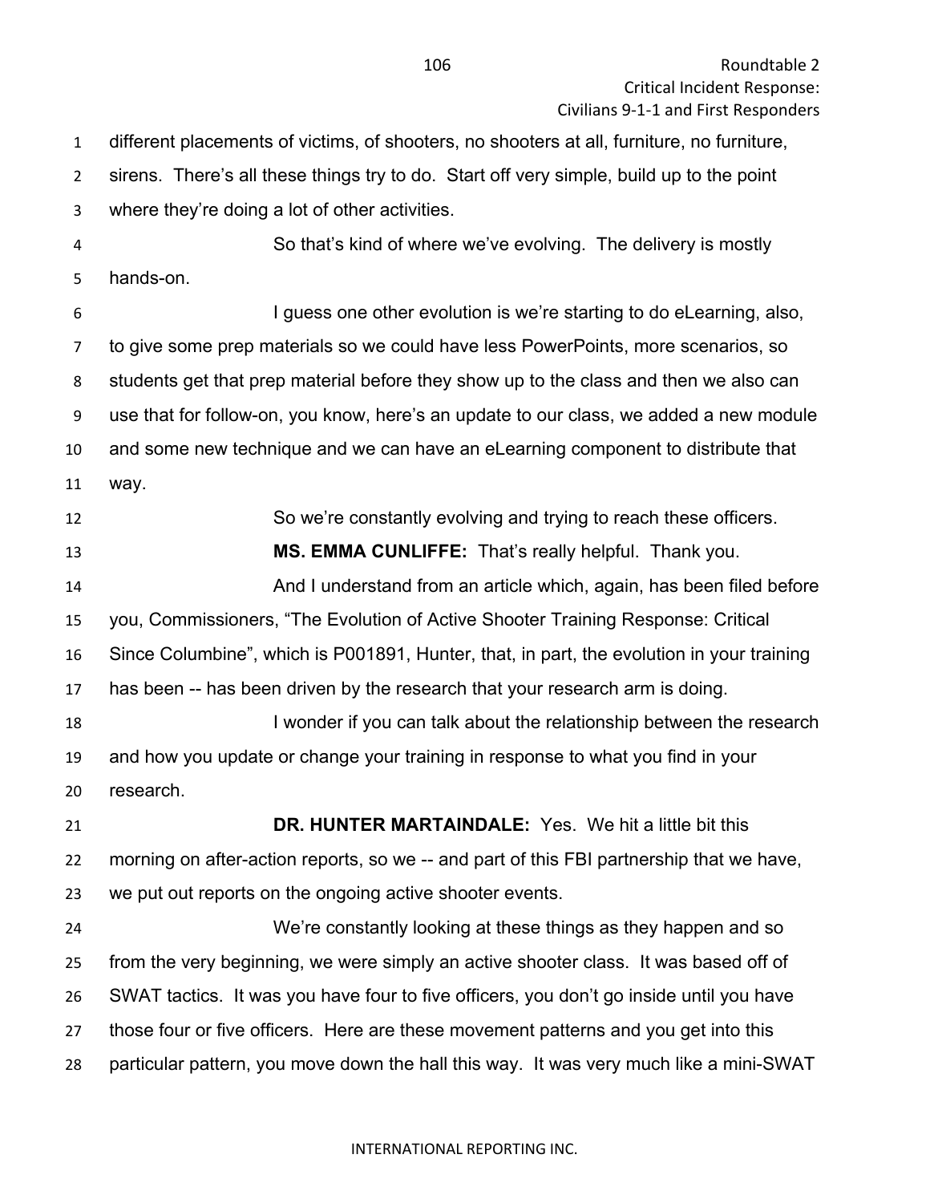different placements of victims, of shooters, no shooters at all, furniture, no furniture, sirens. There's all these things try to do. Start off very simple, build up to the point where they're doing a lot of other activities.

So that's kind of where we've evolving. The delivery is mostly hands-on.

I guess one other evolution is we're starting to do eLearning, also, to give some prep materials so we could have less PowerPoints, more scenarios, so students get that prep material before they show up to the class and then we also can use that for follow-on, you know, here's an update to our class, we added a new module and some new technique and we can have an eLearning component to distribute that way.

So we're constantly evolving and trying to reach these officers.

**MS. EMMA CUNLIFFE:** That's really helpful. Thank you.

And I understand from an article which, again, has been filed before you, Commissioners, "The Evolution of Active Shooter Training Response: Critical Since Columbine", which is P001891, Hunter, that, in part, the evolution in your training has been -- has been driven by the research that your research arm is doing.

I wonder if you can talk about the relationship between the research and how you update or change your training in response to what you find in your research.

**DR. HUNTER MARTAINDALE:** Yes. We hit a little bit this morning on after-action reports, so we -- and part of this FBI partnership that we have, we put out reports on the ongoing active shooter events.

We're constantly looking at these things as they happen and so from the very beginning, we were simply an active shooter class. It was based off of SWAT tactics. It was you have four to five officers, you don't go inside until you have those four or five officers. Here are these movement patterns and you get into this particular pattern, you move down the hall this way. It was very much like a mini-SWAT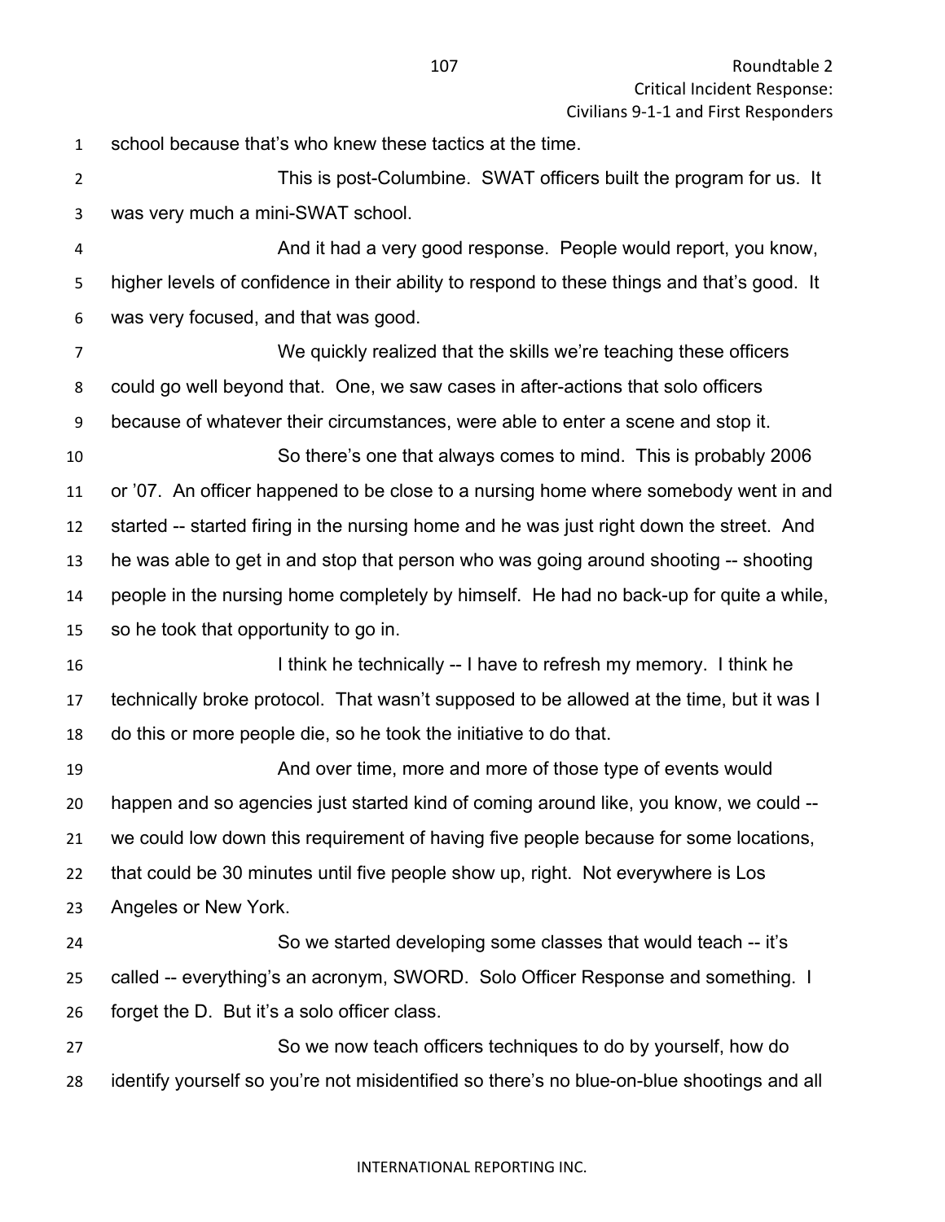school because that's who knew these tactics at the time.

This is post-Columbine. SWAT officers built the program for us. It was very much a mini-SWAT school.

And it had a very good response. People would report, you know, higher levels of confidence in their ability to respond to these things and that's good. It was very focused, and that was good.

We quickly realized that the skills we're teaching these officers could go well beyond that. One, we saw cases in after-actions that solo officers because of whatever their circumstances, were able to enter a scene and stop it.

So there's one that always comes to mind. This is probably 2006 or '07. An officer happened to be close to a nursing home where somebody went in and started -- started firing in the nursing home and he was just right down the street. And he was able to get in and stop that person who was going around shooting -- shooting people in the nursing home completely by himself. He had no back-up for quite a while, so he took that opportunity to go in.

I think he technically -- I have to refresh my memory. I think he technically broke protocol. That wasn't supposed to be allowed at the time, but it was I do this or more people die, so he took the initiative to do that.

And over time, more and more of those type of events would happen and so agencies just started kind of coming around like, you know, we could -- we could low down this requirement of having five people because for some locations, that could be 30 minutes until five people show up, right. Not everywhere is Los Angeles or New York.

So we started developing some classes that would teach -- it's called -- everything's an acronym, SWORD. Solo Officer Response and something. I forget the D. But it's a solo officer class.

So we now teach officers techniques to do by yourself, how do identify yourself so you're not misidentified so there's no blue-on-blue shootings and all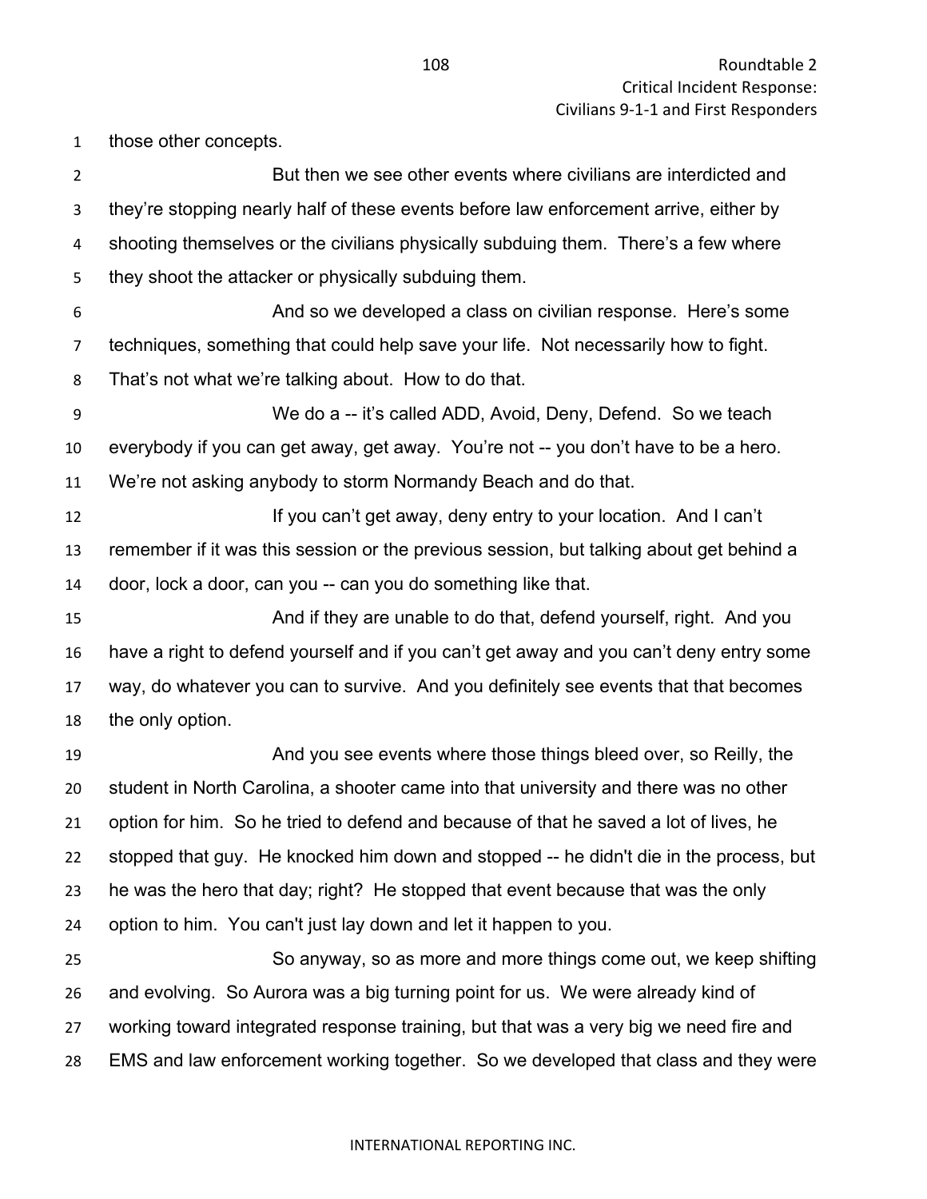those other concepts.

But then we see other events where civilians are interdicted and they're stopping nearly half of these events before law enforcement arrive, either by shooting themselves or the civilians physically subduing them. There's a few where they shoot the attacker or physically subduing them.

And so we developed a class on civilian response. Here's some techniques, something that could help save your life. Not necessarily how to fight. That's not what we're talking about. How to do that.

We do a -- it's called ADD, Avoid, Deny, Defend. So we teach everybody if you can get away, get away. You're not -- you don't have to be a hero. We're not asking anybody to storm Normandy Beach and do that.

If you can't get away, deny entry to your location. And I can't remember if it was this session or the previous session, but talking about get behind a door, lock a door, can you -- can you do something like that.

And if they are unable to do that, defend yourself, right. And you have a right to defend yourself and if you can't get away and you can't deny entry some way, do whatever you can to survive. And you definitely see events that that becomes the only option.

And you see events where those things bleed over, so Reilly, the student in North Carolina, a shooter came into that university and there was no other option for him. So he tried to defend and because of that he saved a lot of lives, he stopped that guy. He knocked him down and stopped -- he didn't die in the process, but he was the hero that day; right? He stopped that event because that was the only option to him. You can't just lay down and let it happen to you.

So anyway, so as more and more things come out, we keep shifting and evolving. So Aurora was a big turning point for us. We were already kind of working toward integrated response training, but that was a very big we need fire and EMS and law enforcement working together. So we developed that class and they were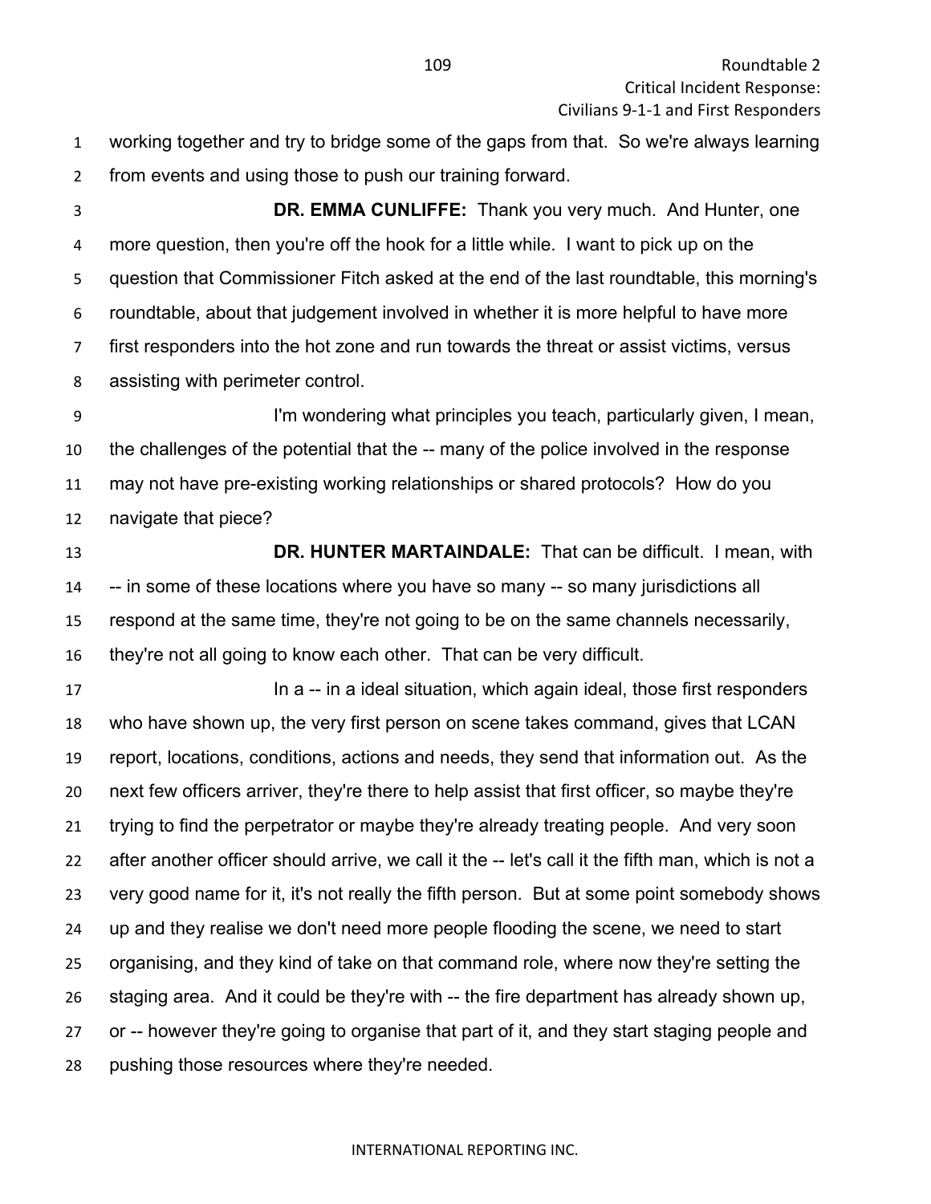working together and try to bridge some of the gaps from that. So we're always learning from events and using those to push our training forward.

**DR. EMMA CUNLIFFE:** Thank you very much. And Hunter, one more question, then you're off the hook for a little while. I want to pick up on the question that Commissioner Fitch asked at the end of the last roundtable, this morning's roundtable, about that judgement involved in whether it is more helpful to have more first responders into the hot zone and run towards the threat or assist victims, versus assisting with perimeter control.

I'm wondering what principles you teach, particularly given, I mean, the challenges of the potential that the -- many of the police involved in the response may not have pre-existing working relationships or shared protocols? How do you navigate that piece?

**DR. HUNTER MARTAINDALE:** That can be difficult. I mean, with -- in some of these locations where you have so many -- so many jurisdictions all respond at the same time, they're not going to be on the same channels necessarily, they're not all going to know each other. That can be very difficult.

In a -- in a ideal situation, which again ideal, those first responders who have shown up, the very first person on scene takes command, gives that LCAN report, locations, conditions, actions and needs, they send that information out. As the next few officers arriver, they're there to help assist that first officer, so maybe they're trying to find the perpetrator or maybe they're already treating people. And very soon after another officer should arrive, we call it the -- let's call it the fifth man, which is not a very good name for it, it's not really the fifth person. But at some point somebody shows up and they realise we don't need more people flooding the scene, we need to start organising, and they kind of take on that command role, where now they're setting the staging area. And it could be they're with -- the fire department has already shown up, or -- however they're going to organise that part of it, and they start staging people and pushing those resources where they're needed.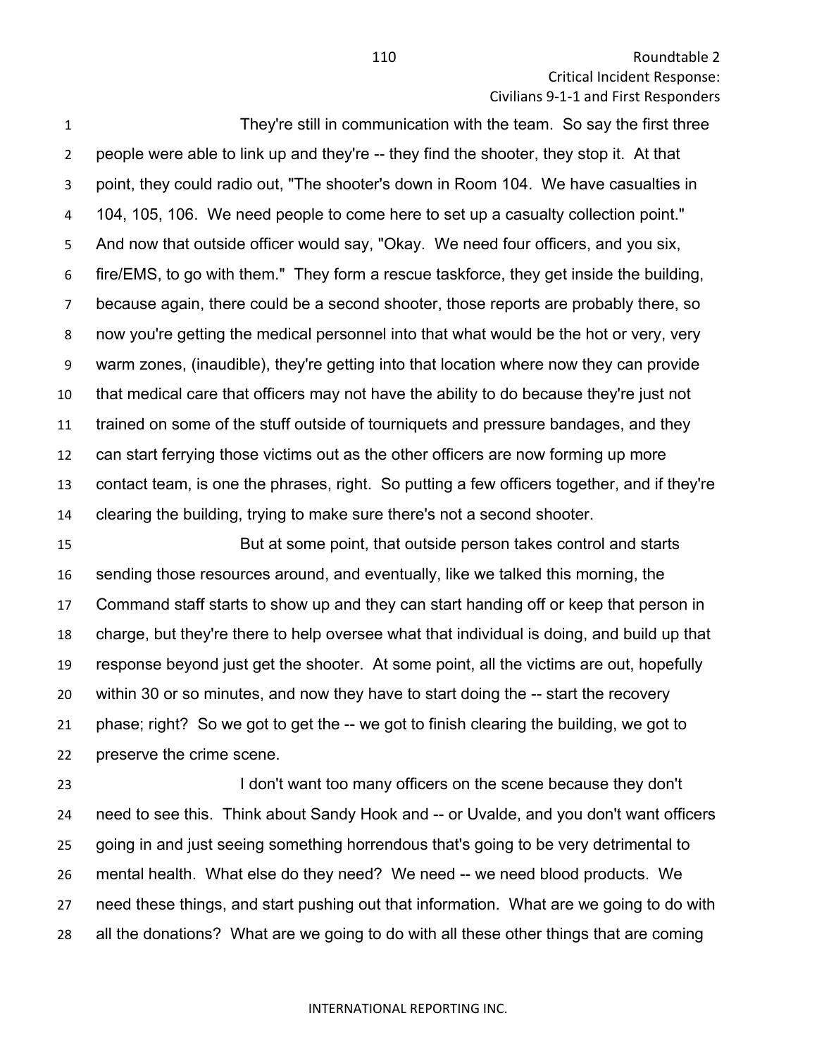They're still in communication with the team. So say the first three people were able to link up and they're -- they find the shooter, they stop it. At that point, they could radio out, "The shooter's down in Room 104. We have casualties in 104, 105, 106. We need people to come here to set up a casualty collection point." And now that outside officer would say, "Okay. We need four officers, and you six, fire/EMS, to go with them." They form a rescue taskforce, they get inside the building, because again, there could be a second shooter, those reports are probably there, so now you're getting the medical personnel into that what would be the hot or very, very warm zones, (inaudible), they're getting into that location where now they can provide that medical care that officers may not have the ability to do because they're just not trained on some of the stuff outside of tourniquets and pressure bandages, and they can start ferrying those victims out as the other officers are now forming up more contact team, is one the phrases, right. So putting a few officers together, and if they're clearing the building, trying to make sure there's not a second shooter.

But at some point, that outside person takes control and starts sending those resources around, and eventually, like we talked this morning, the Command staff starts to show up and they can start handing off or keep that person in charge, but they're there to help oversee what that individual is doing, and build up that response beyond just get the shooter. At some point, all the victims are out, hopefully within 30 or so minutes, and now they have to start doing the -- start the recovery phase; right? So we got to get the -- we got to finish clearing the building, we got to preserve the crime scene.

I don't want too many officers on the scene because they don't need to see this. Think about Sandy Hook and -- or Uvalde, and you don't want officers going in and just seeing something horrendous that's going to be very detrimental to mental health. What else do they need? We need -- we need blood products. We need these things, and start pushing out that information. What are we going to do with all the donations? What are we going to do with all these other things that are coming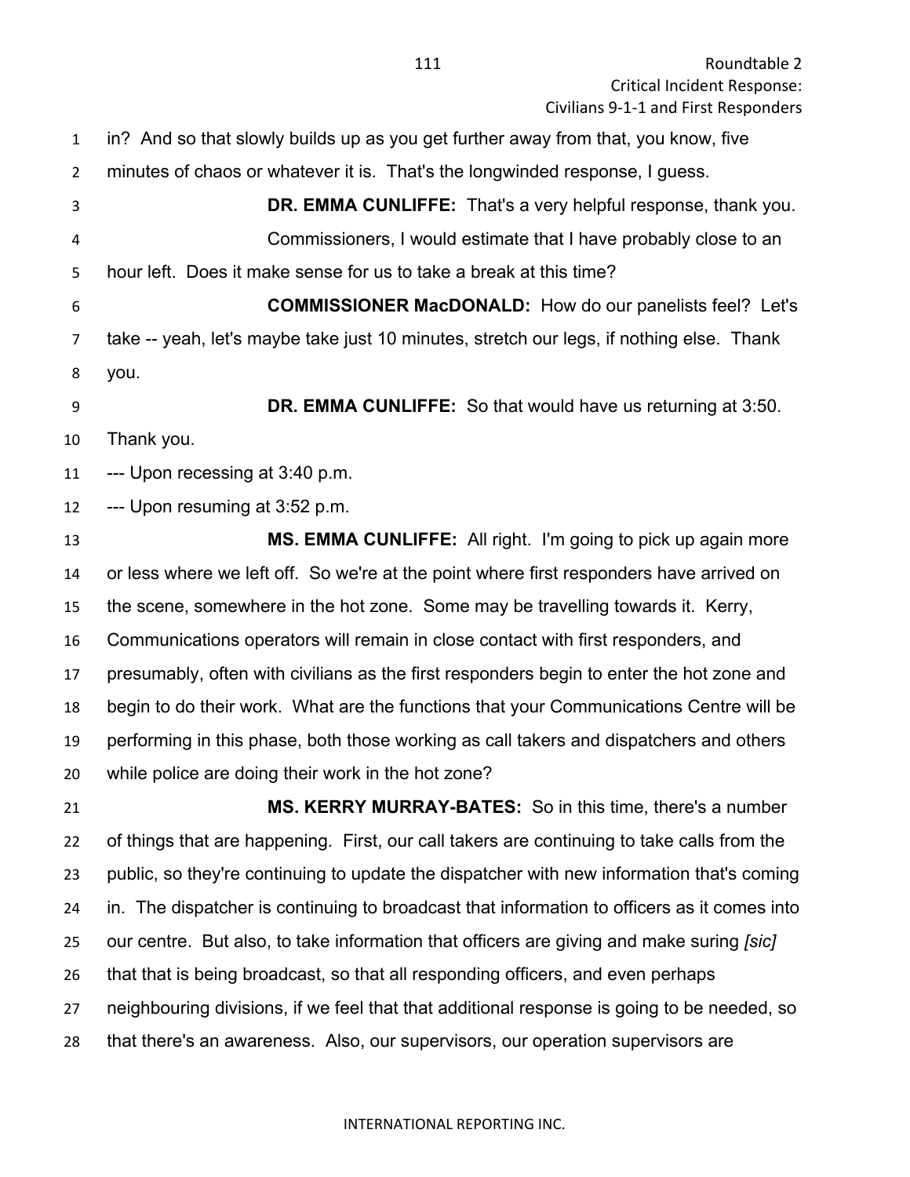in? And so that slowly builds up as you get further away from that, you know, five minutes of chaos or whatever it is. That's the longwinded response, I guess.

**DR. EMMA CUNLIFFE:** That's a very helpful response, thank you.

Commissioners, I would estimate that I have probably close to an hour left. Does it make sense for us to take a break at this time?

**COMMISSIONER MacDONALD:** How do our panelists feel? Let's take -- yeah, let's maybe take just 10 minutes, stretch our legs, if nothing else. Thank you.

**DR. EMMA CUNLIFFE:** So that would have us returning at 3:50. Thank you.

--- Upon recessing at 3:40 p.m.

--- Upon resuming at 3:52 p.m.

**MS. EMMA CUNLIFFE:** All right. I'm going to pick up again more or less where we left off. So we're at the point where first responders have arrived on the scene, somewhere in the hot zone. Some may be travelling towards it. Kerry, Communications operators will remain in close contact with first responders, and presumably, often with civilians as the first responders begin to enter the hot zone and begin to do their work. What are the functions that your Communications Centre will be performing in this phase, both those working as call takers and dispatchers and others while police are doing their work in the hot zone?

**MS. KERRY MURRAY-BATES:** So in this time, there's a number of things that are happening. First, our call takers are continuing to take calls from the public, so they're continuing to update the dispatcher with new information that's coming in. The dispatcher is continuing to broadcast that information to officers as it comes into our centre. But also, to take information that officers are giving and make suring *[sic]* that that is being broadcast, so that all responding officers, and even perhaps neighbouring divisions, if we feel that that additional response is going to be needed, so that there's an awareness. Also, our supervisors, our operation supervisors are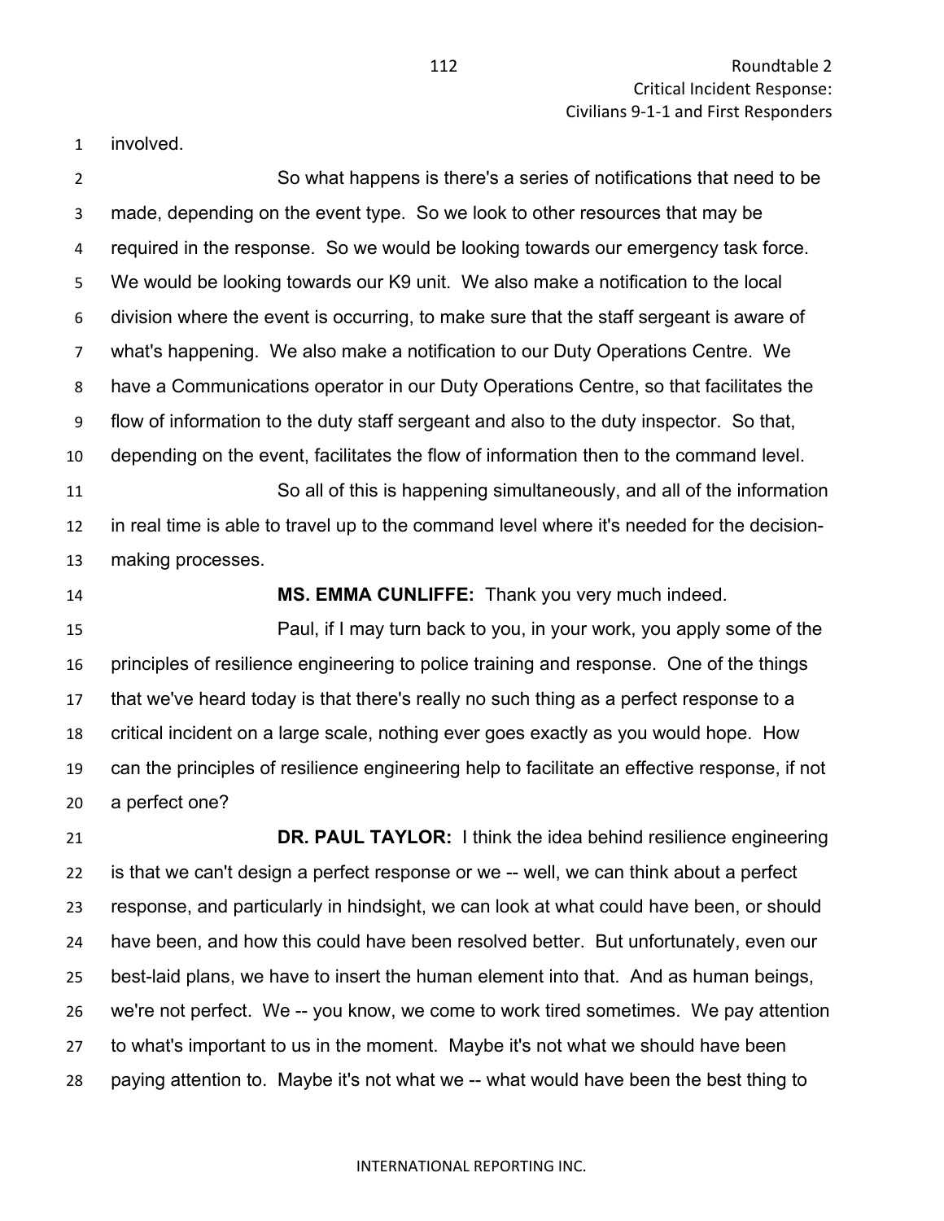involved.

So what happens is there's a series of notifications that need to be made, depending on the event type. So we look to other resources that may be required in the response. So we would be looking towards our emergency task force. We would be looking towards our K9 unit. We also make a notification to the local division where the event is occurring, to make sure that the staff sergeant is aware of what's happening. We also make a notification to our Duty Operations Centre. We have a Communications operator in our Duty Operations Centre, so that facilitates the flow of information to the duty staff sergeant and also to the duty inspector. So that, depending on the event, facilitates the flow of information then to the command level.

So all of this is happening simultaneously, and all of the information in real time is able to travel up to the command level where it's needed for the decision-making processes.

**MS. EMMA CUNLIFFE:** Thank you very much indeed.

Paul, if I may turn back to you, in your work, you apply some of the principles of resilience engineering to police training and response. One of the things that we've heard today is that there's really no such thing as a perfect response to a critical incident on a large scale, nothing ever goes exactly as you would hope. How can the principles of resilience engineering help to facilitate an effective response, if not a perfect one?

**DR. PAUL TAYLOR:** I think the idea behind resilience engineering is that we can't design a perfect response or we -- well, we can think about a perfect response, and particularly in hindsight, we can look at what could have been, or should have been, and how this could have been resolved better. But unfortunately, even our best-laid plans, we have to insert the human element into that. And as human beings, we're not perfect. We -- you know, we come to work tired sometimes. We pay attention to what's important to us in the moment. Maybe it's not what we should have been paying attention to. Maybe it's not what we -- what would have been the best thing to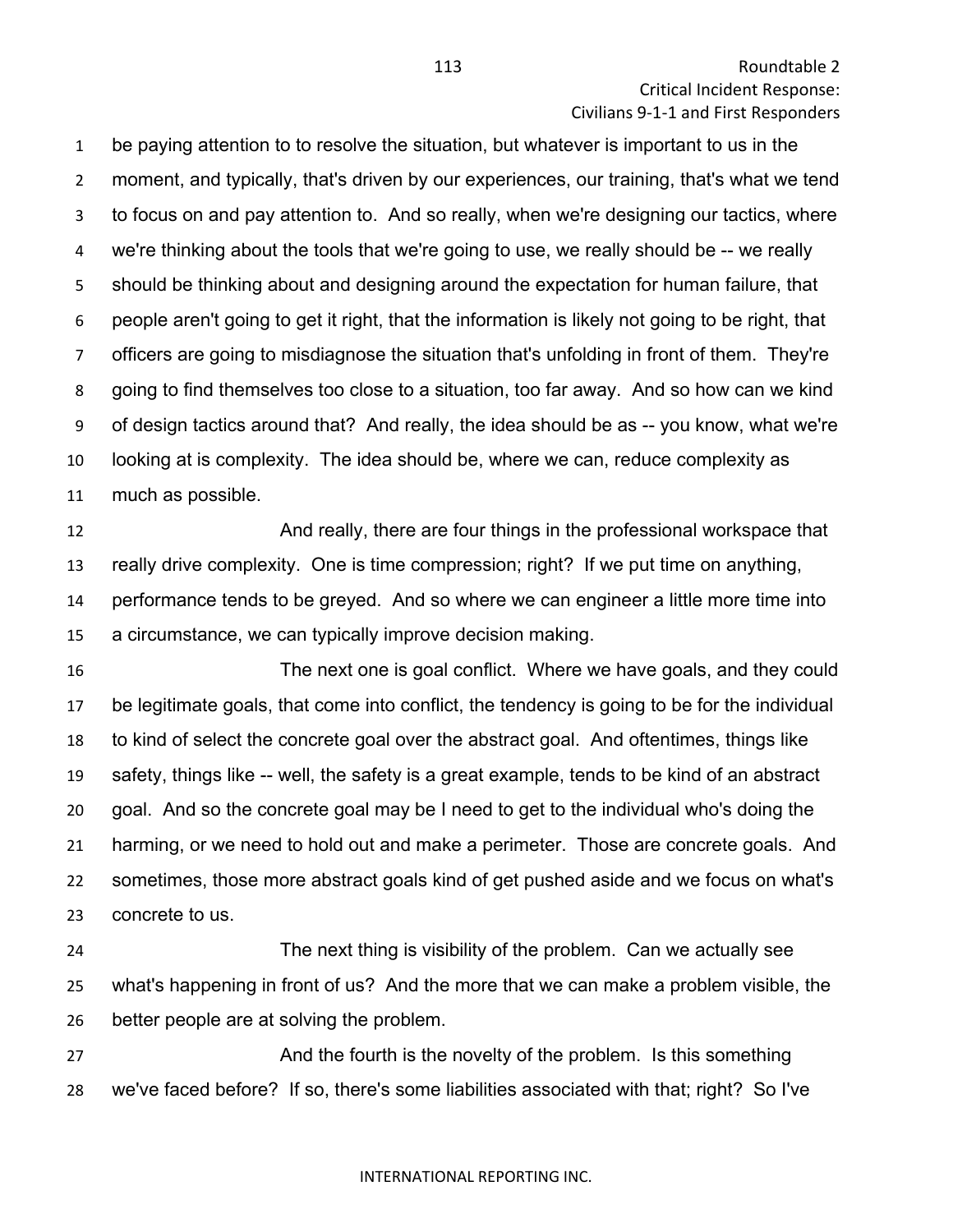be paying attention to to resolve the situation, but whatever is important to us in the moment, and typically, that's driven by our experiences, our training, that's what we tend to focus on and pay attention to. And so really, when we're designing our tactics, where we're thinking about the tools that we're going to use, we really should be -- we really should be thinking about and designing around the expectation for human failure, that people aren't going to get it right, that the information is likely not going to be right, that officers are going to misdiagnose the situation that's unfolding in front of them. They're going to find themselves too close to a situation, too far away. And so how can we kind of design tactics around that? And really, the idea should be as -- you know, what we're looking at is complexity. The idea should be, where we can, reduce complexity as much as possible.

And really, there are four things in the professional workspace that really drive complexity. One is time compression; right? If we put time on anything, performance tends to be greyed. And so where we can engineer a little more time into a circumstance, we can typically improve decision making.

The next one is goal conflict. Where we have goals, and they could be legitimate goals, that come into conflict, the tendency is going to be for the individual to kind of select the concrete goal over the abstract goal. And oftentimes, things like safety, things like -- well, the safety is a great example, tends to be kind of an abstract goal. And so the concrete goal may be I need to get to the individual who's doing the harming, or we need to hold out and make a perimeter. Those are concrete goals. And sometimes, those more abstract goals kind of get pushed aside and we focus on what's concrete to us.

The next thing is visibility of the problem. Can we actually see what's happening in front of us? And the more that we can make a problem visible, the better people are at solving the problem.

And the fourth is the novelty of the problem. Is this something we've faced before? If so, there's some liabilities associated with that; right? So I've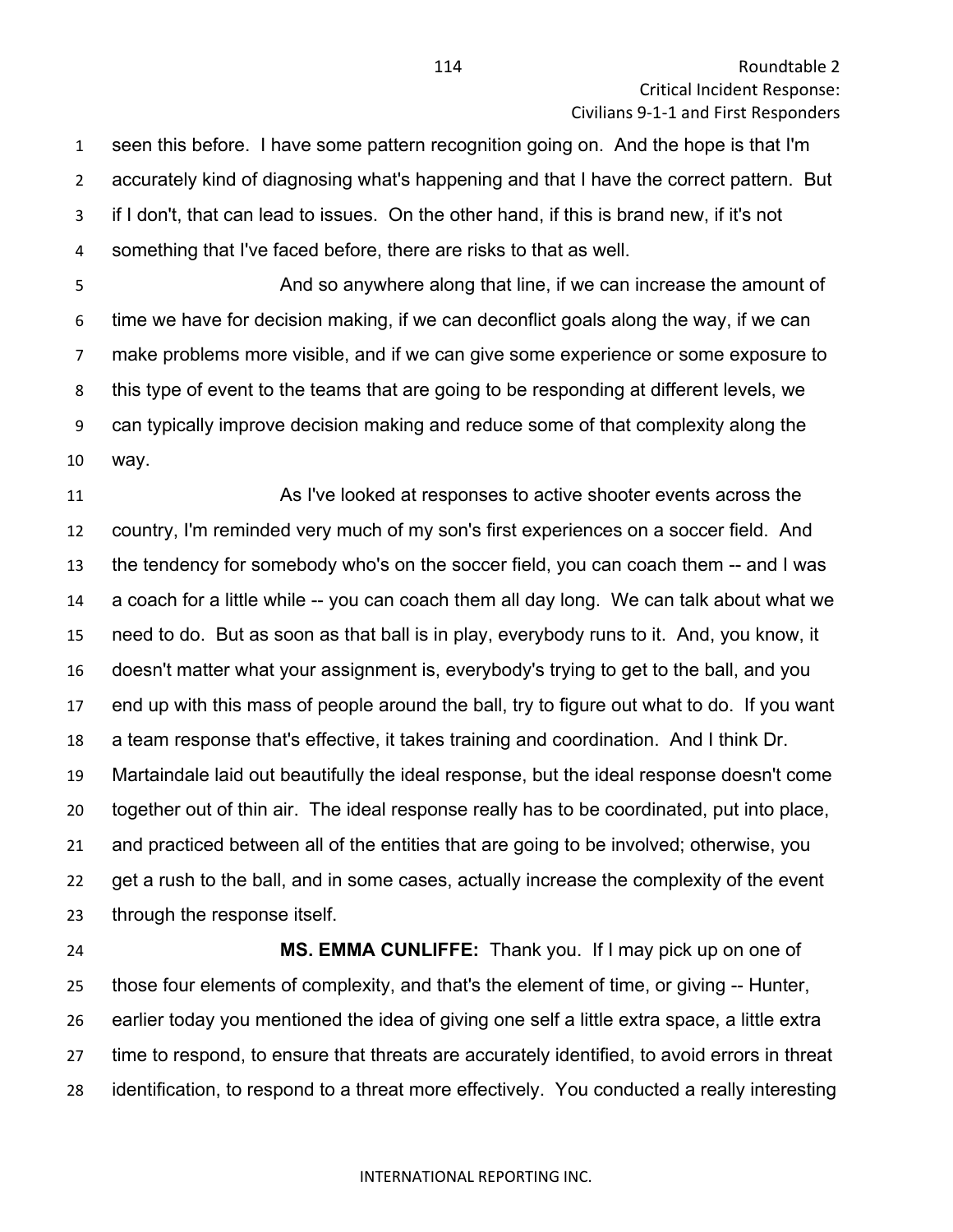seen this before. I have some pattern recognition going on. And the hope is that I'm accurately kind of diagnosing what's happening and that I have the correct pattern. But if I don't, that can lead to issues. On the other hand, if this is brand new, if it's not something that I've faced before, there are risks to that as well.

And so anywhere along that line, if we can increase the amount of time we have for decision making, if we can deconflict goals along the way, if we can make problems more visible, and if we can give some experience or some exposure to this type of event to the teams that are going to be responding at different levels, we can typically improve decision making and reduce some of that complexity along the way.

As I've looked at responses to active shooter events across the country, I'm reminded very much of my son's first experiences on a soccer field. And the tendency for somebody who's on the soccer field, you can coach them -- and I was a coach for a little while -- you can coach them all day long. We can talk about what we need to do. But as soon as that ball is in play, everybody runs to it. And, you know, it doesn't matter what your assignment is, everybody's trying to get to the ball, and you end up with this mass of people around the ball, try to figure out what to do. If you want a team response that's effective, it takes training and coordination. And I think Dr. Martaindale laid out beautifully the ideal response, but the ideal response doesn't come together out of thin air. The ideal response really has to be coordinated, put into place, and practiced between all of the entities that are going to be involved; otherwise, you get a rush to the ball, and in some cases, actually increase the complexity of the event through the response itself.

**MS. EMMA CUNLIFFE:** Thank you. If I may pick up on one of those four elements of complexity, and that's the element of time, or giving -- Hunter, earlier today you mentioned the idea of giving one self a little extra space, a little extra time to respond, to ensure that threats are accurately identified, to avoid errors in threat identification, to respond to a threat more effectively. You conducted a really interesting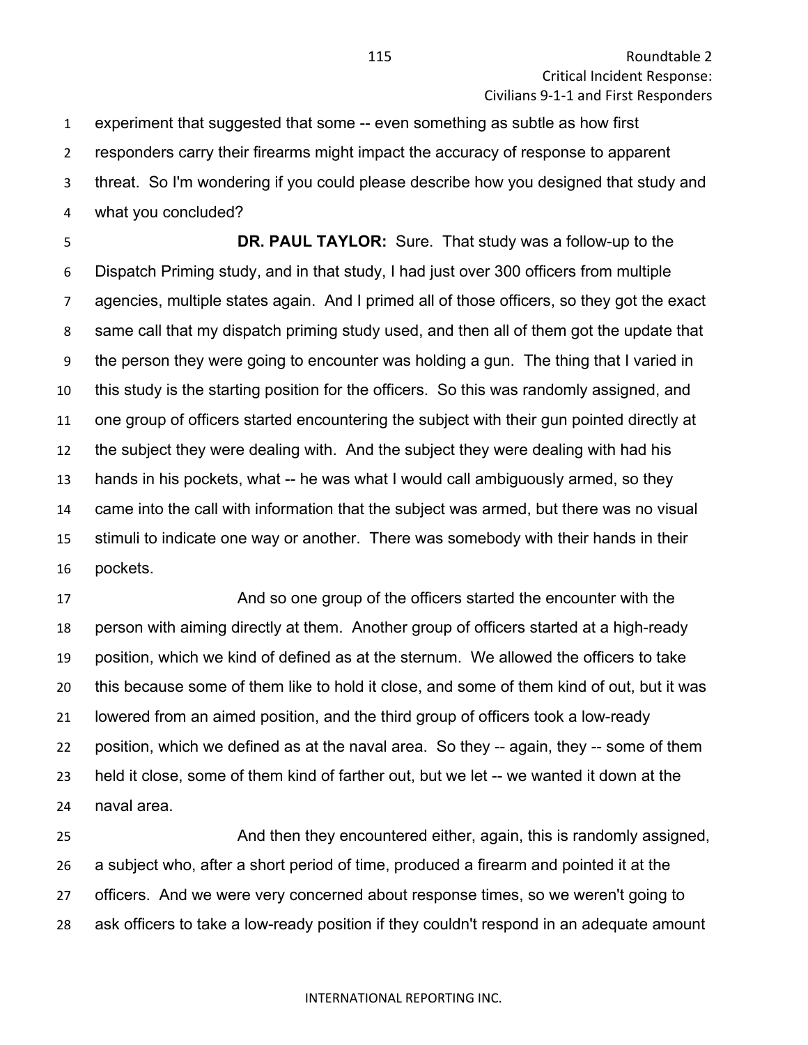experiment that suggested that some -- even something as subtle as how first responders carry their firearms might impact the accuracy of response to apparent threat. So I'm wondering if you could please describe how you designed that study and what you concluded?

**DR. PAUL TAYLOR:** Sure. That study was a follow-up to the Dispatch Priming study, and in that study, I had just over 300 officers from multiple agencies, multiple states again. And I primed all of those officers, so they got the exact same call that my dispatch priming study used, and then all of them got the update that the person they were going to encounter was holding a gun. The thing that I varied in this study is the starting position for the officers. So this was randomly assigned, and one group of officers started encountering the subject with their gun pointed directly at the subject they were dealing with. And the subject they were dealing with had his hands in his pockets, what -- he was what I would call ambiguously armed, so they came into the call with information that the subject was armed, but there was no visual stimuli to indicate one way or another. There was somebody with their hands in their pockets.

And so one group of the officers started the encounter with the person with aiming directly at them. Another group of officers started at a high-ready position, which we kind of defined as at the sternum. We allowed the officers to take this because some of them like to hold it close, and some of them kind of out, but it was lowered from an aimed position, and the third group of officers took a low-ready position, which we defined as at the naval area. So they -- again, they -- some of them held it close, some of them kind of farther out, but we let -- we wanted it down at the naval area.

And then they encountered either, again, this is randomly assigned, a subject who, after a short period of time, produced a firearm and pointed it at the officers. And we were very concerned about response times, so we weren't going to ask officers to take a low-ready position if they couldn't respond in an adequate amount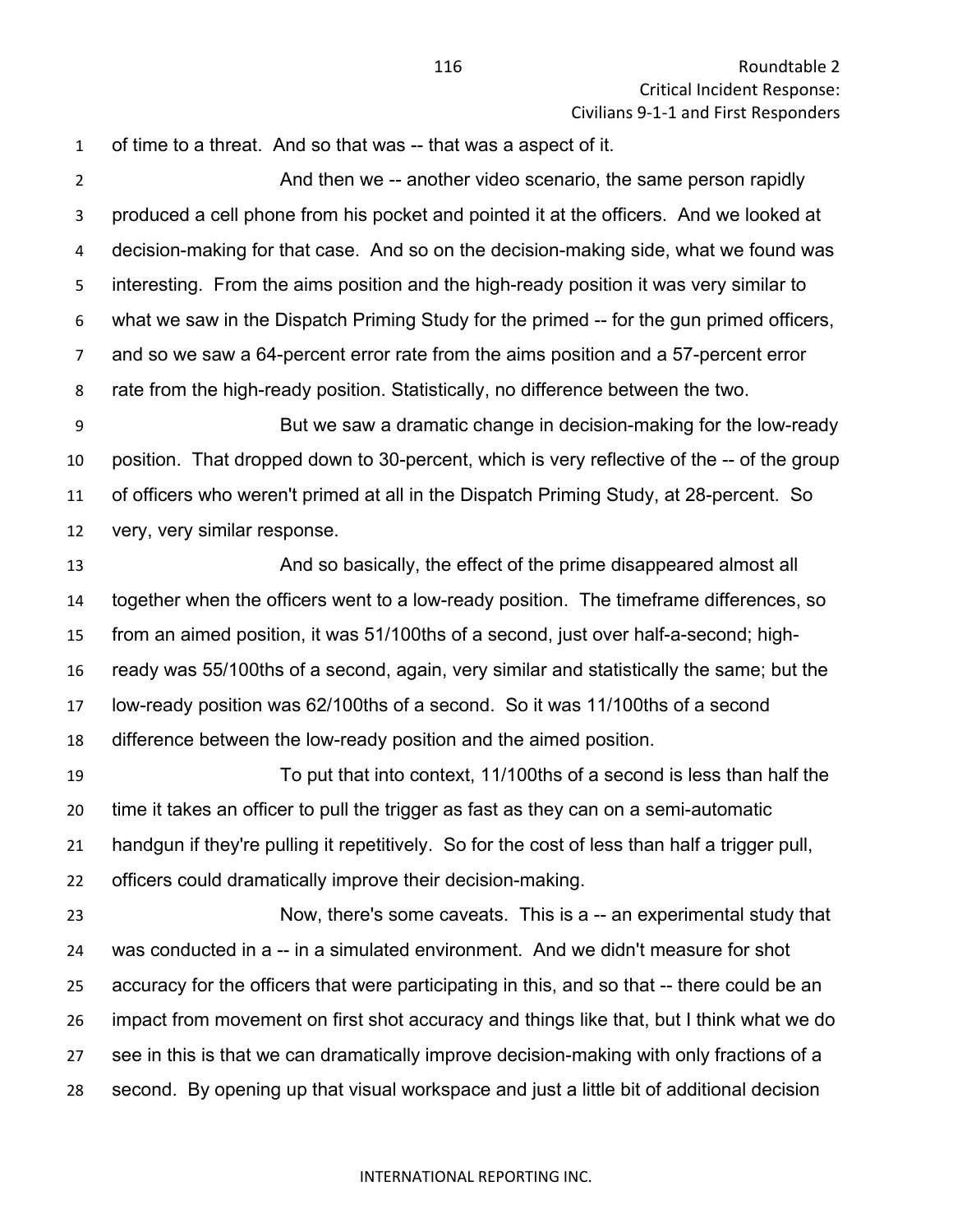of time to a threat. And so that was -- that was a aspect of it.

And then we -- another video scenario, the same person rapidly produced a cell phone from his pocket and pointed it at the officers. And we looked at decision-making for that case. And so on the decision-making side, what we found was interesting. From the aims position and the high-ready position it was very similar to what we saw in the Dispatch Priming Study for the primed -- for the gun primed officers, and so we saw a 64-percent error rate from the aims position and a 57-percent error rate from the high-ready position. Statistically, no difference between the two.

But we saw a dramatic change in decision-making for the low-ready position. That dropped down to 30-percent, which is very reflective of the -- of the group of officers who weren't primed at all in the Dispatch Priming Study, at 28-percent. So very, very similar response.

And so basically, the effect of the prime disappeared almost all together when the officers went to a low-ready position. The timeframe differences, so from an aimed position, it was 51/100ths of a second, just over half-a-second; high-ready was 55/100ths of a second, again, very similar and statistically the same; but the low-ready position was 62/100ths of a second. So it was 11/100ths of a second difference between the low-ready position and the aimed position.

To put that into context, 11/100ths of a second is less than half the time it takes an officer to pull the trigger as fast as they can on a semi-automatic handgun if they're pulling it repetitively. So for the cost of less than half a trigger pull, officers could dramatically improve their decision-making.

Now, there's some caveats. This is a -- an experimental study that was conducted in a -- in a simulated environment. And we didn't measure for shot accuracy for the officers that were participating in this, and so that -- there could be an impact from movement on first shot accuracy and things like that, but I think what we do see in this is that we can dramatically improve decision-making with only fractions of a second. By opening up that visual workspace and just a little bit of additional decision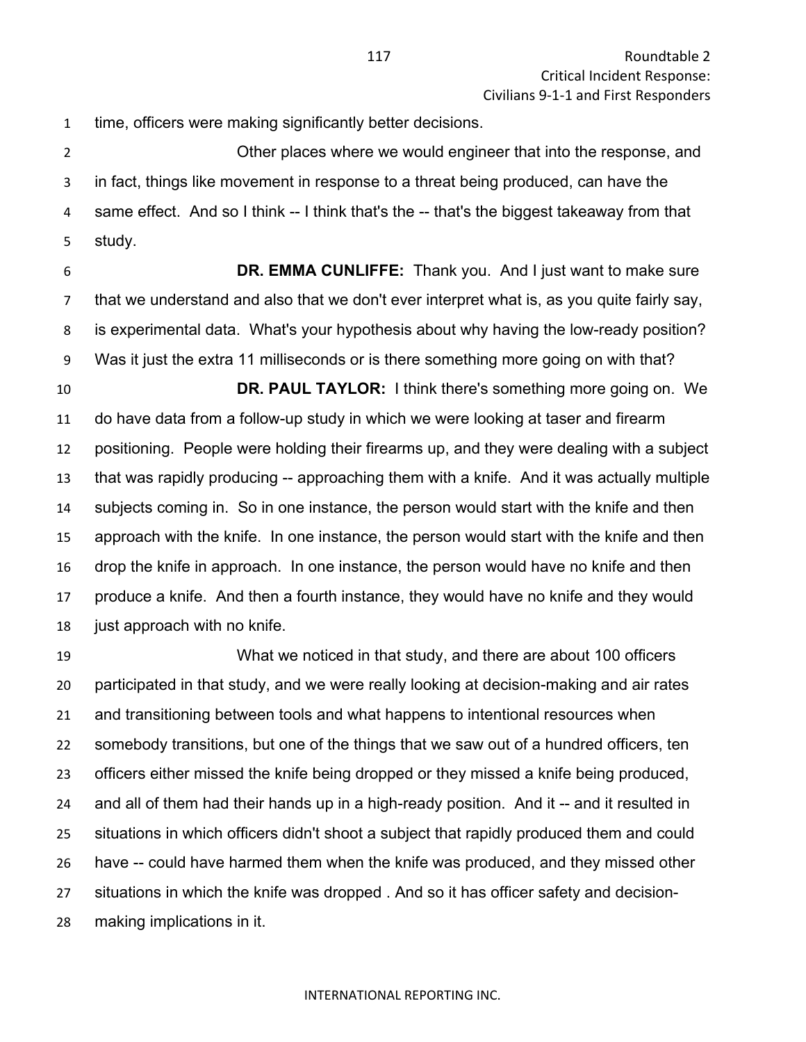time, officers were making significantly better decisions.

Other places where we would engineer that into the response, and in fact, things like movement in response to a threat being produced, can have the same effect. And so I think -- I think that's the -- that's the biggest takeaway from that study.

**DR. EMMA CUNLIFFE:** Thank you. And I just want to make sure that we understand and also that we don't ever interpret what is, as you quite fairly say, is experimental data. What's your hypothesis about why having the low-ready position? Was it just the extra 11 milliseconds or is there something more going on with that?

**DR. PAUL TAYLOR:** I think there's something more going on. We do have data from a follow-up study in which we were looking at taser and firearm positioning. People were holding their firearms up, and they were dealing with a subject that was rapidly producing -- approaching them with a knife. And it was actually multiple subjects coming in. So in one instance, the person would start with the knife and then approach with the knife. In one instance, the person would start with the knife and then drop the knife in approach. In one instance, the person would have no knife and then produce a knife. And then a fourth instance, they would have no knife and they would just approach with no knife.

What we noticed in that study, and there are about 100 officers participated in that study, and we were really looking at decision-making and air rates and transitioning between tools and what happens to intentional resources when somebody transitions, but one of the things that we saw out of a hundred officers, ten officers either missed the knife being dropped or they missed a knife being produced, and all of them had their hands up in a high-ready position. And it -- and it resulted in situations in which officers didn't shoot a subject that rapidly produced them and could have -- could have harmed them when the knife was produced, and they missed other situations in which the knife was dropped . And so it has officer safety and decision-making implications in it.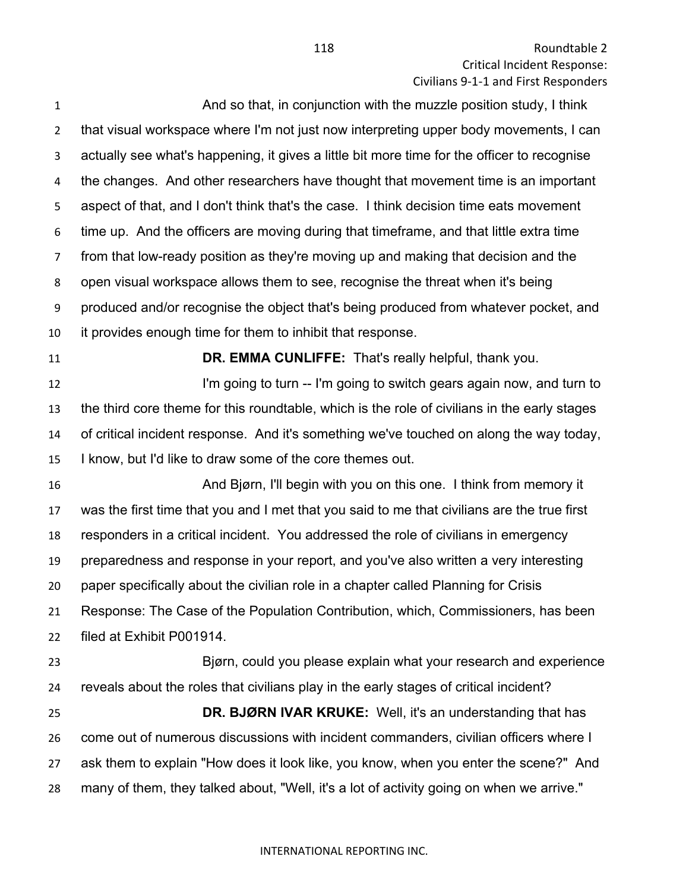And so that, in conjunction with the muzzle position study, I think that visual workspace where I'm not just now interpreting upper body movements, I can actually see what's happening, it gives a little bit more time for the officer to recognise the changes. And other researchers have thought that movement time is an important aspect of that, and I don't think that's the case. I think decision time eats movement time up. And the officers are moving during that timeframe, and that little extra time from that low-ready position as they're moving up and making that decision and the open visual workspace allows them to see, recognise the threat when it's being produced and/or recognise the object that's being produced from whatever pocket, and it provides enough time for them to inhibit that response.

**DR. EMMA CUNLIFFE:** That's really helpful, thank you.

I'm going to turn -- I'm going to switch gears again now, and turn to the third core theme for this roundtable, which is the role of civilians in the early stages of critical incident response. And it's something we've touched on along the way today, I know, but I'd like to draw some of the core themes out.

And Bjørn, I'll begin with you on this one. I think from memory it was the first time that you and I met that you said to me that civilians are the true first responders in a critical incident. You addressed the role of civilians in emergency preparedness and response in your report, and you've also written a very interesting paper specifically about the civilian role in a chapter called Planning for Crisis Response: The Case of the Population Contribution, which, Commissioners, has been filed at Exhibit P001914.

Bjørn, could you please explain what your research and experience reveals about the roles that civilians play in the early stages of critical incident?

**DR. BJØRN IVAR KRUKE:** Well, it's an understanding that has come out of numerous discussions with incident commanders, civilian officers where I ask them to explain "How does it look like, you know, when you enter the scene?" And many of them, they talked about, "Well, it's a lot of activity going on when we arrive."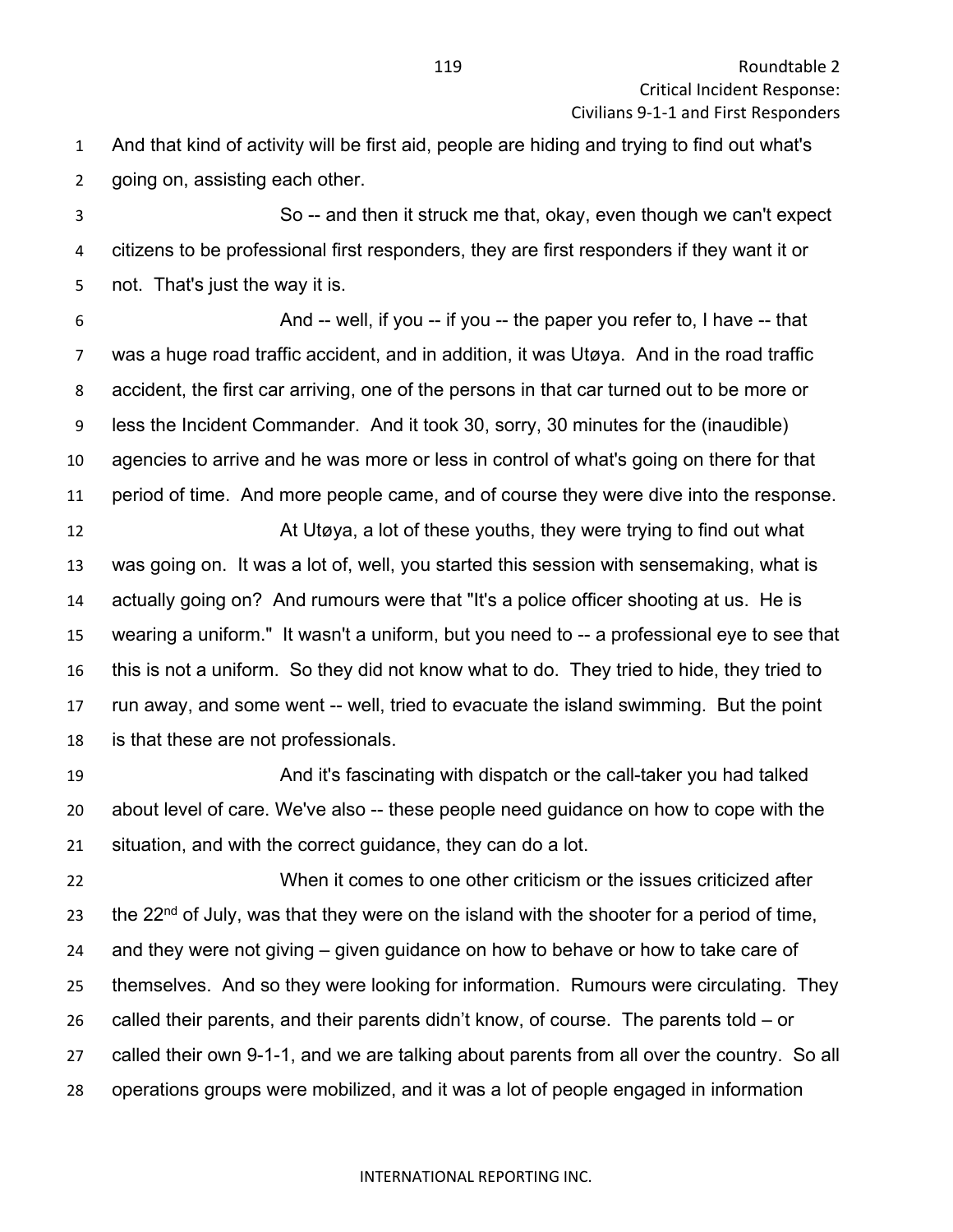And that kind of activity will be first aid, people are hiding and trying to find out what's going on, assisting each other.

So -- and then it struck me that, okay, even though we can't expect citizens to be professional first responders, they are first responders if they want it or not. That's just the way it is.

And -- well, if you -- if you -- the paper you refer to, I have -- that was a huge road traffic accident, and in addition, it was Utøya. And in the road traffic accident, the first car arriving, one of the persons in that car turned out to be more or less the Incident Commander. And it took 30, sorry, 30 minutes for the (inaudible) agencies to arrive and he was more or less in control of what's going on there for that period of time. And more people came, and of course they were dive into the response.

At Utøya, a lot of these youths, they were trying to find out what was going on. It was a lot of, well, you started this session with sensemaking, what is actually going on? And rumours were that "It's a police officer shooting at us. He is wearing a uniform." It wasn't a uniform, but you need to -- a professional eye to see that this is not a uniform. So they did not know what to do. They tried to hide, they tried to run away, and some went -- well, tried to evacuate the island swimming. But the point is that these are not professionals.

And it's fascinating with dispatch or the call-taker you had talked about level of care. We've also -- these people need guidance on how to cope with the situation, and with the correct guidance, they can do a lot.

When it comes to one other criticism or the issues criticized after the 22nd of July, was that they were on the island with the shooter for a period of time, and they were not giving – given guidance on how to behave or how to take care of themselves. And so they were looking for information. Rumours were circulating. They called their parents, and their parents didn't know, of course. The parents told – or called their own 9-1-1, and we are talking about parents from all over the country. So all operations groups were mobilized, and it was a lot of people engaged in information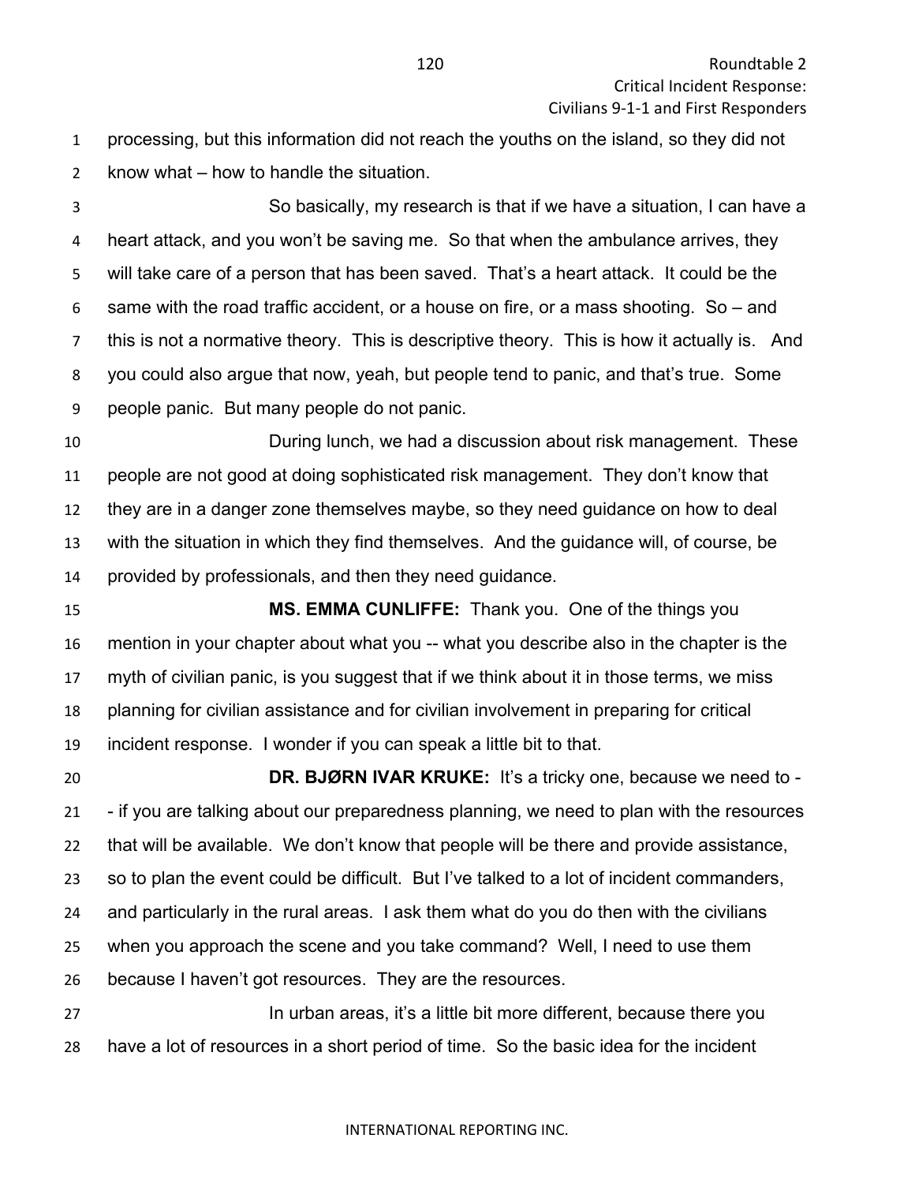processing, but this information did not reach the youths on the island, so they did not know what – how to handle the situation.

So basically, my research is that if we have a situation, I can have a heart attack, and you won't be saving me. So that when the ambulance arrives, they will take care of a person that has been saved. That's a heart attack. It could be the same with the road traffic accident, or a house on fire, or a mass shooting. So – and this is not a normative theory. This is descriptive theory. This is how it actually is. And you could also argue that now, yeah, but people tend to panic, and that's true. Some people panic. But many people do not panic.

During lunch, we had a discussion about risk management. These people are not good at doing sophisticated risk management. They don't know that they are in a danger zone themselves maybe, so they need guidance on how to deal with the situation in which they find themselves. And the guidance will, of course, be provided by professionals, and then they need guidance.

**MS. EMMA CUNLIFFE:** Thank you. One of the things you mention in your chapter about what you -- what you describe also in the chapter is the myth of civilian panic, is you suggest that if we think about it in those terms, we miss planning for civilian assistance and for civilian involvement in preparing for critical incident response. I wonder if you can speak a little bit to that.

**DR. BJØRN IVAR KRUKE:** It's a tricky one, because we need to -- if you are talking about our preparedness planning, we need to plan with the resources that will be available. We don't know that people will be there and provide assistance, so to plan the event could be difficult. But I've talked to a lot of incident commanders, and particularly in the rural areas. I ask them what do you do then with the civilians when you approach the scene and you take command? Well, I need to use them because I haven't got resources. They are the resources.

In urban areas, it's a little bit more different, because there you have a lot of resources in a short period of time. So the basic idea for the incident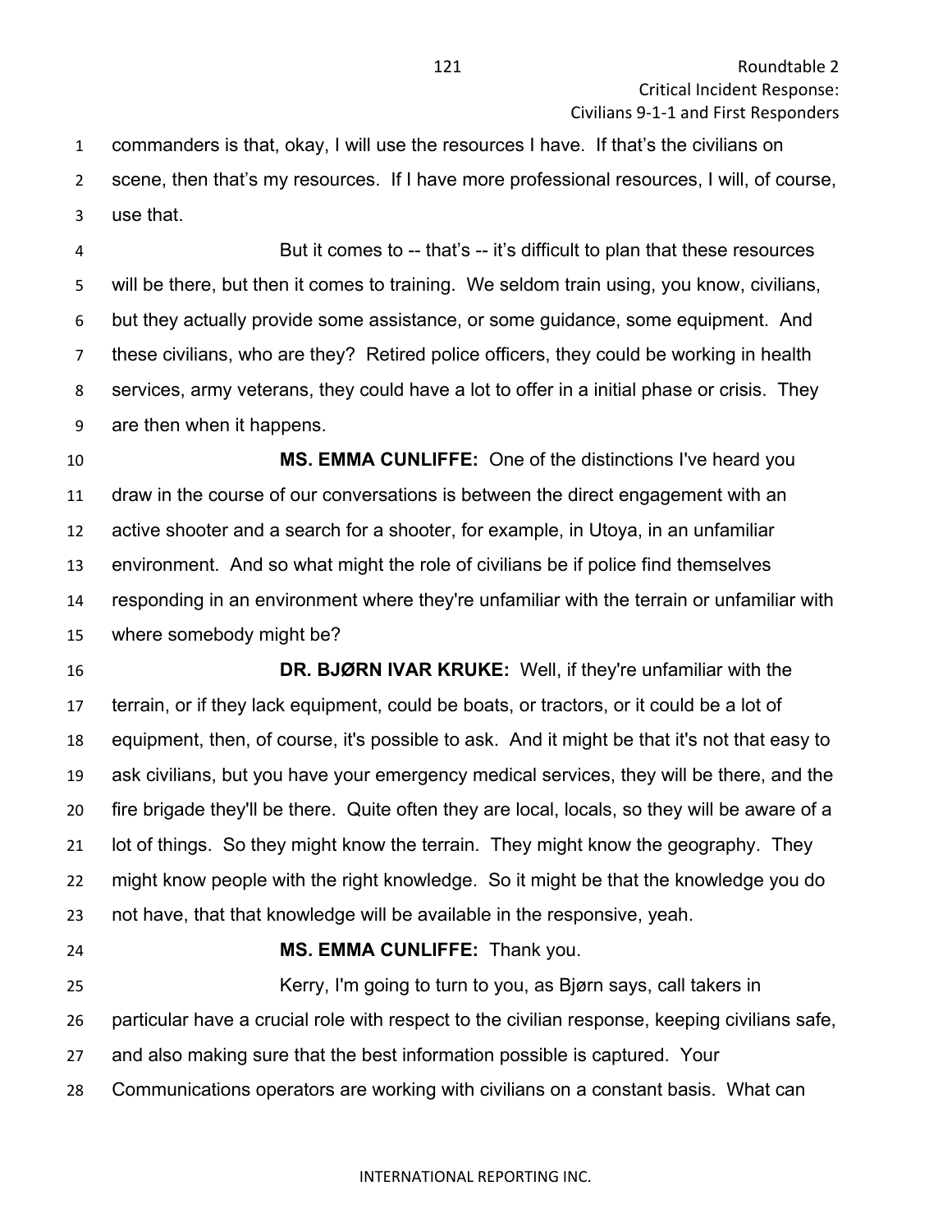commanders is that, okay, I will use the resources I have. If that's the civilians on scene, then that's my resources. If I have more professional resources, I will, of course, use that.

But it comes to -- that's -- it's difficult to plan that these resources will be there, but then it comes to training. We seldom train using, you know, civilians, but they actually provide some assistance, or some guidance, some equipment. And these civilians, who are they? Retired police officers, they could be working in health services, army veterans, they could have a lot to offer in a initial phase or crisis. They are then when it happens.

**MS. EMMA CUNLIFFE:** One of the distinctions I've heard you draw in the course of our conversations is between the direct engagement with an active shooter and a search for a shooter, for example, in Utoya, in an unfamiliar environment. And so what might the role of civilians be if police find themselves responding in an environment where they're unfamiliar with the terrain or unfamiliar with where somebody might be?

**DR. BJØRN IVAR KRUKE:** Well, if they're unfamiliar with the terrain, or if they lack equipment, could be boats, or tractors, or it could be a lot of equipment, then, of course, it's possible to ask. And it might be that it's not that easy to ask civilians, but you have your emergency medical services, they will be there, and the fire brigade they'll be there. Quite often they are local, locals, so they will be aware of a lot of things. So they might know the terrain. They might know the geography. They might know people with the right knowledge. So it might be that the knowledge you do not have, that that knowledge will be available in the responsive, yeah.

**MS. EMMA CUNLIFFE:** Thank you.

Kerry, I'm going to turn to you, as Bjørn says, call takers in particular have a crucial role with respect to the civilian response, keeping civilians safe, and also making sure that the best information possible is captured. Your Communications operators are working with civilians on a constant basis. What can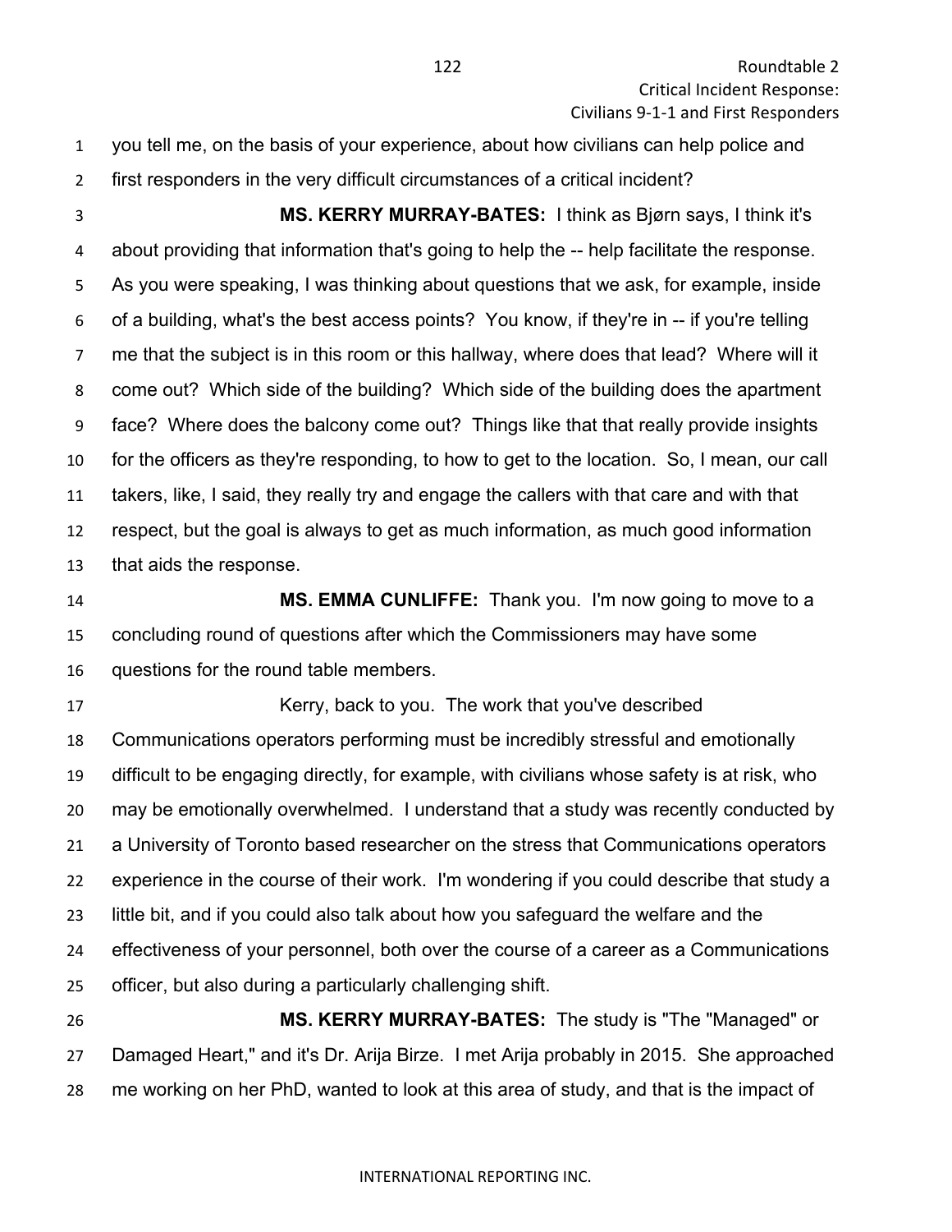you tell me, on the basis of your experience, about how civilians can help police and first responders in the very difficult circumstances of a critical incident?

**MS. KERRY MURRAY-BATES:** I think as Bjørn says, I think it's about providing that information that's going to help the -- help facilitate the response. As you were speaking, I was thinking about questions that we ask, for example, inside of a building, what's the best access points? You know, if they're in -- if you're telling me that the subject is in this room or this hallway, where does that lead? Where will it come out? Which side of the building? Which side of the building does the apartment face? Where does the balcony come out? Things like that that really provide insights for the officers as they're responding, to how to get to the location. So, I mean, our call takers, like, I said, they really try and engage the callers with that care and with that respect, but the goal is always to get as much information, as much good information that aids the response.

**MS. EMMA CUNLIFFE:** Thank you. I'm now going to move to a concluding round of questions after which the Commissioners may have some questions for the round table members.

Kerry, back to you. The work that you've described Communications operators performing must be incredibly stressful and emotionally difficult to be engaging directly, for example, with civilians whose safety is at risk, who may be emotionally overwhelmed. I understand that a study was recently conducted by a University of Toronto based researcher on the stress that Communications operators experience in the course of their work. I'm wondering if you could describe that study a little bit, and if you could also talk about how you safeguard the welfare and the effectiveness of your personnel, both over the course of a career as a Communications officer, but also during a particularly challenging shift.

**MS. KERRY MURRAY-BATES:** The study is "The "Managed" or Damaged Heart," and it's Dr. Arija Birze. I met Arija probably in 2015. She approached me working on her PhD, wanted to look at this area of study, and that is the impact of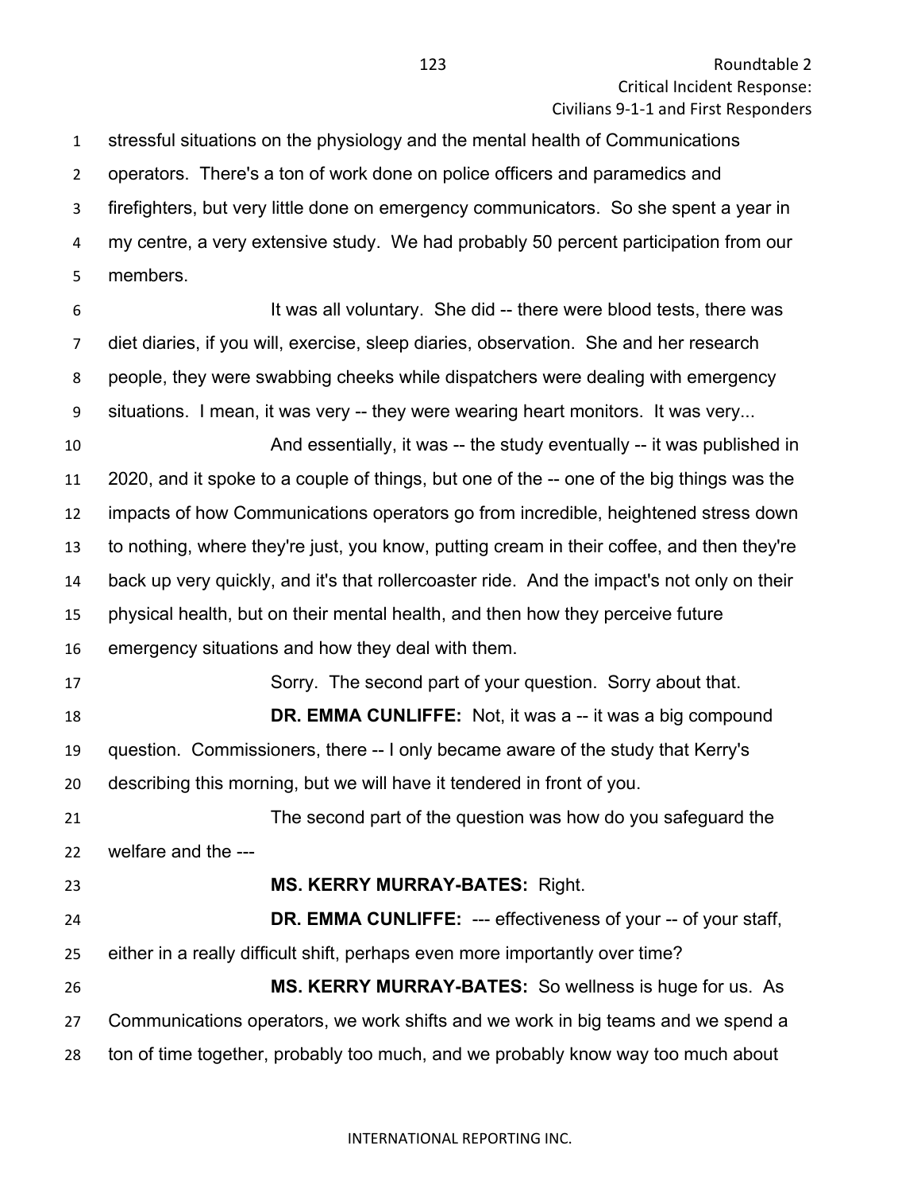stressful situations on the physiology and the mental health of Communications operators. There's a ton of work done on police officers and paramedics and firefighters, but very little done on emergency communicators. So she spent a year in my centre, a very extensive study. We had probably 50 percent participation from our members.

It was all voluntary. She did -- there were blood tests, there was diet diaries, if you will, exercise, sleep diaries, observation. She and her research people, they were swabbing cheeks while dispatchers were dealing with emergency situations. I mean, it was very -- they were wearing heart monitors. It was very...

And essentially, it was -- the study eventually -- it was published in 2020, and it spoke to a couple of things, but one of the -- one of the big things was the impacts of how Communications operators go from incredible, heightened stress down to nothing, where they're just, you know, putting cream in their coffee, and then they're back up very quickly, and it's that rollercoaster ride. And the impact's not only on their physical health, but on their mental health, and then how they perceive future emergency situations and how they deal with them.

Sorry. The second part of your question. Sorry about that.

**DR. EMMA CUNLIFFE:** Not, it was a -- it was a big compound question. Commissioners, there -- I only became aware of the study that Kerry's describing this morning, but we will have it tendered in front of you.

The second part of the question was how do you safeguard the welfare and the ---

**MS. KERRY MURRAY-BATES:** Right.

**DR. EMMA CUNLIFFE:** --- effectiveness of your -- of your staff, either in a really difficult shift, perhaps even more importantly over time?

**MS. KERRY MURRAY-BATES:** So wellness is huge for us. As Communications operators, we work shifts and we work in big teams and we spend a ton of time together, probably too much, and we probably know way too much about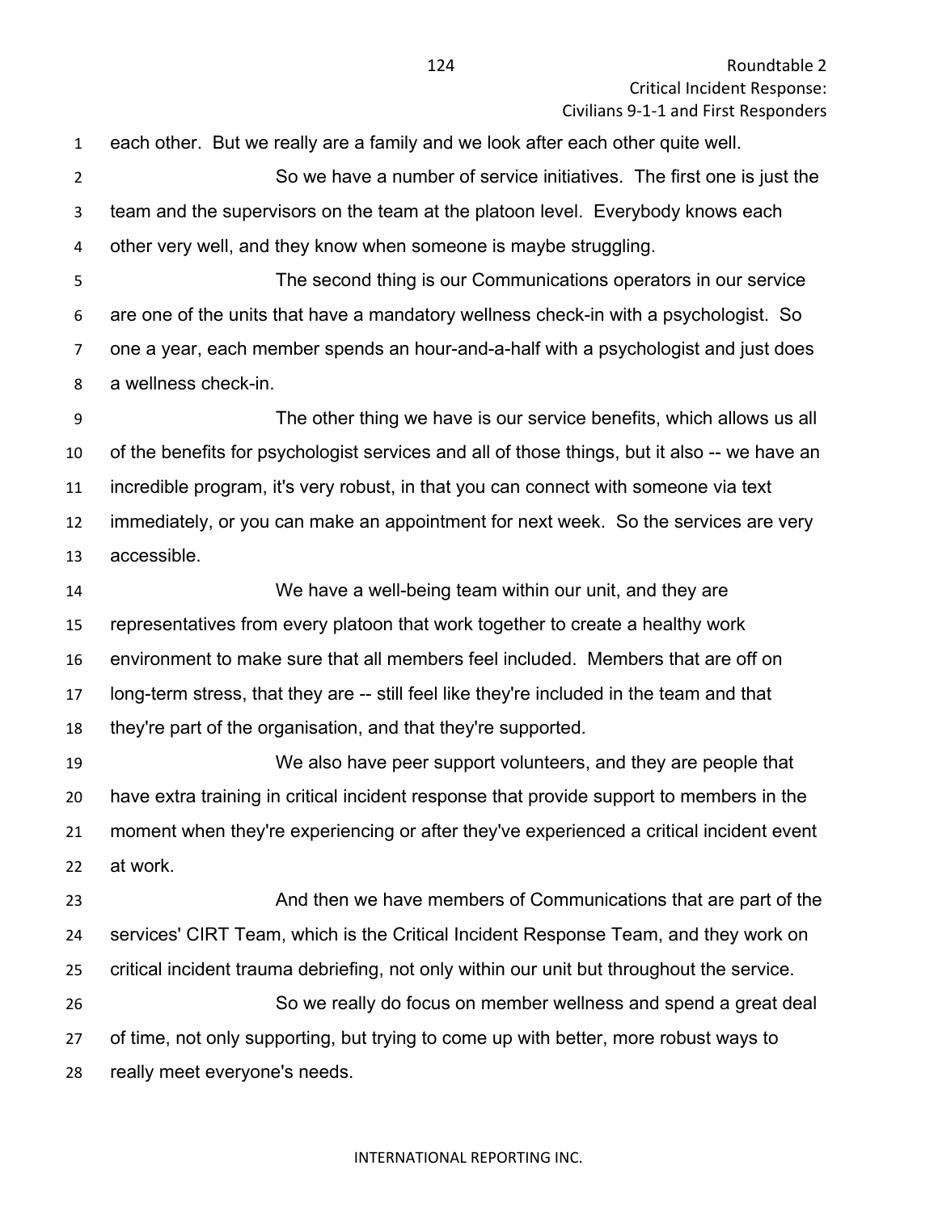each other. But we really are a family and we look after each other quite well.

So we have a number of service initiatives. The first one is just the team and the supervisors on the team at the platoon level. Everybody knows each other very well, and they know when someone is maybe struggling.

The second thing is our Communications operators in our service are one of the units that have a mandatory wellness check-in with a psychologist. So one a year, each member spends an hour-and-a-half with a psychologist and just does a wellness check-in.

The other thing we have is our service benefits, which allows us all of the benefits for psychologist services and all of those things, but it also -- we have an incredible program, it's very robust, in that you can connect with someone via text immediately, or you can make an appointment for next week. So the services are very accessible.

We have a well-being team within our unit, and they are representatives from every platoon that work together to create a healthy work environment to make sure that all members feel included. Members that are off on long-term stress, that they are -- still feel like they're included in the team and that they're part of the organisation, and that they're supported.

We also have peer support volunteers, and they are people that have extra training in critical incident response that provide support to members in the moment when they're experiencing or after they've experienced a critical incident event at work.

And then we have members of Communications that are part of the services' CIRT Team, which is the Critical Incident Response Team, and they work on critical incident trauma debriefing, not only within our unit but throughout the service.

So we really do focus on member wellness and spend a great deal of time, not only supporting, but trying to come up with better, more robust ways to really meet everyone's needs.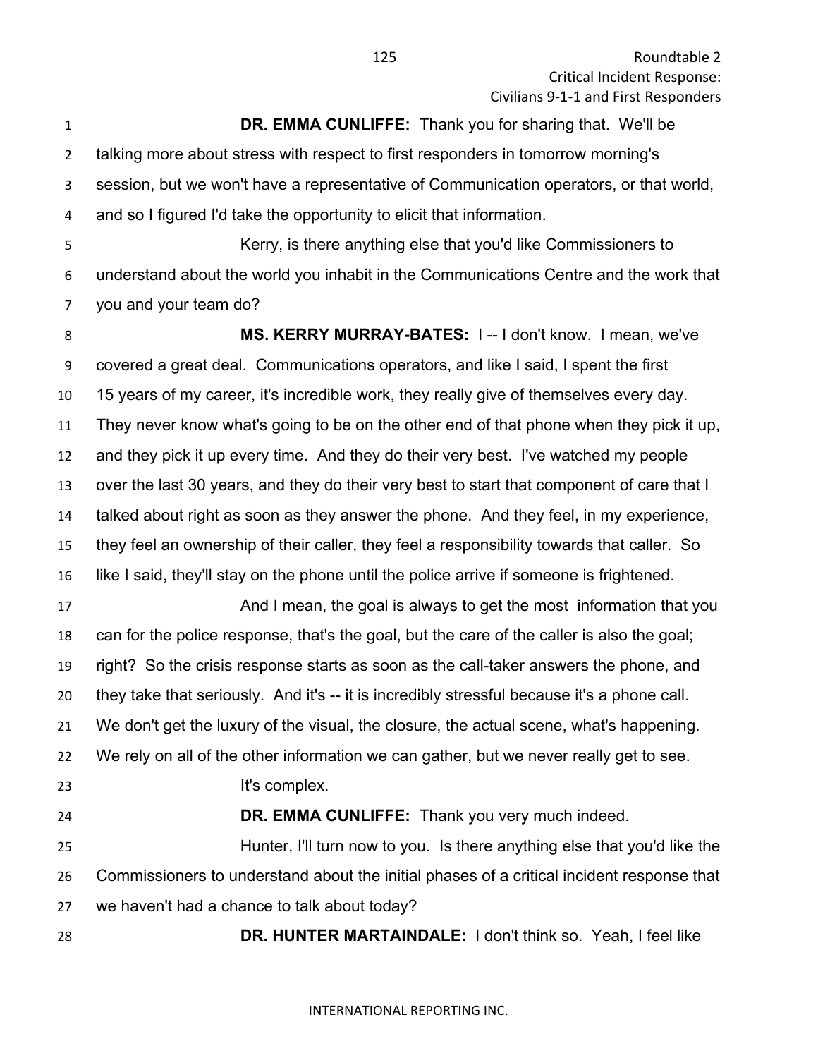**DR. EMMA CUNLIFFE:** Thank you for sharing that. We'll be talking more about stress with respect to first responders in tomorrow morning's session, but we won't have a representative of Communication operators, or that world, and so I figured I'd take the opportunity to elicit that information.

Kerry, is there anything else that you'd like Commissioners to understand about the world you inhabit in the Communications Centre and the work that you and your team do?

**MS. KERRY MURRAY-BATES:** I -- I don't know. I mean, we've covered a great deal. Communications operators, and like I said, I spent the first 15 years of my career, it's incredible work, they really give of themselves every day. They never know what's going to be on the other end of that phone when they pick it up, and they pick it up every time. And they do their very best. I've watched my people over the last 30 years, and they do their very best to start that component of care that I talked about right as soon as they answer the phone. And they feel, in my experience, they feel an ownership of their caller, they feel a responsibility towards that caller. So like I said, they'll stay on the phone until the police arrive if someone is frightened.

And I mean, the goal is always to get the most information that you can for the police response, that's the goal, but the care of the caller is also the goal; right? So the crisis response starts as soon as the call-taker answers the phone, and they take that seriously. And it's -- it is incredibly stressful because it's a phone call. We don't get the luxury of the visual, the closure, the actual scene, what's happening. We rely on all of the other information we can gather, but we never really get to see.

It's complex.

**DR. EMMA CUNLIFFE:** Thank you very much indeed.

Hunter, I'll turn now to you. Is there anything else that you'd like the Commissioners to understand about the initial phases of a critical incident response that we haven't had a chance to talk about today?

**DR. HUNTER MARTAINDALE:** I don't think so. Yeah, I feel like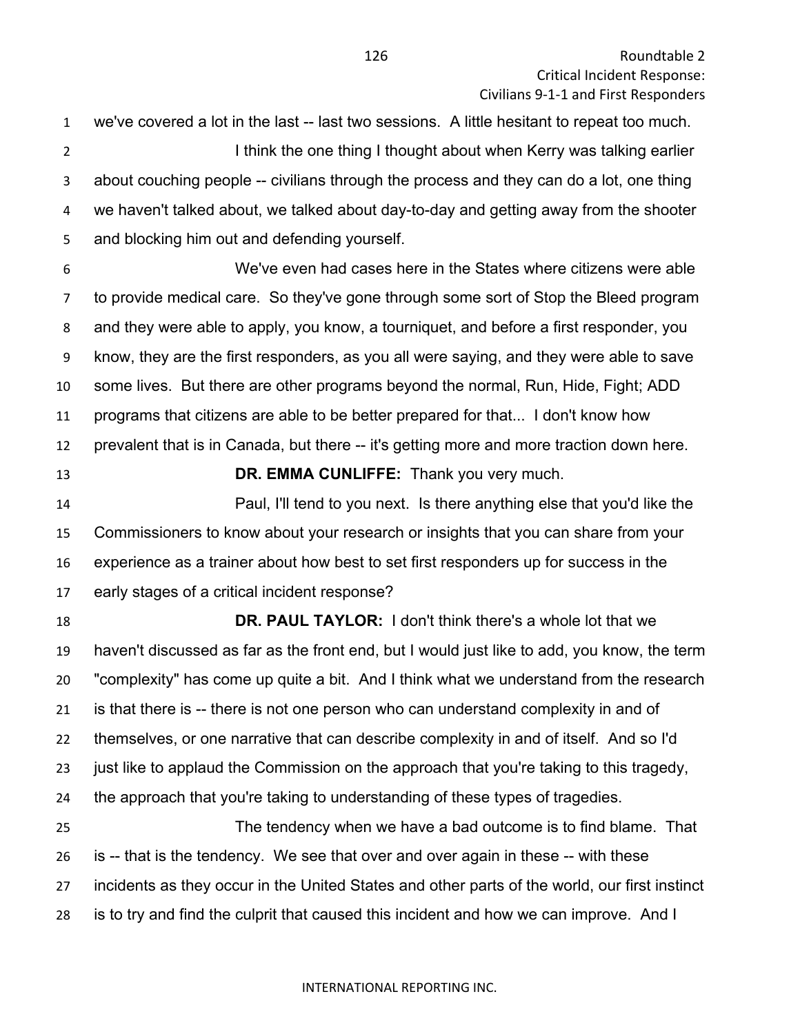we've covered a lot in the last -- last two sessions. A little hesitant to repeat too much.

I think the one thing I thought about when Kerry was talking earlier about couching people -- civilians through the process and they can do a lot, one thing we haven't talked about, we talked about day-to-day and getting away from the shooter and blocking him out and defending yourself.

We've even had cases here in the States where citizens were able to provide medical care. So they've gone through some sort of Stop the Bleed program and they were able to apply, you know, a tourniquet, and before a first responder, you know, they are the first responders, as you all were saying, and they were able to save some lives. But there are other programs beyond the normal, Run, Hide, Fight; ADD programs that citizens are able to be better prepared for that... I don't know how prevalent that is in Canada, but there -- it's getting more and more traction down here.

**DR. EMMA CUNLIFFE:** Thank you very much.

Paul, I'll tend to you next. Is there anything else that you'd like the Commissioners to know about your research or insights that you can share from your experience as a trainer about how best to set first responders up for success in the early stages of a critical incident response?

**DR. PAUL TAYLOR:** I don't think there's a whole lot that we haven't discussed as far as the front end, but I would just like to add, you know, the term "complexity" has come up quite a bit. And I think what we understand from the research is that there is -- there is not one person who can understand complexity in and of themselves, or one narrative that can describe complexity in and of itself. And so I'd just like to applaud the Commission on the approach that you're taking to this tragedy, the approach that you're taking to understanding of these types of tragedies.

The tendency when we have a bad outcome is to find blame. That is -- that is the tendency. We see that over and over again in these -- with these incidents as they occur in the United States and other parts of the world, our first instinct is to try and find the culprit that caused this incident and how we can improve. And I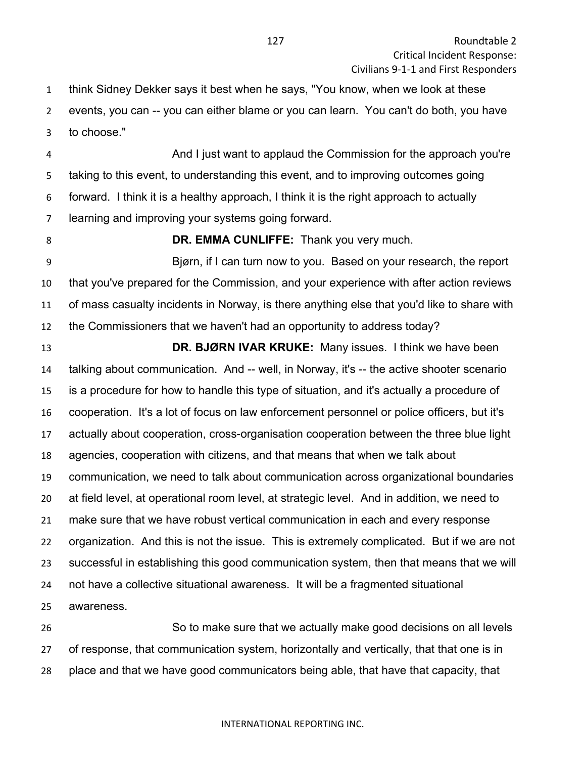think Sidney Dekker says it best when he says, "You know, when we look at these events, you can -- you can either blame or you can learn. You can't do both, you have to choose."

And I just want to applaud the Commission for the approach you're taking to this event, to understanding this event, and to improving outcomes going forward. I think it is a healthy approach, I think it is the right approach to actually learning and improving your systems going forward.

**DR. EMMA CUNLIFFE:** Thank you very much.

Bjørn, if I can turn now to you. Based on your research, the report that you've prepared for the Commission, and your experience with after action reviews of mass casualty incidents in Norway, is there anything else that you'd like to share with the Commissioners that we haven't had an opportunity to address today?

**DR. BJØRN IVAR KRUKE:** Many issues. I think we have been talking about communication. And -- well, in Norway, it's -- the active shooter scenario is a procedure for how to handle this type of situation, and it's actually a procedure of cooperation. It's a lot of focus on law enforcement personnel or police officers, but it's actually about cooperation, cross-organisation cooperation between the three blue light agencies, cooperation with citizens, and that means that when we talk about communication, we need to talk about communication across organizational boundaries at field level, at operational room level, at strategic level. And in addition, we need to make sure that we have robust vertical communication in each and every response organization. And this is not the issue. This is extremely complicated. But if we are not successful in establishing this good communication system, then that means that we will not have a collective situational awareness. It will be a fragmented situational awareness.

So to make sure that we actually make good decisions on all levels of response, that communication system, horizontally and vertically, that that one is in place and that we have good communicators being able, that have that capacity, that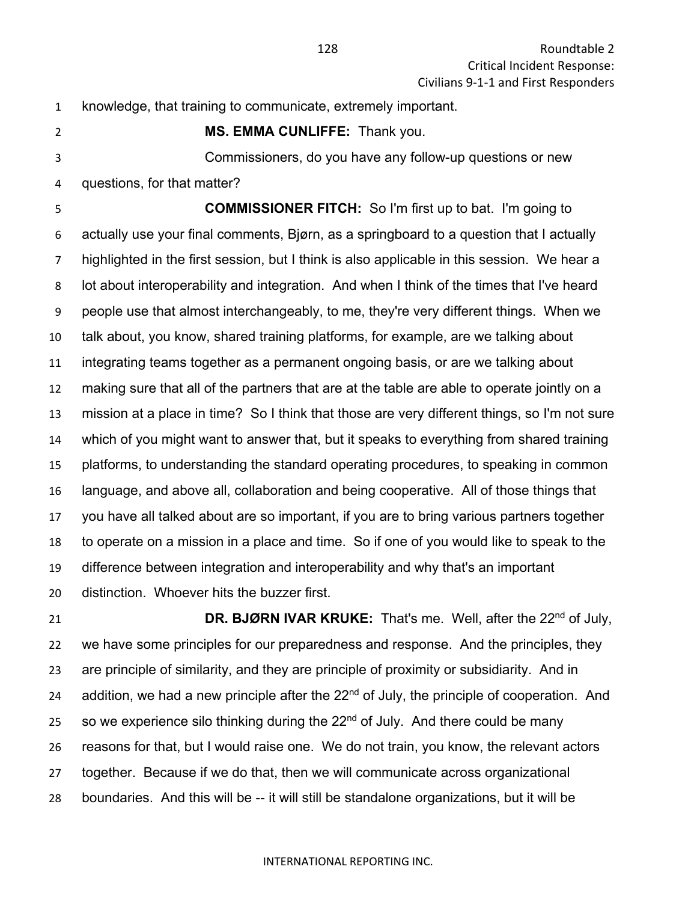knowledge, that training to communicate, extremely important.

**MS. EMMA CUNLIFFE:** Thank you.

Commissioners, do you have any follow-up questions or new questions, for that matter?

**COMMISSIONER FITCH:** So I'm first up to bat. I'm going to actually use your final comments, Bjørn, as a springboard to a question that I actually highlighted in the first session, but I think is also applicable in this session. We hear a lot about interoperability and integration. And when I think of the times that I've heard people use that almost interchangeably, to me, they're very different things. When we talk about, you know, shared training platforms, for example, are we talking about integrating teams together as a permanent ongoing basis, or are we talking about making sure that all of the partners that are at the table are able to operate jointly on a mission at a place in time? So I think that those are very different things, so I'm not sure which of you might want to answer that, but it speaks to everything from shared training platforms, to understanding the standard operating procedures, to speaking in common language, and above all, collaboration and being cooperative. All of those things that you have all talked about are so important, if you are to bring various partners together to operate on a mission in a place and time. So if one of you would like to speak to the difference between integration and interoperability and why that's an important distinction. Whoever hits the buzzer first.

**DR. BJØRN IVAR KRUKE:** That's me. Well, after the 22nd of July, we have some principles for our preparedness and response. And the principles, they are principle of similarity, and they are principle of proximity or subsidiarity. And in addition, we had a new principle after the 22nd of July, the principle of cooperation. And so we experience silo thinking during the 22nd of July. And there could be many reasons for that, but I would raise one. We do not train, you know, the relevant actors together. Because if we do that, then we will communicate across organizational boundaries. And this will be -- it will still be standalone organizations, but it will be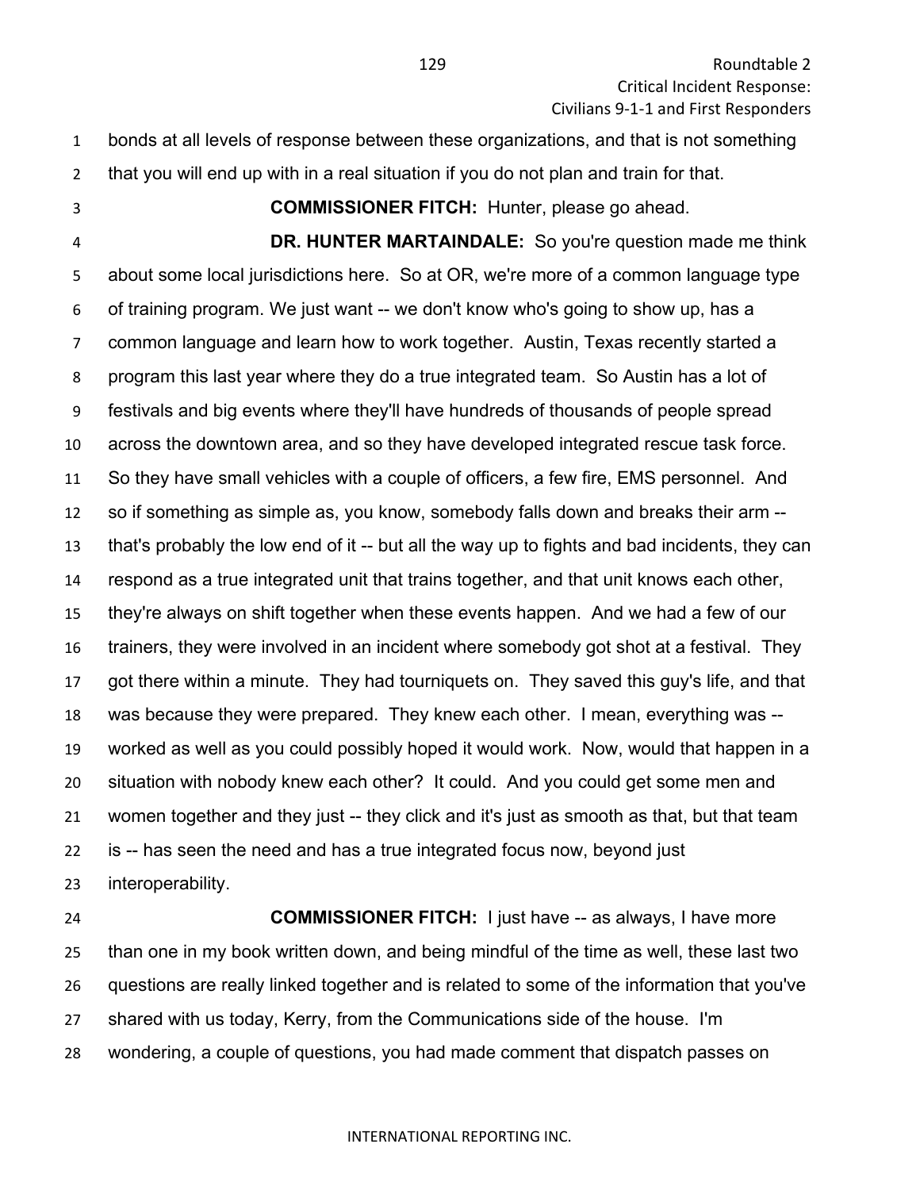bonds at all levels of response between these organizations, and that is not something that you will end up with in a real situation if you do not plan and train for that.

**COMMISSIONER FITCH:** Hunter, please go ahead.

**DR. HUNTER MARTAINDALE:** So you're question made me think about some local jurisdictions here. So at OR, we're more of a common language type of training program. We just want -- we don't know who's going to show up, has a common language and learn how to work together. Austin, Texas recently started a program this last year where they do a true integrated team. So Austin has a lot of festivals and big events where they'll have hundreds of thousands of people spread across the downtown area, and so they have developed integrated rescue task force. So they have small vehicles with a couple of officers, a few fire, EMS personnel. And so if something as simple as, you know, somebody falls down and breaks their arm -- that's probably the low end of it -- but all the way up to fights and bad incidents, they can respond as a true integrated unit that trains together, and that unit knows each other, they're always on shift together when these events happen. And we had a few of our trainers, they were involved in an incident where somebody got shot at a festival. They got there within a minute. They had tourniquets on. They saved this guy's life, and that was because they were prepared. They knew each other. I mean, everything was -- worked as well as you could possibly hoped it would work. Now, would that happen in a situation with nobody knew each other? It could. And you could get some men and women together and they just -- they click and it's just as smooth as that, but that team is -- has seen the need and has a true integrated focus now, beyond just interoperability.

**COMMISSIONER FITCH:** I just have -- as always, I have more than one in my book written down, and being mindful of the time as well, these last two questions are really linked together and is related to some of the information that you've shared with us today, Kerry, from the Communications side of the house. I'm wondering, a couple of questions, you had made comment that dispatch passes on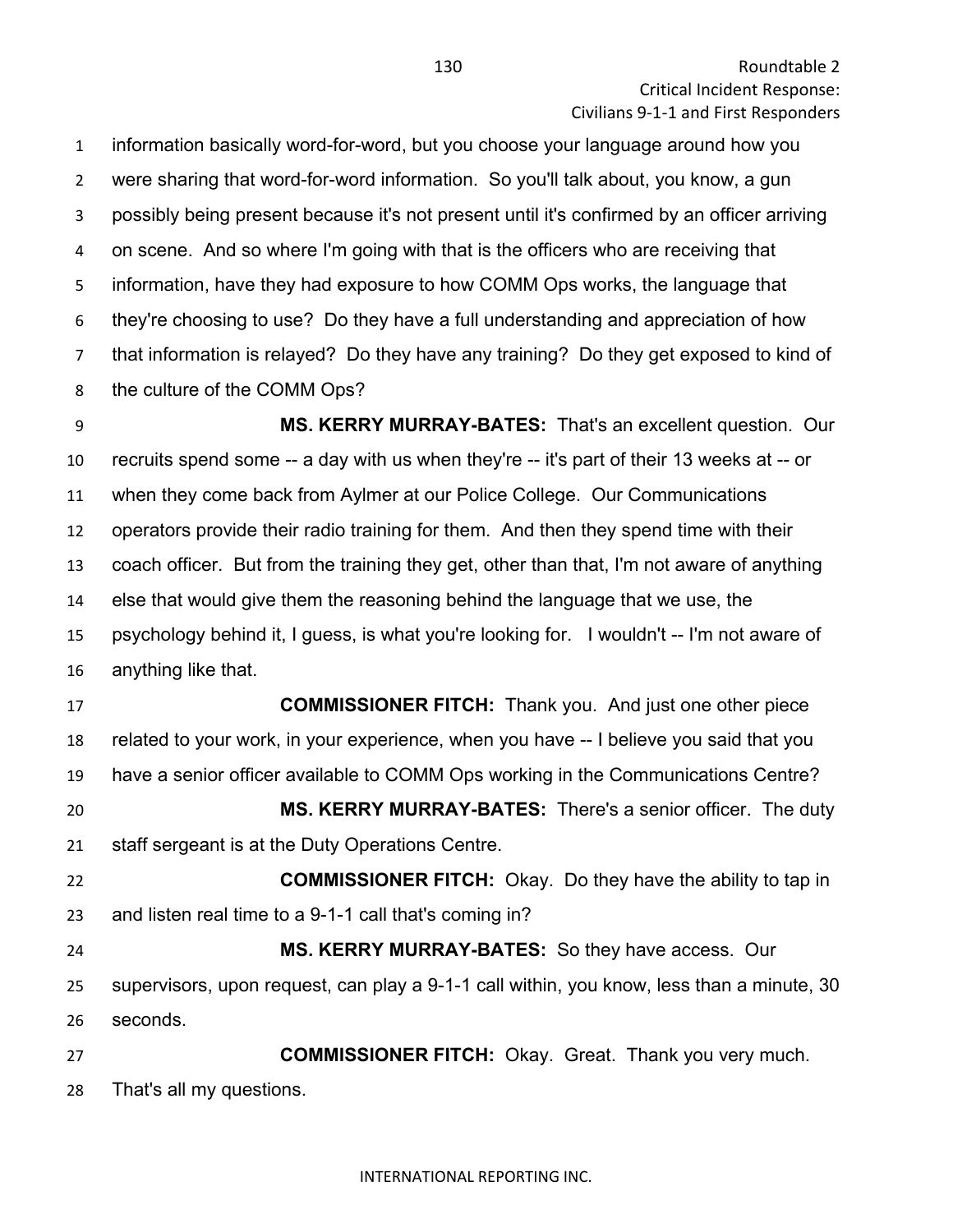information basically word-for-word, but you choose your language around how you were sharing that word-for-word information. So you'll talk about, you know, a gun possibly being present because it's not present until it's confirmed by an officer arriving on scene. And so where I'm going with that is the officers who are receiving that information, have they had exposure to how COMM Ops works, the language that they're choosing to use? Do they have a full understanding and appreciation of how that information is relayed? Do they have any training? Do they get exposed to kind of the culture of the COMM Ops?

**MS. KERRY MURRAY-BATES:** That's an excellent question. Our recruits spend some -- a day with us when they're -- it's part of their 13 weeks at -- or when they come back from Aylmer at our Police College. Our Communications operators provide their radio training for them. And then they spend time with their coach officer. But from the training they get, other than that, I'm not aware of anything else that would give them the reasoning behind the language that we use, the psychology behind it, I guess, is what you're looking for. I wouldn't -- I'm not aware of anything like that.

**COMMISSIONER FITCH:** Thank you. And just one other piece related to your work, in your experience, when you have -- I believe you said that you have a senior officer available to COMM Ops working in the Communications Centre?

**MS. KERRY MURRAY-BATES:** There's a senior officer. The duty staff sergeant is at the Duty Operations Centre.

**COMMISSIONER FITCH:** Okay. Do they have the ability to tap in and listen real time to a 9-1-1 call that's coming in?

**MS. KERRY MURRAY-BATES:** So they have access. Our supervisors, upon request, can play a 9-1-1 call within, you know, less than a minute, 30 seconds.

**COMMISSIONER FITCH:** Okay. Great. Thank you very much. That's all my questions.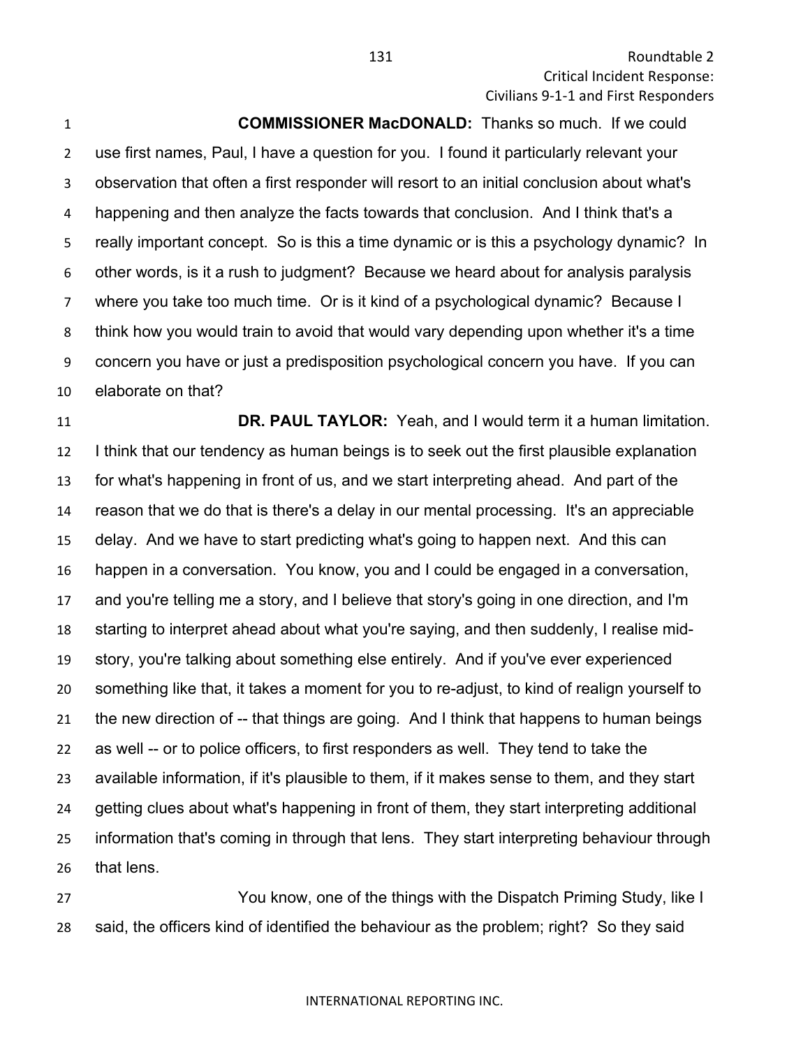**COMMISSIONER MacDONALD:** Thanks so much. If we could use first names, Paul, I have a question for you. I found it particularly relevant your observation that often a first responder will resort to an initial conclusion about what's happening and then analyze the facts towards that conclusion. And I think that's a really important concept. So is this a time dynamic or is this a psychology dynamic? In other words, is it a rush to judgment? Because we heard about for analysis paralysis where you take too much time. Or is it kind of a psychological dynamic? Because I think how you would train to avoid that would vary depending upon whether it's a time concern you have or just a predisposition psychological concern you have. If you can elaborate on that?

**DR. PAUL TAYLOR:** Yeah, and I would term it a human limitation. I think that our tendency as human beings is to seek out the first plausible explanation for what's happening in front of us, and we start interpreting ahead. And part of the reason that we do that is there's a delay in our mental processing. It's an appreciable delay. And we have to start predicting what's going to happen next. And this can happen in a conversation. You know, you and I could be engaged in a conversation, and you're telling me a story, and I believe that story's going in one direction, and I'm starting to interpret ahead about what you're saying, and then suddenly, I realise mid-story, you're talking about something else entirely. And if you've ever experienced something like that, it takes a moment for you to re-adjust, to kind of realign yourself to the new direction of -- that things are going. And I think that happens to human beings as well -- or to police officers, to first responders as well. They tend to take the available information, if it's plausible to them, if it makes sense to them, and they start getting clues about what's happening in front of them, they start interpreting additional information that's coming in through that lens. They start interpreting behaviour through that lens.

You know, one of the things with the Dispatch Priming Study, like I said, the officers kind of identified the behaviour as the problem; right? So they said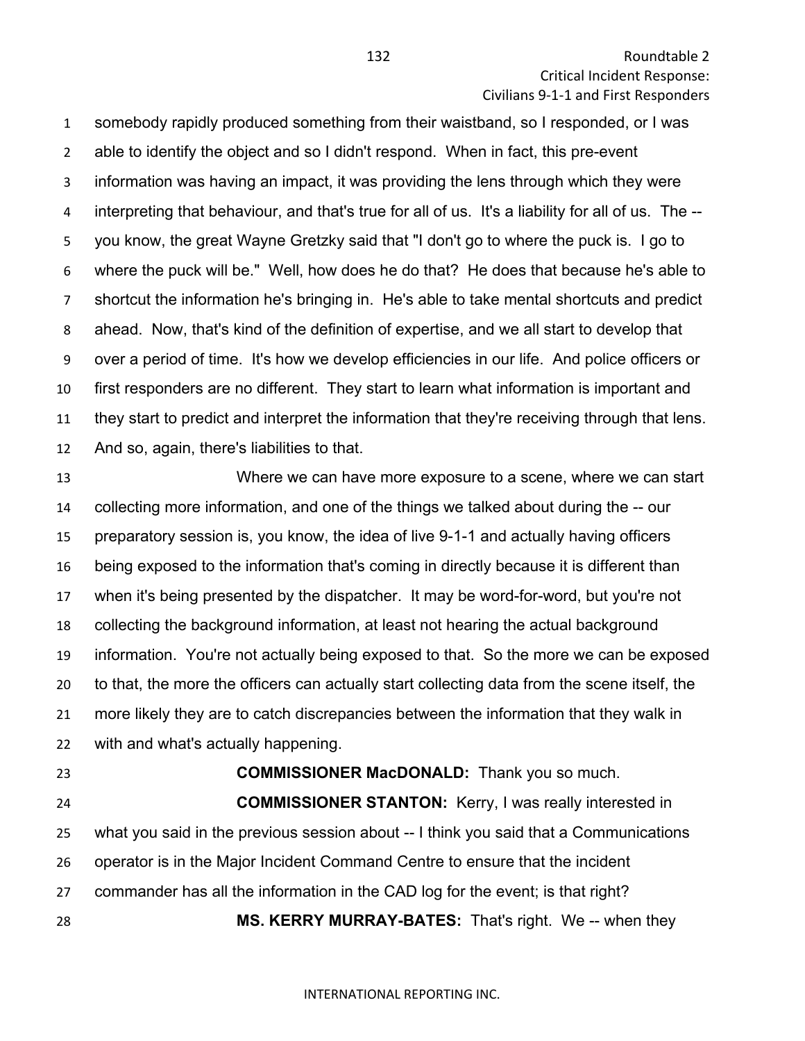somebody rapidly produced something from their waistband, so I responded, or I was able to identify the object and so I didn't respond. When in fact, this pre-event information was having an impact, it was providing the lens through which they were interpreting that behaviour, and that's true for all of us. It's a liability for all of us. The -- you know, the great Wayne Gretzky said that "I don't go to where the puck is. I go to where the puck will be." Well, how does he do that? He does that because he's able to shortcut the information he's bringing in. He's able to take mental shortcuts and predict ahead. Now, that's kind of the definition of expertise, and we all start to develop that over a period of time. It's how we develop efficiencies in our life. And police officers or first responders are no different. They start to learn what information is important and they start to predict and interpret the information that they're receiving through that lens. And so, again, there's liabilities to that.

Where we can have more exposure to a scene, where we can start collecting more information, and one of the things we talked about during the -- our preparatory session is, you know, the idea of live 9-1-1 and actually having officers being exposed to the information that's coming in directly because it is different than when it's being presented by the dispatcher. It may be word-for-word, but you're not collecting the background information, at least not hearing the actual background information. You're not actually being exposed to that. So the more we can be exposed to that, the more the officers can actually start collecting data from the scene itself, the more likely they are to catch discrepancies between the information that they walk in with and what's actually happening.

**COMMISSIONER MacDONALD:** Thank you so much.

**COMMISSIONER STANTON:** Kerry, I was really interested in what you said in the previous session about -- I think you said that a Communications operator is in the Major Incident Command Centre to ensure that the incident commander has all the information in the CAD log for the event; is that right?

**MS. KERRY MURRAY-BATES:** That's right. We -- when they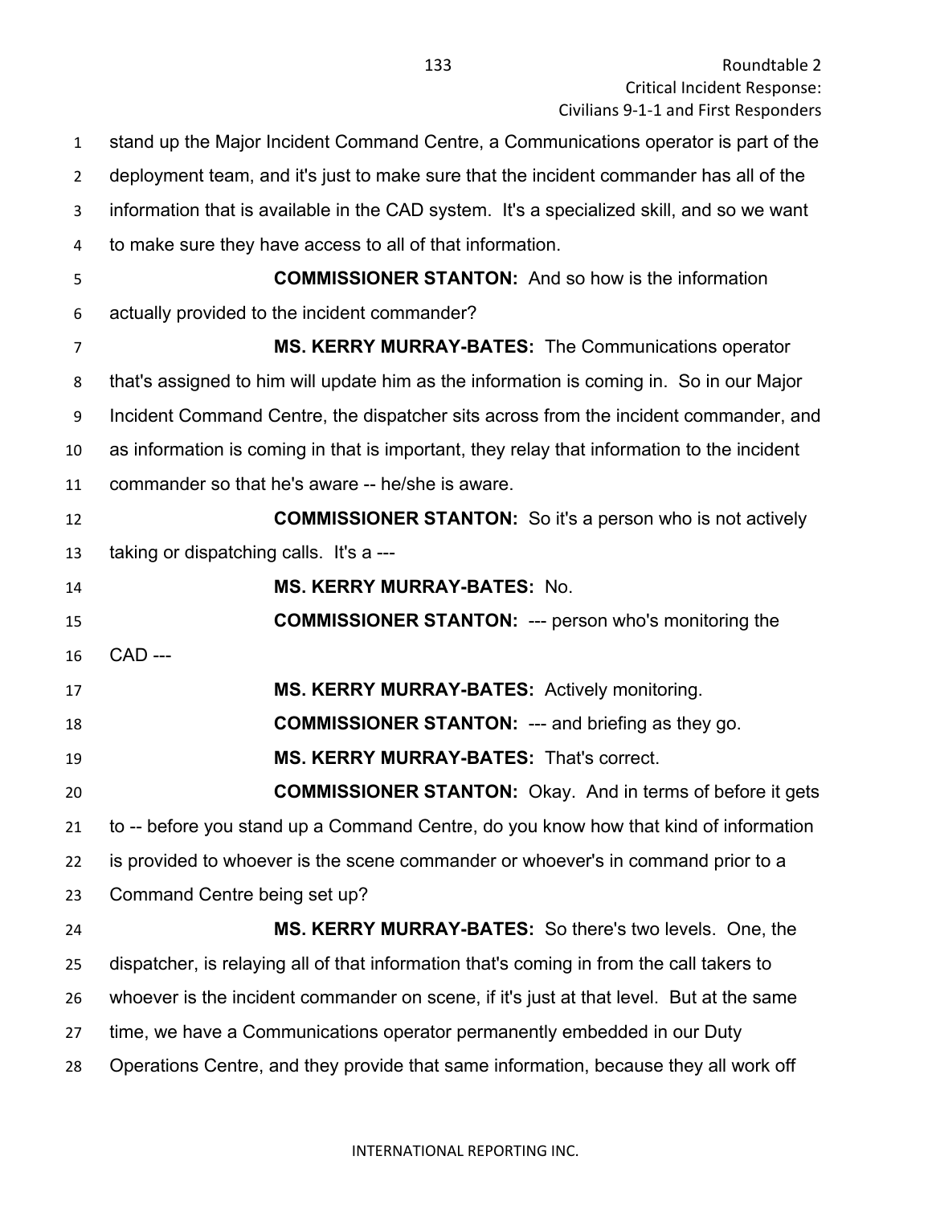stand up the Major Incident Command Centre, a Communications operator is part of the deployment team, and it's just to make sure that the incident commander has all of the information that is available in the CAD system. It's a specialized skill, and so we want to make sure they have access to all of that information.

**COMMISSIONER STANTON:** And so how is the information actually provided to the incident commander?

**MS. KERRY MURRAY-BATES:** The Communications operator that's assigned to him will update him as the information is coming in. So in our Major Incident Command Centre, the dispatcher sits across from the incident commander, and as information is coming in that is important, they relay that information to the incident commander so that he's aware -- he/she is aware.

**COMMISSIONER STANTON:** So it's a person who is not actively taking or dispatching calls. It's a ---

**MS. KERRY MURRAY-BATES:** No.

**COMMISSIONER STANTON:** --- person who's monitoring the CAD ---

**MS. KERRY MURRAY-BATES:** Actively monitoring.

**COMMISSIONER STANTON:** --- and briefing as they go.

**MS. KERRY MURRAY-BATES:** That's correct.

**COMMISSIONER STANTON:** Okay. And in terms of before it gets to -- before you stand up a Command Centre, do you know how that kind of information is provided to whoever is the scene commander or whoever's in command prior to a Command Centre being set up?

**MS. KERRY MURRAY-BATES:** So there's two levels. One, the dispatcher, is relaying all of that information that's coming in from the call takers to whoever is the incident commander on scene, if it's just at that level. But at the same time, we have a Communications operator permanently embedded in our Duty Operations Centre, and they provide that same information, because they all work off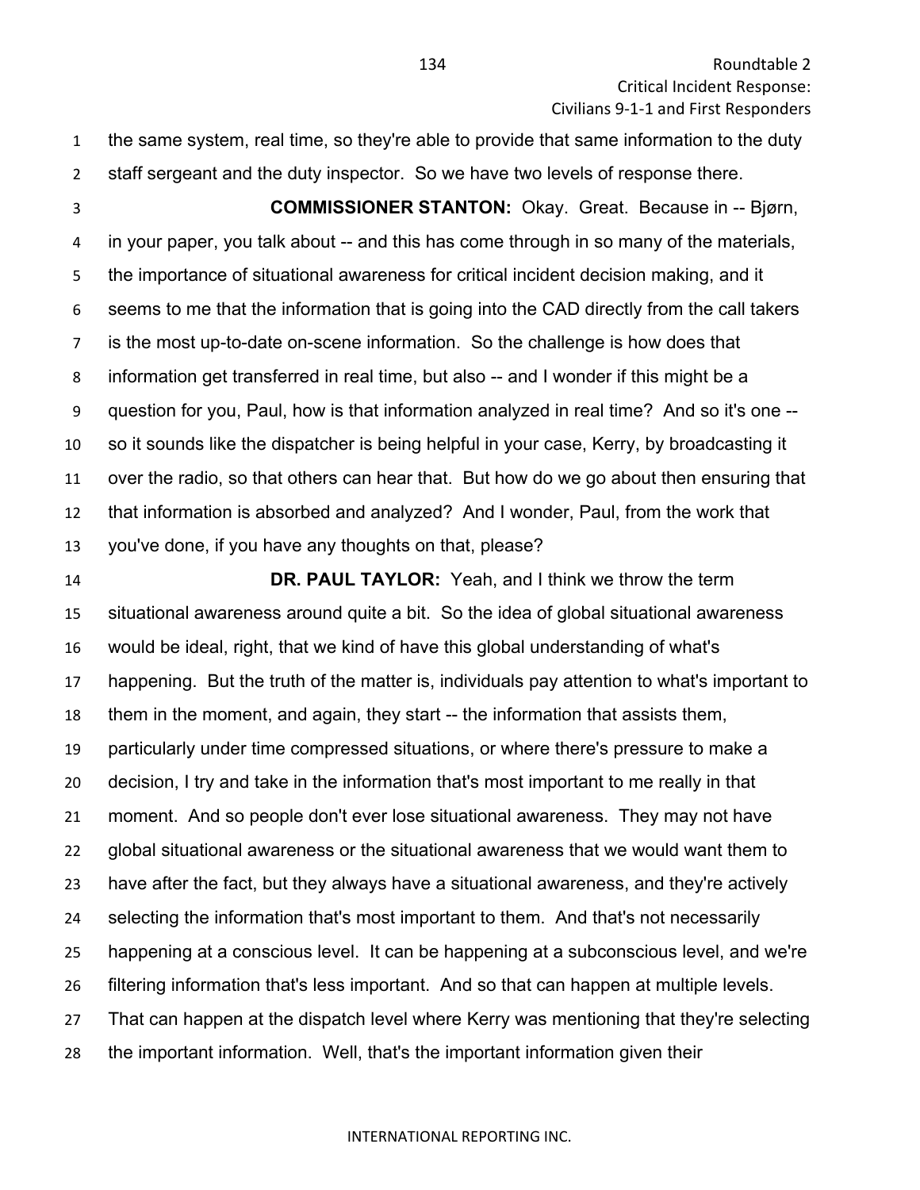the same system, real time, so they're able to provide that same information to the duty staff sergeant and the duty inspector. So we have two levels of response there.

**COMMISSIONER STANTON:** Okay. Great. Because in -- Bjørn, in your paper, you talk about -- and this has come through in so many of the materials, the importance of situational awareness for critical incident decision making, and it seems to me that the information that is going into the CAD directly from the call takers is the most up-to-date on-scene information. So the challenge is how does that information get transferred in real time, but also -- and I wonder if this might be a question for you, Paul, how is that information analyzed in real time? And so it's one -- so it sounds like the dispatcher is being helpful in your case, Kerry, by broadcasting it over the radio, so that others can hear that. But how do we go about then ensuring that that information is absorbed and analyzed? And I wonder, Paul, from the work that you've done, if you have any thoughts on that, please?

**DR. PAUL TAYLOR:** Yeah, and I think we throw the term situational awareness around quite a bit. So the idea of global situational awareness would be ideal, right, that we kind of have this global understanding of what's happening. But the truth of the matter is, individuals pay attention to what's important to them in the moment, and again, they start -- the information that assists them, particularly under time compressed situations, or where there's pressure to make a decision, I try and take in the information that's most important to me really in that moment. And so people don't ever lose situational awareness. They may not have global situational awareness or the situational awareness that we would want them to have after the fact, but they always have a situational awareness, and they're actively selecting the information that's most important to them. And that's not necessarily happening at a conscious level. It can be happening at a subconscious level, and we're filtering information that's less important. And so that can happen at multiple levels. That can happen at the dispatch level where Kerry was mentioning that they're selecting the important information. Well, that's the important information given their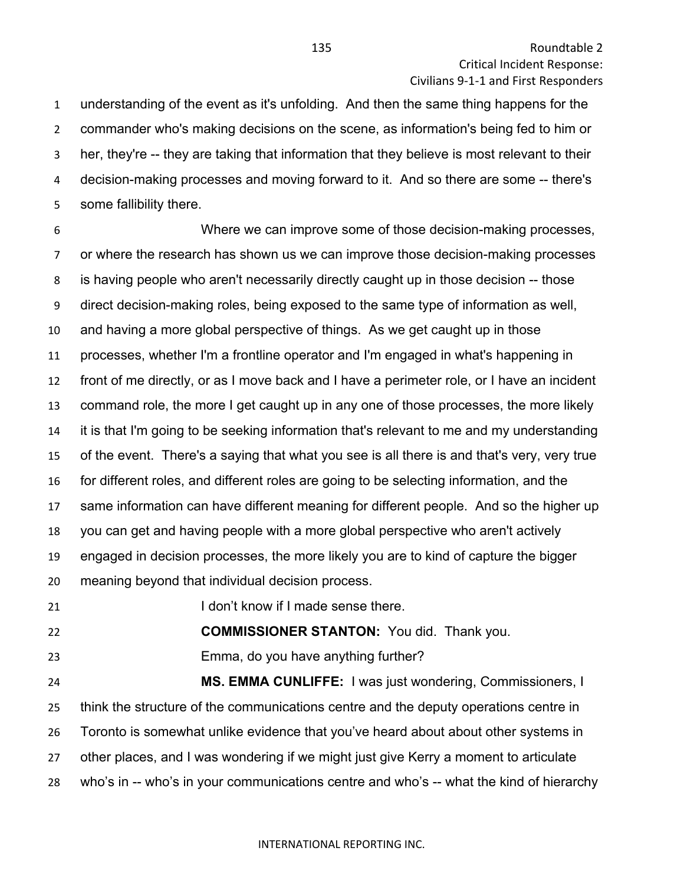understanding of the event as it's unfolding. And then the same thing happens for the commander who's making decisions on the scene, as information's being fed to him or her, they're -- they are taking that information that they believe is most relevant to their decision-making processes and moving forward to it. And so there are some -- there's some fallibility there.

Where we can improve some of those decision-making processes, or where the research has shown us we can improve those decision-making processes is having people who aren't necessarily directly caught up in those decision -- those direct decision-making roles, being exposed to the same type of information as well, and having a more global perspective of things. As we get caught up in those processes, whether I'm a frontline operator and I'm engaged in what's happening in front of me directly, or as I move back and I have a perimeter role, or I have an incident command role, the more I get caught up in any one of those processes, the more likely it is that I'm going to be seeking information that's relevant to me and my understanding of the event. There's a saying that what you see is all there is and that's very, very true for different roles, and different roles are going to be selecting information, and the same information can have different meaning for different people. And so the higher up you can get and having people with a more global perspective who aren't actively engaged in decision processes, the more likely you are to kind of capture the bigger meaning beyond that individual decision process.

I don't know if I made sense there.

**COMMISSIONER STANTON:** You did. Thank you.

Emma, do you have anything further?

**MS. EMMA CUNLIFFE:** I was just wondering, Commissioners, I think the structure of the communications centre and the deputy operations centre in Toronto is somewhat unlike evidence that you've heard about about other systems in other places, and I was wondering if we might just give Kerry a moment to articulate who's in -- who's in your communications centre and who's -- what the kind of hierarchy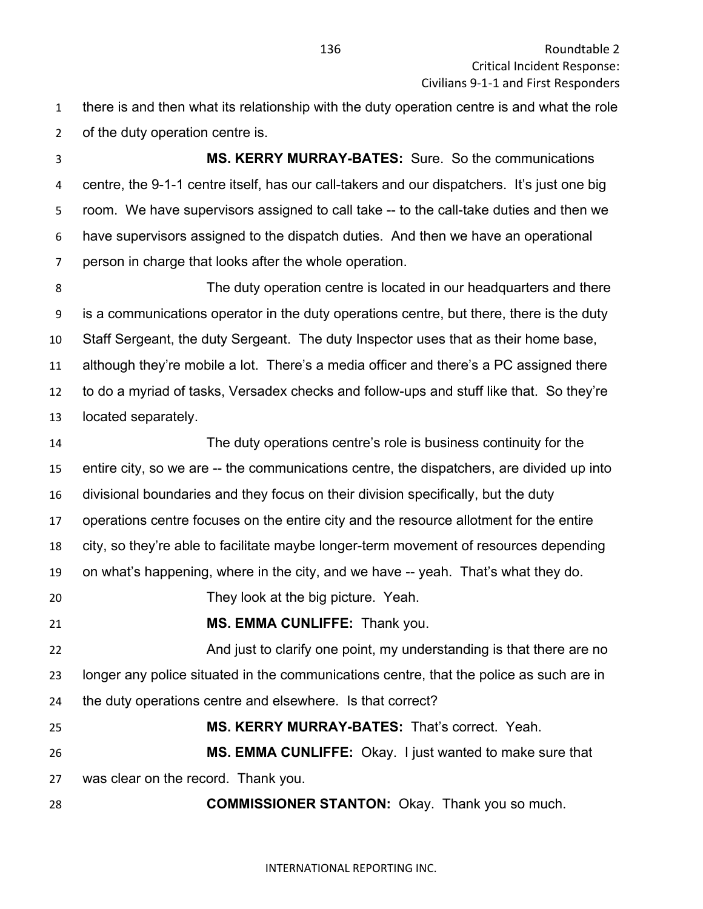there is and then what its relationship with the duty operation centre is and what the role of the duty operation centre is.

**MS. KERRY MURRAY-BATES:** Sure. So the communications centre, the 9-1-1 centre itself, has our call-takers and our dispatchers. It's just one big room. We have supervisors assigned to call take -- to the call-take duties and then we have supervisors assigned to the dispatch duties. And then we have an operational person in charge that looks after the whole operation.

The duty operation centre is located in our headquarters and there is a communications operator in the duty operations centre, but there, there is the duty Staff Sergeant, the duty Sergeant. The duty Inspector uses that as their home base, although they're mobile a lot. There's a media officer and there's a PC assigned there to do a myriad of tasks, Versadex checks and follow-ups and stuff like that. So they're located separately.

The duty operations centre's role is business continuity for the entire city, so we are -- the communications centre, the dispatchers, are divided up into divisional boundaries and they focus on their division specifically, but the duty operations centre focuses on the entire city and the resource allotment for the entire city, so they're able to facilitate maybe longer-term movement of resources depending on what's happening, where in the city, and we have -- yeah. That's what they do.

They look at the big picture. Yeah.

**MS. EMMA CUNLIFFE:** Thank you.

And just to clarify one point, my understanding is that there are no longer any police situated in the communications centre, that the police as such are in the duty operations centre and elsewhere. Is that correct?

**MS. KERRY MURRAY-BATES:** That's correct. Yeah.

**MS. EMMA CUNLIFFE:** Okay. I just wanted to make sure that was clear on the record. Thank you.

**COMMISSIONER STANTON:** Okay. Thank you so much.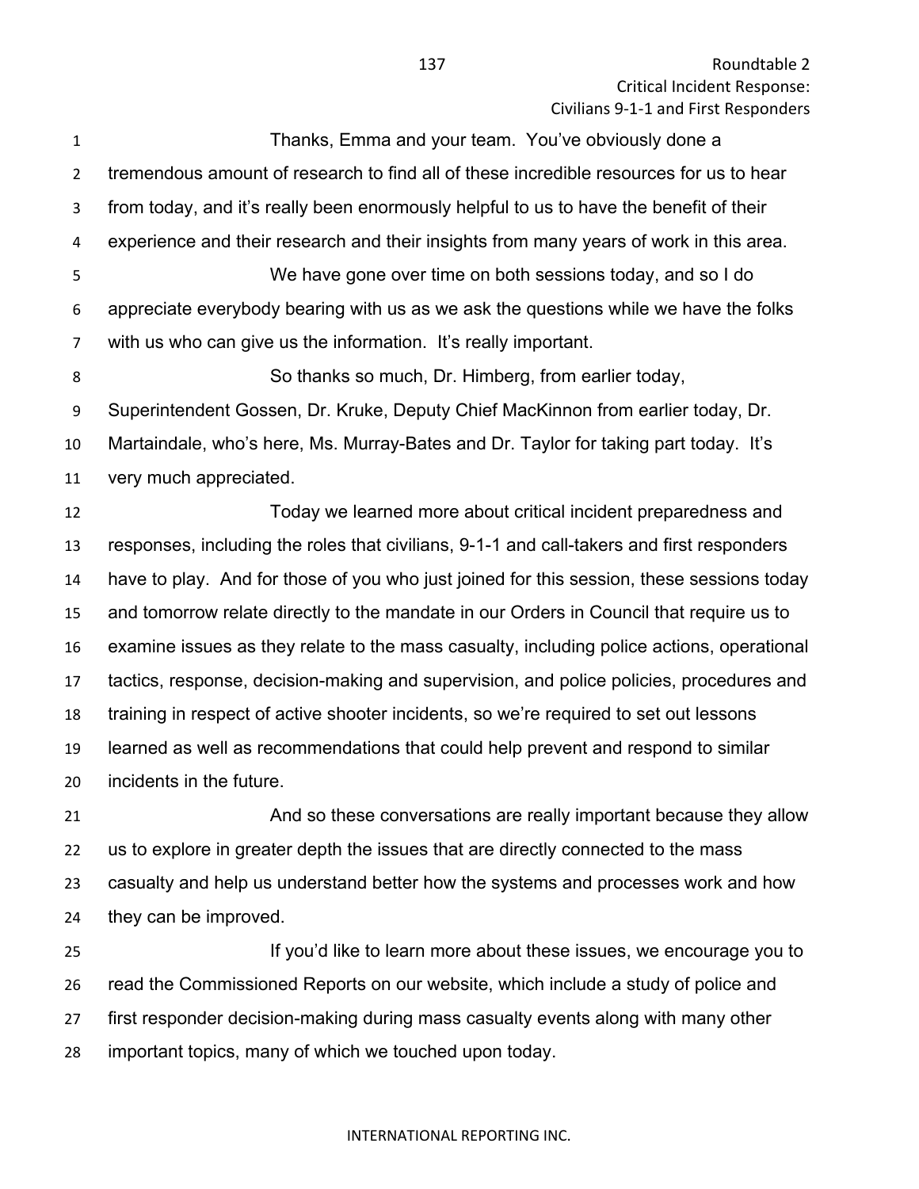Thanks, Emma and your team. You've obviously done a tremendous amount of research to find all of these incredible resources for us to hear from today, and it's really been enormously helpful to us to have the benefit of their experience and their research and their insights from many years of work in this area.

We have gone over time on both sessions today, and so I do appreciate everybody bearing with us as we ask the questions while we have the folks with us who can give us the information. It's really important.

So thanks so much, Dr. Himberg, from earlier today, Superintendent Gossen, Dr. Kruke, Deputy Chief MacKinnon from earlier today, Dr. Martaindale, who's here, Ms. Murray-Bates and Dr. Taylor for taking part today. It's very much appreciated.

Today we learned more about critical incident preparedness and responses, including the roles that civilians, 9-1-1 and call-takers and first responders have to play. And for those of you who just joined for this session, these sessions today and tomorrow relate directly to the mandate in our Orders in Council that require us to examine issues as they relate to the mass casualty, including police actions, operational tactics, response, decision-making and supervision, and police policies, procedures and training in respect of active shooter incidents, so we're required to set out lessons learned as well as recommendations that could help prevent and respond to similar incidents in the future.

And so these conversations are really important because they allow us to explore in greater depth the issues that are directly connected to the mass casualty and help us understand better how the systems and processes work and how they can be improved.

If you'd like to learn more about these issues, we encourage you to read the Commissioned Reports on our website, which include a study of police and first responder decision-making during mass casualty events along with many other important topics, many of which we touched upon today.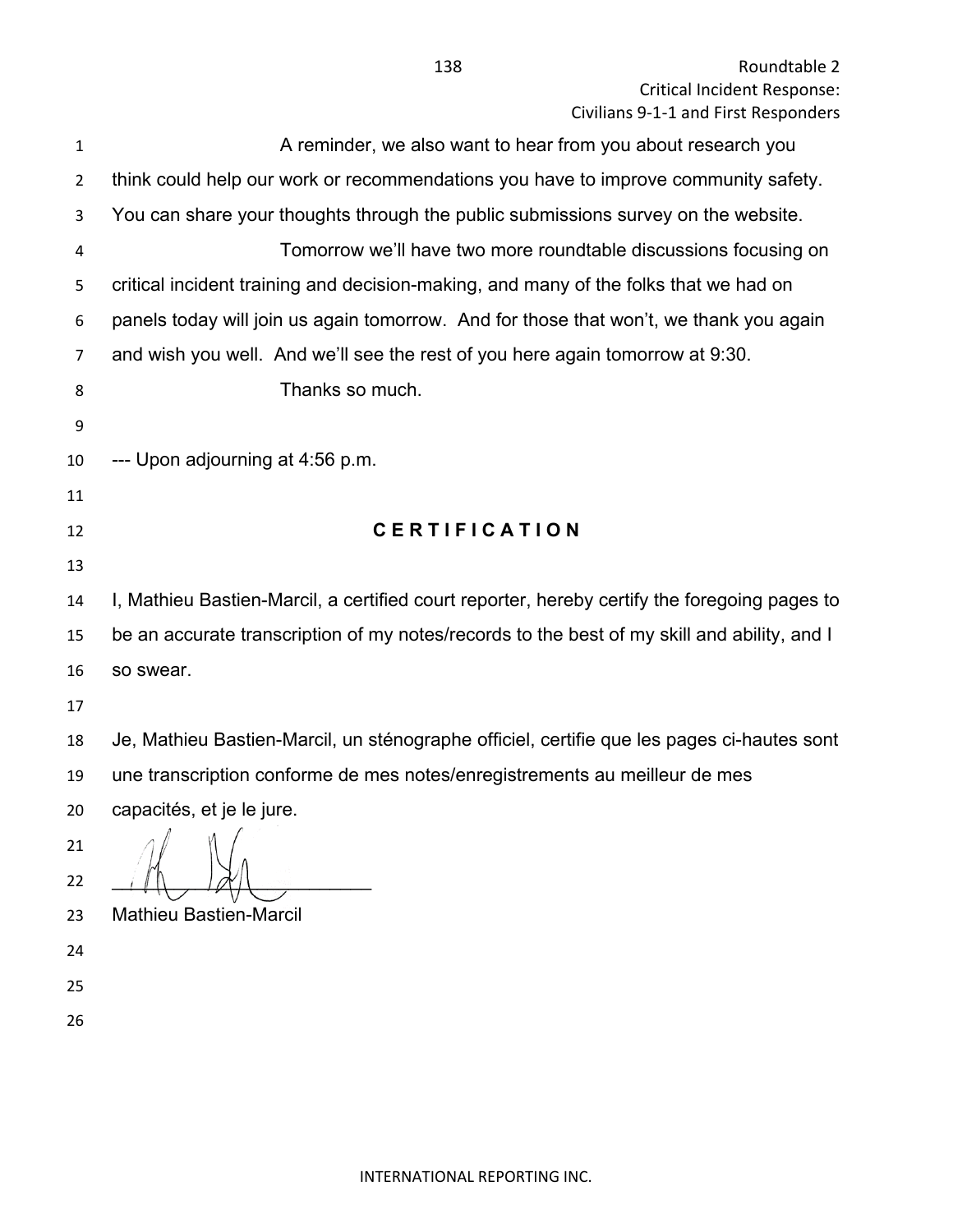A reminder, we also want to hear from you about research you think could help our work or recommendations you have to improve community safety. You can share your thoughts through the public submissions survey on the website.

Tomorrow we'll have two more roundtable discussions focusing on critical incident training and decision-making, and many of the folks that we had on panels today will join us again tomorrow. And for those that won't, we thank you again and wish you well. And we'll see the rest of you here again tomorrow at 9:30.

Thanks so much.

--- Upon adjourning at 4:56 p.m.

## CERTIFICATION

I, Mathieu Bastien-Marcil, a certified court reporter, hereby certify the foregoing pages to be an accurate transcription of my notes/records to the best of my skill and ability, and I so swear.

Je, Mathieu Bastien-Marcil, un sténographe officiel, certifie que les pages ci-hautes sont une transcription conforme de mes notes/enregistrements au meilleur de mes capacités, et je le jure.

\_\_\_\_\_\_\_\_\_\_\_\_\_\_\_\_\_\_\_\_\_\_\_\_\_

Mathieu Bastien-Marcil